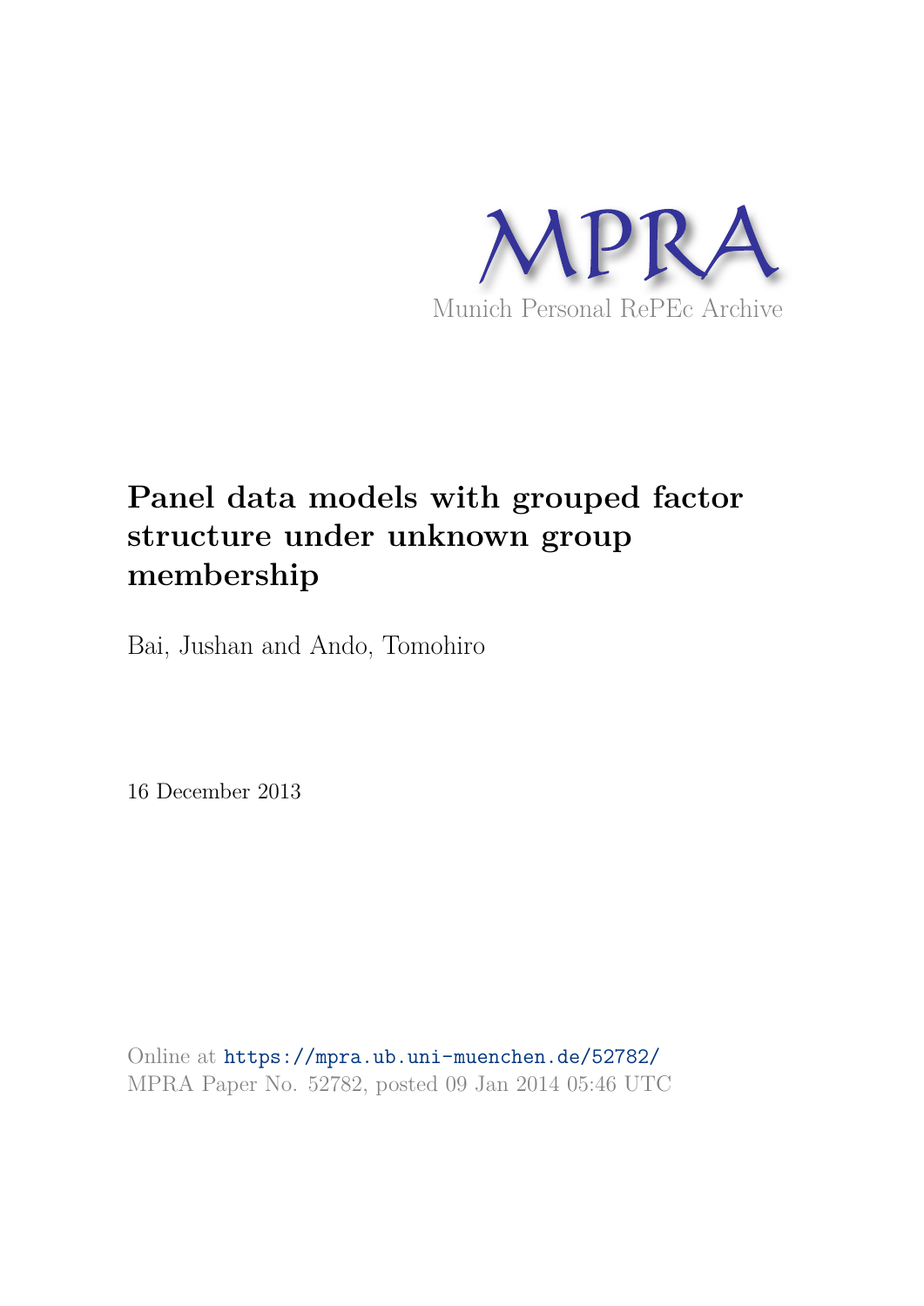MPRA

Munich Personal RePEc Archive

# Panel data models with grouped factor structure under unknown group membership

Bai, Jushan and Ando, Tomohiro

16 December 2013

Online at https://mpra.ub.uni-muenchen.de/52782/

MPRA Paper No. 52782, posted 09 Jan 2014 05:46 UTC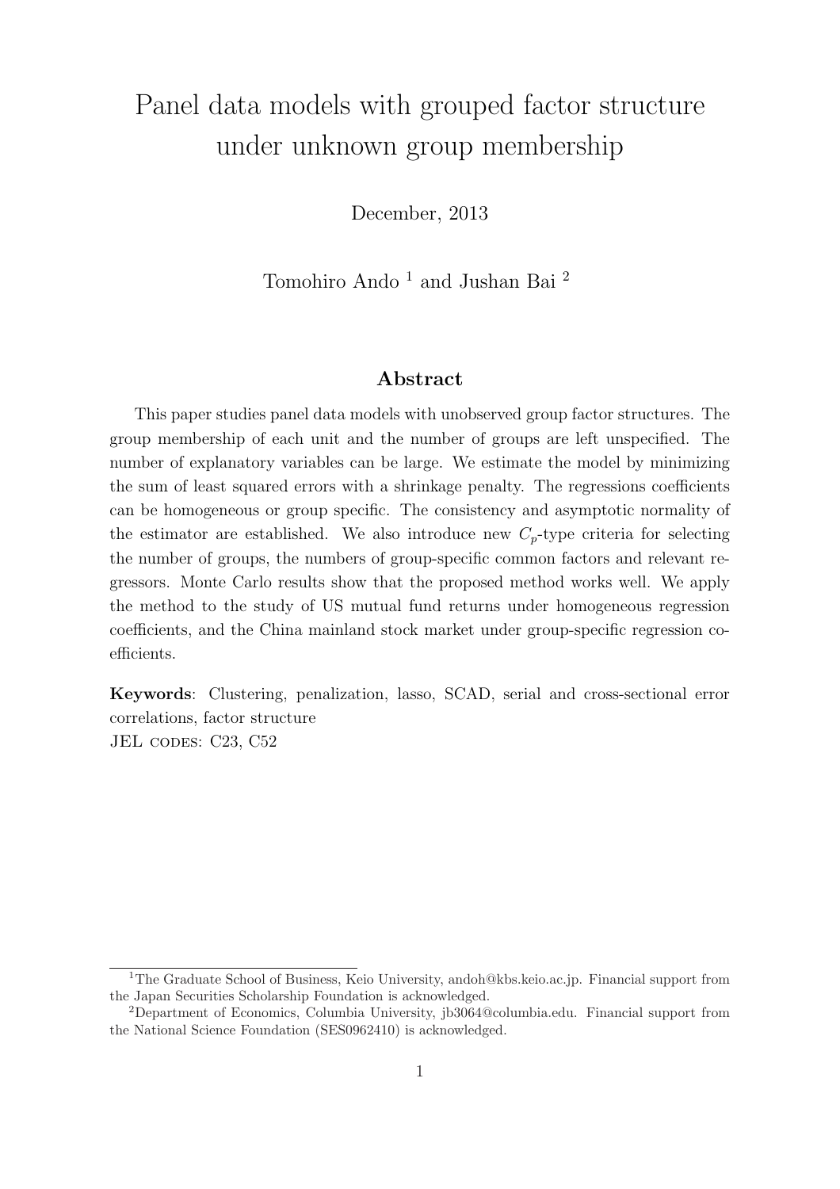# Panel data models with grouped factor structure under unknown group membership

December, 2013

Tomohiro Ando [1] and Jushan Bai [2]

## Abstract

This paper studies panel data models with unobserved group factor structures. The group membership of each unit and the number of groups are left unspecified. The number of explanatory variables can be large. We estimate the model by minimizing the sum of least squared errors with a shrinkage penalty. The regressions coefficients can be homogeneous or group specific. The consistency and asymptotic normality of the estimator are established. We also introduce new $C_p$-type criteria for selecting the number of groups, the numbers of group-specific common factors and relevant regressors. Monte Carlo results show that the proposed method works well. We apply the method to the study of US mutual fund returns under homogeneous regression coefficients, and the China mainland stock market under group-specific regression coefficients.

**Keywords**: Clustering, penalization, lasso, SCAD, serial and cross-sectional error correlations, factor structure
JEL CODES: C23, C52

---

[1] The Graduate School of Business, Keio University, andoh@kbs.keio.ac.jp. Financial support from the Japan Securities Scholarship Foundation is acknowledged.

[2] Department of Economics, Columbia University, jb3064@columbia.edu. Financial support from the National Science Foundation (SES0962410) is acknowledged.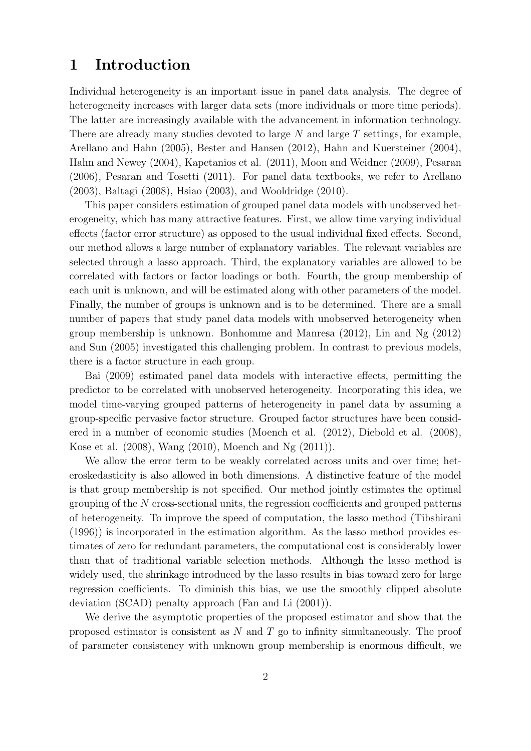# 1 Introduction

Individual heterogeneity is an important issue in panel data analysis. The degree of heterogeneity increases with larger data sets (more individuals or more time periods). The latter are increasingly available with the advancement in information technology. There are already many studies devoted to large $N$ and large $T$ settings, for example, Arellano and Hahn (2005), Bester and Hansen (2012), Hahn and Kuersteiner (2004), Hahn and Newey (2004), Kapetanios et al. (2011), Moon and Weidner (2009), Pesaran (2006), Pesaran and Tosetti (2011). For panel data textbooks, we refer to Arellano (2003), Baltagi (2008), Hsiao (2003), and Wooldridge (2010).

This paper considers estimation of grouped panel data models with unobserved heterogeneity, which has many attractive features. First, we allow time varying individual effects (factor error structure) as opposed to the usual individual fixed effects. Second, our method allows a large number of explanatory variables. The relevant variables are selected through a lasso approach. Third, the explanatory variables are allowed to be correlated with factors or factor loadings or both. Fourth, the group membership of each unit is unknown, and will be estimated along with other parameters of the model. Finally, the number of groups is unknown and is to be determined. There are a small number of papers that study panel data models with unobserved heterogeneity when group membership is unknown. Bonhomme and Manresa (2012), Lin and Ng (2012) and Sun (2005) investigated this challenging problem. In contrast to previous models, there is a factor structure in each group.

Bai (2009) estimated panel data models with interactive effects, permitting the predictor to be correlated with unobserved heterogeneity. Incorporating this idea, we model time-varying grouped patterns of heterogeneity in panel data by assuming a group-specific pervasive factor structure. Grouped factor structures have been considered in a number of economic studies (Moench et al. (2012), Diebold et al. (2008), Kose et al. (2008), Wang (2010), Moench and Ng (2011)).

We allow the error term to be weakly correlated across units and over time; heteroskedasticity is also allowed in both dimensions. A distinctive feature of the model is that group membership is not specified. Our method jointly estimates the optimal grouping of the $N$ cross-sectional units, the regression coefficients and grouped patterns of heterogeneity. To improve the speed of computation, the lasso method (Tibshirani (1996)) is incorporated in the estimation algorithm. As the lasso method provides estimates of zero for redundant parameters, the computational cost is considerably lower than that of traditional variable selection methods. Although the lasso method is widely used, the shrinkage introduced by the lasso results in bias toward zero for large regression coefficients. To diminish this bias, we use the smoothly clipped absolute deviation (SCAD) penalty approach (Fan and Li (2001)).

We derive the asymptotic properties of the proposed estimator and show that the proposed estimator is consistent as $N$ and $T$ go to infinity simultaneously. The proof of parameter consistency with unknown group membership is enormous difficult, we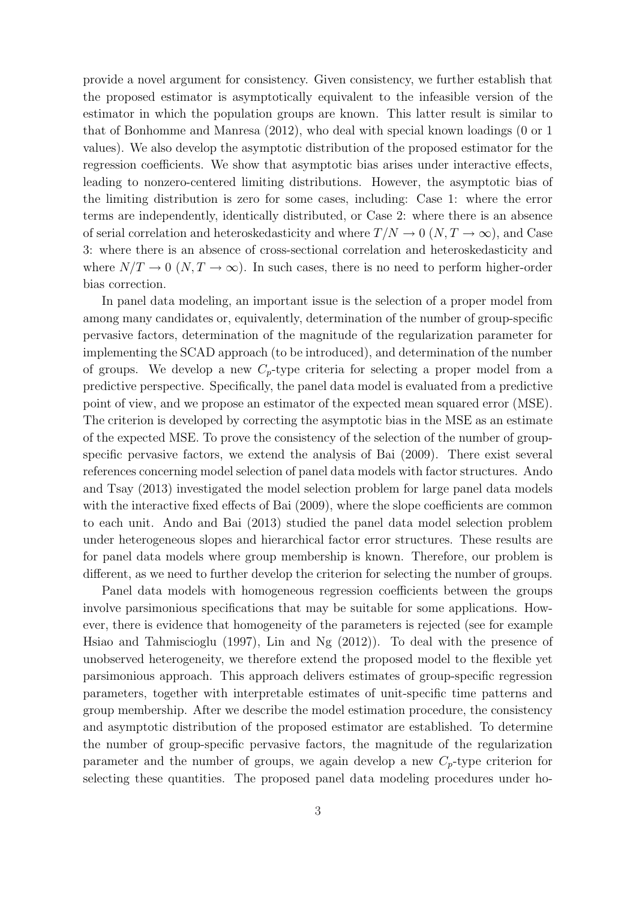provide a novel argument for consistency. Given consistency, we further establish that the proposed estimator is asymptotically equivalent to the infeasible version of the estimator in which the population groups are known. This latter result is similar to that of Bonhomme and Manresa (2012), who deal with special known loadings (0 or 1 values). We also develop the asymptotic distribution of the proposed estimator for the regression coefficients. We show that asymptotic bias arises under interactive effects, leading to nonzero-centered limiting distributions. However, the asymptotic bias of the limiting distribution is zero for some cases, including: Case 1: where the error terms are independently, identically distributed, or Case 2: where there is an absence of serial correlation and heteroskedasticity and where $T/N \to 0$ $(N, T \to \infty)$, and Case 3: where there is an absence of cross-sectional correlation and heteroskedasticity and where $N/T \to 0$ $(N, T \to \infty)$. In such cases, there is no need to perform higher-order bias correction.

In panel data modeling, an important issue is the selection of a proper model from among many candidates or, equivalently, determination of the number of group-specific pervasive factors, determination of the magnitude of the regularization parameter for implementing the SCAD approach (to be introduced), and determination of the number of groups. We develop a new $C_p$-type criteria for selecting a proper model from a predictive perspective. Specifically, the panel data model is evaluated from a predictive point of view, and we propose an estimator of the expected mean squared error (MSE). The criterion is developed by correcting the asymptotic bias in the MSE as an estimate of the expected MSE. To prove the consistency of the selection of the number of group-specific pervasive factors, we extend the analysis of Bai (2009). There exist several references concerning model selection of panel data models with factor structures. Ando and Tsay (2013) investigated the model selection problem for large panel data models with the interactive fixed effects of Bai (2009), where the slope coefficients are common to each unit. Ando and Bai (2013) studied the panel data model selection problem under heterogeneous slopes and hierarchical factor error structures. These results are for panel data models where group membership is known. Therefore, our problem is different, as we need to further develop the criterion for selecting the number of groups.

Panel data models with homogeneous regression coefficients between the groups involve parsimonious specifications that may be suitable for some applications. However, there is evidence that homogeneity of the parameters is rejected (see for example Hsiao and Tahmiscioglu (1997), Lin and Ng (2012)). To deal with the presence of unobserved heterogeneity, we therefore extend the proposed model to the flexible yet parsimonious approach. This approach delivers estimates of group-specific regression parameters, together with interpretable estimates of unit-specific time patterns and group membership. After we describe the model estimation procedure, the consistency and asymptotic distribution of the proposed estimator are established. To determine the number of group-specific pervasive factors, the magnitude of the regularization parameter and the number of groups, we again develop a new $C_p$-type criterion for selecting these quantities. The proposed panel data modeling procedures under ho-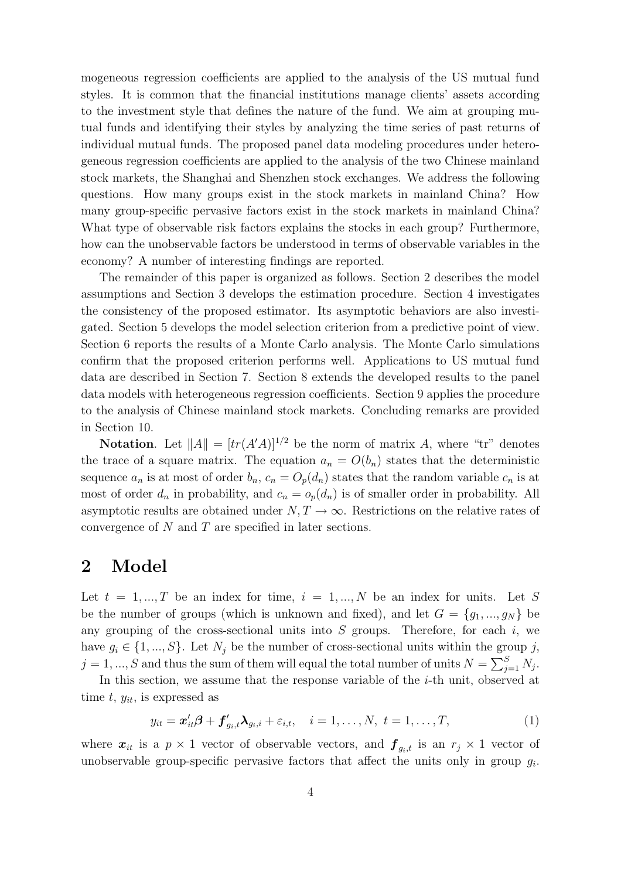mogeneous regression coefficients are applied to the analysis of the US mutual fund styles. It is common that the financial institutions manage clients' assets according to the investment style that defines the nature of the fund. We aim at grouping mutual funds and identifying their styles by analyzing the time series of past returns of individual mutual funds. The proposed panel data modeling procedures under heterogeneous regression coefficients are applied to the analysis of the two Chinese mainland stock markets, the Shanghai and Shenzhen stock exchanges. We address the following questions. How many groups exist in the stock markets in mainland China? How many group-specific pervasive factors exist in the stock markets in mainland China? What type of observable risk factors explains the stocks in each group? Furthermore, how can the unobservable factors be understood in terms of observable variables in the economy? A number of interesting findings are reported.

The remainder of this paper is organized as follows. Section 2 describes the model assumptions and Section 3 develops the estimation procedure. Section 4 investigates the consistency of the proposed estimator. Its asymptotic behaviors are also investigated. Section 5 develops the model selection criterion from a predictive point of view. Section 6 reports the results of a Monte Carlo analysis. The Monte Carlo simulations confirm that the proposed criterion performs well. Applications to US mutual fund data are described in Section 7. Section 8 extends the developed results to the panel data models with heterogeneous regression coefficients. Section 9 applies the procedure to the analysis of Chinese mainland stock markets. Concluding remarks are provided in Section 10.

**Notation**. Let $\|A\| = [tr(A'A)]^{1/2}$ be the norm of matrix $A$, where "tr" denotes the trace of a square matrix. The equation $a_n = O(b_n)$ states that the deterministic sequence $a_n$ is at most of order $b_n$, $c_n = O_p(d_n)$ states that the random variable $c_n$ is at most of order $d_n$ in probability, and $c_n = o_p(d_n)$ is of smaller order in probability. All asymptotic results are obtained under $N, T \to \infty$. Restrictions on the relative rates of convergence of $N$ and $T$ are specified in later sections.

## 2 Model

Let $t = 1, ..., T$ be an index for time, $i = 1, ..., N$ be an index for units. Let $S$ be the number of groups (which is unknown and fixed), and let $G = \{g_1, ..., g_N\}$ be any grouping of the cross-sectional units into $S$ groups. Therefore, for each $i$, we have $g_i \in \{1, ..., S\}$. Let $N_j$ be the number of cross-sectional units within the group $j$, $j = 1, ..., S$ and thus the sum of them will equal the total number of units $N = \sum_{j=1}^{S} N_j$.

In this section, we assume that the response variable of the $i$-th unit, observed at time $t$, $y_{it}$, is expressed as

$$y_{it} = \boldsymbol{x}_{it}'\boldsymbol{\beta} + \boldsymbol{f}_{g_i,t}'\boldsymbol{\lambda}_{g_i,i} + \varepsilon_{i,t}, \quad i = 1, \ldots, N, \ t = 1, \ldots, T, \tag{1}$$

where $\boldsymbol{x}_{it}$ is a $p \times 1$ vector of observable vectors, and $\boldsymbol{f}_{g_i,t}$ is an $r_j \times 1$ vector of unobservable group-specific pervasive factors that affect the units only in group $g_i$.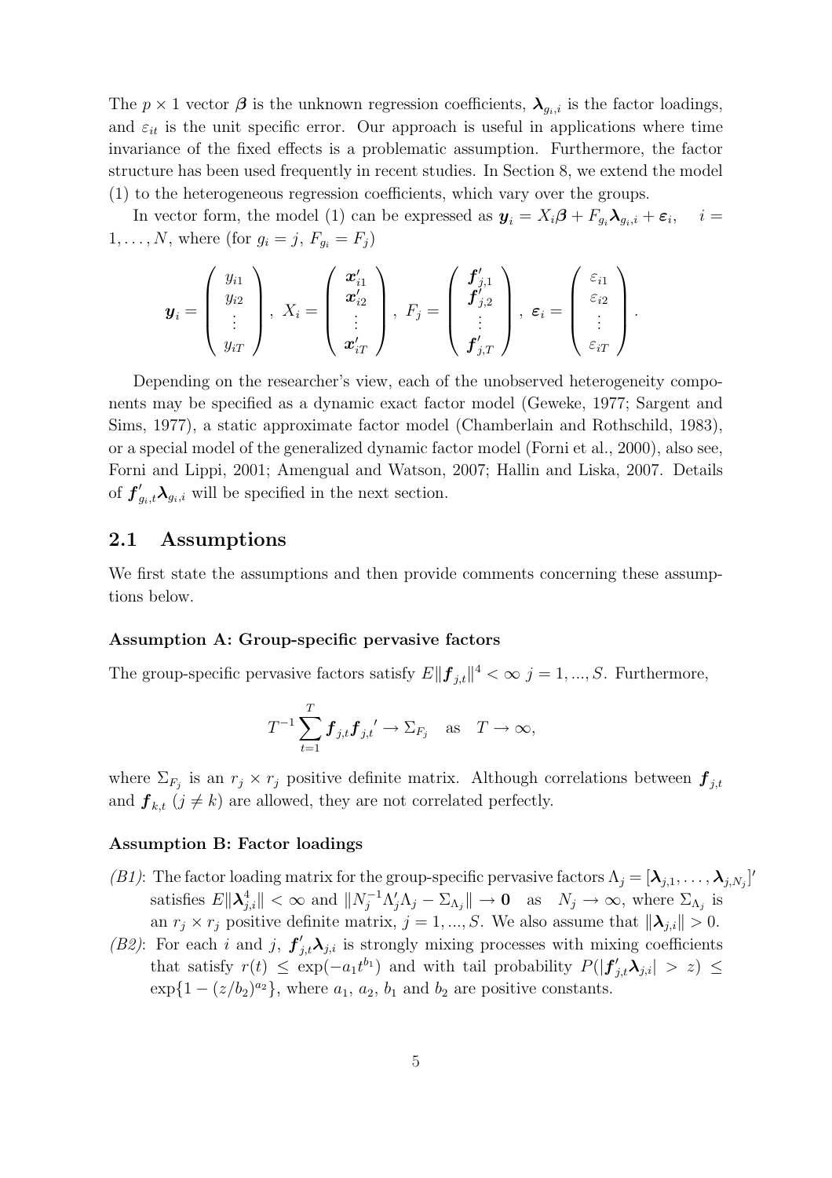The $p \times 1$ vector $\boldsymbol{\beta}$ is the unknown regression coefficients, $\boldsymbol{\lambda}_{g_i,i}$ is the factor loadings, and $\varepsilon_{it}$ is the unit specific error. Our approach is useful in applications where time invariance of the fixed effects is a problematic assumption. Furthermore, the factor structure has been used frequently in recent studies. In Section 8, we extend the model (1) to the heterogeneous regression coefficients, which vary over the groups.

In vector form, the model (1) can be expressed as $\boldsymbol{y}_i = X_i\boldsymbol{\beta} + F_{g_i}\boldsymbol{\lambda}_{g_i,i} + \boldsymbol{\varepsilon}_i, \quad i = 1, \ldots, N$, where (for $g_i = j$, $F_{g_i} = F_j$)

$$\boldsymbol{y}_i = \begin{pmatrix} y_{i1} \\ y_{i2} \\ \vdots \\ y_{iT} \end{pmatrix}, \; X_i = \begin{pmatrix} \boldsymbol{x}_{i1}' \\ \boldsymbol{x}_{i2}' \\ \vdots \\ \boldsymbol{x}_{iT}' \end{pmatrix}, \; F_j = \begin{pmatrix} \boldsymbol{f}_{j,1}' \\ \boldsymbol{f}_{j,2}' \\ \vdots \\ \boldsymbol{f}_{j,T}' \end{pmatrix}, \; \boldsymbol{\varepsilon}_i = \begin{pmatrix} \varepsilon_{i1} \\ \varepsilon_{i2} \\ \vdots \\ \varepsilon_{iT} \end{pmatrix}.$$

Depending on the researcher's view, each of the unobserved heterogeneity components may be specified as a dynamic exact factor model (Geweke, 1977; Sargent and Sims, 1977), a static approximate factor model (Chamberlain and Rothschild, 1983), or a special model of the generalized dynamic factor model (Forni et al., 2000), also see, Forni and Lippi, 2001; Amengual and Watson, 2007; Hallin and Liska, 2007. Details of $\boldsymbol{f}_{g_i,t}'\boldsymbol{\lambda}_{g_i,i}$ will be specified in the next section.

## 2.1 Assumptions

We first state the assumptions and then provide comments concerning these assumptions below.

**Assumption A: Group-specific pervasive factors**

The group-specific pervasive factors satisfy $E\|\boldsymbol{f}_{j,t}\|^4 < \infty$ $j = 1, ..., S$. Furthermore,

$$T^{-1}\sum_{t=1}^{T} \boldsymbol{f}_{j,t}\boldsymbol{f}_{j,t}{}' \to \Sigma_{F_j} \quad \text{as} \quad T \to \infty,$$

where $\Sigma_{F_j}$ is an $r_j \times r_j$ positive definite matrix. Although correlations between $\boldsymbol{f}_{j,t}$ and $\boldsymbol{f}_{k,t}$ $(j \neq k)$ are allowed, they are not correlated perfectly.

**Assumption B: Factor loadings**

*(B1)*: The factor loading matrix for the group-specific pervasive factors $\Lambda_j = [\boldsymbol{\lambda}_{j,1}, \ldots, \boldsymbol{\lambda}_{j,N_j}]'$ satisfies $E\|\boldsymbol{\lambda}_{j,i}^4\| < \infty$ and $\|N_j^{-1}\Lambda_j'\Lambda_j - \Sigma_{\Lambda_j}\| \to \mathbf{0}$ as $N_j \to \infty$, where $\Sigma_{\Lambda_j}$ is an $r_j \times r_j$ positive definite matrix, $j = 1, ..., S$. We also assume that $\|\boldsymbol{\lambda}_{j,i}\| > 0$.

*(B2)*: For each $i$ and $j$, $\boldsymbol{f}_{j,t}'\boldsymbol{\lambda}_{j,i}$ is strongly mixing processes with mixing coefficients that satisfy $r(t) \leq \exp(-a_1 t^{b_1})$ and with tail probability $P(|\boldsymbol{f}_{j,t}'\boldsymbol{\lambda}_{j,i}| > z) \leq \exp\{1 - (z/b_2)^{a_2}\}$, where $a_1$, $a_2$, $b_1$ and $b_2$ are positive constants.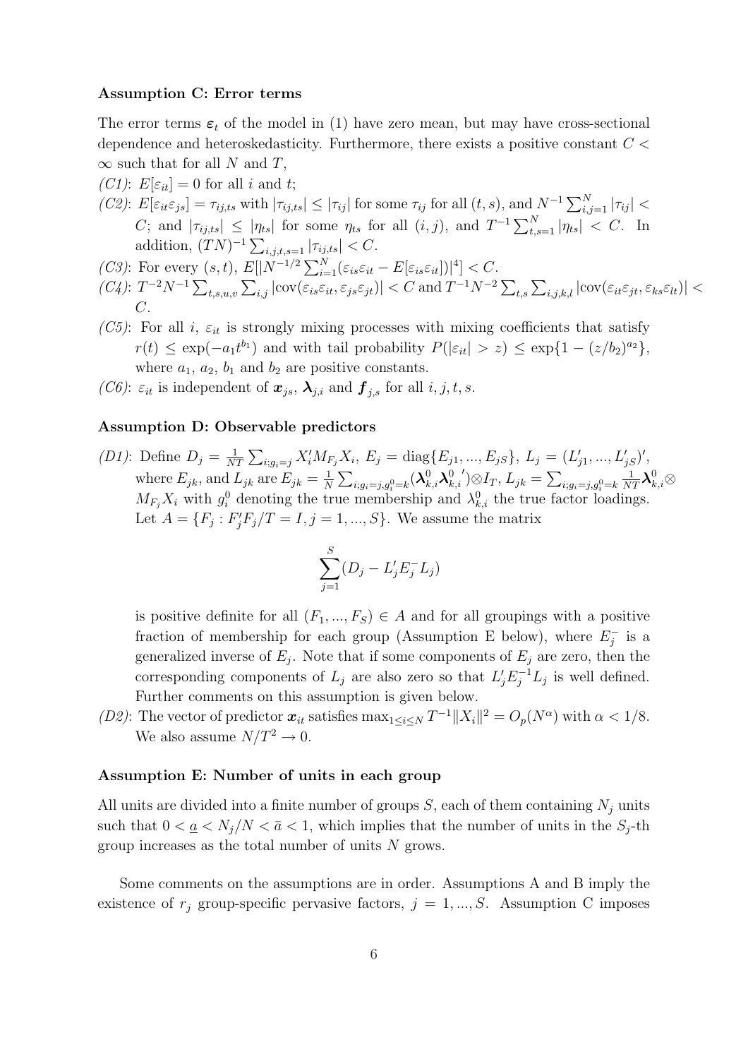**Assumption C: Error terms**

The error terms $\boldsymbol{\varepsilon}_t$ of the model in (1) have zero mean, but may have cross-sectional dependence and heteroskedasticity. Furthermore, there exists a positive constant $C < \infty$ such that for all $N$ and $T$,

*(C1)*: $E[\varepsilon_{it}] = 0$ for all $i$ and $t$;

*(C2)*: $E[\varepsilon_{it}\varepsilon_{js}] = \tau_{ij,ts}$ with $|\tau_{ij,ts}| \leq |\tau_{ij}|$ for some $\tau_{ij}$ for all $(t, s)$, and $N^{-1}\sum_{i,j=1}^{N} |\tau_{ij}| < C$; and $|\tau_{ij,ts}| \leq |\eta_{ts}|$ for some $\eta_{ts}$ for all $(i, j)$, and $T^{-1}\sum_{t,s=1}^{N} |\eta_{ts}| < C$. In addition, $(TN)^{-1}\sum_{i,j,t,s=1} |\tau_{ij,ts}| < C$.

*(C3)*: For every $(s, t)$, $E[|N^{-1/2}\sum_{i=1}^{N}(\varepsilon_{is}\varepsilon_{it} - E[\varepsilon_{is}\varepsilon_{it}])|^4] < C$.

*(C4)*: $T^{-2}N^{-1}\sum_{t,s,u,v}\sum_{i,j} |\text{cov}(\varepsilon_{is}\varepsilon_{it}, \varepsilon_{js}\varepsilon_{jt})| < C$ and $T^{-1}N^{-2}\sum_{t,s}\sum_{i,j,k,l} |\text{cov}(\varepsilon_{it}\varepsilon_{jt}, \varepsilon_{ks}\varepsilon_{lt})| < C$.

*(C5)*: For all $i$, $\varepsilon_{it}$ is strongly mixing processes with mixing coefficients that satisfy $r(t) \leq \exp(-a_1 t^{b_1})$ and with tail probability $P(|\varepsilon_{it}| > z) \leq \exp\{1 - (z/b_2)^{a_2}\}$, where $a_1$, $a_2$, $b_1$ and $b_2$ are positive constants.

*(C6)*: $\varepsilon_{it}$ is independent of $\boldsymbol{x}_{js}$, $\boldsymbol{\lambda}_{j,i}$ and $\boldsymbol{f}_{j,s}$ for all $i, j, t, s$.

**Assumption D: Observable predictors**

*(D1)*: Define $D_j = \frac{1}{NT}\sum_{i;g_i=j} X_i' M_{F_j} X_i$, $E_j = \text{diag}\{E_{j1}, ..., E_{jS}\}$, $L_j = (L_{j1}', ..., L_{jS}')'$, where $E_{jk}$, and $L_{jk}$ are $E_{jk} = \frac{1}{N}\sum_{i;g_i=j,g_i^0=k}(\boldsymbol{\lambda}_{k,i}^0 \boldsymbol{\lambda}_{k,i}^{0\,\prime}) \otimes I_T$, $L_{jk} = \sum_{i;g_i=j,g_i^0=k} \frac{1}{NT}\boldsymbol{\lambda}_{k,i}^0 \otimes M_{F_j} X_i$ with $g_i^0$ denoting the true membership and $\lambda_{k,i}^0$ the true factor loadings. Let $A = \{F_j : F_j' F_j / T = I, j = 1, ..., S\}$. We assume the matrix

$$\sum_{j=1}^{S}(D_j - L_j' E_j^- L_j)$$

is positive definite for all $(F_1, ..., F_S) \in A$ and for all groupings with a positive fraction of membership for each group (Assumption E below), where $E_j^-$ is a generalized inverse of $E_j$. Note that if some components of $E_j$ are zero, then the corresponding components of $L_j$ are also zero so that $L_j' E_j^{-1} L_j$ is well defined. Further comments on this assumption is given below.

*(D2)*: The vector of predictor $\boldsymbol{x}_{it}$ satisfies $\max_{1\leq i\leq N} T^{-1}\|X_i\|^2 = O_p(N^{\alpha})$ with $\alpha < 1/8$. We also assume $N/T^2 \to 0$.

**Assumption E: Number of units in each group**

All units are divided into a finite number of groups $S$, each of them containing $N_j$ units such that $0 < \underline{a} < N_j/N < \bar{a} < 1$, which implies that the number of units in the $S_j$-th group increases as the total number of units $N$ grows.

Some comments on the assumptions are in order. Assumptions A and B imply the existence of $r_j$ group-specific pervasive factors, $j = 1, ..., S$. Assumption C imposes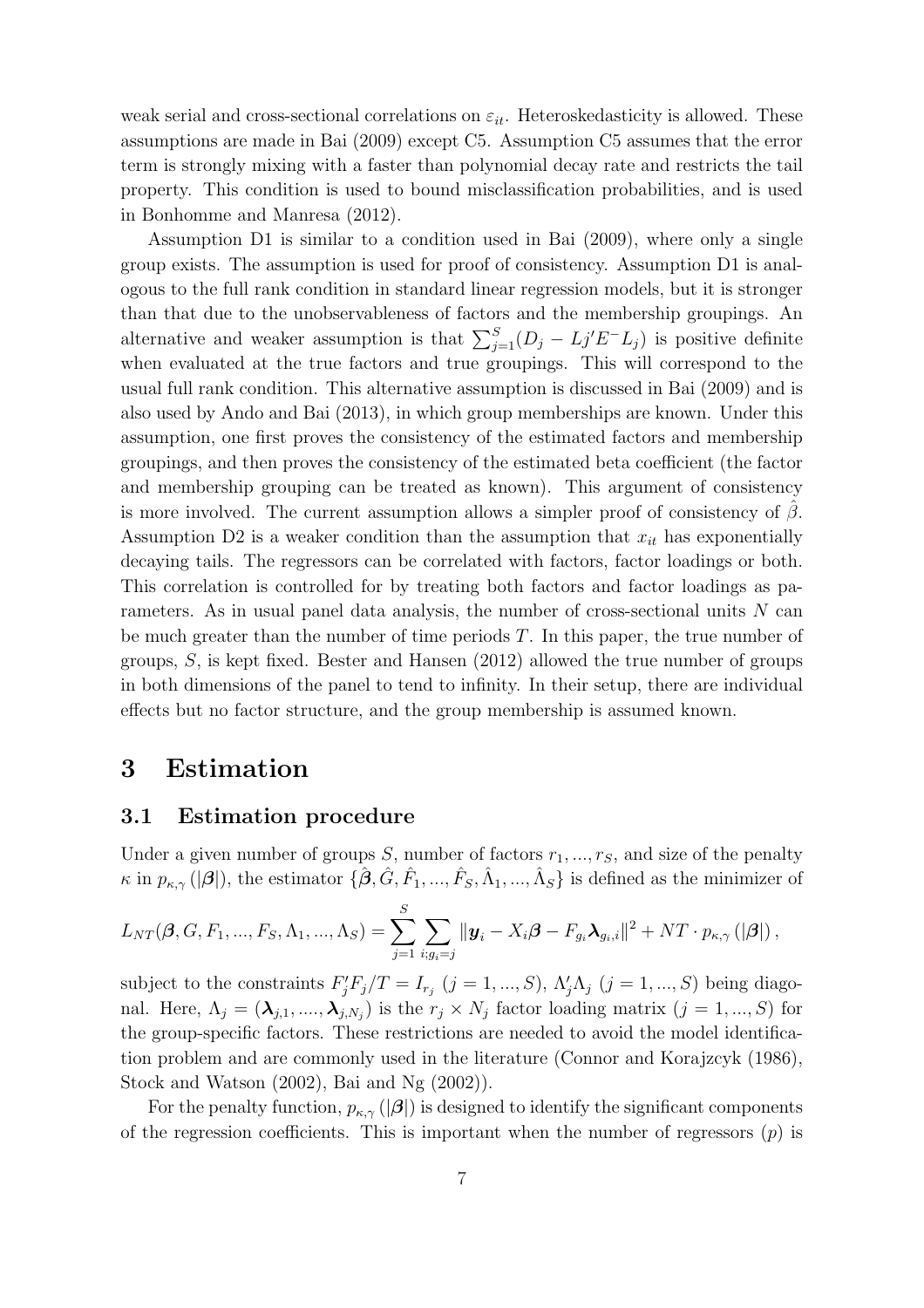weak serial and cross-sectional correlations on $\varepsilon_{it}$. Heteroskedasticity is allowed. These assumptions are made in Bai (2009) except C5. Assumption C5 assumes that the error term is strongly mixing with a faster than polynomial decay rate and restricts the tail property. This condition is used to bound misclassification probabilities, and is used in Bonhomme and Manresa (2012).

Assumption D1 is similar to a condition used in Bai (2009), where only a single group exists. The assumption is used for proof of consistency. Assumption D1 is analogous to the full rank condition in standard linear regression models, but it is stronger than that due to the unobservableness of factors and the membership groupings. An alternative and weaker assumption is that $\sum_{j=1}^{S}(D_j - Lj'E^{-}L_j)$ is positive definite when evaluated at the true factors and true groupings. This will correspond to the usual full rank condition. This alternative assumption is discussed in Bai (2009) and is also used by Ando and Bai (2013), in which group memberships are known. Under this assumption, one first proves the consistency of the estimated factors and membership groupings, and then proves the consistency of the estimated beta coefficient (the factor and membership grouping can be treated as known). This argument of consistency is more involved. The current assumption allows a simpler proof of consistency of $\hat{\beta}$. Assumption D2 is a weaker condition than the assumption that $x_{it}$ has exponentially decaying tails. The regressors can be correlated with factors, factor loadings or both. This correlation is controlled for by treating both factors and factor loadings as parameters. As in usual panel data analysis, the number of cross-sectional units $N$ can be much greater than the number of time periods $T$. In this paper, the true number of groups, $S$, is kept fixed. Bester and Hansen (2012) allowed the true number of groups in both dimensions of the panel to tend to infinity. In their setup, there are individual effects but no factor structure, and the group membership is assumed known.

# 3 Estimation

## 3.1 Estimation procedure

Under a given number of groups $S$, number of factors $r_1, ..., r_S$, and size of the penalty $\kappa$ in $p_{\kappa,\gamma}(|\boldsymbol{\beta}|)$, the estimator $\{\hat{\boldsymbol{\beta}}, \hat{G}, \hat{F}_1, ..., \hat{F}_S, \hat{\Lambda}_1, ..., \hat{\Lambda}_S\}$ is defined as the minimizer of

$$L_{NT}(\boldsymbol{\beta}, G, F_1, ..., F_S, \Lambda_1, ..., \Lambda_S) = \sum_{j=1}^{S} \sum_{i;g_i=j} \|\boldsymbol{y}_i - X_i\boldsymbol{\beta} - F_{g_i}\boldsymbol{\lambda}_{g_i,i}\|^2 + NT \cdot p_{\kappa,\gamma}(|\boldsymbol{\beta}|),$$

subject to the constraints $F_j'F_j/T = I_{r_j}$ $(j = 1, ..., S)$, $\Lambda_j'\Lambda_j$ $(j = 1, ..., S)$ being diagonal. Here, $\Lambda_j = (\boldsymbol{\lambda}_{j,1}, ...., \boldsymbol{\lambda}_{j,N_j})$ is the $r_j \times N_j$ factor loading matrix $(j = 1, ..., S)$ for the group-specific factors. These restrictions are needed to avoid the model identification problem and are commonly used in the literature (Connor and Korajzcyk (1986), Stock and Watson (2002), Bai and Ng (2002)).

For the penalty function, $p_{\kappa,\gamma}(|\boldsymbol{\beta}|)$ is designed to identify the significant components of the regression coefficients. This is important when the number of regressors ($p$) is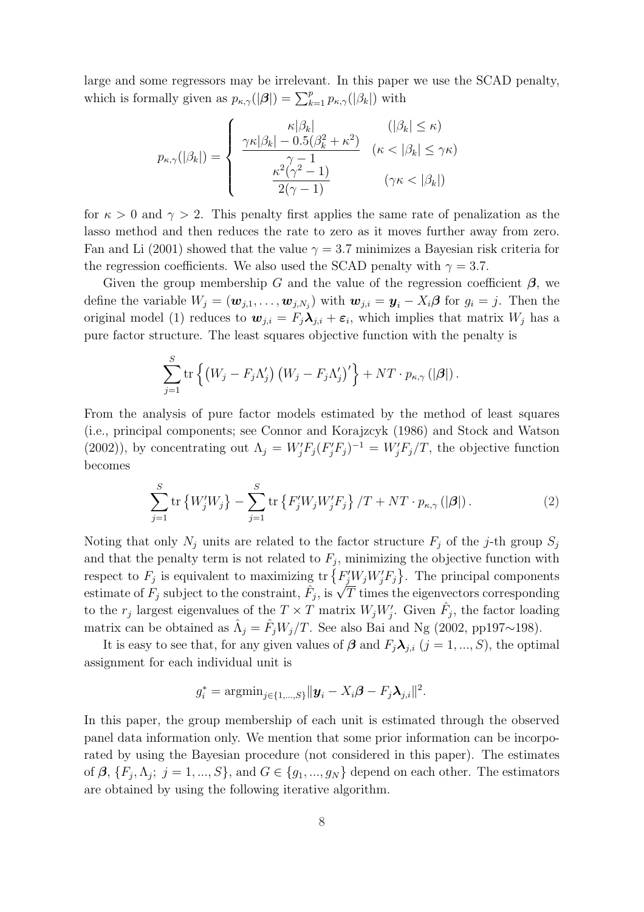large and some regressors may be irrelevant. In this paper we use the SCAD penalty, which is formally given as $p_{\kappa,\gamma}(|\boldsymbol{\beta}|) = \sum_{k=1}^{p} p_{\kappa,\gamma}(|\beta_k|)$ with

$$p_{\kappa,\gamma}(|\beta_k|) = \begin{cases} \kappa|\beta_k| & (|\beta_k| \leq \kappa) \\ \dfrac{\gamma\kappa|\beta_k| - 0.5(\beta_k^2 + \kappa^2)}{\gamma - 1} & (\kappa < |\beta_k| \leq \gamma\kappa) \\ \dfrac{\kappa^2(\gamma^2 - 1)}{2(\gamma - 1)} & (\gamma\kappa < |\beta_k|) \end{cases}$$

for $\kappa > 0$ and $\gamma > 2$. This penalty first applies the same rate of penalization as the lasso method and then reduces the rate to zero as it moves further away from zero. Fan and Li (2001) showed that the value $\gamma = 3.7$ minimizes a Bayesian risk criteria for the regression coefficients. We also used the SCAD penalty with $\gamma = 3.7$.

Given the group membership $G$ and the value of the regression coefficient $\boldsymbol{\beta}$, we define the variable $W_j = (\boldsymbol{w}_{j,1}, \ldots, \boldsymbol{w}_{j,N_j})$ with $\boldsymbol{w}_{j,i} = \boldsymbol{y}_i - X_i\boldsymbol{\beta}$ for $g_i = j$. Then the original model (1) reduces to $\boldsymbol{w}_{j,i} = F_j\boldsymbol{\lambda}_{j,i} + \boldsymbol{\varepsilon}_i$, which implies that matrix $W_j$ has a pure factor structure. The least squares objective function with the penalty is

$$\sum_{j=1}^{S} \mathrm{tr}\left\{ \left(W_j - F_j\Lambda_j'\right)\left(W_j - F_j\Lambda_j'\right)' \right\} + NT \cdot p_{\kappa,\gamma}\left(|\boldsymbol{\beta}|\right).$$

From the analysis of pure factor models estimated by the method of least squares (i.e., principal components; see Connor and Korajzcyk (1986) and Stock and Watson (2002)), by concentrating out $\Lambda_j = W_j'F_j(F_j'F_j)^{-1} = W_j'F_j/T$, the objective function becomes

$$\sum_{j=1}^{S} \mathrm{tr}\left\{W_j'W_j\right\} - \sum_{j=1}^{S} \mathrm{tr}\left\{F_j'W_jW_j'F_j\right\}/T + NT \cdot p_{\kappa,\gamma}\left(|\boldsymbol{\beta}|\right). \tag{2}$$

Noting that only $N_j$ units are related to the factor structure $F_j$ of the $j$-th group $S_j$ and that the penalty term is not related to $F_j$, minimizing the objective function with respect to $F_j$ is equivalent to maximizing $\mathrm{tr}\left\{F_j'W_jW_j'F_j\right\}$. The principal components estimate of $F_j$ subject to the constraint, $\hat{F}_j$, is $\sqrt{T}$ times the eigenvectors corresponding to the $r_j$ largest eigenvalues of the $T \times T$ matrix $W_jW_j'$. Given $\hat{F}_j$, the factor loading matrix can be obtained as $\hat{\Lambda}_j = \hat{F}_jW_j/T$. See also Bai and Ng (2002, pp197∼198).

It is easy to see that, for any given values of $\boldsymbol{\beta}$ and $F_j\boldsymbol{\lambda}_{j,i}$ $(j = 1, ..., S)$, the optimal assignment for each individual unit is

$$g_i^* = \mathrm{argmin}_{j\in\{1,\ldots,S\}} \|\boldsymbol{y}_i - X_i\boldsymbol{\beta} - F_j\boldsymbol{\lambda}_{j,i}\|^2.$$

In this paper, the group membership of each unit is estimated through the observed panel data information only. We mention that some prior information can be incorporated by using the Bayesian procedure (not considered in this paper). The estimates of $\boldsymbol{\beta}$, $\{F_j, \Lambda_j;\ j = 1, ..., S\}$, and $G \in \{g_1, ..., g_N\}$ depend on each other. The estimators are obtained by using the following iterative algorithm.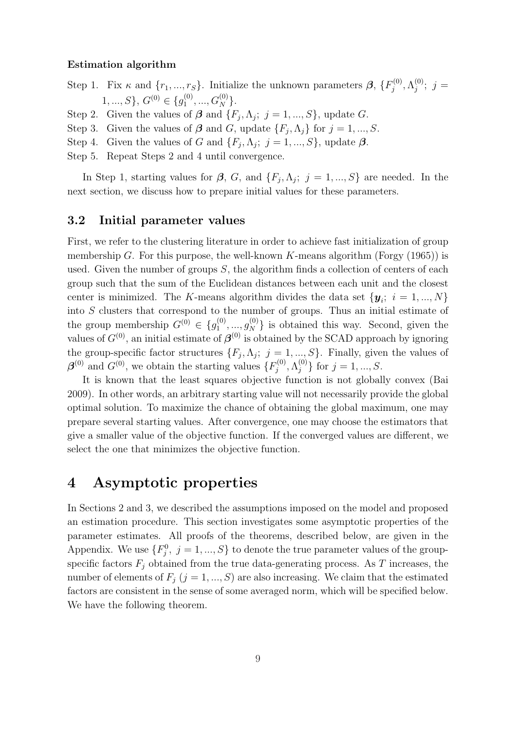**Estimation algorithm**

Step 1. Fix $\kappa$ and $\{r_1, ..., r_S\}$. Initialize the unknown parameters $\boldsymbol{\beta}$, $\{F_j^{(0)}, \Lambda_j^{(0)};\ j = 1, ..., S\}$, $G^{(0)} \in \{g_1^{(0)}, ..., G_N^{(0)}\}$.

Step 2. Given the values of $\boldsymbol{\beta}$ and $\{F_j, \Lambda_j;\ j = 1, ..., S\}$, update $G$.

Step 3. Given the values of $\boldsymbol{\beta}$ and $G$, update $\{F_j, \Lambda_j\}$ for $j = 1, ..., S$.

Step 4. Given the values of $G$ and $\{F_j, \Lambda_j;\ j = 1, ..., S\}$, update $\boldsymbol{\beta}$.

Step 5. Repeat Steps 2 and 4 until convergence.

In Step 1, starting values for $\boldsymbol{\beta}$, $G$, and $\{F_j, \Lambda_j;\ j = 1, ..., S\}$ are needed. In the next section, we discuss how to prepare initial values for these parameters.

### 3.2 Initial parameter values

First, we refer to the clustering literature in order to achieve fast initialization of group membership $G$. For this purpose, the well-known $K$-means algorithm (Forgy (1965)) is used. Given the number of groups $S$, the algorithm finds a collection of centers of each group such that the sum of the Euclidean distances between each unit and the closest center is minimized. The $K$-means algorithm divides the data set $\{\boldsymbol{y}_i;\ i = 1, ..., N\}$ into $S$ clusters that correspond to the number of groups. Thus an initial estimate of the group membership $G^{(0)} \in \{g_1^{(0)}, ..., g_N^{(0)}\}$ is obtained this way. Second, given the values of $G^{(0)}$, an initial estimate of $\boldsymbol{\beta}^{(0)}$ is obtained by the SCAD approach by ignoring the group-specific factor structures $\{F_j, \Lambda_j;\ j = 1, ..., S\}$. Finally, given the values of $\boldsymbol{\beta}^{(0)}$ and $G^{(0)}$, we obtain the starting values $\{F_j^{(0)}, \Lambda_j^{(0)}\}$ for $j = 1, ..., S$.

It is known that the least squares objective function is not globally convex (Bai 2009). In other words, an arbitrary starting value will not necessarily provide the global optimal solution. To maximize the chance of obtaining the global maximum, one may prepare several starting values. After convergence, one may choose the estimators that give a smaller value of the objective function. If the converged values are different, we select the one that minimizes the objective function.

# 4 Asymptotic properties

In Sections 2 and 3, we described the assumptions imposed on the model and proposed an estimation procedure. This section investigates some asymptotic properties of the parameter estimates. All proofs of the theorems, described below, are given in the Appendix. We use $\{F_j^0,\ j = 1, ..., S\}$ to denote the true parameter values of the group-specific factors $F_j$ obtained from the true data-generating process. As $T$ increases, the number of elements of $F_j$ $(j = 1, ..., S)$ are also increasing. We claim that the estimated factors are consistent in the sense of some averaged norm, which will be specified below. We have the following theorem.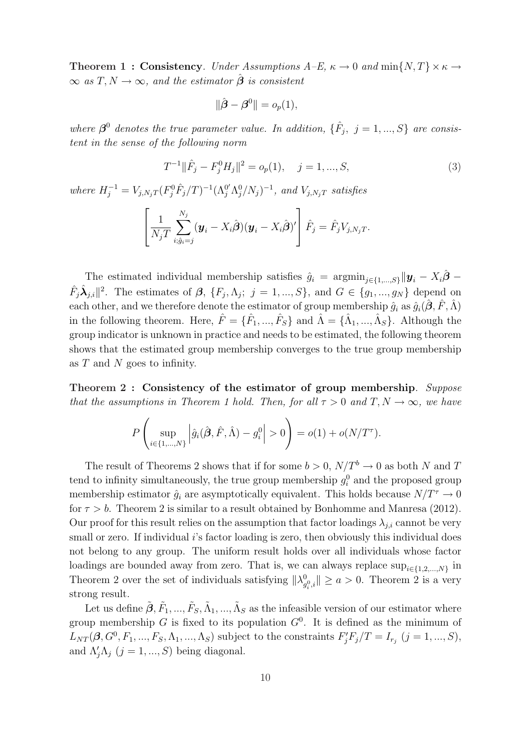**Theorem 1 : Consistency**. *Under Assumptions A–E, $\kappa \to 0$ and $\min\{N,T\} \times \kappa \to \infty$ as $T, N \to \infty$, and the estimator $\hat{\boldsymbol{\beta}}$ is consistent*

$$\|\hat{\boldsymbol{\beta}} - \boldsymbol{\beta}^0\| = o_p(1),$$

*where $\boldsymbol{\beta}^0$ denotes the true parameter value. In addition, $\{\hat{F}_j,\ j = 1, ..., S\}$ are consistent in the sense of the following norm*

$$T^{-1}\|\hat{F}_j - F_j^0 H_j\|^2 = o_p(1), \quad j = 1, ..., S, \tag{3}$$

*where $H_j^{-1} = V_{j,N_jT}(F_j^0 \hat{F}_j/T)^{-1}(\Lambda_j^{0'}\Lambda_j^0/N_j)^{-1}$, and $V_{j,N_jT}$ satisfies*

$$\left[\frac{1}{N_jT}\sum_{i;\hat{g}_i=j}^{N_j}(\boldsymbol{y}_i - X_i\hat{\boldsymbol{\beta}})(\boldsymbol{y}_i - X_i\hat{\boldsymbol{\beta}})'\right]\hat{F}_j = \hat{F}_j V_{j,N_jT}.$$

The estimated individual membership satisfies $\hat{g}_i = \text{argmin}_{j\in\{1,...,S\}}\|\boldsymbol{y}_i - X_i\hat{\boldsymbol{\beta}} - \hat{F}_j\hat{\boldsymbol{\lambda}}_{j,i}\|^2$. The estimates of $\boldsymbol{\beta}$, $\{F_j, \Lambda_j;\ j = 1, ..., S\}$, and $G \in \{g_1, ..., g_N\}$ depend on each other, and we therefore denote the estimator of group membership $\hat{g}_i$ as $\hat{g}_i(\hat{\boldsymbol{\beta}}, \hat{F}, \hat{\Lambda})$ in the following theorem. Here, $\hat{F} = \{\hat{F}_1, ..., \hat{F}_S\}$ and $\hat{\Lambda} = \{\hat{\Lambda}_1, ..., \hat{\Lambda}_S\}$. Although the group indicator is unknown in practice and needs to be estimated, the following theorem shows that the estimated group membership converges to the true group membership as $T$ and $N$ goes to infinity.

**Theorem 2 : Consistency of the estimator of group membership**. *Suppose that the assumptions in Theorem 1 hold. Then, for all $\tau > 0$ and $T, N \to \infty$, we have*

$$P\left(\sup_{i\in\{1,...,N\}}\left|\hat{g}_i(\hat{\boldsymbol{\beta}}, \hat{F}, \hat{\Lambda}) - g_i^0\right| > 0\right) = o(1) + o(N/T^\tau).$$

The result of Theorems 2 shows that if for some $b > 0$, $N/T^b \to 0$ as both $N$ and $T$ tend to infinity simultaneously, the true group membership $g_i^0$ and the proposed group membership estimator $\hat{g}_i$ are asymptotically equivalent. This holds because $N/T^\tau \to 0$ for $\tau > b$. Theorem 2 is similar to a result obtained by Bonhomme and Manresa (2012). Our proof for this result relies on the assumption that factor loadings $\lambda_{j,i}$ cannot be very small or zero. If individual $i$'s factor loading is zero, then obviously this individual does not belong to any group. The uniform result holds over all individuals whose factor loadings are bounded away from zero. That is, we can always replace $\sup_{i\in\{1,2,...,N\}}$ in Theorem 2 over the set of individuals satisfying $\|\lambda_{g_i^0,i}^0\| \geq a > 0$. Theorem 2 is a very strong result.

Let us define $\tilde{\boldsymbol{\beta}}, \tilde{F}_1, ..., \tilde{F}_S, \tilde{\Lambda}_1, ..., \tilde{\Lambda}_S$ as the infeasible version of our estimator where group membership $G$ is fixed to its population $G^0$. It is defined as the minimum of $L_{NT}(\boldsymbol{\beta}, G^0, F_1, ..., F_S, \Lambda_1, ..., \Lambda_S)$ subject to the constraints $F_j'F_j/T = I_{r_j}$ $(j = 1, ..., S)$, and $\Lambda_j'\Lambda_j$ $(j = 1, ..., S)$ being diagonal.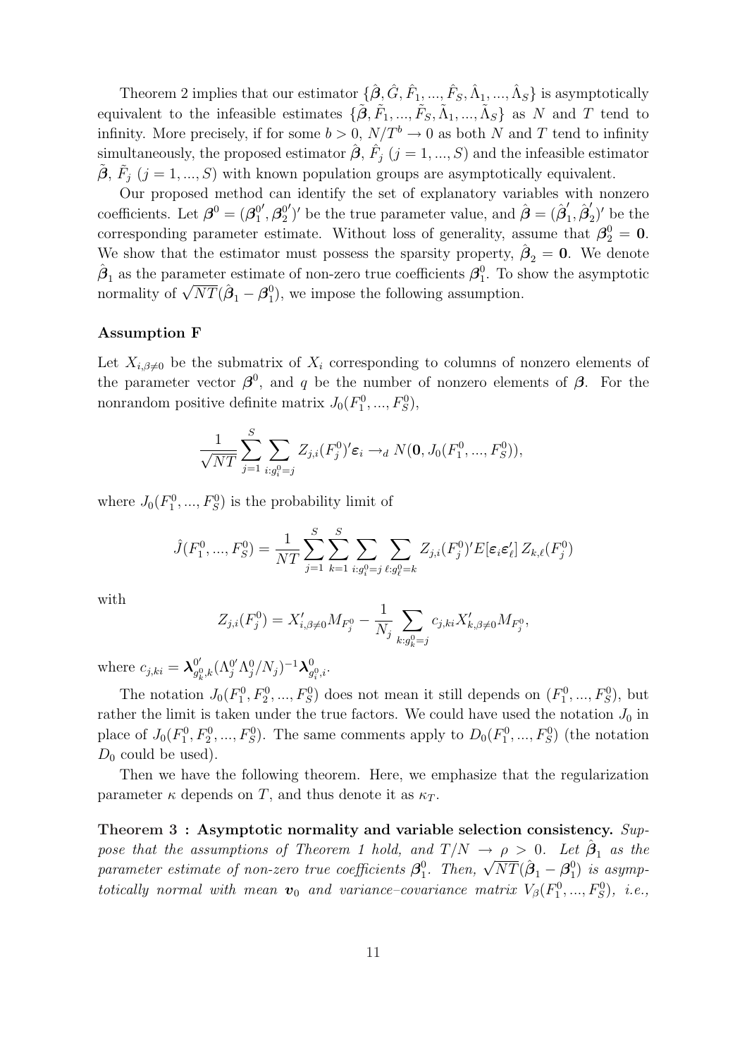Theorem 2 implies that our estimator $\{\hat{\boldsymbol{\beta}}, \hat{G}, \hat{F}_1, ..., \hat{F}_S, \hat{\Lambda}_1, ..., \hat{\Lambda}_S\}$ is asymptotically equivalent to the infeasible estimates $\{\tilde{\boldsymbol{\beta}}, \tilde{F}_1, ..., \tilde{F}_S, \tilde{\Lambda}_1, ..., \tilde{\Lambda}_S\}$ as $N$ and $T$ tend to infinity. More precisely, if for some $b > 0$, $N/T^b \to 0$ as both $N$ and $T$ tend to infinity simultaneously, the proposed estimator $\hat{\boldsymbol{\beta}}$, $\hat{F}_j$ $(j = 1, ..., S)$ and the infeasible estimator $\tilde{\boldsymbol{\beta}}$, $\tilde{F}_j$ $(j = 1, ..., S)$ with known population groups are asymptotically equivalent.

Our proposed method can identify the set of explanatory variables with nonzero coefficients. Let $\boldsymbol{\beta}^0 = (\boldsymbol{\beta}_1^{0\prime}, \boldsymbol{\beta}_2^{0\prime})'$ be the true parameter value, and $\hat{\boldsymbol{\beta}} = (\hat{\boldsymbol{\beta}}_1', \hat{\boldsymbol{\beta}}_2')'$ be the corresponding parameter estimate. Without loss of generality, assume that $\boldsymbol{\beta}_2^0 = \mathbf{0}$. We show that the estimator must possess the sparsity property, $\hat{\boldsymbol{\beta}}_2 = \mathbf{0}$. We denote $\hat{\boldsymbol{\beta}}_1$ as the parameter estimate of non-zero true coefficients $\boldsymbol{\beta}_1^0$. To show the asymptotic normality of $\sqrt{NT}(\hat{\boldsymbol{\beta}}_1 - \boldsymbol{\beta}_1^0)$, we impose the following assumption.

### Assumption F

Let $X_{i,\beta\neq 0}$ be the submatrix of $X_i$ corresponding to columns of nonzero elements of the parameter vector $\boldsymbol{\beta}^0$, and $q$ be the number of nonzero elements of $\boldsymbol{\beta}$. For the nonrandom positive definite matrix $J_0(F_1^0, ..., F_S^0)$,

$$\frac{1}{\sqrt{NT}} \sum_{j=1}^{S} \sum_{i:g_i^0=j} Z_{j,i}(F_j^0)' \boldsymbol{\varepsilon}_i \to_d N(\mathbf{0}, J_0(F_1^0, ..., F_S^0)),$$

where $J_0(F_1^0, ..., F_S^0)$ is the probability limit of

$$\hat{J}(F_1^0, ..., F_S^0) = \frac{1}{NT} \sum_{j=1}^{S} \sum_{k=1}^{S} \sum_{i:g_i^0=j} \sum_{\ell:g_\ell^0=k} Z_{j,i}(F_j^0)' E[\boldsymbol{\varepsilon}_i \boldsymbol{\varepsilon}_\ell'] \, Z_{k,\ell}(F_j^0)$$

with

$$Z_{j,i}(F_j^0) = X_{i,\beta\neq 0}' M_{F_j^0} - \frac{1}{N_j} \sum_{k:g_k^0=j} c_{j,ki} X_{k,\beta\neq 0}' M_{F_j^0},$$

where $c_{j,ki} = \boldsymbol{\lambda}_{g_k^0,k}^{0\prime} (\Lambda_j^{0\prime} \Lambda_j^0 / N_j)^{-1} \boldsymbol{\lambda}_{g_i^0,i}^0$.

The notation $J_0(F_1^0, F_2^0, ..., F_S^0)$ does not mean it still depends on $(F_1^0, ..., F_S^0)$, but rather the limit is taken under the true factors. We could have used the notation $J_0$ in place of $J_0(F_1^0, F_2^0, ..., F_S^0)$. The same comments apply to $D_0(F_1^0, ..., F_S^0)$ (the notation $D_0$ could be used).

Then we have the following theorem. Here, we emphasize that the regularization parameter $\kappa$ depends on $T$, and thus denote it as $\kappa_T$.

**Theorem 3 : Asymptotic normality and variable selection consistency.** *Suppose that the assumptions of Theorem 1 hold, and $T/N \to \rho > 0$. Let $\hat{\boldsymbol{\beta}}_1$ as the parameter estimate of non-zero true coefficients $\boldsymbol{\beta}_1^0$. Then, $\sqrt{NT}(\hat{\boldsymbol{\beta}}_1 - \boldsymbol{\beta}_1^0)$ is asymptotically normal with mean $\boldsymbol{v}_0$ and variance–covariance matrix $V_\beta(F_1^0, ..., F_S^0)$, i.e.,*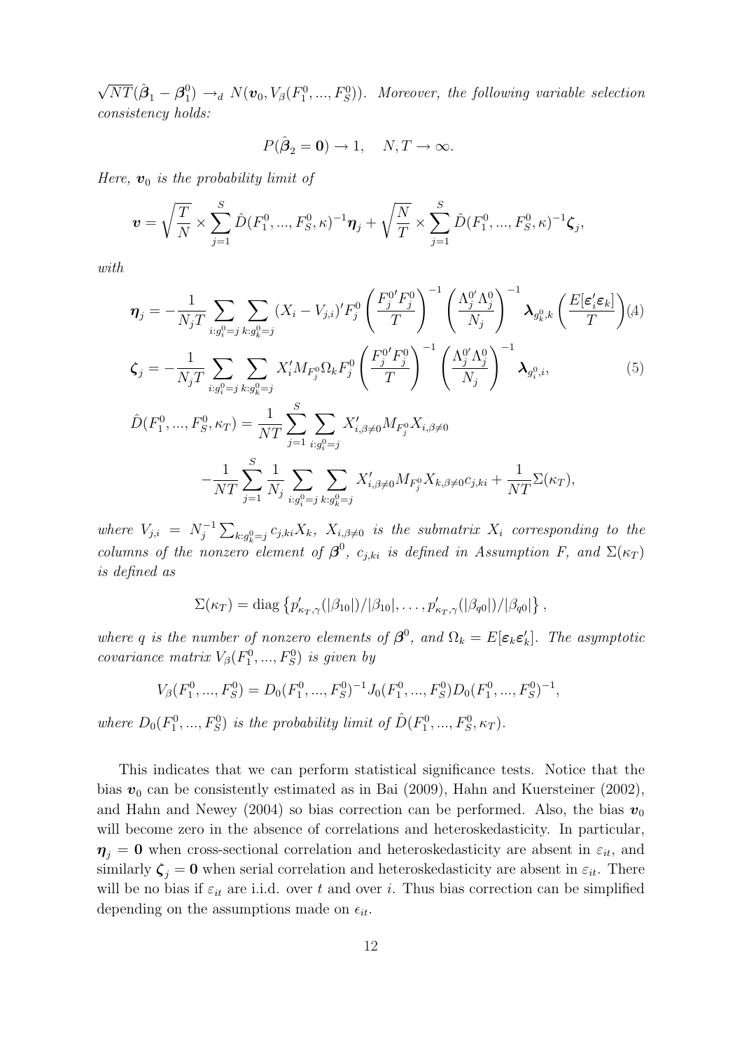$\sqrt{NT}(\hat{\boldsymbol{\beta}}_1 - \boldsymbol{\beta}_1^0) \to_d N(\boldsymbol{v}_0, V_\beta(F_1^0, ..., F_S^0))$. *Moreover, the following variable selection consistency holds:*

$$P(\hat{\boldsymbol{\beta}}_2 = \mathbf{0}) \to 1, \quad N, T \to \infty.$$

*Here, $\boldsymbol{v}_0$ is the probability limit of*

$$\boldsymbol{v} = \sqrt{\frac{T}{N}} \times \sum_{j=1}^{S} \hat{D}(F_1^0, ..., F_S^0, \kappa)^{-1} \boldsymbol{\eta}_j + \sqrt{\frac{N}{T}} \times \sum_{j=1}^{S} \hat{D}(F_1^0, ..., F_S^0, \kappa)^{-1} \boldsymbol{\zeta}_j,$$

*with*

$$\boldsymbol{\eta}_j = -\frac{1}{N_j T} \sum_{i:g_i^0=j} \sum_{k:g_k^0=j} (X_i - V_{j,i})' F_j^0 \left( \frac{F_j^{0\prime} F_j^0}{T} \right)^{-1} \left( \frac{\Lambda_j^{0\prime} \Lambda_j^0}{N_j} \right)^{-1} \boldsymbol{\lambda}_{g_k^0,k} \left( \frac{E[\boldsymbol{\varepsilon}_i' \boldsymbol{\varepsilon}_k]}{T} \right) \quad (4)$$

$$\boldsymbol{\zeta}_j = -\frac{1}{N_j T} \sum_{i:g_i^0=j} \sum_{k:g_k^0=j} X_i' M_{F_j^0} \Omega_k F_j^0 \left( \frac{F_j^{0\prime} F_j^0}{T} \right)^{-1} \left( \frac{\Lambda_j^{0\prime} \Lambda_j^0}{N_j} \right)^{-1} \boldsymbol{\lambda}_{g_i^0,i}, \quad (5)$$

$$\hat{D}(F_1^0, ..., F_S^0, \kappa_T) = \frac{1}{NT} \sum_{j=1}^{S} \sum_{i:g_i^0=j} X_{i,\beta\neq 0}' M_{F_j^0} X_{i,\beta\neq 0}$$

$$- \frac{1}{NT} \sum_{j=1}^{S} \frac{1}{N_j} \sum_{i:g_i^0=j} \sum_{k:g_k^0=j} X_{i,\beta\neq 0}' M_{F_j^0} X_{k,\beta\neq 0} c_{j,ki} + \frac{1}{NT} \Sigma(\kappa_T),$$

*where $V_{j,i} = N_j^{-1} \sum_{k:g_k^0=j} c_{j,ki} X_k$, $X_{i,\beta\neq 0}$ is the submatrix $X_i$ corresponding to the columns of the nonzero element of $\boldsymbol{\beta}^0$, $c_{j,ki}$ is defined in Assumption F, and $\Sigma(\kappa_T)$ is defined as*

$$\Sigma(\kappa_T) = \operatorname{diag}\left\{ p_{\kappa_T,\gamma}'(|\beta_{10}|)/|\beta_{10}|, \ldots, p_{\kappa_T,\gamma}'(|\beta_{q0}|)/|\beta_{q0}| \right\},$$

*where $q$ is the number of nonzero elements of $\boldsymbol{\beta}^0$, and $\Omega_k = E[\boldsymbol{\varepsilon}_k \boldsymbol{\varepsilon}_k']$. The asymptotic covariance matrix $V_\beta(F_1^0, ..., F_S^0)$ is given by*

$$V_\beta(F_1^0, ..., F_S^0) = D_0(F_1^0, ..., F_S^0)^{-1} J_0(F_1^0, ..., F_S^0) D_0(F_1^0, ..., F_S^0)^{-1},$$

*where $D_0(F_1^0, ..., F_S^0)$ is the probability limit of $\hat{D}(F_1^0, ..., F_S^0, \kappa_T)$.*

This indicates that we can perform statistical significance tests. Notice that the bias $\boldsymbol{v}_0$ can be consistently estimated as in Bai (2009), Hahn and Kuersteiner (2002), and Hahn and Newey (2004) so bias correction can be performed. Also, the bias $\boldsymbol{v}_0$ will become zero in the absence of correlations and heteroskedasticity. In particular, $\boldsymbol{\eta}_j = \mathbf{0}$ when cross-sectional correlation and heteroskedasticity are absent in $\varepsilon_{it}$, and similarly $\boldsymbol{\zeta}_j = \mathbf{0}$ when serial correlation and heteroskedasticity are absent in $\varepsilon_{it}$. There will be no bias if $\varepsilon_{it}$ are i.i.d. over $t$ and over $i$. Thus bias correction can be simplified depending on the assumptions made on $\epsilon_{it}$.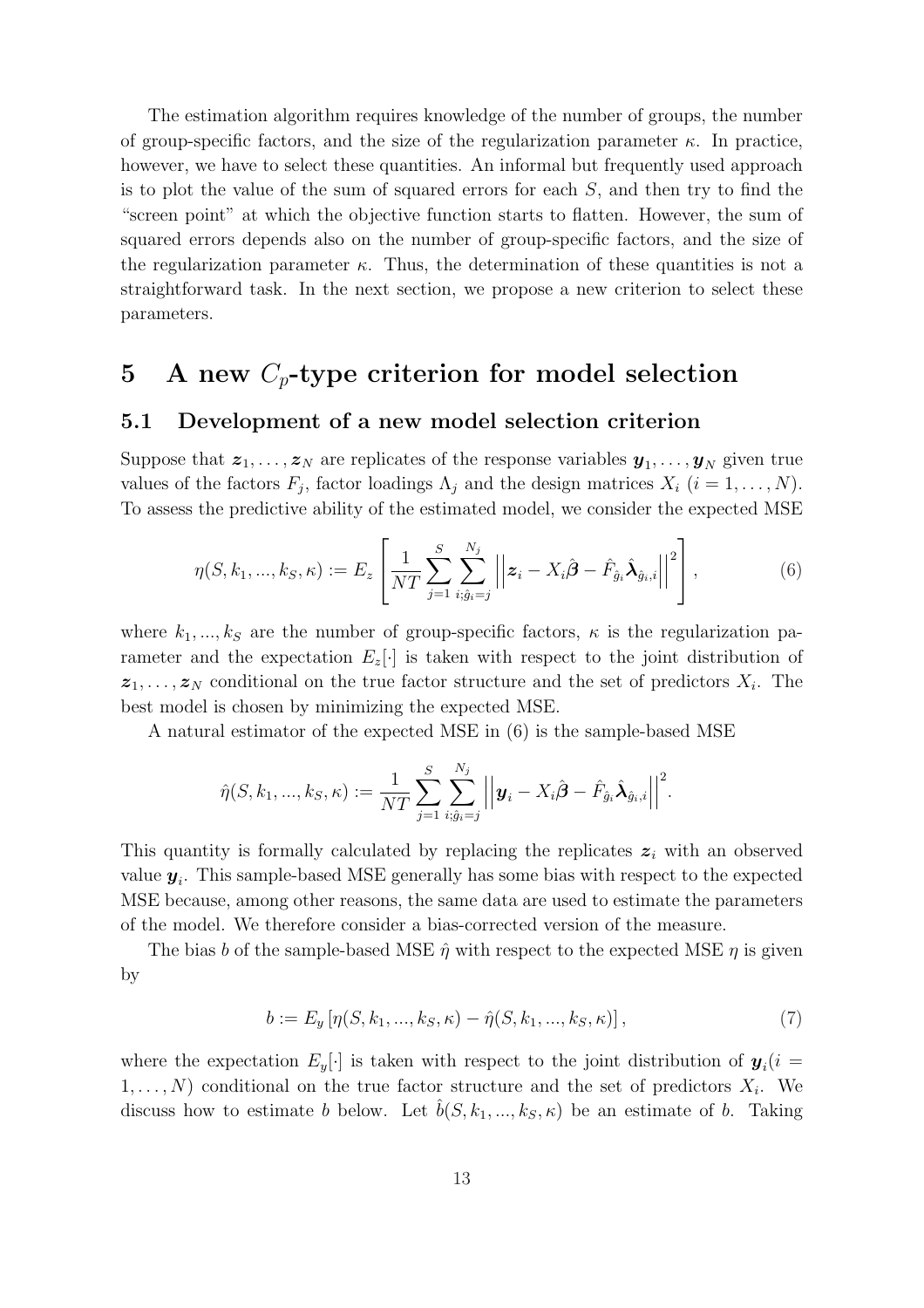The estimation algorithm requires knowledge of the number of groups, the number of group-specific factors, and the size of the regularization parameter $\kappa$. In practice, however, we have to select these quantities. An informal but frequently used approach is to plot the value of the sum of squared errors for each $S$, and then try to find the "screen point" at which the objective function starts to flatten. However, the sum of squared errors depends also on the number of group-specific factors, and the size of the regularization parameter $\kappa$. Thus, the determination of these quantities is not a straightforward task. In the next section, we propose a new criterion to select these parameters.

# 5 A new $C_p$-type criterion for model selection

## 5.1 Development of a new model selection criterion

Suppose that $\boldsymbol{z}_1, \ldots, \boldsymbol{z}_N$ are replicates of the response variables $\boldsymbol{y}_1, \ldots, \boldsymbol{y}_N$ given true values of the factors $F_j$, factor loadings $\Lambda_j$ and the design matrices $X_i$ $(i = 1, \ldots, N)$. To assess the predictive ability of the estimated model, we consider the expected MSE

$$\eta(S, k_1, ..., k_S, \kappa) := E_z \left[ \frac{1}{NT} \sum_{j=1}^{S} \sum_{i;\hat{g}_i = j}^{N_j} \left|\left| \boldsymbol{z}_i - X_i \hat{\boldsymbol{\beta}} - \hat{F}_{\hat{g}_i} \hat{\boldsymbol{\lambda}}_{\hat{g}_i, i} \right|\right|^2 \right], \tag{6}$$

where $k_1, ..., k_S$ are the number of group-specific factors, $\kappa$ is the regularization parameter and the expectation $E_z[\cdot]$ is taken with respect to the joint distribution of $\boldsymbol{z}_1, \ldots, \boldsymbol{z}_N$ conditional on the true factor structure and the set of predictors $X_i$. The best model is chosen by minimizing the expected MSE.

A natural estimator of the expected MSE in (6) is the sample-based MSE

$$\hat{\eta}(S, k_1, ..., k_S, \kappa) := \frac{1}{NT} \sum_{j=1}^{S} \sum_{i;\hat{g}_i = j}^{N_j} \left|\left| \boldsymbol{y}_i - X_i \hat{\boldsymbol{\beta}} - \hat{F}_{\hat{g}_i} \hat{\boldsymbol{\lambda}}_{\hat{g}_i, i} \right|\right|^2.$$

This quantity is formally calculated by replacing the replicates $\boldsymbol{z}_i$ with an observed value $\boldsymbol{y}_i$. This sample-based MSE generally has some bias with respect to the expected MSE because, among other reasons, the same data are used to estimate the parameters of the model. We therefore consider a bias-corrected version of the measure.

The bias $b$ of the sample-based MSE $\hat{\eta}$ with respect to the expected MSE $\eta$ is given by

$$b := E_y \left[ \eta(S, k_1, ..., k_S, \kappa) - \hat{\eta}(S, k_1, ..., k_S, \kappa) \right], \tag{7}$$

where the expectation $E_y[\cdot]$ is taken with respect to the joint distribution of $\boldsymbol{y}_i (i = 1, \ldots, N)$ conditional on the true factor structure and the set of predictors $X_i$. We discuss how to estimate $b$ below. Let $\hat{b}(S, k_1, ..., k_S, \kappa)$ be an estimate of $b$. Taking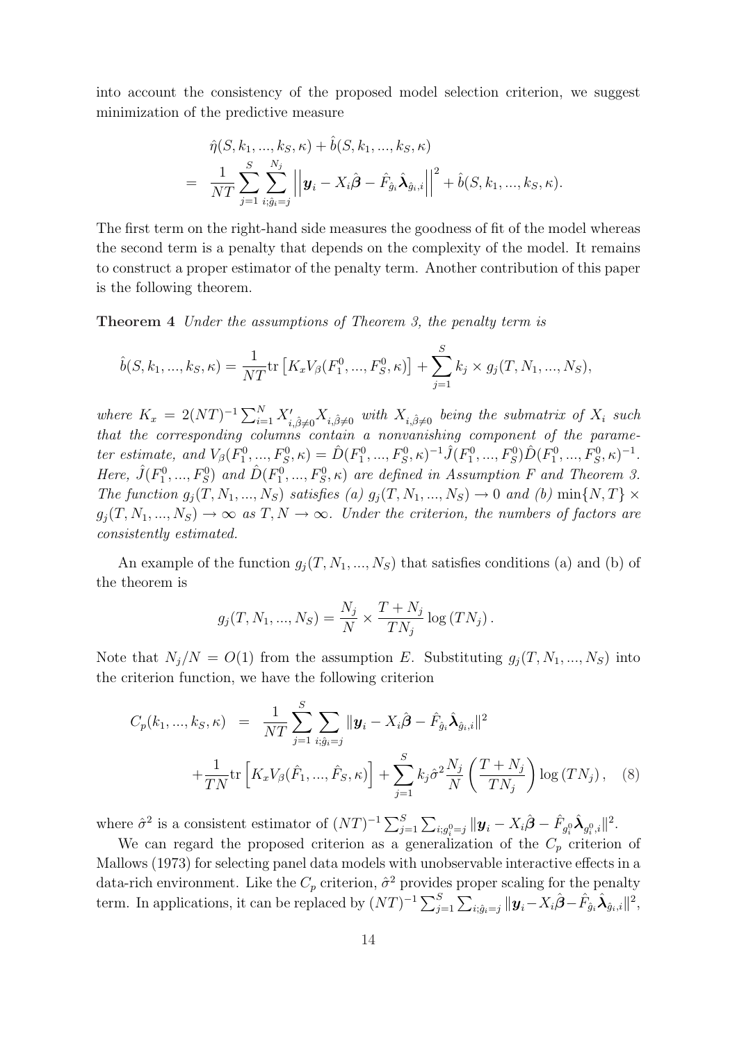into account the consistency of the proposed model selection criterion, we suggest minimization of the predictive measure

$$
\begin{aligned}
& \hat{\eta}(S, k_1, ..., k_S, \kappa) + \hat{b}(S, k_1, ..., k_S, \kappa) \\
= \; & \frac{1}{NT} \sum_{j=1}^{S} \sum_{i;\hat{g}_i=j}^{N_j} \left|\left| \boldsymbol{y}_i - X_i \hat{\boldsymbol{\beta}} - \hat{F}_{\hat{g}_i} \hat{\boldsymbol{\lambda}}_{\hat{g}_i,i} \right|\right|^2 + \hat{b}(S, k_1, ..., k_S, \kappa).
\end{aligned}
$$

The first term on the right-hand side measures the goodness of fit of the model whereas the second term is a penalty that depends on the complexity of the model. It remains to construct a proper estimator of the penalty term. Another contribution of this paper is the following theorem.

**Theorem 4** *Under the assumptions of Theorem 3, the penalty term is*

$$
\hat{b}(S, k_1, ..., k_S, \kappa) = \frac{1}{NT} \mathrm{tr} \left[ K_x V_\beta(F_1^0, ..., F_S^0, \kappa) \right] + \sum_{j=1}^{S} k_j \times g_j(T, N_1, ..., N_S),
$$

*where $K_x = 2(NT)^{-1} \sum_{i=1}^N X'_{i,\hat{\beta}\neq 0} X_{i,\hat{\beta}\neq 0}$ with $X_{i,\hat{\beta}\neq 0}$ being the submatrix of $X_i$ such that the corresponding columns contain a nonvanishing component of the parameter estimate, and $V_\beta(F_1^0, ..., F_S^0, \kappa) = \hat{D}(F_1^0, ..., F_S^0, \kappa)^{-1} \hat{J}(F_1^0, ..., F_S^0) \hat{D}(F_1^0, ..., F_S^0, \kappa)^{-1}$. Here, $\hat{J}(F_1^0, ..., F_S^0)$ and $\hat{D}(F_1^0, ..., F_S^0, \kappa)$ are defined in Assumption F and Theorem 3. The function $g_j(T, N_1, ..., N_S)$ satisfies (a) $g_j(T, N_1, ..., N_S) \to 0$ and (b) $\min\{N, T\} \times g_j(T, N_1, ..., N_S) \to \infty$ as $T, N \to \infty$. Under the criterion, the numbers of factors are consistently estimated.*

An example of the function $g_j(T, N_1, ..., N_S)$ that satisfies conditions (a) and (b) of the theorem is

$$
g_j(T, N_1, ..., N_S) = \frac{N_j}{N} \times \frac{T + N_j}{TN_j} \log(TN_j).
$$

Note that $N_j/N = O(1)$ from the assumption E. Substituting $g_j(T, N_1, ..., N_S)$ into the criterion function, we have the following criterion

$$
\begin{aligned}
C_p(k_1, ..., k_S, \kappa) \;=\; & \frac{1}{NT} \sum_{j=1}^{S} \sum_{i;\hat{g}_i=j} \|\boldsymbol{y}_i - X_i \hat{\boldsymbol{\beta}} - \hat{F}_{\hat{g}_i} \hat{\boldsymbol{\lambda}}_{\hat{g}_i,i}\|^2 \\
& + \frac{1}{TN} \mathrm{tr} \left[ K_x V_\beta(\hat{F}_1, ..., \hat{F}_S, \kappa) \right] + \sum_{j=1}^{S} k_j \hat{\sigma}^2 \frac{N_j}{N} \left( \frac{T + N_j}{TN_j} \right) \log(TN_j), \quad (8)
\end{aligned}
$$

where $\hat{\sigma}^2$ is a consistent estimator of $(NT)^{-1} \sum_{j=1}^{S} \sum_{i;g_i^0=j} \|\boldsymbol{y}_i - X_i \hat{\boldsymbol{\beta}} - \hat{F}_{g_i^0} \hat{\boldsymbol{\lambda}}_{g_i^0,i}\|^2$.

We can regard the proposed criterion as a generalization of the $C_p$ criterion of Mallows (1973) for selecting panel data models with unobservable interactive effects in a data-rich environment. Like the $C_p$ criterion, $\hat{\sigma}^2$ provides proper scaling for the penalty term. In applications, it can be replaced by $(NT)^{-1} \sum_{j=1}^{S} \sum_{i;\hat{g}_i=j} \|\boldsymbol{y}_i - X_i \hat{\boldsymbol{\beta}} - \hat{F}_{\hat{g}_i} \hat{\boldsymbol{\lambda}}_{\hat{g}_i,i}\|^2$,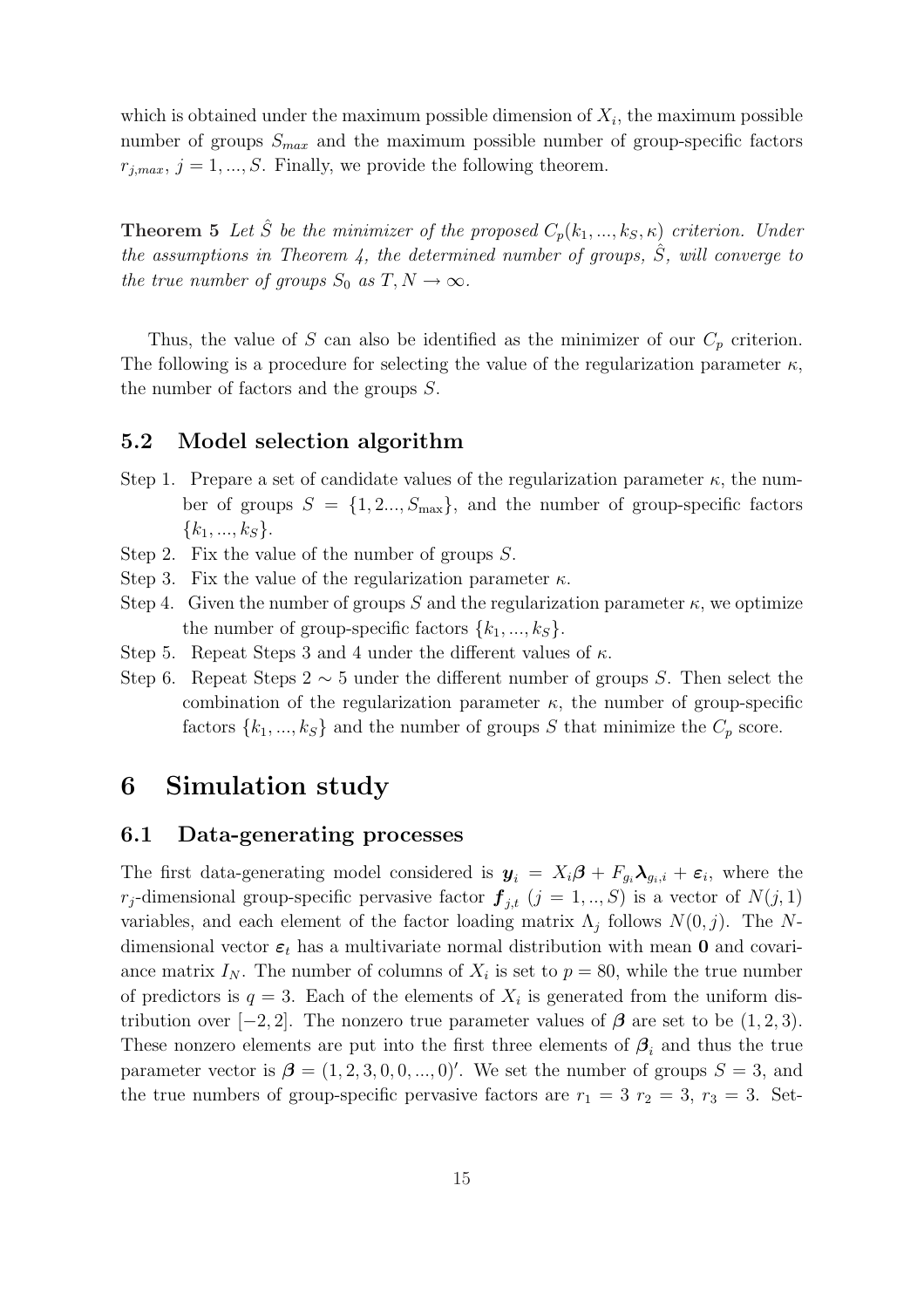which is obtained under the maximum possible dimension of $X_i$, the maximum possible number of groups $S_{max}$ and the maximum possible number of group-specific factors $r_{j,max}$, $j = 1, ..., S$. Finally, we provide the following theorem.

**Theorem 5** *Let $\hat{S}$ be the minimizer of the proposed $C_p(k_1, ..., k_S, \kappa)$ criterion. Under the assumptions in Theorem 4, the determined number of groups, $\hat{S}$, will converge to the true number of groups $S_0$ as $T, N \to \infty$.*

Thus, the value of $S$ can also be identified as the minimizer of our $C_p$ criterion. The following is a procedure for selecting the value of the regularization parameter $\kappa$, the number of factors and the groups $S$.

### 5.2 Model selection algorithm

- Step 1. Prepare a set of candidate values of the regularization parameter $\kappa$, the number of groups $S = \{1, 2..., S_{\max}\}$, and the number of group-specific factors $\{k_1, ..., k_S\}$.
- Step 2. Fix the value of the number of groups $S$.
- Step 3. Fix the value of the regularization parameter $\kappa$.
- Step 4. Given the number of groups $S$ and the regularization parameter $\kappa$, we optimize the number of group-specific factors $\{k_1, ..., k_S\}$.
- Step 5. Repeat Steps 3 and 4 under the different values of $\kappa$.
- Step 6. Repeat Steps $2 \sim 5$ under the different number of groups $S$. Then select the combination of the regularization parameter $\kappa$, the number of group-specific factors $\{k_1, ..., k_S\}$ and the number of groups $S$ that minimize the $C_p$ score.

## 6 Simulation study

### 6.1 Data-generating processes

The first data-generating model considered is $\boldsymbol{y}_i = X_i\boldsymbol{\beta} + F_{g_i}\boldsymbol{\lambda}_{g_i,i} + \boldsymbol{\varepsilon}_i$, where the $r_j$-dimensional group-specific pervasive factor $\boldsymbol{f}_{j,t}$ $(j = 1, .., S)$ is a vector of $N(j, 1)$ variables, and each element of the factor loading matrix $\Lambda_j$ follows $N(0, j)$. The $N$-dimensional vector $\boldsymbol{\varepsilon}_t$ has a multivariate normal distribution with mean $\mathbf{0}$ and covariance matrix $I_N$. The number of columns of $X_i$ is set to $p = 80$, while the true number of predictors is $q = 3$. Each of the elements of $X_i$ is generated from the uniform distribution over $[-2, 2]$. The nonzero true parameter values of $\boldsymbol{\beta}$ are set to be $(1, 2, 3)$. These nonzero elements are put into the first three elements of $\boldsymbol{\beta}_i$ and thus the true parameter vector is $\boldsymbol{\beta} = (1, 2, 3, 0, 0, ..., 0)'$. We set the number of groups $S = 3$, and the true numbers of group-specific pervasive factors are $r_1 = 3$ $r_2 = 3$, $r_3 = 3$. Set-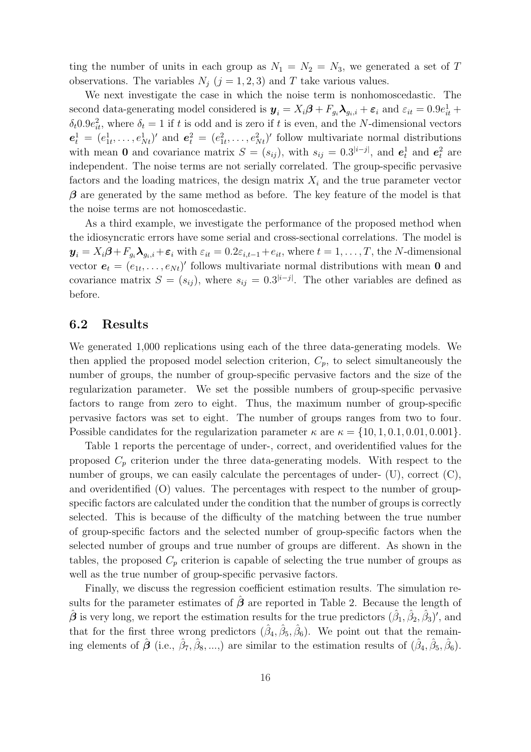ting the number of units in each group as $N_1 = N_2 = N_3$, we generated a set of $T$ observations. The variables $N_j$ $(j = 1, 2, 3)$ and $T$ take various values.

We next investigate the case in which the noise term is nonhomoscedastic. The second data-generating model considered is $\boldsymbol{y}_i = X_i\boldsymbol{\beta} + F_{g_i}\boldsymbol{\lambda}_{g_i,i} + \boldsymbol{\varepsilon}_i$ and $\varepsilon_{it} = 0.9e^1_{it} + \delta_t 0.9e^2_{it}$, where $\delta_t = 1$ if $t$ is odd and is zero if $t$ is even, and the $N$-dimensional vectors $\boldsymbol{e}^1_t = (e^1_{1t}, \ldots, e^1_{Nt})'$ and $\boldsymbol{e}^2_t = (e^2_{1t}, \ldots, e^2_{Nt})'$ follow multivariate normal distributions with mean $\mathbf{0}$ and covariance matrix $S = (s_{ij})$, with $s_{ij} = 0.3^{|i-j|}$, and $\boldsymbol{e}^1_t$ and $\boldsymbol{e}^2_t$ are independent. The noise terms are not serially correlated. The group-specific pervasive factors and the loading matrices, the design matrix $X_i$ and the true parameter vector $\boldsymbol{\beta}$ are generated by the same method as before. The key feature of the model is that the noise terms are not homoscedastic.

As a third example, we investigate the performance of the proposed method when the idiosyncratic errors have some serial and cross-sectional correlations. The model is $\boldsymbol{y}_i = X_i\boldsymbol{\beta} + F_{g_i}\boldsymbol{\lambda}_{g_i,i} + \boldsymbol{\varepsilon}_i$ with $\varepsilon_{it} = 0.2\varepsilon_{i,t-1} + e_{it}$, where $t = 1, \ldots, T$, the $N$-dimensional vector $\boldsymbol{e}_t = (e_{1t}, \ldots, e_{Nt})'$ follows multivariate normal distributions with mean $\mathbf{0}$ and covariance matrix $S = (s_{ij})$, where $s_{ij} = 0.3^{|i-j|}$. The other variables are defined as before.

### 6.2 Results

We generated 1,000 replications using each of the three data-generating models. We then applied the proposed model selection criterion, $C_p$, to select simultaneously the number of groups, the number of group-specific pervasive factors and the size of the regularization parameter. We set the possible numbers of group-specific pervasive factors to range from zero to eight. Thus, the maximum number of group-specific pervasive factors was set to eight. The number of groups ranges from two to four. Possible candidates for the regularization parameter $\kappa$ are $\kappa = \{10, 1, 0.1, 0.01, 0.001\}$.

Table 1 reports the percentage of under-, correct, and overidentified values for the proposed $C_p$ criterion under the three data-generating models. With respect to the number of groups, we can easily calculate the percentages of under- (U), correct (C), and overidentified (O) values. The percentages with respect to the number of group-specific factors are calculated under the condition that the number of groups is correctly selected. This is because of the difficulty of the matching between the true number of group-specific factors and the selected number of group-specific factors when the selected number of groups and true number of groups are different. As shown in the tables, the proposed $C_p$ criterion is capable of selecting the true number of groups as well as the true number of group-specific pervasive factors.

Finally, we discuss the regression coefficient estimation results. The simulation results for the parameter estimates of $\hat{\boldsymbol{\beta}}$ are reported in Table 2. Because the length of $\hat{\boldsymbol{\beta}}$ is very long, we report the estimation results for the true predictors $(\hat{\beta}_1, \hat{\beta}_2, \hat{\beta}_3)'$, and that for the first three wrong predictors $(\hat{\beta}_4, \hat{\beta}_5, \hat{\beta}_6)$. We point out that the remaining elements of $\hat{\boldsymbol{\beta}}$ (i.e., $\hat{\beta}_7, \hat{\beta}_8, \ldots,$) are similar to the estimation results of $(\hat{\beta}_4, \hat{\beta}_5, \hat{\beta}_6)$.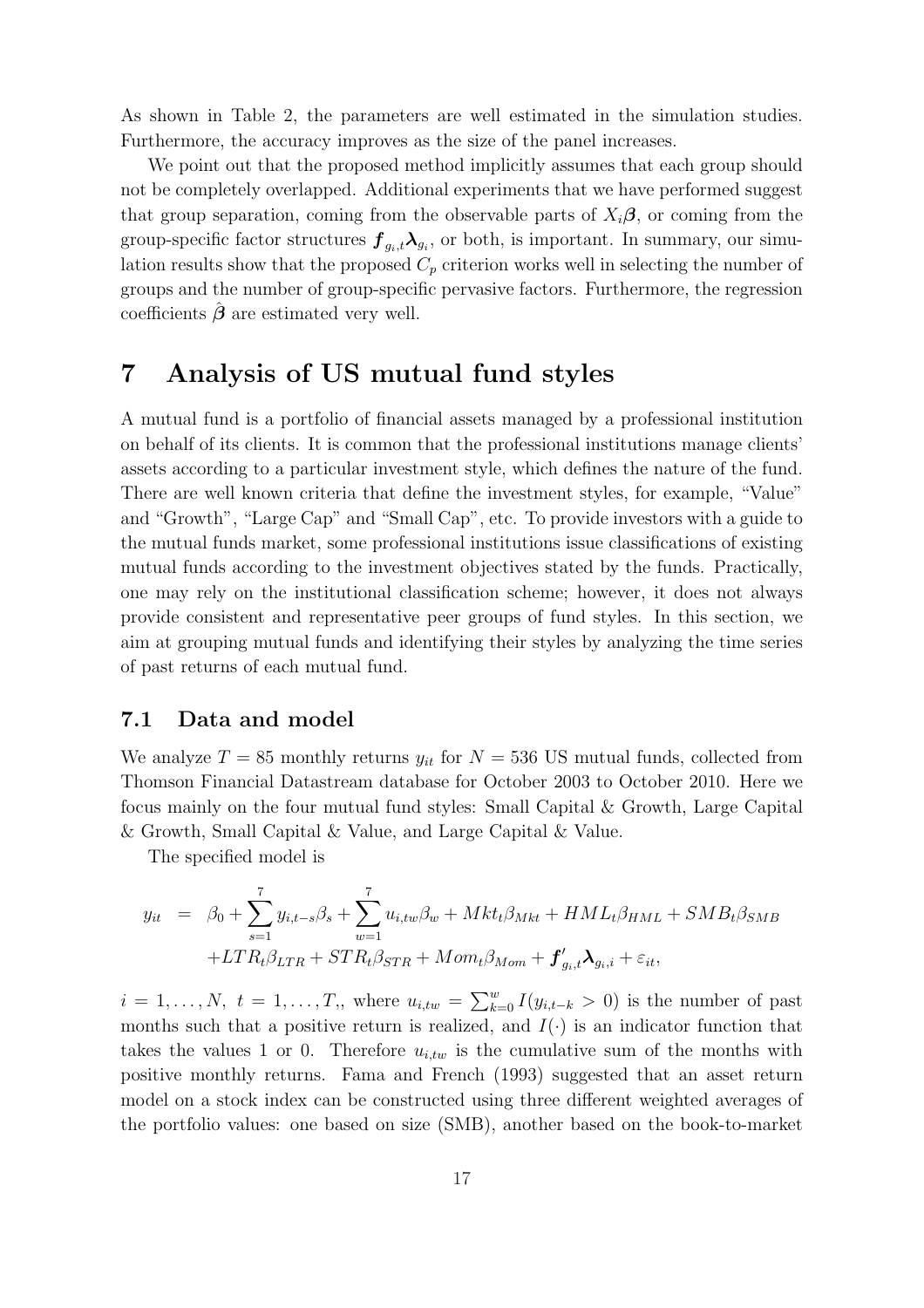As shown in Table 2, the parameters are well estimated in the simulation studies. Furthermore, the accuracy improves as the size of the panel increases.

We point out that the proposed method implicitly assumes that each group should not be completely overlapped. Additional experiments that we have performed suggest that group separation, coming from the observable parts of $X_i\boldsymbol{\beta}$, or coming from the group-specific factor structures $\boldsymbol{f}_{g_i,t}\boldsymbol{\lambda}_{g_i}$, or both, is important. In summary, our simulation results show that the proposed $C_p$ criterion works well in selecting the number of groups and the number of group-specific pervasive factors. Furthermore, the regression coefficients $\hat{\boldsymbol{\beta}}$ are estimated very well.

# 7 Analysis of US mutual fund styles

A mutual fund is a portfolio of financial assets managed by a professional institution on behalf of its clients. It is common that the professional institutions manage clients' assets according to a particular investment style, which defines the nature of the fund. There are well known criteria that define the investment styles, for example, "Value" and "Growth", "Large Cap" and "Small Cap", etc. To provide investors with a guide to the mutual funds market, some professional institutions issue classifications of existing mutual funds according to the investment objectives stated by the funds. Practically, one may rely on the institutional classification scheme; however, it does not always provide consistent and representative peer groups of fund styles. In this section, we aim at grouping mutual funds and identifying their styles by analyzing the time series of past returns of each mutual fund.

## 7.1 Data and model

We analyze $T = 85$ monthly returns $y_{it}$ for $N = 536$ US mutual funds, collected from Thomson Financial Datastream database for October 2003 to October 2010. Here we focus mainly on the four mutual fund styles: Small Capital & Growth, Large Capital & Growth, Small Capital & Value, and Large Capital & Value.

The specified model is

$$
\begin{aligned}
y_{it} &= \beta_0 + \sum_{s=1}^{7} y_{i,t-s}\beta_s + \sum_{w=1}^{7} u_{i,tw}\beta_w + Mkt_t\beta_{Mkt} + HML_t\beta_{HML} + SMB_t\beta_{SMB} \\
&\quad + LTR_t\beta_{LTR} + STR_t\beta_{STR} + Mom_t\beta_{Mom} + \boldsymbol{f}'_{g_i,t}\boldsymbol{\lambda}_{g_i,i} + \varepsilon_{it},
\end{aligned}
$$

$i = 1, \ldots, N,\ t = 1, \ldots, T,$, where $u_{i,tw} = \sum_{k=0}^{w} I(y_{i,t-k} > 0)$ is the number of past months such that a positive return is realized, and $I(\cdot)$ is an indicator function that takes the values 1 or 0. Therefore $u_{i,tw}$ is the cumulative sum of the months with positive monthly returns. Fama and French (1993) suggested that an asset return model on a stock index can be constructed using three different weighted averages of the portfolio values: one based on size (SMB), another based on the book-to-market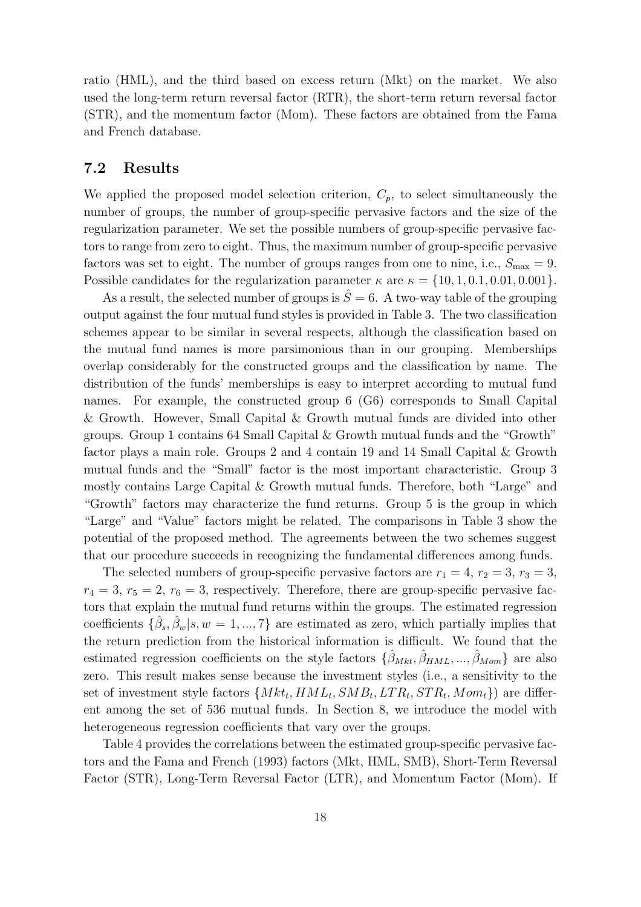ratio (HML), and the third based on excess return (Mkt) on the market. We also used the long-term return reversal factor (RTR), the short-term return reversal factor (STR), and the momentum factor (Mom). These factors are obtained from the Fama and French database.

### 7.2 Results

We applied the proposed model selection criterion, $C_p$, to select simultaneously the number of groups, the number of group-specific pervasive factors and the size of the regularization parameter. We set the possible numbers of group-specific pervasive factors to range from zero to eight. Thus, the maximum number of group-specific pervasive factors was set to eight. The number of groups ranges from one to nine, i.e., $S_{\max} = 9$. Possible candidates for the regularization parameter $\kappa$ are $\kappa = \{10, 1, 0.1, 0.01, 0.001\}$.

As a result, the selected number of groups is $\hat{S} = 6$. A two-way table of the grouping output against the four mutual fund styles is provided in Table 3. The two classification schemes appear to be similar in several respects, although the classification based on the mutual fund names is more parsimonious than in our grouping. Memberships overlap considerably for the constructed groups and the classification by name. The distribution of the funds' memberships is easy to interpret according to mutual fund names. For example, the constructed group 6 (G6) corresponds to Small Capital & Growth. However, Small Capital & Growth mutual funds are divided into other groups. Group 1 contains 64 Small Capital & Growth mutual funds and the "Growth" factor plays a main role. Groups 2 and 4 contain 19 and 14 Small Capital & Growth mutual funds and the "Small" factor is the most important characteristic. Group 3 mostly contains Large Capital & Growth mutual funds. Therefore, both "Large" and "Growth" factors may characterize the fund returns. Group 5 is the group in which "Large" and "Value" factors might be related. The comparisons in Table 3 show the potential of the proposed method. The agreements between the two schemes suggest that our procedure succeeds in recognizing the fundamental differences among funds.

The selected numbers of group-specific pervasive factors are $r_1 = 4$, $r_2 = 3$, $r_3 = 3$, $r_4 = 3$, $r_5 = 2$, $r_6 = 3$, respectively. Therefore, there are group-specific pervasive factors that explain the mutual fund returns within the groups. The estimated regression coefficients $\{\hat{\beta}_s, \hat{\beta}_w | s, w = 1, ..., 7\}$ are estimated as zero, which partially implies that the return prediction from the historical information is difficult. We found that the estimated regression coefficients on the style factors $\{\hat{\beta}_{Mkt}, \hat{\beta}_{HML}, ..., \hat{\beta}_{Mom}\}$ are also zero. This result makes sense because the investment styles (i.e., a sensitivity to the set of investment style factors $\{Mkt_t, HML_t, SMB_t, LTR_t, STR_t, Mom_t\}$) are different among the set of 536 mutual funds. In Section 8, we introduce the model with heterogeneous regression coefficients that vary over the groups.

Table 4 provides the correlations between the estimated group-specific pervasive factors and the Fama and French (1993) factors (Mkt, HML, SMB), Short-Term Reversal Factor (STR), Long-Term Reversal Factor (LTR), and Momentum Factor (Mom). If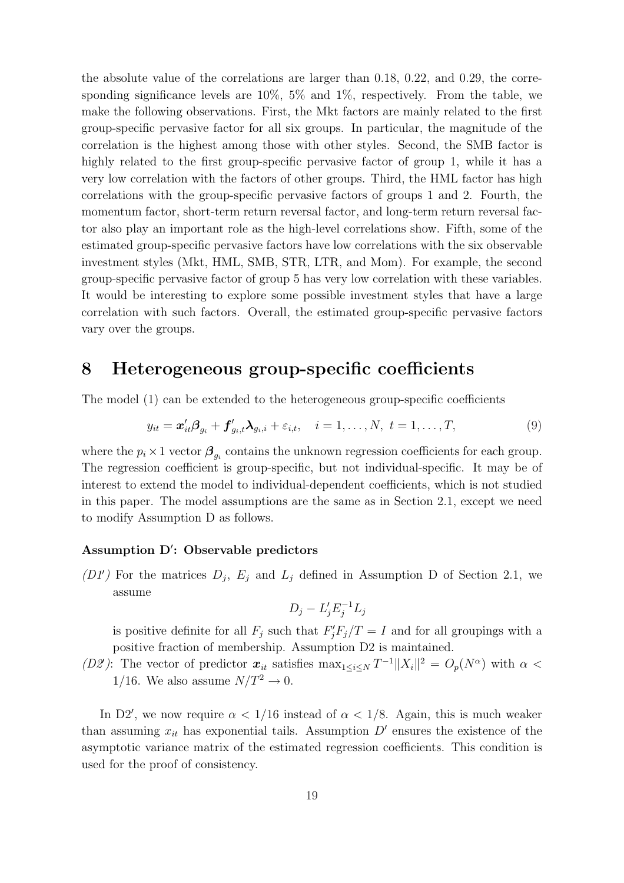the absolute value of the correlations are larger than 0.18, 0.22, and 0.29, the corresponding significance levels are 10%, 5% and 1%, respectively. From the table, we make the following observations. First, the Mkt factors are mainly related to the first group-specific pervasive factor for all six groups. In particular, the magnitude of the correlation is the highest among those with other styles. Second, the SMB factor is highly related to the first group-specific pervasive factor of group 1, while it has a very low correlation with the factors of other groups. Third, the HML factor has high correlations with the group-specific pervasive factors of groups 1 and 2. Fourth, the momentum factor, short-term return reversal factor, and long-term return reversal factor also play an important role as the high-level correlations show. Fifth, some of the estimated group-specific pervasive factors have low correlations with the six observable investment styles (Mkt, HML, SMB, STR, LTR, and Mom). For example, the second group-specific pervasive factor of group 5 has very low correlation with these variables. It would be interesting to explore some possible investment styles that have a large correlation with such factors. Overall, the estimated group-specific pervasive factors vary over the groups.

# 8 Heterogeneous group-specific coefficients

The model (1) can be extended to the heterogeneous group-specific coefficients

$$y_{it} = \boldsymbol{x}_{it}'\boldsymbol{\beta}_{g_i} + \boldsymbol{f}_{g_i,t}'\boldsymbol{\lambda}_{g_i,i} + \varepsilon_{i,t}, \quad i = 1, \ldots, N, \ t = 1, \ldots, T, \tag{9}$$

where the $p_i \times 1$ vector $\boldsymbol{\beta}_{g_i}$ contains the unknown regression coefficients for each group. The regression coefficient is group-specific, but not individual-specific. It may be of interest to extend the model to individual-dependent coefficients, which is not studied in this paper. The model assumptions are the same as in Section 2.1, except we need to modify Assumption D as follows.

### Assumption D′: Observable predictors

*(D1′)* For the matrices $D_j$, $E_j$ and $L_j$ defined in Assumption D of Section 2.1, we assume

$$D_j - L_j' E_j^{-1} L_j$$

is positive definite for all $F_j$ such that $F_j'F_j/T = I$ and for all groupings with a positive fraction of membership. Assumption D2 is maintained.

*(D2′)*: The vector of predictor $\boldsymbol{x}_{it}$ satisfies $\max_{1\le i\le N} T^{-1}\|X_i\|^2 = O_p(N^{\alpha})$ with $\alpha < 1/16$. We also assume $N/T^2 \to 0$.

In D2′, we now require $\alpha < 1/16$ instead of $\alpha < 1/8$. Again, this is much weaker than assuming $x_{it}$ has exponential tails. Assumption $D'$ ensures the existence of the asymptotic variance matrix of the estimated regression coefficients. This condition is used for the proof of consistency.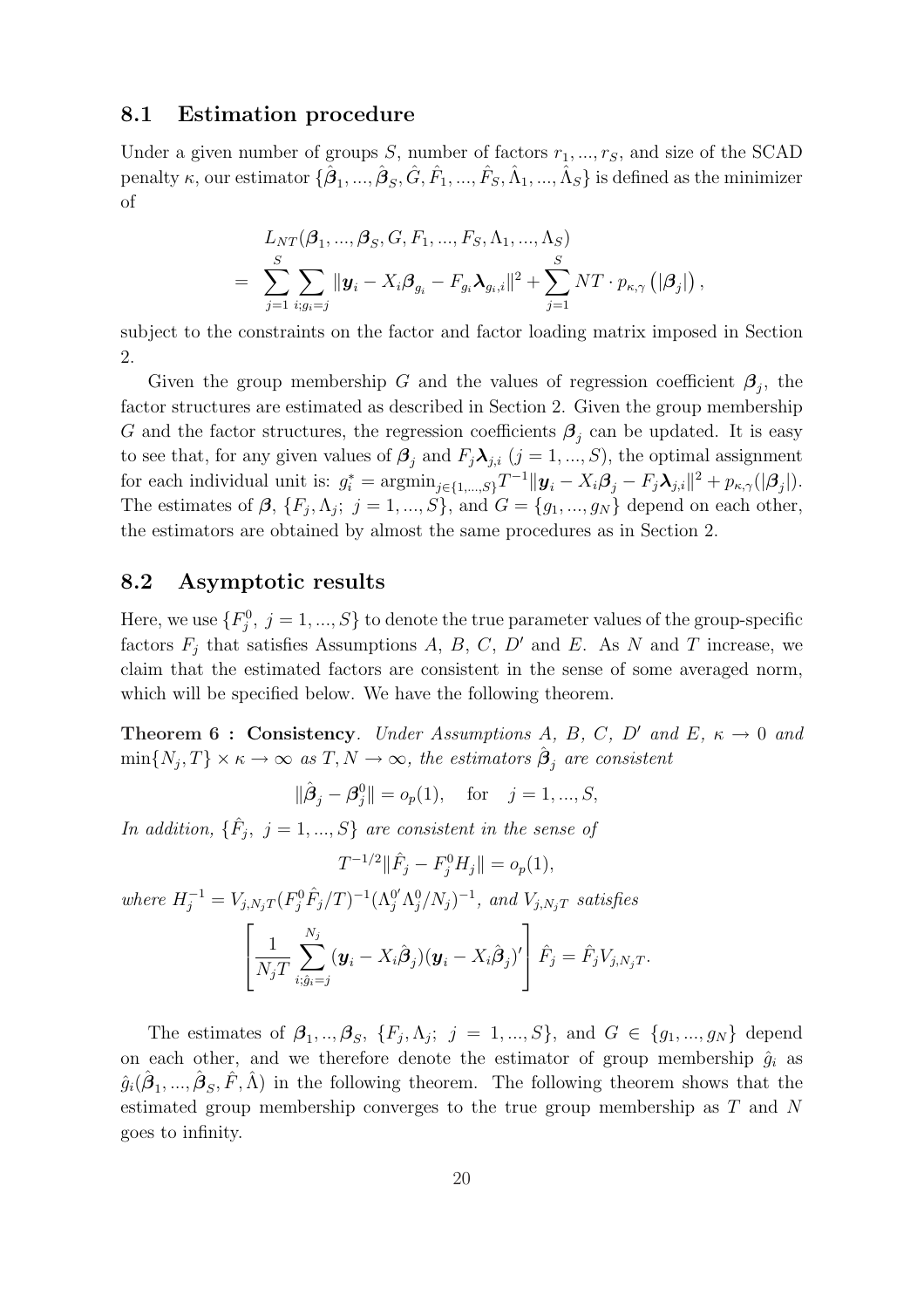### 8.1 Estimation procedure

Under a given number of groups $S$, number of factors $r_1, ..., r_S$, and size of the SCAD penalty $\kappa$, our estimator $\{\hat{\boldsymbol{\beta}}_1, ..., \hat{\boldsymbol{\beta}}_S, \hat{G}, \hat{F}_1, ..., \hat{F}_S, \hat{\Lambda}_1, ..., \hat{\Lambda}_S\}$ is defined as the minimizer of

$$
\begin{aligned}
& L_{NT}(\boldsymbol{\beta}_1, ..., \boldsymbol{\beta}_S, G, F_1, ..., F_S, \Lambda_1, ..., \Lambda_S) \\
= & \sum_{j=1}^{S} \sum_{i;g_i=j} \|\boldsymbol{y}_i - X_i\boldsymbol{\beta}_{g_i} - F_{g_i}\boldsymbol{\lambda}_{g_i,i}\|^2 + \sum_{j=1}^{S} NT \cdot p_{\kappa,\gamma}\left(|\boldsymbol{\beta}_j|\right),
\end{aligned}
$$

subject to the constraints on the factor and factor loading matrix imposed in Section 2.

Given the group membership $G$ and the values of regression coefficient $\boldsymbol{\beta}_j$, the factor structures are estimated as described in Section 2. Given the group membership $G$ and the factor structures, the regression coefficients $\boldsymbol{\beta}_j$ can be updated. It is easy to see that, for any given values of $\boldsymbol{\beta}_j$ and $F_j\boldsymbol{\lambda}_{j,i}$ $(j = 1, ..., S)$, the optimal assignment for each individual unit is: $g_i^* = \text{argmin}_{j\in\{1,...,S\}} T^{-1}\|\boldsymbol{y}_i - X_i\boldsymbol{\beta}_j - F_j\boldsymbol{\lambda}_{j,i}\|^2 + p_{\kappa,\gamma}(|\boldsymbol{\beta}_j|)$. The estimates of $\boldsymbol{\beta}$, $\{F_j, \Lambda_j;\ j = 1, ..., S\}$, and $G = \{g_1, ..., g_N\}$ depend on each other, the estimators are obtained by almost the same procedures as in Section 2.

### 8.2 Asymptotic results

Here, we use $\{F_j^0,\ j = 1, ..., S\}$ to denote the true parameter values of the group-specific factors $F_j$ that satisfies Assumptions $A$, $B$, $C$, $D'$ and $E$. As $N$ and $T$ increase, we claim that the estimated factors are consistent in the sense of some averaged norm, which will be specified below. We have the following theorem.

**Theorem 6 : Consistency**. *Under Assumptions A, B, C, $D'$ and E, $\kappa \to 0$ and $\min\{N_j, T\} \times \kappa \to \infty$ as $T, N \to \infty$, the estimators $\hat{\boldsymbol{\beta}}_j$ are consistent*

$$
\|\hat{\boldsymbol{\beta}}_j - \boldsymbol{\beta}_j^0\| = o_p(1), \quad \text{for} \quad j = 1, ..., S,
$$

*In addition, $\{\hat{F}_j,\ j = 1, ..., S\}$ are consistent in the sense of*

$$
T^{-1/2}\|\hat{F}_j - F_j^0 H_j\| = o_p(1),
$$

*where $H_j^{-1} = V_{j,N_jT}(F_j^0\hat{F}_j/T)^{-1}(\Lambda_j^{0\prime}\Lambda_j^0/N_j)^{-1}$, and $V_{j,N_jT}$ satisfies*

$$
\left[\frac{1}{N_jT}\sum_{i;\hat{g}_i=j}^{N_j}(\boldsymbol{y}_i - X_i\hat{\boldsymbol{\beta}}_j)(\boldsymbol{y}_i - X_i\hat{\boldsymbol{\beta}}_j)'\right]\hat{F}_j = \hat{F}_jV_{j,N_jT}.
$$

The estimates of $\boldsymbol{\beta}_1, .., \boldsymbol{\beta}_S$, $\{F_j, \Lambda_j;\ j = 1, ..., S\}$, and $G \in \{g_1, ..., g_N\}$ depend on each other, and we therefore denote the estimator of group membership $\hat{g}_i$ as $\hat{g}_i(\hat{\boldsymbol{\beta}}_1, ..., \hat{\boldsymbol{\beta}}_S, \hat{F}, \hat{\Lambda})$ in the following theorem. The following theorem shows that the estimated group membership converges to the true group membership as $T$ and $N$ goes to infinity.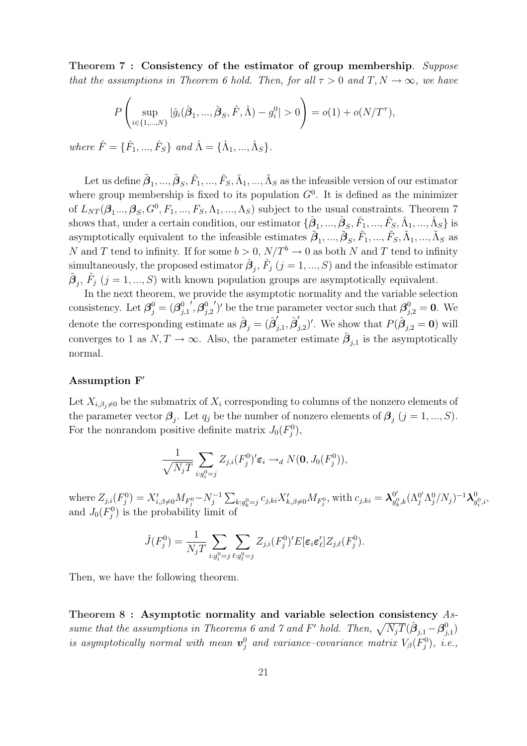**Theorem 7 : Consistency of the estimator of group membership**. *Suppose that the assumptions in Theorem 6 hold. Then, for all $\tau > 0$ and $T, N \to \infty$, we have*

$$P\left(\sup_{i\in\{1,...,N\}} |\hat{g}_i(\hat{\boldsymbol{\beta}}_1, ..., \hat{\boldsymbol{\beta}}_S, \hat{F}, \hat{\Lambda}) - g_i^0| > 0\right) = o(1) + o(N/T^{\tau}),$$

*where $\hat{F} = \{\hat{F}_1, ..., \hat{F}_S\}$ and $\hat{\Lambda} = \{\hat{\Lambda}_1, ..., \hat{\Lambda}_S\}$.*

Let us define $\tilde{\boldsymbol{\beta}}_1, ..., \tilde{\boldsymbol{\beta}}_S, \tilde{F}_1, ..., \tilde{F}_S, \tilde{\Lambda}_1, ..., \tilde{\Lambda}_S$ as the infeasible version of our estimator where group membership is fixed to its population $G^0$. It is defined as the minimizer of $L_{NT}(\boldsymbol{\beta}_1..., \boldsymbol{\beta}_S, G^0, F_1, ..., F_S, \Lambda_1, ..., \Lambda_S)$ subject to the usual constraints. Theorem 7 shows that, under a certain condition, our estimator $\{\hat{\boldsymbol{\beta}}_1, ..., \hat{\boldsymbol{\beta}}_S, \hat{F}_1, ..., \hat{F}_S, \hat{\Lambda}_1, ..., \hat{\Lambda}_S\}$ is asymptotically equivalent to the infeasible estimates $\tilde{\boldsymbol{\beta}}_1, ..., \tilde{\boldsymbol{\beta}}_S, \tilde{F}_1, ..., \tilde{F}_S, \tilde{\Lambda}_1, ..., \tilde{\Lambda}_S$ as $N$ and $T$ tend to infinity. If for some $b > 0$, $N/T^b \to 0$ as both $N$ and $T$ tend to infinity simultaneously, the proposed estimator $\hat{\boldsymbol{\beta}}_j$, $\hat{F}_j$ $(j = 1, ..., S)$ and the infeasible estimator $\tilde{\boldsymbol{\beta}}_j$, $\tilde{F}_j$ $(j = 1, ..., S)$ with known population groups are asymptotically equivalent.

In the next theorem, we provide the asymptotic normality and the variable selection consistency. Let $\boldsymbol{\beta}_j^0 = (\boldsymbol{\beta}_{j,1}^{0\,\prime}, \boldsymbol{\beta}_{j,2}^{0\,\prime})'$ be the true parameter vector such that $\boldsymbol{\beta}_{j,2}^0 = \mathbf{0}$. We denote the corresponding estimate as $\hat{\boldsymbol{\beta}}_j = (\hat{\boldsymbol{\beta}}_{j,1}', \hat{\boldsymbol{\beta}}_{j,2}')'$. We show that $P(\hat{\boldsymbol{\beta}}_{j,2} = \mathbf{0})$ will converges to 1 as $N, T \to \infty$. Also, the parameter estimate $\hat{\boldsymbol{\beta}}_{j,1}$ is the asymptotically normal.

**Assumption F$'$**

Let $X_{i,\beta_j \neq 0}$ be the submatrix of $X_i$ corresponding to columns of the nonzero elements of the parameter vector $\boldsymbol{\beta}_j$. Let $q_j$ be the number of nonzero elements of $\boldsymbol{\beta}_j$ $(j = 1, ..., S)$. For the nonrandom positive definite matrix $J_0(F_j^0)$,

$$\frac{1}{\sqrt{N_j T}} \sum_{i:g_i^0=j} Z_{j,i}(F_j^0)'\boldsymbol{\varepsilon}_i \to_d N(\mathbf{0}, J_0(F_j^0)),$$

where $Z_{j,i}(F_j^0) = X_{i,\beta\neq 0}' M_{F_j^0} - N_j^{-1} \sum_{k:g_k^0=j} c_{j,ki} X_{k,\beta\neq 0}' M_{F_j^0}$, with $c_{j,ki} = \boldsymbol{\lambda}_{g_k^0,k}^{0\prime} (\Lambda_j^{0\prime}\Lambda_j^0/N_j)^{-1} \boldsymbol{\lambda}_{g_i^0,i}^0$, and $J_0(F_j^0)$ is the probability limit of

$$\hat{J}(F_j^0) = \frac{1}{N_j T} \sum_{i:g_i^0=j} \sum_{\ell:g_\ell^0=j} Z_{j,i}(F_j^0)' E[\boldsymbol{\varepsilon}_i \boldsymbol{\varepsilon}_\ell'] Z_{j,\ell}(F_j^0).$$

Then, we have the following theorem.

**Theorem 8 : Asymptotic normality and variable selection consistency** *Assume that the assumptions in Theorems 6 and 7 and F$'$ hold. Then, $\sqrt{N_j T}(\hat{\boldsymbol{\beta}}_{j,1} - \boldsymbol{\beta}_{j,1}^0)$ is asymptotically normal with mean $\boldsymbol{v}_j^0$ and variance–covariance matrix $V_\beta(F_j^0)$, i.e.,*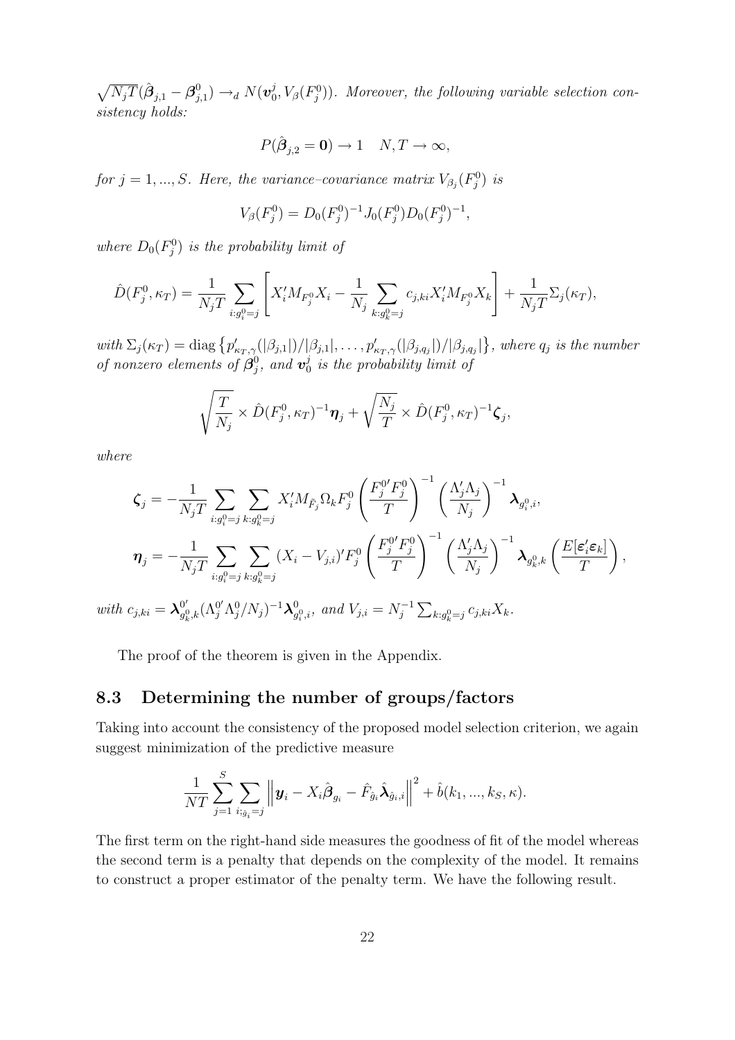$\sqrt{N_j T}(\hat{\boldsymbol{\beta}}_{j,1} - \boldsymbol{\beta}^0_{j,1}) \to_d N(\boldsymbol{v}^j_0, V_\beta(F^0_j))$. *Moreover, the following variable selection consistency holds:*

$$P(\hat{\boldsymbol{\beta}}_{j,2} = \mathbf{0}) \to 1 \quad N, T \to \infty,$$

*for* $j = 1, ..., S$. *Here, the variance–covariance matrix* $V_{\beta_j}(F^0_j)$ *is*

$$V_\beta(F^0_j) = D_0(F^0_j)^{-1} J_0(F^0_j) D_0(F^0_j)^{-1},$$

*where* $D_0(F^0_j)$ *is the probability limit of*

$$\hat{D}(F^0_j, \kappa_T) = \frac{1}{N_j T} \sum_{i: g^0_i = j} \left[ X_i' M_{F^0_j} X_i - \frac{1}{N_j} \sum_{k: g^0_k = j} c_{j,ki} X_i' M_{F^0_j} X_k \right] + \frac{1}{N_j T} \Sigma_j(\kappa_T),$$

*with* $\Sigma_j(\kappa_T) = \mathrm{diag}\left\{ p'_{\kappa_T,\gamma}(|\beta_{j,1}|)/|\beta_{j,1}|, \ldots, p'_{\kappa_T,\gamma}(|\beta_{j,q_j}|)/|\beta_{j,q_j}| \right\}$, *where* $q_j$ *is the number of nonzero elements of* $\boldsymbol{\beta}^0_j$, *and* $\boldsymbol{v}^j_0$ *is the probability limit of*

$$\sqrt{\frac{T}{N_j}} \times \hat{D}(F^0_j, \kappa_T)^{-1} \boldsymbol{\eta}_j + \sqrt{\frac{N_j}{T}} \times \hat{D}(F^0_j, \kappa_T)^{-1} \boldsymbol{\zeta}_j,$$

*where*

$$\boldsymbol{\zeta}_j = -\frac{1}{N_j T} \sum_{i: g^0_i = j} \sum_{k: g^0_k = j} X_i' M_{\hat{F}_j} \Omega_k F^0_j \left( \frac{F^{0\prime}_j F^0_j}{T} \right)^{-1} \left( \frac{\Lambda_j' \Lambda_j}{N_j} \right)^{-1} \boldsymbol{\lambda}_{g^0_i, i},$$

$$\boldsymbol{\eta}_j = -\frac{1}{N_j T} \sum_{i: g^0_i = j} \sum_{k: g^0_k = j} (X_i - V_{j,i})' F^0_j \left( \frac{F^{0\prime}_j F^0_j}{T} \right)^{-1} \left( \frac{\Lambda_j' \Lambda_j}{N_j} \right)^{-1} \boldsymbol{\lambda}_{g^0_k, k} \left( \frac{E[\boldsymbol{\varepsilon}_i' \boldsymbol{\varepsilon}_k]}{T} \right),$$

*with* $c_{j,ki} = \boldsymbol{\lambda}^{0\prime}_{g^0_k, k} (\Lambda^{0\prime}_j \Lambda^0_j / N_j)^{-1} \boldsymbol{\lambda}^0_{g^0_i, i}$, *and* $V_{j,i} = N_j^{-1} \sum_{k: g^0_k = j} c_{j,ki} X_k$.

The proof of the theorem is given in the Appendix.

## 8.3 Determining the number of groups/factors

Taking into account the consistency of the proposed model selection criterion, we again suggest minimization of the predictive measure

$$\frac{1}{NT} \sum_{j=1}^{S} \sum_{i; \hat{g}_i = j} \left\| \boldsymbol{y}_i - X_i \hat{\boldsymbol{\beta}}_{g_i} - \hat{F}_{\hat{g}_i} \hat{\boldsymbol{\lambda}}_{\hat{g}_i, i} \right\|^2 + \hat{b}(k_1, ..., k_S, \kappa).$$

The first term on the right-hand side measures the goodness of fit of the model whereas the second term is a penalty that depends on the complexity of the model. It remains to construct a proper estimator of the penalty term. We have the following result.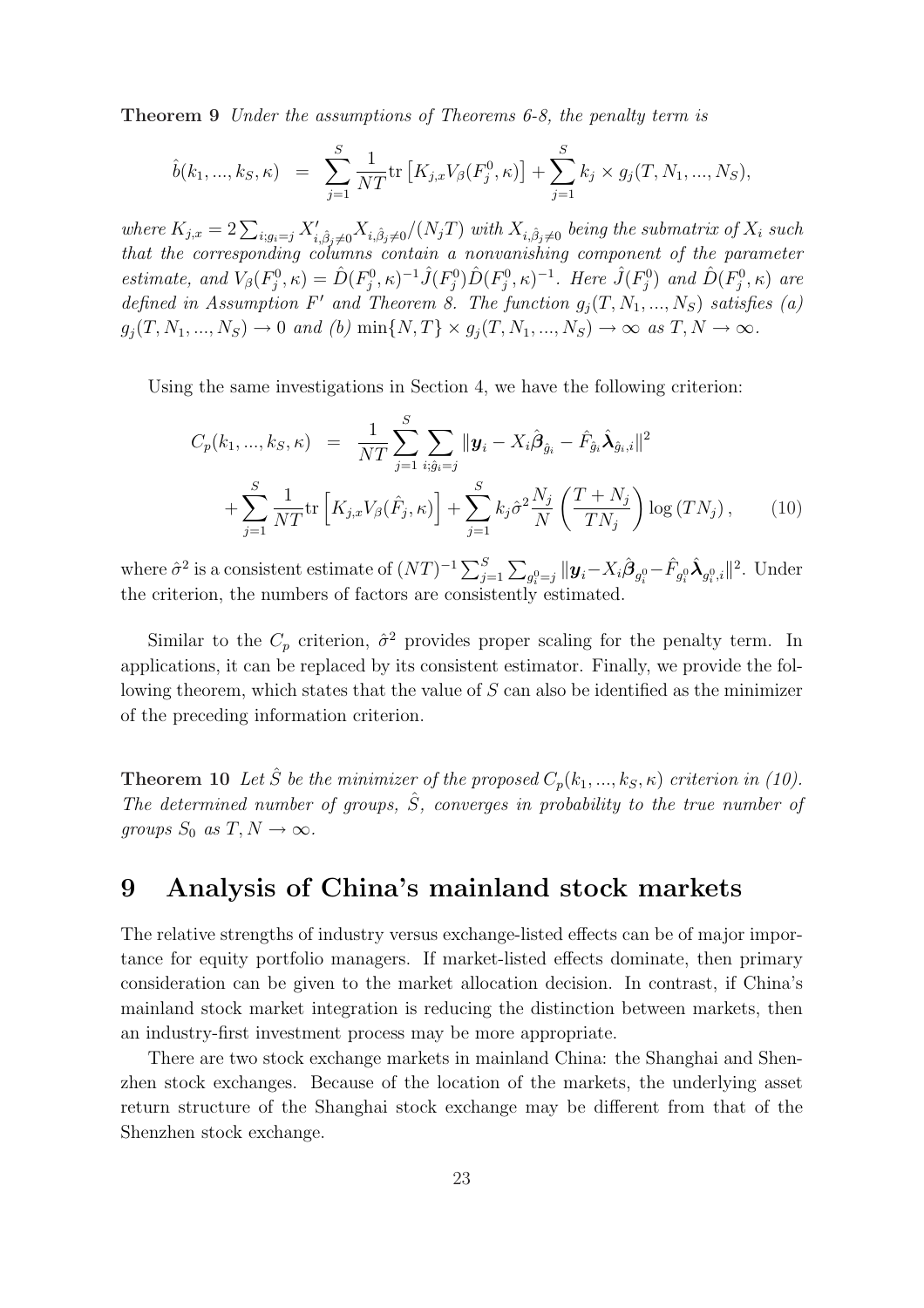**Theorem 9** *Under the assumptions of Theorems 6-8, the penalty term is*

$$\hat{b}(k_1, ..., k_S, \kappa) \;\; = \;\; \sum_{j=1}^{S} \frac{1}{NT} \text{tr}\left[K_{j,x} V_\beta(F_j^0, \kappa)\right] + \sum_{j=1}^{S} k_j \times g_j(T, N_1, ..., N_S),$$

*where* $K_{j,x} = 2\sum_{i;g_i=j} X'_{i,\hat{\beta}_j \neq 0} X_{i,\hat{\beta}_j \neq 0}/(N_j T)$ *with* $X_{i,\hat{\beta}_j \neq 0}$ *being the submatrix of* $X_i$ *such that the corresponding columns contain a nonvanishing component of the parameter estimate, and* $V_\beta(F_j^0, \kappa) = \hat{D}(F_j^0, \kappa)^{-1} \hat{J}(F_j^0) \hat{D}(F_j^0, \kappa)^{-1}$. *Here* $\hat{J}(F_j^0)$ *and* $\hat{D}(F_j^0, \kappa)$ *are defined in Assumption* $F'$ *and Theorem 8. The function* $g_j(T, N_1, ..., N_S)$ *satisfies (a)* $g_j(T, N_1, ..., N_S) \to 0$ *and (b)* $\min\{N, T\} \times g_j(T, N_1, ..., N_S) \to \infty$ *as* $T, N \to \infty$.

Using the same investigations in Section 4, we have the following criterion:

$$\begin{aligned} C_p(k_1, ..., k_S, \kappa) \;\; &= \;\; \frac{1}{NT} \sum_{j=1}^{S} \sum_{i;\hat{g}_i=j} \|\boldsymbol{y}_i - X_i \hat{\boldsymbol{\beta}}_{\hat{g}_i} - \hat{F}_{\hat{g}_i} \hat{\boldsymbol{\lambda}}_{\hat{g}_i,i}\|^2 \\ &+ \sum_{j=1}^{S} \frac{1}{NT} \text{tr}\left[K_{j,x} V_\beta(\hat{F}_j, \kappa)\right] + \sum_{j=1}^{S} k_j \hat{\sigma}^2 \frac{N_j}{N} \left(\frac{T + N_j}{T N_j}\right) \log\left(T N_j\right), \qquad (10) \end{aligned}$$

where $\hat{\sigma}^2$ is a consistent estimate of $(NT)^{-1} \sum_{j=1}^{S} \sum_{g_i^0=j} \|\boldsymbol{y}_i - X_i \hat{\boldsymbol{\beta}}_{g_i^0} - \hat{F}_{g_i^0} \hat{\boldsymbol{\lambda}}_{g_i^0,i}\|^2$. Under the criterion, the numbers of factors are consistently estimated.

Similar to the $C_p$ criterion, $\hat{\sigma}^2$ provides proper scaling for the penalty term. In applications, it can be replaced by its consistent estimator. Finally, we provide the following theorem, which states that the value of $S$ can also be identified as the minimizer of the preceding information criterion.

**Theorem 10** *Let* $\hat{S}$ *be the minimizer of the proposed* $C_p(k_1, ..., k_S, \kappa)$ *criterion in (10). The determined number of groups,* $\hat{S}$*, converges in probability to the true number of groups* $S_0$ *as* $T, N \to \infty$.

# 9 Analysis of China's mainland stock markets

The relative strengths of industry versus exchange-listed effects can be of major importance for equity portfolio managers. If market-listed effects dominate, then primary consideration can be given to the market allocation decision. In contrast, if China's mainland stock market integration is reducing the distinction between markets, then an industry-first investment process may be more appropriate.

There are two stock exchange markets in mainland China: the Shanghai and Shenzhen stock exchanges. Because of the location of the markets, the underlying asset return structure of the Shanghai stock exchange may be different from that of the Shenzhen stock exchange.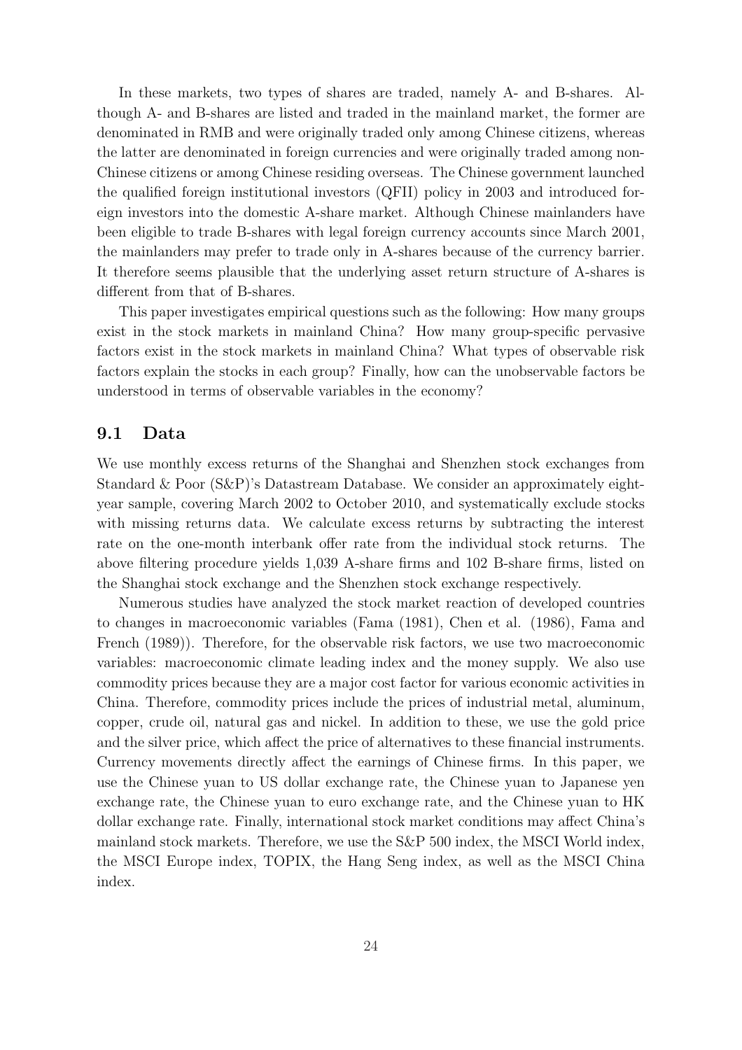In these markets, two types of shares are traded, namely A- and B-shares. Although A- and B-shares are listed and traded in the mainland market, the former are denominated in RMB and were originally traded only among Chinese citizens, whereas the latter are denominated in foreign currencies and were originally traded among non-Chinese citizens or among Chinese residing overseas. The Chinese government launched the qualified foreign institutional investors (QFII) policy in 2003 and introduced foreign investors into the domestic A-share market. Although Chinese mainlanders have been eligible to trade B-shares with legal foreign currency accounts since March 2001, the mainlanders may prefer to trade only in A-shares because of the currency barrier. It therefore seems plausible that the underlying asset return structure of A-shares is different from that of B-shares.

This paper investigates empirical questions such as the following: How many groups exist in the stock markets in mainland China? How many group-specific pervasive factors exist in the stock markets in mainland China? What types of observable risk factors explain the stocks in each group? Finally, how can the unobservable factors be understood in terms of observable variables in the economy?

## 9.1 Data

We use monthly excess returns of the Shanghai and Shenzhen stock exchanges from Standard & Poor (S&P)'s Datastream Database. We consider an approximately eight-year sample, covering March 2002 to October 2010, and systematically exclude stocks with missing returns data. We calculate excess returns by subtracting the interest rate on the one-month interbank offer rate from the individual stock returns. The above filtering procedure yields 1,039 A-share firms and 102 B-share firms, listed on the Shanghai stock exchange and the Shenzhen stock exchange respectively.

Numerous studies have analyzed the stock market reaction of developed countries to changes in macroeconomic variables (Fama (1981), Chen et al. (1986), Fama and French (1989)). Therefore, for the observable risk factors, we use two macroeconomic variables: macroeconomic climate leading index and the money supply. We also use commodity prices because they are a major cost factor for various economic activities in China. Therefore, commodity prices include the prices of industrial metal, aluminum, copper, crude oil, natural gas and nickel. In addition to these, we use the gold price and the silver price, which affect the price of alternatives to these financial instruments. Currency movements directly affect the earnings of Chinese firms. In this paper, we use the Chinese yuan to US dollar exchange rate, the Chinese yuan to Japanese yen exchange rate, the Chinese yuan to euro exchange rate, and the Chinese yuan to HK dollar exchange rate. Finally, international stock market conditions may affect China's mainland stock markets. Therefore, we use the S&P 500 index, the MSCI World index, the MSCI Europe index, TOPIX, the Hang Seng index, as well as the MSCI China index.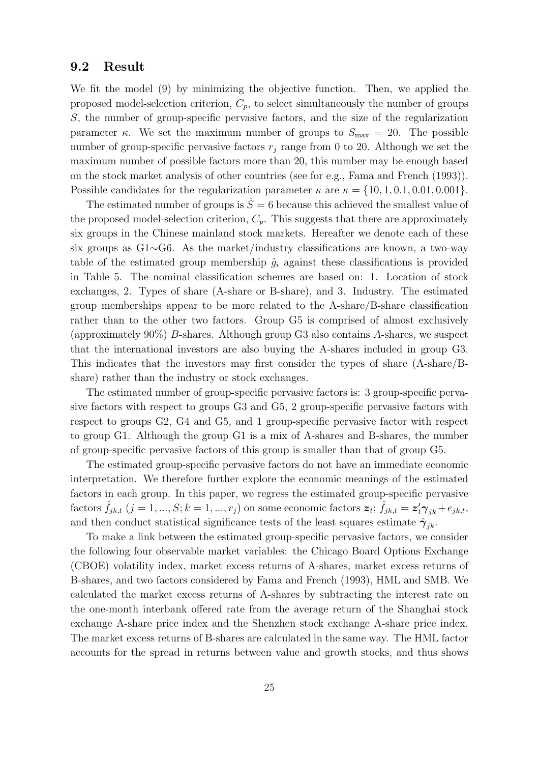## 9.2 Result

We fit the model (9) by minimizing the objective function. Then, we applied the proposed model-selection criterion, $C_p$, to select simultaneously the number of groups $S$, the number of group-specific pervasive factors, and the size of the regularization parameter $\kappa$. We set the maximum number of groups to $S_{\max} = 20$. The possible number of group-specific pervasive factors $r_j$ range from 0 to 20. Although we set the maximum number of possible factors more than 20, this number may be enough based on the stock market analysis of other countries (see for e.g., Fama and French (1993)). Possible candidates for the regularization parameter $\kappa$ are $\kappa = \{10, 1, 0.1, 0.01, 0.001\}$.

The estimated number of groups is $\hat{S} = 6$ because this achieved the smallest value of the proposed model-selection criterion, $C_p$. This suggests that there are approximately six groups in the Chinese mainland stock markets. Hereafter we denote each of these six groups as G1∼G6. As the market/industry classifications are known, a two-way table of the estimated group membership $\hat{g}_i$ against these classifications is provided in Table 5. The nominal classification schemes are based on: 1. Location of stock exchanges, 2. Types of share (A-share or B-share), and 3. Industry. The estimated group memberships appear to be more related to the A-share/B-share classification rather than to the other two factors. Group G5 is comprised of almost exclusively (approximately 90%) *B*-shares. Although group G3 also contains *A*-shares, we suspect that the international investors are also buying the A-shares included in group G3. This indicates that the investors may first consider the types of share (A-share/B-share) rather than the industry or stock exchanges.

The estimated number of group-specific pervasive factors is: 3 group-specific pervasive factors with respect to groups G3 and G5, 2 group-specific pervasive factors with respect to groups G2, G4 and G5, and 1 group-specific pervasive factor with respect to group G1. Although the group G1 is a mix of A-shares and B-shares, the number of group-specific pervasive factors of this group is smaller than that of group G5.

The estimated group-specific pervasive factors do not have an immediate economic interpretation. We therefore further explore the economic meanings of the estimated factors in each group. In this paper, we regress the estimated group-specific pervasive factors $\hat{f}_{jk,t}$ $(j = 1, ..., S; k = 1, ..., r_j)$ on some economic factors $\boldsymbol{z}_t$; $\hat{f}_{jk,t} = \boldsymbol{z}_t' \boldsymbol{\gamma}_{jk} + e_{jk,t}$, and then conduct statistical significance tests of the least squares estimate $\hat{\boldsymbol{\gamma}}_{jk}$.

To make a link between the estimated group-specific pervasive factors, we consider the following four observable market variables: the Chicago Board Options Exchange (CBOE) volatility index, market excess returns of A-shares, market excess returns of B-shares, and two factors considered by Fama and French (1993), HML and SMB. We calculated the market excess returns of A-shares by subtracting the interest rate on the one-month interbank offered rate from the average return of the Shanghai stock exchange A-share price index and the Shenzhen stock exchange A-share price index. The market excess returns of B-shares are calculated in the same way. The HML factor accounts for the spread in returns between value and growth stocks, and thus shows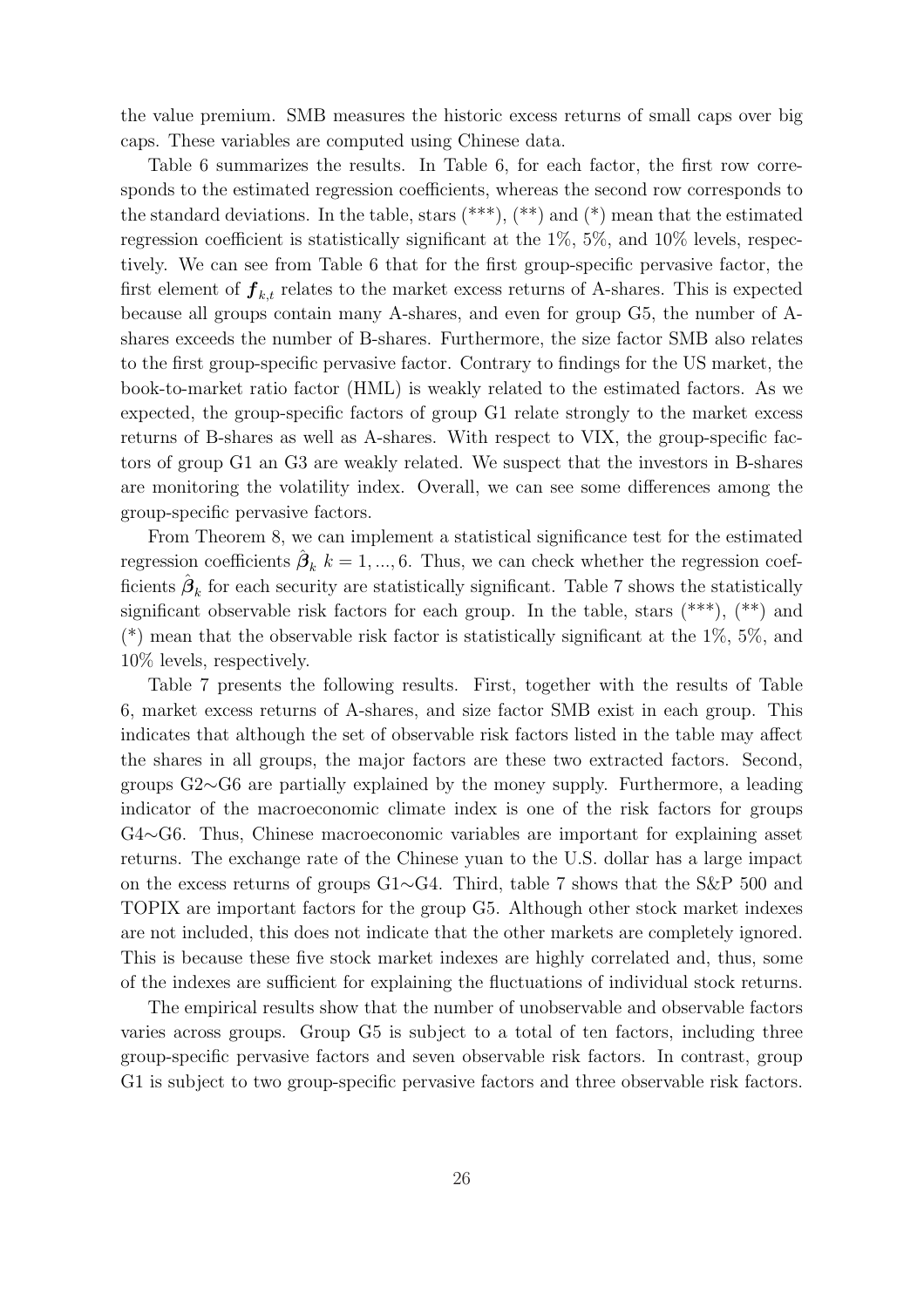the value premium. SMB measures the historic excess returns of small caps over big caps. These variables are computed using Chinese data.

Table 6 summarizes the results. In Table 6, for each factor, the first row corresponds to the estimated regression coefficients, whereas the second row corresponds to the standard deviations. In the table, stars (***), (**) and (*) mean that the estimated regression coefficient is statistically significant at the 1%, 5%, and 10% levels, respectively. We can see from Table 6 that for the first group-specific pervasive factor, the first element of $\boldsymbol{f}_{k,t}$ relates to the market excess returns of A-shares. This is expected because all groups contain many A-shares, and even for group G5, the number of A-shares exceeds the number of B-shares. Furthermore, the size factor SMB also relates to the first group-specific pervasive factor. Contrary to findings for the US market, the book-to-market ratio factor (HML) is weakly related to the estimated factors. As we expected, the group-specific factors of group G1 relate strongly to the market excess returns of B-shares as well as A-shares. With respect to VIX, the group-specific factors of group G1 an G3 are weakly related. We suspect that the investors in B-shares are monitoring the volatility index. Overall, we can see some differences among the group-specific pervasive factors.

From Theorem 8, we can implement a statistical significance test for the estimated regression coefficients $\hat{\boldsymbol{\beta}}_k$ $k = 1, ..., 6$. Thus, we can check whether the regression coefficients $\hat{\boldsymbol{\beta}}_k$ for each security are statistically significant. Table 7 shows the statistically significant observable risk factors for each group. In the table, stars (***), (**) and (*) mean that the observable risk factor is statistically significant at the 1%, 5%, and 10% levels, respectively.

Table 7 presents the following results. First, together with the results of Table 6, market excess returns of A-shares, and size factor SMB exist in each group. This indicates that although the set of observable risk factors listed in the table may affect the shares in all groups, the major factors are these two extracted factors. Second, groups G2$\sim$G6 are partially explained by the money supply. Furthermore, a leading indicator of the macroeconomic climate index is one of the risk factors for groups G4$\sim$G6. Thus, Chinese macroeconomic variables are important for explaining asset returns. The exchange rate of the Chinese yuan to the U.S. dollar has a large impact on the excess returns of groups G1$\sim$G4. Third, table 7 shows that the S&P 500 and TOPIX are important factors for the group G5. Although other stock market indexes are not included, this does not indicate that the other markets are completely ignored. This is because these five stock market indexes are highly correlated and, thus, some of the indexes are sufficient for explaining the fluctuations of individual stock returns.

The empirical results show that the number of unobservable and observable factors varies across groups. Group G5 is subject to a total of ten factors, including three group-specific pervasive factors and seven observable risk factors. In contrast, group G1 is subject to two group-specific pervasive factors and three observable risk factors.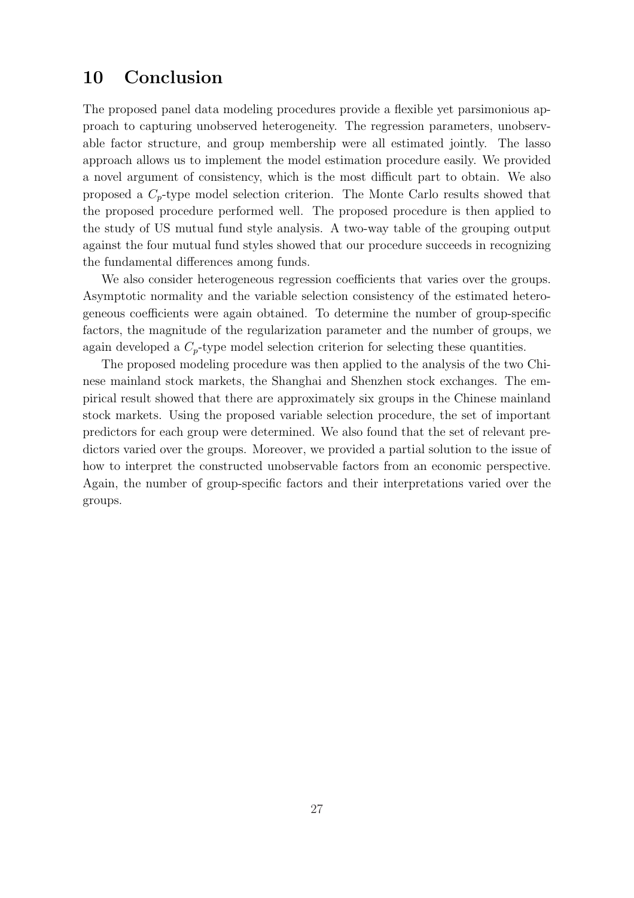## 10 Conclusion

The proposed panel data modeling procedures provide a flexible yet parsimonious approach to capturing unobserved heterogeneity. The regression parameters, unobservable factor structure, and group membership were all estimated jointly. The lasso approach allows us to implement the model estimation procedure easily. We provided a novel argument of consistency, which is the most difficult part to obtain. We also proposed a $C_p$-type model selection criterion. The Monte Carlo results showed that the proposed procedure performed well. The proposed procedure is then applied to the study of US mutual fund style analysis. A two-way table of the grouping output against the four mutual fund styles showed that our procedure succeeds in recognizing the fundamental differences among funds.

We also consider heterogeneous regression coefficients that varies over the groups. Asymptotic normality and the variable selection consistency of the estimated heterogeneous coefficients were again obtained. To determine the number of group-specific factors, the magnitude of the regularization parameter and the number of groups, we again developed a $C_p$-type model selection criterion for selecting these quantities.

The proposed modeling procedure was then applied to the analysis of the two Chinese mainland stock markets, the Shanghai and Shenzhen stock exchanges. The empirical result showed that there are approximately six groups in the Chinese mainland stock markets. Using the proposed variable selection procedure, the set of important predictors for each group were determined. We also found that the set of relevant predictors varied over the groups. Moreover, we provided a partial solution to the issue of how to interpret the constructed unobservable factors from an economic perspective. Again, the number of group-specific factors and their interpretations varied over the groups.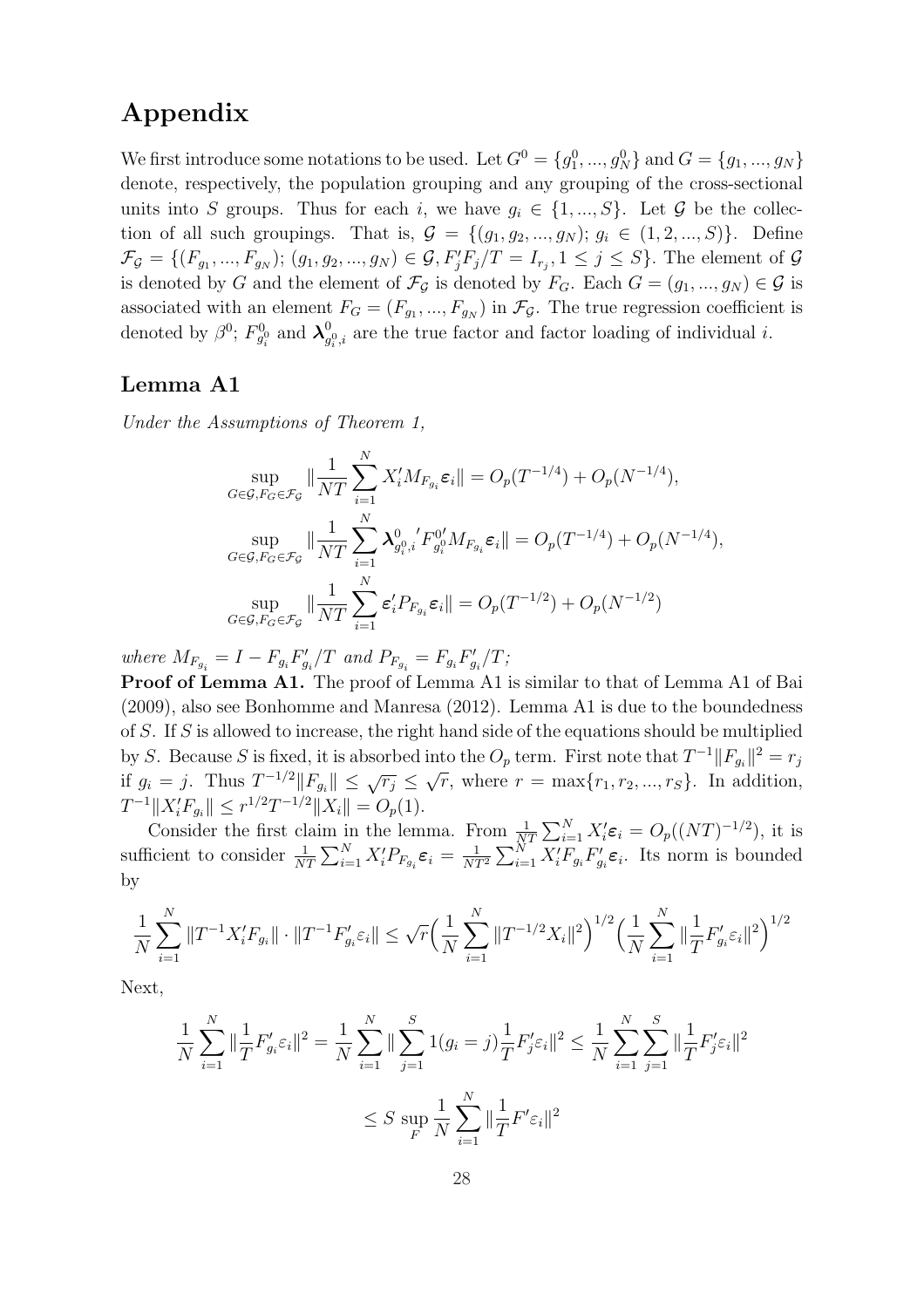# Appendix

We first introduce some notations to be used. Let $G^0 = \{g_1^0, ..., g_N^0\}$ and $G = \{g_1, ..., g_N\}$ denote, respectively, the population grouping and any grouping of the cross-sectional units into $S$ groups. Thus for each $i$, we have $g_i \in \{1, ..., S\}$. Let $\mathcal{G}$ be the collection of all such groupings. That is, $\mathcal{G} = \{(g_1, g_2, ..., g_N);\, g_i \in (1, 2, ..., S)\}$. Define $\mathcal{F}_\mathcal{G} = \{(F_{g_1}, ..., F_{g_N});\, (g_1, g_2, ..., g_N) \in \mathcal{G}, F_j'F_j/T = I_{r_j}, 1 \le j \le S\}$. The element of $\mathcal{G}$ is denoted by $G$ and the element of $\mathcal{F}_\mathcal{G}$ is denoted by $F_G$. Each $G = (g_1, ..., g_N) \in \mathcal{G}$ is associated with an element $F_G = (F_{g_1}, ..., F_{g_N})$ in $\mathcal{F}_\mathcal{G}$. The true regression coefficient is denoted by $\beta^0$; $F^0_{g_i^0}$ and $\boldsymbol{\lambda}^0_{g_i^0,i}$ are the true factor and factor loading of individual $i$.

## Lemma A1

*Under the Assumptions of Theorem 1,*

$$
\sup_{G\in\mathcal{G},F_G\in\mathcal{F}_\mathcal{G}} \|\frac{1}{NT}\sum_{i=1}^N X_i' M_{F_{g_i}} \boldsymbol{\varepsilon}_i\| = O_p(T^{-1/4}) + O_p(N^{-1/4}),
$$

$$
\sup_{G\in\mathcal{G},F_G\in\mathcal{F}_\mathcal{G}} \|\frac{1}{NT}\sum_{i=1}^N \boldsymbol{\lambda}^{0}_{g_i^0,i}{}' F^{0\prime}_{g_i^0} M_{F_{g_i}} \boldsymbol{\varepsilon}_i\| = O_p(T^{-1/4}) + O_p(N^{-1/4}),
$$

$$
\sup_{G\in\mathcal{G},F_G\in\mathcal{F}_\mathcal{G}} \|\frac{1}{NT}\sum_{i=1}^N \boldsymbol{\varepsilon}_i' P_{F_{g_i}} \boldsymbol{\varepsilon}_i\| = O_p(T^{-1/2}) + O_p(N^{-1/2})
$$

*where* $M_{F_{g_i}} = I - F_{g_i}F_{g_i}'/T$ *and* $P_{F_{g_i}} = F_{g_i}F_{g_i}'/T$;

**Proof of Lemma A1.** The proof of Lemma A1 is similar to that of Lemma A1 of Bai (2009), also see Bonhomme and Manresa (2012). Lemma A1 is due to the boundedness of $S$. If $S$ is allowed to increase, the right hand side of the equations should be multiplied by $S$. Because $S$ is fixed, it is absorbed into the $O_p$ term. First note that $T^{-1}\|F_{g_i}\|^2 = r_j$ if $g_i = j$. Thus $T^{-1/2}\|F_{g_i}\| \le \sqrt{r_j} \le \sqrt{r}$, where $r = \max\{r_1, r_2, ..., r_S\}$. In addition, $T^{-1}\|X_i'F_{g_i}\| \le r^{1/2}T^{-1/2}\|X_i\| = O_p(1)$.

Consider the first claim in the lemma. From $\frac{1}{NT}\sum_{i=1}^N X_i'\boldsymbol{\varepsilon}_i = O_p((NT)^{-1/2})$, it is sufficient to consider $\frac{1}{NT}\sum_{i=1}^N X_i' P_{F_{g_i}}\boldsymbol{\varepsilon}_i = \frac{1}{NT^2}\sum_{i=1}^N X_i'F_{g_i}F_{g_i}'\boldsymbol{\varepsilon}_i$. Its norm is bounded by

$$
\frac{1}{N}\sum_{i=1}^N \|T^{-1}X_i'F_{g_i}\| \cdot \|T^{-1}F_{g_i}'\varepsilon_i\| \le \sqrt{r}\Big(\frac{1}{N}\sum_{i=1}^N \|T^{-1/2}X_i\|^2\Big)^{1/2}\Big(\frac{1}{N}\sum_{i=1}^N \|\frac{1}{T}F_{g_i}'\varepsilon_i\|^2\Big)^{1/2}
$$

Next,

$$
\frac{1}{N}\sum_{i=1}^N \|\frac{1}{T}F_{g_i}'\varepsilon_i\|^2 = \frac{1}{N}\sum_{i=1}^N \|\sum_{j=1}^S 1(g_i = j)\frac{1}{T}F_j'\varepsilon_i\|^2 \le \frac{1}{N}\sum_{i=1}^N\sum_{j=1}^S \|\frac{1}{T}F_j'\varepsilon_i\|^2
$$

$$
\le S \sup_F \frac{1}{N}\sum_{i=1}^N \|\frac{1}{T}F'\varepsilon_i\|^2
$$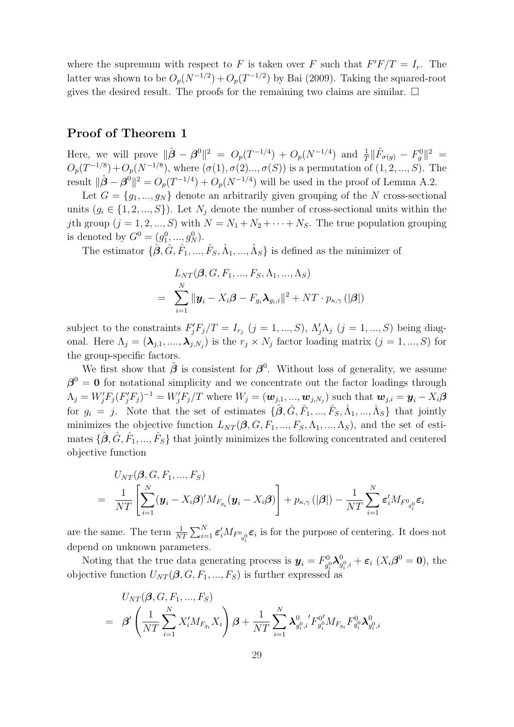where the supremum with respect to $F$ is taken over $F$ such that $F'F/T = I_r$. The latter was shown to be $O_p(N^{-1/2}) + O_p(T^{-1/2})$ by Bai (2009). Taking the squared-root gives the desired result. The proofs for the remaining two claims are similar. $\square$

## Proof of Theorem 1

Here, we will prove $\|\hat{\boldsymbol{\beta}} - \boldsymbol{\beta}^0\|^2 = O_p(T^{-1/4}) + O_p(N^{-1/4})$ and $\frac{1}{T}\|\hat{F}_{\sigma(g)} - F_g^0\|^2 = O_p(T^{-1/8}) + O_p(N^{-1/8})$, where $(\sigma(1), \sigma(2)..., \sigma(S))$ is a permutation of $(1, 2, ..., S)$. The result $\|\hat{\boldsymbol{\beta}} - \boldsymbol{\beta}^0\|^2 = O_p(T^{-1/4}) + O_p(N^{-1/4})$ will be used in the proof of Lemma A.2.

Let $G = \{g_1, ..., g_N\}$ denote an arbitrarily given grouping of the $N$ cross-sectional units ($g_i \in \{1, 2, ..., S\}$). Let $N_j$ denote the number of cross-sectional units within the $j$th group ($j = 1, 2, ..., S$) with $N = N_1 + N_2 + \cdots + N_S$. The true population grouping is denoted by $G^0 = (g_1^0, ..., g_N^0)$.

The estimator $\{\hat{\boldsymbol{\beta}}, \hat{G}, \hat{F}_1, ..., \hat{F}_S, \hat{\Lambda}_1, ..., \hat{\Lambda}_S\}$ is defined as the minimizer of

$$
\begin{aligned}
& L_{NT}(\boldsymbol{\beta}, G, F_1, ..., F_S, \Lambda_1, ..., \Lambda_S) \\
= & \sum_{i=1}^{N} \|\boldsymbol{y}_i - X_i\boldsymbol{\beta} - F_{g_i}\boldsymbol{\lambda}_{g_i,i}\|^2 + NT \cdot p_{\kappa,\gamma}(|\boldsymbol{\beta}|)
\end{aligned}
$$

subject to the constraints $F_j'F_j/T = I_{r_j}$ ($j = 1, ..., S$), $\Lambda_j'\Lambda_j$ ($j = 1, ..., S$) being diagonal. Here $\Lambda_j = (\boldsymbol{\lambda}_{j,1}, ...., \boldsymbol{\lambda}_{j,N_j})$ is the $r_j \times N_j$ factor loading matrix ($j = 1, ..., S$) for the group-specific factors.

We first show that $\hat{\boldsymbol{\beta}}$ is consistent for $\boldsymbol{\beta}^0$. Without loss of generality, we assume $\boldsymbol{\beta}^0 = \mathbf{0}$ for notational simplicity and we concentrate out the factor loadings through $\Lambda_j = W_j'F_j(F_j'F_j)^{-1} = W_j'F_j/T$ where $W_j = (\boldsymbol{w}_{j,1}, ..., \boldsymbol{w}_{j,N_j})$ such that $\boldsymbol{w}_{j,i} = \boldsymbol{y}_i - X_i\boldsymbol{\beta}$ for $g_i = j$. Note that the set of estimates $\{\hat{\boldsymbol{\beta}}, \hat{G}, \hat{F}_1, ..., \hat{F}_S, \hat{\Lambda}_1, ..., \hat{\Lambda}_S\}$ that jointly minimizes the objective function $L_{NT}(\boldsymbol{\beta}, G, F_1, ..., F_S, \Lambda_1, ..., \Lambda_S)$, and the set of estimates $\{\hat{\boldsymbol{\beta}}, \hat{G}, \hat{F}_1, ..., \hat{F}_S\}$ that jointly minimizes the following concentrated and centered objective function

$$
\begin{aligned}
& U_{NT}(\boldsymbol{\beta}, G, F_1, ..., F_S) \\
= & \frac{1}{NT}\left[\sum_{i=1}^{N}(\boldsymbol{y}_i - X_i\boldsymbol{\beta})'M_{F_{g_i}}(\boldsymbol{y}_i - X_i\boldsymbol{\beta})\right] + p_{\kappa,\gamma}(|\boldsymbol{\beta}|) - \frac{1}{NT}\sum_{i=1}^{N}\boldsymbol{\varepsilon}_i'M_{F^0_{g_i^0}}\boldsymbol{\varepsilon}_i
\end{aligned}
$$

are the same. The term $\frac{1}{NT}\sum_{i=1}^{N}\boldsymbol{\varepsilon}_i'M_{F^0_{g_i^0}}\boldsymbol{\varepsilon}_i$ is for the purpose of centering. It does not depend on unknown parameters.

Noting that the true data generating process is $\boldsymbol{y}_i = F^0_{g_i^0}\boldsymbol{\lambda}^0_{g_i^0,i} + \boldsymbol{\varepsilon}_i$ ($X_i\boldsymbol{\beta}^0 = \mathbf{0}$), the objective function $U_{NT}(\boldsymbol{\beta}, G, F_1, ..., F_S)$ is further expressed as

$$
\begin{aligned}
& U_{NT}(\boldsymbol{\beta}, G, F_1, ..., F_S) \\
= & \boldsymbol{\beta}'\left(\frac{1}{NT}\sum_{i=1}^{N}X_i'M_{F_{g_i}}X_i\right)\boldsymbol{\beta} + \frac{1}{NT}\sum_{i=1}^{N}\boldsymbol{\lambda}^0_{g_i^0,i}{}'F^{0\prime}_{g_i^0}M_{F_{g_i}}F^0_{g_i^0}\boldsymbol{\lambda}^0_{g_i^0,i}
\end{aligned}
$$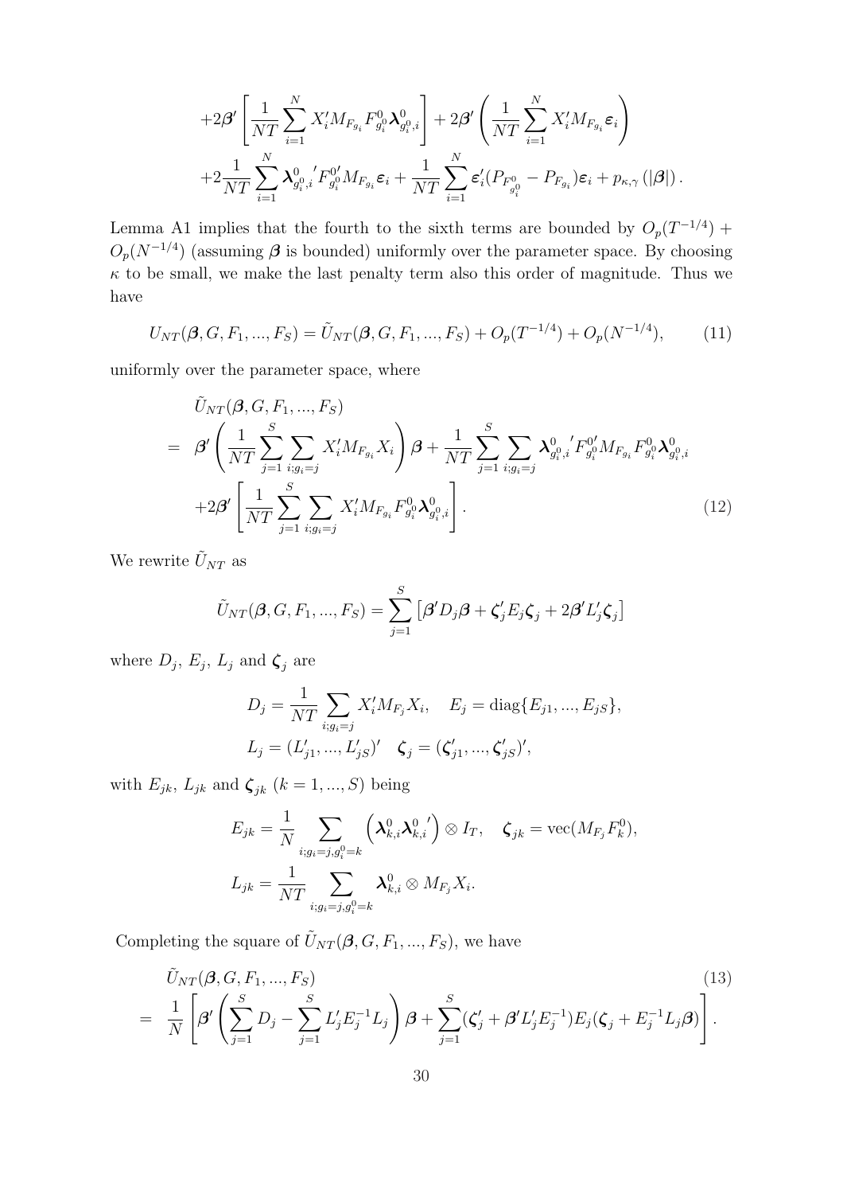$$
\begin{aligned}
&+2\boldsymbol{\beta}'\left[\frac{1}{NT}\sum_{i=1}^{N}X_i'M_{F_{g_i}}F^0_{g_i^0}\boldsymbol{\lambda}^0_{g_i^0,i}\right]+2\boldsymbol{\beta}'\left(\frac{1}{NT}\sum_{i=1}^{N}X_i'M_{F_{g_i}}\boldsymbol{\varepsilon}_i\right)\\
&+2\frac{1}{NT}\sum_{i=1}^{N}\boldsymbol{\lambda}^0_{g_i^0,i}{}'F^{0\prime}_{g_i^0}M_{F_{g_i}}\boldsymbol{\varepsilon}_i+\frac{1}{NT}\sum_{i=1}^{N}\boldsymbol{\varepsilon}_i'(P_{F^0_{g_i^0}}-P_{F_{g_i}})\boldsymbol{\varepsilon}_i+p_{\kappa,\gamma}\left(|\boldsymbol{\beta}|\right).
\end{aligned}
$$

Lemma A1 implies that the fourth to the sixth terms are bounded by $O_p(T^{-1/4})+O_p(N^{-1/4})$ (assuming $\boldsymbol{\beta}$ is bounded) uniformly over the parameter space. By choosing $\kappa$ to be small, we make the last penalty term also this order of magnitude. Thus we have

$$
U_{NT}(\boldsymbol{\beta},G,F_1,...,F_S)=\tilde{U}_{NT}(\boldsymbol{\beta},G,F_1,...,F_S)+O_p(T^{-1/4})+O_p(N^{-1/4}), \tag{11}
$$

uniformly over the parameter space, where

$$
\begin{aligned}
&\tilde{U}_{NT}(\boldsymbol{\beta},G,F_1,...,F_S)\\
=\;&\boldsymbol{\beta}'\left(\frac{1}{NT}\sum_{j=1}^{S}\sum_{i;g_i=j}X_i'M_{F_{g_i}}X_i\right)\boldsymbol{\beta}+\frac{1}{NT}\sum_{j=1}^{S}\sum_{i;g_i=j}\boldsymbol{\lambda}^0_{g_i^0,i}{}'F^{0\prime}_{g_i^0}M_{F_{g_i}}F^0_{g_i^0}\boldsymbol{\lambda}^0_{g_i^0,i}\\
&+2\boldsymbol{\beta}'\left[\frac{1}{NT}\sum_{j=1}^{S}\sum_{i;g_i=j}X_i'M_{F_{g_i}}F^0_{g_i^0}\boldsymbol{\lambda}^0_{g_i^0,i}\right].
\end{aligned}
\tag{12}
$$

We rewrite $\tilde{U}_{NT}$ as

$$
\tilde{U}_{NT}(\boldsymbol{\beta},G,F_1,...,F_S)=\sum_{j=1}^{S}\left[\boldsymbol{\beta}'D_j\boldsymbol{\beta}+\boldsymbol{\zeta}_j'E_j\boldsymbol{\zeta}_j+2\boldsymbol{\beta}'L_j'\boldsymbol{\zeta}_j\right]
$$

where $D_j$, $E_j$, $L_j$ and $\boldsymbol{\zeta}_j$ are

$$
\begin{aligned}
&D_j=\frac{1}{NT}\sum_{i;g_i=j}X_i'M_{F_j}X_i,\quad E_j=\mathrm{diag}\{E_{j1},...,E_{jS}\},\\
&L_j=(L_{j1}',...,L_{jS}')'\quad \boldsymbol{\zeta}_j=(\boldsymbol{\zeta}_{j1}',...,\boldsymbol{\zeta}_{jS}')',
\end{aligned}
$$

with $E_{jk}$, $L_{jk}$ and $\boldsymbol{\zeta}_{jk}$ $(k=1,...,S)$ being

$$
\begin{aligned}
&E_{jk}=\frac{1}{N}\sum_{i;g_i=j,g_i^0=k}\left(\boldsymbol{\lambda}^0_{k,i}\boldsymbol{\lambda}^0_{k,i}{}'\right)\otimes I_T,\quad \boldsymbol{\zeta}_{jk}=\mathrm{vec}(M_{F_j}F_k^0),\\
&L_{jk}=\frac{1}{NT}\sum_{i;g_i=j,g_i^0=k}\boldsymbol{\lambda}^0_{k,i}\otimes M_{F_j}X_i.
\end{aligned}
$$

Completing the square of $\tilde{U}_{NT}(\boldsymbol{\beta},G,F_1,...,F_S)$, we have

$$
\begin{aligned}
&\tilde{U}_{NT}(\boldsymbol{\beta},G,F_1,...,F_S)\\
=\;&\frac{1}{N}\left[\boldsymbol{\beta}'\left(\sum_{j=1}^{S}D_j-\sum_{j=1}^{S}L_j'E_j^{-1}L_j\right)\boldsymbol{\beta}+\sum_{j=1}^{S}(\boldsymbol{\zeta}_j'+\boldsymbol{\beta}'L_j'E_j^{-1})E_j(\boldsymbol{\zeta}_j+E_j^{-1}L_j\boldsymbol{\beta})\right].
\end{aligned}
\tag{13}
$$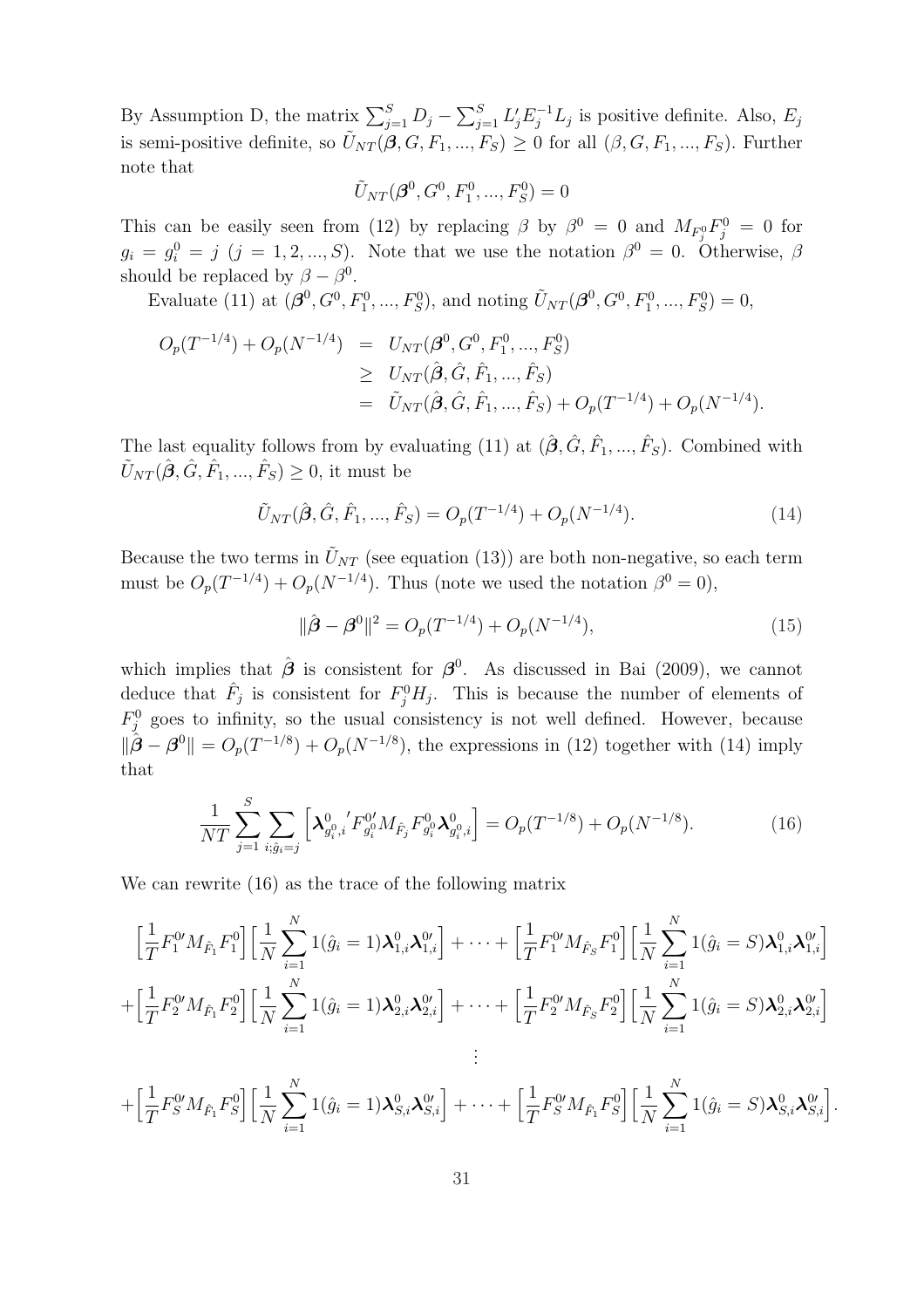By Assumption D, the matrix $\sum_{j=1}^{S} D_j - \sum_{j=1}^{S} L_j' E_j^{-1} L_j$ is positive definite. Also, $E_j$ is semi-positive definite, so $\tilde{U}_{NT}(\boldsymbol{\beta}, G, F_1, ..., F_S) \geq 0$ for all $(\beta, G, F_1, ..., F_S)$. Further note that

$$\tilde{U}_{NT}(\boldsymbol{\beta}^0, G^0, F_1^0, ..., F_S^0) = 0$$

This can be easily seen from (12) by replacing $\beta$ by $\beta^0 = 0$ and $M_{F_j^0} F_j^0 = 0$ for $g_i = g_i^0 = j$ $(j = 1, 2, ..., S)$. Note that we use the notation $\beta^0 = 0$. Otherwise, $\beta$ should be replaced by $\beta - \beta^0$.

Evaluate (11) at $(\boldsymbol{\beta}^0, G^0, F_1^0, ..., F_S^0)$, and noting $\tilde{U}_{NT}(\boldsymbol{\beta}^0, G^0, F_1^0, ..., F_S^0) = 0$,

$$\begin{aligned}
O_p(T^{-1/4}) + O_p(N^{-1/4}) &= U_{NT}(\boldsymbol{\beta}^0, G^0, F_1^0, ..., F_S^0) \\
&\geq U_{NT}(\hat{\boldsymbol{\beta}}, \hat{G}, \hat{F}_1, ..., \hat{F}_S) \\
&= \tilde{U}_{NT}(\hat{\boldsymbol{\beta}}, \hat{G}, \hat{F}_1, ..., \hat{F}_S) + O_p(T^{-1/4}) + O_p(N^{-1/4}).
\end{aligned}$$

The last equality follows from by evaluating (11) at $(\hat{\boldsymbol{\beta}}, \hat{G}, \hat{F}_1, ..., \hat{F}_S)$. Combined with $\tilde{U}_{NT}(\hat{\boldsymbol{\beta}}, \hat{G}, \hat{F}_1, ..., \hat{F}_S) \geq 0$, it must be

$$\tilde{U}_{NT}(\hat{\boldsymbol{\beta}}, \hat{G}, \hat{F}_1, ..., \hat{F}_S) = O_p(T^{-1/4}) + O_p(N^{-1/4}). \tag{14}$$

Because the two terms in $\tilde{U}_{NT}$ (see equation (13)) are both non-negative, so each term must be $O_p(T^{-1/4}) + O_p(N^{-1/4})$. Thus (note we used the notation $\beta^0 = 0$),

$$\|\hat{\boldsymbol{\beta}} - \boldsymbol{\beta}^0\|^2 = O_p(T^{-1/4}) + O_p(N^{-1/4}), \tag{15}$$

which implies that $\hat{\boldsymbol{\beta}}$ is consistent for $\boldsymbol{\beta}^0$. As discussed in Bai (2009), we cannot deduce that $\hat{F}_j$ is consistent for $F_j^0 H_j$. This is because the number of elements of $F_j^0$ goes to infinity, so the usual consistency is not well defined. However, because $\|\hat{\boldsymbol{\beta}} - \boldsymbol{\beta}^0\| = O_p(T^{-1/8}) + O_p(N^{-1/8})$, the expressions in (12) together with (14) imply that

$$\frac{1}{NT} \sum_{j=1}^{S} \sum_{i;\hat{g}_i = j} \left[ \boldsymbol{\lambda}_{g_i^0,i}^{0}{}' F_{g_i^0}^{0\prime} M_{\hat{F}_j} F_{g_i^0}^0 \boldsymbol{\lambda}_{g_i^0,i}^0 \right] = O_p(T^{-1/8}) + O_p(N^{-1/8}). \tag{16}$$

We can rewrite (16) as the trace of the following matrix

$$\begin{aligned}
&\Big[\frac{1}{T} F_1^{0\prime} M_{\hat{F}_1} F_1^0\Big]\Big[\frac{1}{N}\sum_{i=1}^{N} 1(\hat{g}_i = 1) \boldsymbol{\lambda}_{1,i}^0 \boldsymbol{\lambda}_{1,i}^{0\prime}\Big] + \cdots + \Big[\frac{1}{T} F_1^{0\prime} M_{\hat{F}_S} F_1^0\Big]\Big[\frac{1}{N}\sum_{i=1}^{N} 1(\hat{g}_i = S) \boldsymbol{\lambda}_{1,i}^0 \boldsymbol{\lambda}_{1,i}^{0\prime}\Big] \\
+&\Big[\frac{1}{T} F_2^{0\prime} M_{\hat{F}_1} F_2^0\Big]\Big[\frac{1}{N}\sum_{i=1}^{N} 1(\hat{g}_i = 1) \boldsymbol{\lambda}_{2,i}^0 \boldsymbol{\lambda}_{2,i}^{0\prime}\Big] + \cdots + \Big[\frac{1}{T} F_2^{0\prime} M_{\hat{F}_S} F_2^0\Big]\Big[\frac{1}{N}\sum_{i=1}^{N} 1(\hat{g}_i = S) \boldsymbol{\lambda}_{2,i}^0 \boldsymbol{\lambda}_{2,i}^{0\prime}\Big] \\
&\qquad\qquad\qquad\qquad\qquad\qquad\vdots \\
+&\Big[\frac{1}{T} F_S^{0\prime} M_{\hat{F}_1} F_S^0\Big]\Big[\frac{1}{N}\sum_{i=1}^{N} 1(\hat{g}_i = 1) \boldsymbol{\lambda}_{S,i}^0 \boldsymbol{\lambda}_{S,i}^{0\prime}\Big] + \cdots + \Big[\frac{1}{T} F_S^{0\prime} M_{\hat{F}_1} F_S^0\Big]\Big[\frac{1}{N}\sum_{i=1}^{N} 1(\hat{g}_i = S) \boldsymbol{\lambda}_{S,i}^0 \boldsymbol{\lambda}_{S,i}^{0\prime}\Big].
\end{aligned}$$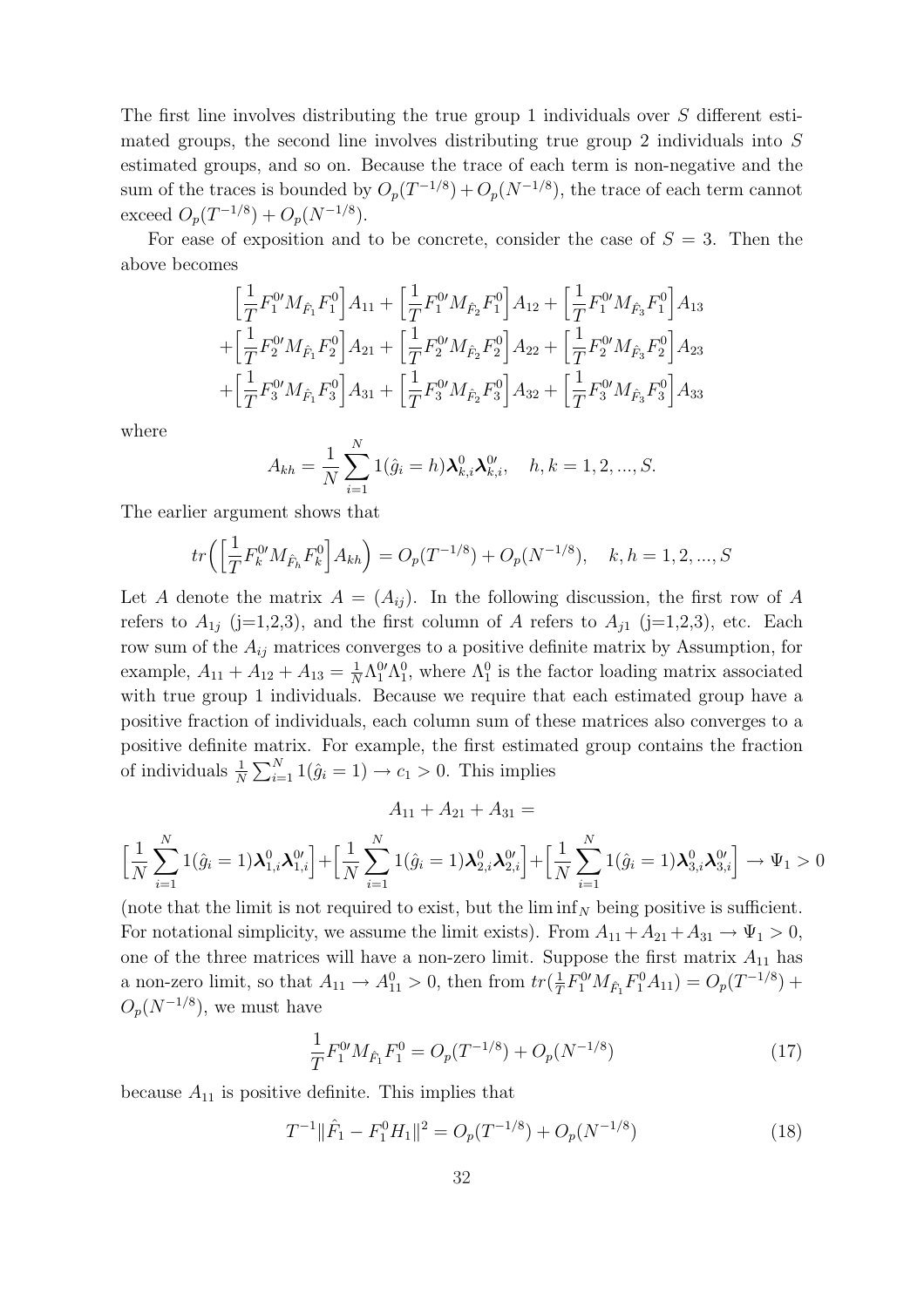The first line involves distributing the true group 1 individuals over $S$ different estimated groups, the second line involves distributing true group 2 individuals into $S$ estimated groups, and so on. Because the trace of each term is non-negative and the sum of the traces is bounded by $O_p(T^{-1/8}) + O_p(N^{-1/8})$, the trace of each term cannot exceed $O_p(T^{-1/8}) + O_p(N^{-1/8})$.

For ease of exposition and to be concrete, consider the case of $S = 3$. Then the above becomes

$$
\begin{aligned}
&\Big[\frac{1}{T}F_1^{0\prime}M_{\hat{F}_1}F_1^0\Big]A_{11} + \Big[\frac{1}{T}F_1^{0\prime}M_{\hat{F}_2}F_1^0\Big]A_{12} + \Big[\frac{1}{T}F_1^{0\prime}M_{\hat{F}_3}F_1^0\Big]A_{13} \\
+&\Big[\frac{1}{T}F_2^{0\prime}M_{\hat{F}_1}F_2^0\Big]A_{21} + \Big[\frac{1}{T}F_2^{0\prime}M_{\hat{F}_2}F_2^0\Big]A_{22} + \Big[\frac{1}{T}F_2^{0\prime}M_{\hat{F}_3}F_2^0\Big]A_{23} \\
+&\Big[\frac{1}{T}F_3^{0\prime}M_{\hat{F}_1}F_3^0\Big]A_{31} + \Big[\frac{1}{T}F_3^{0\prime}M_{\hat{F}_2}F_3^0\Big]A_{32} + \Big[\frac{1}{T}F_3^{0\prime}M_{\hat{F}_3}F_3^0\Big]A_{33}
\end{aligned}
$$

where

$$
A_{kh} = \frac{1}{N}\sum_{i=1}^N 1(\hat{g}_i = h)\boldsymbol{\lambda}_{k,i}^0\boldsymbol{\lambda}_{k,i}^{0\prime}, \quad h, k = 1, 2, ..., S.
$$

The earlier argument shows that

$$
tr\Big(\Big[\frac{1}{T}F_k^{0\prime}M_{\hat{F}_h}F_k^0\Big]A_{kh}\Big) = O_p(T^{-1/8}) + O_p(N^{-1/8}), \quad k, h = 1, 2, ..., S
$$

Let $A$ denote the matrix $A = (A_{ij})$. In the following discussion, the first row of $A$ refers to $A_{1j}$ (j=1,2,3), and the first column of $A$ refers to $A_{j1}$ (j=1,2,3), etc. Each row sum of the $A_{ij}$ matrices converges to a positive definite matrix by Assumption, for example, $A_{11} + A_{12} + A_{13} = \frac{1}{N}\Lambda_1^{0\prime}\Lambda_1^0$, where $\Lambda_1^0$ is the factor loading matrix associated with true group 1 individuals. Because we require that each estimated group have a positive fraction of individuals, each column sum of these matrices also converges to a positive definite matrix. For example, the first estimated group contains the fraction of individuals $\frac{1}{N}\sum_{i=1}^N 1(\hat{g}_i = 1) \to c_1 > 0$. This implies

$$
A_{11} + A_{21} + A_{31} =
$$

$$
\Big[\frac{1}{N}\sum_{i=1}^N 1(\hat{g}_i = 1)\boldsymbol{\lambda}_{1,i}^0\boldsymbol{\lambda}_{1,i}^{0\prime}\Big] + \Big[\frac{1}{N}\sum_{i=1}^N 1(\hat{g}_i = 1)\boldsymbol{\lambda}_{2,i}^0\boldsymbol{\lambda}_{2,i}^{0\prime}\Big] + \Big[\frac{1}{N}\sum_{i=1}^N 1(\hat{g}_i = 1)\boldsymbol{\lambda}_{3,i}^0\boldsymbol{\lambda}_{3,i}^{0\prime}\Big] \to \Psi_1 > 0
$$

(note that the limit is not required to exist, but the $\liminf_N$ being positive is sufficient. For notational simplicity, we assume the limit exists). From $A_{11} + A_{21} + A_{31} \to \Psi_1 > 0$, one of the three matrices will have a non-zero limit. Suppose the first matrix $A_{11}$ has a non-zero limit, so that $A_{11} \to A_{11}^0 > 0$, then from $tr(\frac{1}{T}F_1^{0\prime}M_{\hat{F}_1}F_1^0 A_{11}) = O_p(T^{-1/8}) + O_p(N^{-1/8})$, we must have

$$
\frac{1}{T}F_1^{0\prime}M_{\hat{F}_1}F_1^0 = O_p(T^{-1/8}) + O_p(N^{-1/8}) \tag{17}
$$

because $A_{11}$ is positive definite. This implies that

$$
T^{-1}\|\hat{F}_1 - F_1^0 H_1\|^2 = O_p(T^{-1/8}) + O_p(N^{-1/8}) \tag{18}
$$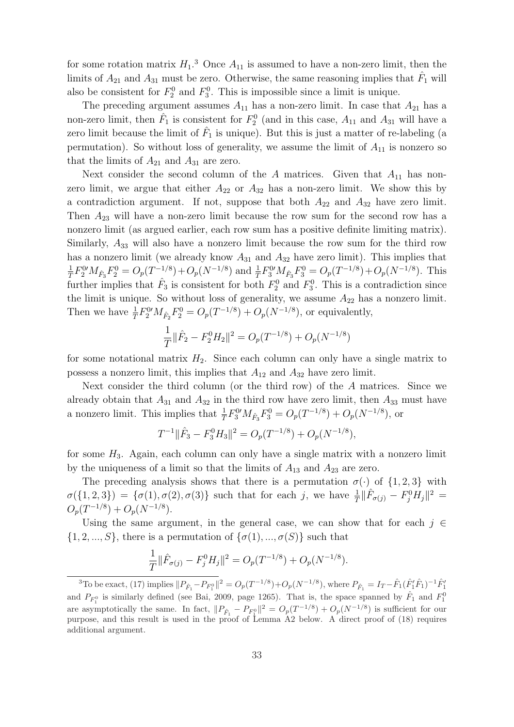for some rotation matrix $H_1$.[3] Once $A_{11}$ is assumed to have a non-zero limit, then the limits of $A_{21}$ and $A_{31}$ must be zero. Otherwise, the same reasoning implies that $\hat{F}_1$ will also be consistent for $F_2^0$ and $F_3^0$. This is impossible since a limit is unique.

The preceding argument assumes $A_{11}$ has a non-zero limit. In case that $A_{21}$ has a non-zero limit, then $\hat{F}_1$ is consistent for $F_2^0$ (and in this case, $A_{11}$ and $A_{31}$ will have a zero limit because the limit of $\hat{F}_1$ is unique). But this is just a matter of re-labeling (a permutation). So without loss of generality, we assume the limit of $A_{11}$ is nonzero so that the limits of $A_{21}$ and $A_{31}$ are zero.

Next consider the second column of the $A$ matrices. Given that $A_{11}$ has non-zero limit, we argue that either $A_{22}$ or $A_{32}$ has a non-zero limit. We show this by a contradiction argument. If not, suppose that both $A_{22}$ and $A_{32}$ have zero limit. Then $A_{23}$ will have a non-zero limit because the row sum for the second row has a nonzero limit (as argued earlier, each row sum has a positive definite limiting matrix). Similarly, $A_{33}$ will also have a nonzero limit because the row sum for the third row has a nonzero limit (we already know $A_{31}$ and $A_{32}$ have zero limit). This implies that $\frac{1}{T}F_2^{0\prime}M_{\hat{F}_3}F_2^0 = O_p(T^{-1/8}) + O_p(N^{-1/8})$ and $\frac{1}{T}F_3^{0\prime}M_{\hat{F}_3}F_3^0 = O_p(T^{-1/8}) + O_p(N^{-1/8})$. This further implies that $\hat{F}_3$ is consistent for both $F_2^0$ and $F_3^0$. This is a contradiction since the limit is unique. So without loss of generality, we assume $A_{22}$ has a nonzero limit. Then we have $\frac{1}{T}F_2^{0\prime}M_{\hat{F}_2}F_2^0 = O_p(T^{-1/8}) + O_p(N^{-1/8})$, or equivalently,

$$\frac{1}{T}\|\hat{F}_2 - F_2^0 H_2\|^2 = O_p(T^{-1/8}) + O_p(N^{-1/8})$$

for some notational matrix $H_2$. Since each column can only have a single matrix to possess a nonzero limit, this implies that $A_{12}$ and $A_{32}$ have zero limit.

Next consider the third column (or the third row) of the $A$ matrices. Since we already obtain that $A_{31}$ and $A_{32}$ in the third row have zero limit, then $A_{33}$ must have a nonzero limit. This implies that $\frac{1}{T}F_3^{0\prime}M_{\hat{F}_3}F_3^0 = O_p(T^{-1/8}) + O_p(N^{-1/8})$, or

$$T^{-1}\|\hat{F}_3 - F_3^0 H_3\|^2 = O_p(T^{-1/8}) + O_p(N^{-1/8}),$$

for some $H_3$. Again, each column can only have a single matrix with a nonzero limit by the uniqueness of a limit so that the limits of $A_{13}$ and $A_{23}$ are zero.

The preceding analysis shows that there is a permutation $\sigma(\cdot)$ of $\{1, 2, 3\}$ with $\sigma(\{1, 2, 3\}) = \{\sigma(1), \sigma(2), \sigma(3)\}$ such that for each $j$, we have $\frac{1}{T}\|\hat{F}_{\sigma(j)} - F_j^0 H_j\|^2 = O_p(T^{-1/8}) + O_p(N^{-1/8})$.

Using the same argument, in the general case, we can show that for each $j \in \{1, 2, ..., S\}$, there is a permutation of $\{\sigma(1), ..., \sigma(S)\}$ such that

$$\frac{1}{T}\|\hat{F}_{\sigma(j)} - F_j^0 H_j\|^2 = O_p(T^{-1/8}) + O_p(N^{-1/8}).$$

[3] To be exact, (17) implies $\|P_{\hat{F}_1} - P_{F_1^0}\|^2 = O_p(T^{-1/8}) + O_p(N^{-1/8})$, where $P_{\hat{F}_1} = I_T - \hat{F}_1(\hat{F}_1'\hat{F}_1)^{-1}\hat{F}_1'$ and $P_{F_1^0}$ is similarly defined (see Bai, 2009, page 1265). That is, the space spanned by $\hat{F}_1$ and $F_1^0$ are asymptotically the same. In fact, $\|P_{\hat{F}_1} - P_{F_1^0}\|^2 = O_p(T^{-1/8}) + O_p(N^{-1/8})$ is sufficient for our purpose, and this result is used in the proof of Lemma A2 below. A direct proof of (18) requires additional argument.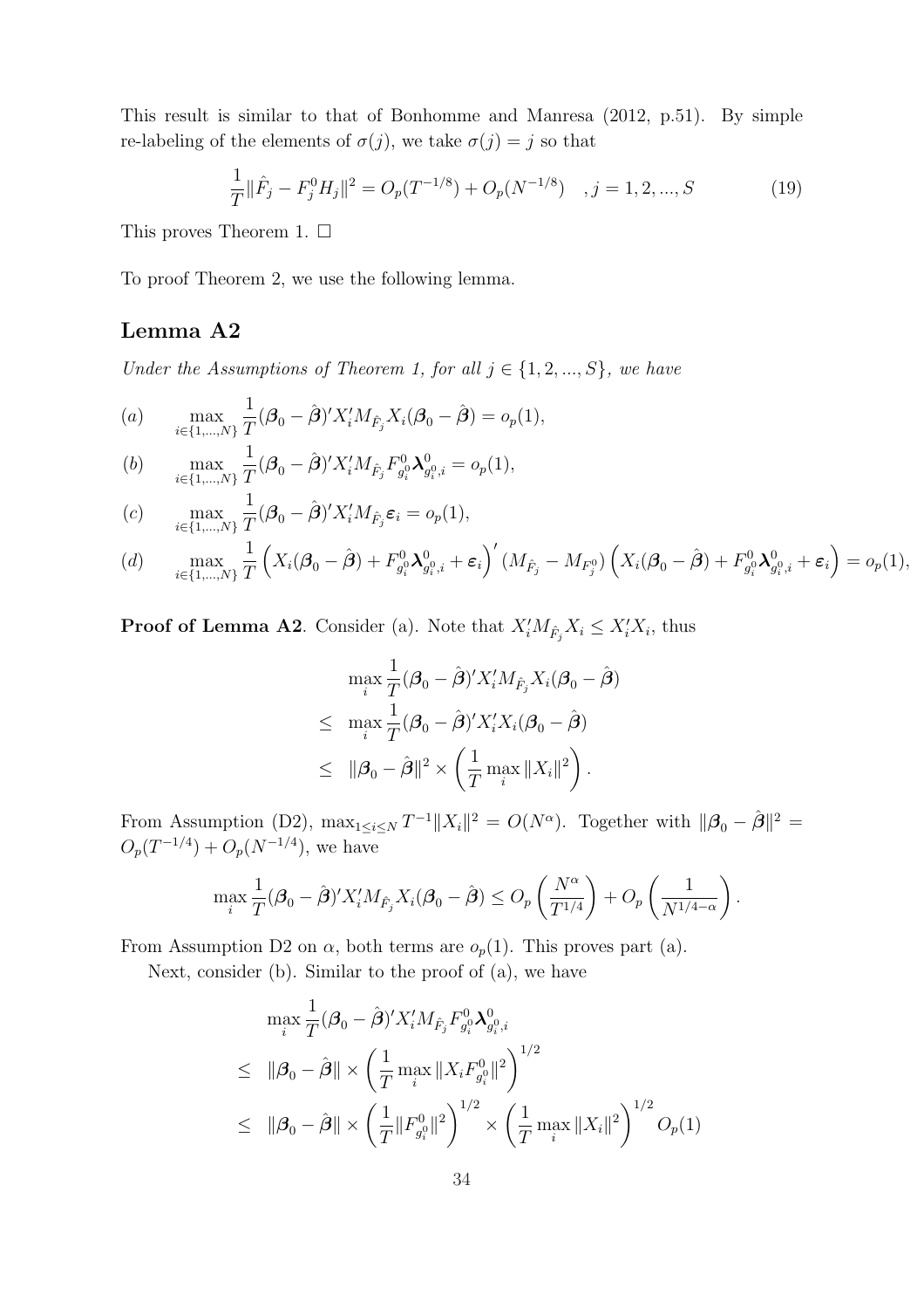This result is similar to that of Bonhomme and Manresa (2012, p.51). By simple re-labeling of the elements of $\sigma(j)$, we take $\sigma(j) = j$ so that

$$\frac{1}{T}\|\hat{F}_j - F_j^0 H_j\|^2 = O_p(T^{-1/8}) + O_p(N^{-1/8}) \quad , j = 1, 2, ..., S \tag{19}$$

This proves Theorem 1. $\square$

To proof Theorem 2, we use the following lemma.

## Lemma A2

*Under the Assumptions of Theorem 1, for all $j \in \{1, 2, ..., S\}$, we have*

$$(a) \qquad \max_{i\in\{1,...,N\}} \frac{1}{T}(\boldsymbol{\beta}_0 - \hat{\boldsymbol{\beta}})' X_i' M_{\hat{F}_j} X_i(\boldsymbol{\beta}_0 - \hat{\boldsymbol{\beta}}) = o_p(1),$$

$$(b) \qquad \max_{i\in\{1,...,N\}} \frac{1}{T}(\boldsymbol{\beta}_0 - \hat{\boldsymbol{\beta}})' X_i' M_{\hat{F}_j} F^0_{g_i^0}\boldsymbol{\lambda}^0_{g_i^0,i} = o_p(1),$$

$$(c) \qquad \max_{i\in\{1,...,N\}} \frac{1}{T}(\boldsymbol{\beta}_0 - \hat{\boldsymbol{\beta}})' X_i' M_{\hat{F}_j} \boldsymbol{\varepsilon}_i = o_p(1),$$

$$(d) \qquad \max_{i\in\{1,...,N\}} \frac{1}{T}\left(X_i(\boldsymbol{\beta}_0 - \hat{\boldsymbol{\beta}}) + F^0_{g_i^0}\boldsymbol{\lambda}^0_{g_i^0,i} + \boldsymbol{\varepsilon}_i\right)' (M_{\hat{F}_j} - M_{F_j^0})\left(X_i(\boldsymbol{\beta}_0 - \hat{\boldsymbol{\beta}}) + F^0_{g_i^0}\boldsymbol{\lambda}^0_{g_i^0,i} + \boldsymbol{\varepsilon}_i\right) = o_p(1),$$

**Proof of Lemma A2**. Consider (a). Note that $X_i' M_{\hat{F}_j} X_i \leq X_i' X_i$, thus

$$\begin{aligned}
& \max_i \frac{1}{T}(\boldsymbol{\beta}_0 - \hat{\boldsymbol{\beta}})' X_i' M_{\hat{F}_j} X_i(\boldsymbol{\beta}_0 - \hat{\boldsymbol{\beta}}) \\
\leq \;& \max_i \frac{1}{T}(\boldsymbol{\beta}_0 - \hat{\boldsymbol{\beta}})' X_i' X_i(\boldsymbol{\beta}_0 - \hat{\boldsymbol{\beta}}) \\
\leq \;& \|\boldsymbol{\beta}_0 - \hat{\boldsymbol{\beta}}\|^2 \times \left(\frac{1}{T}\max_i \|X_i\|^2\right).
\end{aligned}$$

From Assumption (D2), $\max_{1\leq i\leq N} T^{-1}\|X_i\|^2 = O(N^\alpha)$. Together with $\|\boldsymbol{\beta}_0 - \hat{\boldsymbol{\beta}}\|^2 = O_p(T^{-1/4}) + O_p(N^{-1/4})$, we have

$$\max_i \frac{1}{T}(\boldsymbol{\beta}_0 - \hat{\boldsymbol{\beta}})' X_i' M_{\hat{F}_j} X_i(\boldsymbol{\beta}_0 - \hat{\boldsymbol{\beta}}) \leq O_p\left(\frac{N^\alpha}{T^{1/4}}\right) + O_p\left(\frac{1}{N^{1/4-\alpha}}\right).$$

From Assumption D2 on $\alpha$, both terms are $o_p(1)$. This proves part (a).

Next, consider (b). Similar to the proof of (a), we have

$$\begin{aligned}
& \max_i \frac{1}{T}(\boldsymbol{\beta}_0 - \hat{\boldsymbol{\beta}})' X_i' M_{\hat{F}_j} F^0_{g_i^0}\boldsymbol{\lambda}^0_{g_i^0,i} \\
\leq \;& \|\boldsymbol{\beta}_0 - \hat{\boldsymbol{\beta}}\| \times \left(\frac{1}{T}\max_i \|X_i F^0_{g_i^0}\|^2\right)^{1/2} \\
\leq \;& \|\boldsymbol{\beta}_0 - \hat{\boldsymbol{\beta}}\| \times \left(\frac{1}{T}\|F^0_{g_i^0}\|^2\right)^{1/2} \times \left(\frac{1}{T}\max_i \|X_i\|^2\right)^{1/2} O_p(1)
\end{aligned}$$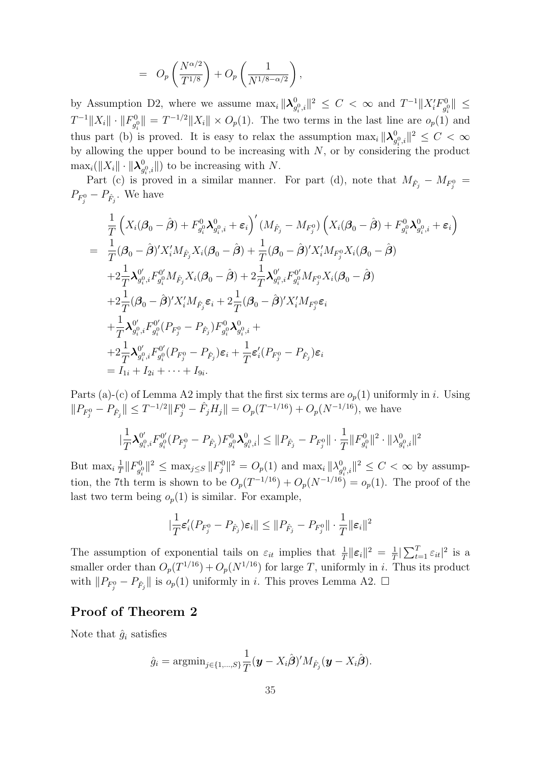$$= O_p\left(\frac{N^{\alpha/2}}{T^{1/8}}\right) + O_p\left(\frac{1}{N^{1/8-\alpha/2}}\right),$$

by Assumption D2, where we assume $\max_i \|\boldsymbol{\lambda}^0_{g_i^0,i}\|^2 \leq C < \infty$ and $T^{-1}\|X_i' F^0_{g_i^0}\| \leq T^{-1}\|X_i\| \cdot \|F^0_{g_i^0}\| = T^{-1/2}\|X_i\| \times O_p(1)$. The two terms in the last line are $o_p(1)$ and thus part (b) is proved. It is easy to relax the assumption $\max_i \|\boldsymbol{\lambda}^0_{g_i^0,i}\|^2 \leq C < \infty$ by allowing the upper bound to be increasing with $N$, or by considering the product $\max_i(\|X_i\| \cdot \|\boldsymbol{\lambda}^0_{g_i^0,i}\|)$ to be increasing with $N$.

Part (c) is proved in a similar manner. For part (d), note that $M_{\hat{F}_j} - M_{F_j^0} = P_{F_j^0} - P_{\hat{F}_j}$. We have

$$\begin{aligned}
& \frac{1}{T}\left(X_i(\boldsymbol{\beta}_0 - \hat{\boldsymbol{\beta}}) + F^0_{g_i^0}\boldsymbol{\lambda}^0_{g_i^0,i} + \boldsymbol{\varepsilon}_i\right)'(M_{\hat{F}_j} - M_{F_j^0})\left(X_i(\boldsymbol{\beta}_0 - \hat{\boldsymbol{\beta}}) + F^0_{g_i^0}\boldsymbol{\lambda}^0_{g_i^0,i} + \boldsymbol{\varepsilon}_i\right) \\
= \; & \frac{1}{T}(\boldsymbol{\beta}_0 - \hat{\boldsymbol{\beta}})'X_i' M_{\hat{F}_j} X_i(\boldsymbol{\beta}_0 - \hat{\boldsymbol{\beta}}) + \frac{1}{T}(\boldsymbol{\beta}_0 - \hat{\boldsymbol{\beta}})'X_i' M_{F_j^0} X_i(\boldsymbol{\beta}_0 - \hat{\boldsymbol{\beta}}) \\
& + 2\frac{1}{T}\boldsymbol{\lambda}^{0\prime}_{g_i^0,i} F^{0\prime}_{g_i^0} M_{\hat{F}_j} X_i(\boldsymbol{\beta}_0 - \hat{\boldsymbol{\beta}}) + 2\frac{1}{T}\boldsymbol{\lambda}^{0\prime}_{g_i^0,i} F^{0\prime}_{g_i^0} M_{F_j^0} X_i(\boldsymbol{\beta}_0 - \hat{\boldsymbol{\beta}}) \\
& + 2\frac{1}{T}(\boldsymbol{\beta}_0 - \hat{\boldsymbol{\beta}})'X_i' M_{\hat{F}_j}\boldsymbol{\varepsilon}_i + 2\frac{1}{T}(\boldsymbol{\beta}_0 - \hat{\boldsymbol{\beta}})'X_i' M_{F_j^0}\boldsymbol{\varepsilon}_i \\
& + \frac{1}{T}\boldsymbol{\lambda}^{0\prime}_{g_i^0,i} F^{0\prime}_{g_i^0}(P_{F_j^0} - P_{\hat{F}_j})F^0_{g_i^0}\boldsymbol{\lambda}^0_{g_i^0,i} + \\
& + 2\frac{1}{T}\boldsymbol{\lambda}^{0\prime}_{g_i^0,i} F^{0\prime}_{g_i^0}(P_{F_j^0} - P_{\hat{F}_j})\boldsymbol{\varepsilon}_i + \frac{1}{T}\boldsymbol{\varepsilon}_i'(P_{F_j^0} - P_{\hat{F}_j})\boldsymbol{\varepsilon}_i \\
& = I_{1i} + I_{2i} + \cdots + I_{9i}.
\end{aligned}$$

Parts (a)-(c) of Lemma A2 imply that the first six terms are $o_p(1)$ uniformly in $i$. Using $\|P_{F_j^0} - P_{\hat{F}_j}\| \leq T^{-1/2}\|F_j^0 - \hat{F}_j H_j\| = O_p(T^{-1/16}) + O_p(N^{-1/16})$, we have

$$|\frac{1}{T}\boldsymbol{\lambda}^{0\prime}_{g_i^0,i} F^{0\prime}_{g_i^0}(P_{F_j^0} - P_{\hat{F}_j})F^0_{g_i^0}\boldsymbol{\lambda}^0_{g_i^0,i}| \leq \|P_{\hat{F}_j} - P_{F_j^0}\| \cdot \frac{1}{T}\|F^0_{g_i^0}\|^2 \cdot \|\lambda^0_{g_i^0,i}\|^2$$

But $\max_i \frac{1}{T}\|F^0_{g_i^0}\|^2 \leq \max_{j \leq S}\|F_j^0\|^2 = O_p(1)$ and $\max_i \|\lambda^0_{g_i^0,i}\|^2 \leq C < \infty$ by assumption, the 7th term is shown to be $O_p(T^{-1/16}) + O_p(N^{-1/16}) = o_p(1)$. The proof of the last two term being $o_p(1)$ is similar. For example,

$$|\frac{1}{T}\boldsymbol{\varepsilon}_i'(P_{F_j^0} - P_{\hat{F}_j})\boldsymbol{\varepsilon}_i\| \leq \|P_{\hat{F}_j} - P_{F_j^0}\| \cdot \frac{1}{T}\|\boldsymbol{\varepsilon}_i\|^2$$

The assumption of exponential tails on $\varepsilon_{it}$ implies that $\frac{1}{T}\|\boldsymbol{\varepsilon}_i\|^2 = \frac{1}{T}|\sum_{t=1}^T \varepsilon_{it}|^2$ is a smaller order than $O_p(T^{1/16}) + O_p(N^{1/16})$ for large $T$, uniformly in $i$. Thus its product with $\|P_{F_j^0} - P_{\hat{F}_j}\|$ is $o_p(1)$ uniformly in $i$. This proves Lemma A2. $\square$

## Proof of Theorem 2

Note that $\hat{g}_i$ satisfies

$$\hat{g}_i = \text{argmin}_{j \in \{1,\ldots,S\}} \frac{1}{T}(\boldsymbol{y} - X_i\hat{\boldsymbol{\beta}})' M_{\hat{F}_j}(\boldsymbol{y} - X_i\hat{\boldsymbol{\beta}}).$$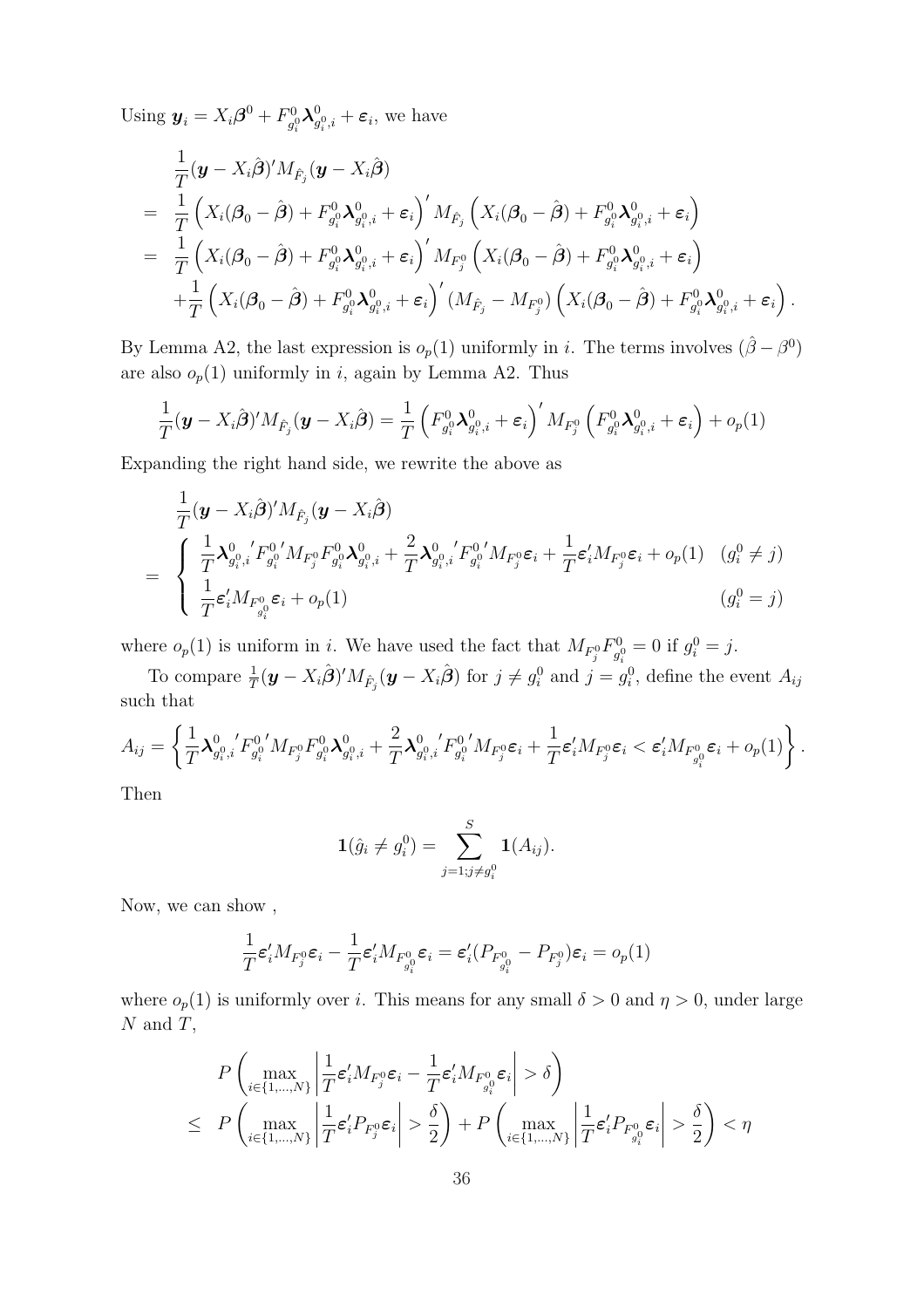Using $\boldsymbol{y}_i = X_i\boldsymbol{\beta}^0 + F^0_{g_i^0}\boldsymbol{\lambda}^0_{g_i^0,i} + \boldsymbol{\varepsilon}_i$, we have

$$
\begin{aligned}
&\frac{1}{T}(\boldsymbol{y} - X_i\hat{\boldsymbol{\beta}})'M_{\hat{F}_j}(\boldsymbol{y} - X_i\hat{\boldsymbol{\beta}}) \\
=\; & \frac{1}{T}\left(X_i(\boldsymbol{\beta}_0 - \hat{\boldsymbol{\beta}}) + F^0_{g_i^0}\boldsymbol{\lambda}^0_{g_i^0,i} + \boldsymbol{\varepsilon}_i\right)' M_{\hat{F}_j}\left(X_i(\boldsymbol{\beta}_0 - \hat{\boldsymbol{\beta}}) + F^0_{g_i^0}\boldsymbol{\lambda}^0_{g_i^0,i} + \boldsymbol{\varepsilon}_i\right) \\
=\; & \frac{1}{T}\left(X_i(\boldsymbol{\beta}_0 - \hat{\boldsymbol{\beta}}) + F^0_{g_i^0}\boldsymbol{\lambda}^0_{g_i^0,i} + \boldsymbol{\varepsilon}_i\right)' M_{F^0_j}\left(X_i(\boldsymbol{\beta}_0 - \hat{\boldsymbol{\beta}}) + F^0_{g_i^0}\boldsymbol{\lambda}^0_{g_i^0,i} + \boldsymbol{\varepsilon}_i\right) \\
& + \frac{1}{T}\left(X_i(\boldsymbol{\beta}_0 - \hat{\boldsymbol{\beta}}) + F^0_{g_i^0}\boldsymbol{\lambda}^0_{g_i^0,i} + \boldsymbol{\varepsilon}_i\right)' (M_{\hat{F}_j} - M_{F^0_j})\left(X_i(\boldsymbol{\beta}_0 - \hat{\boldsymbol{\beta}}) + F^0_{g_i^0}\boldsymbol{\lambda}^0_{g_i^0,i} + \boldsymbol{\varepsilon}_i\right).
\end{aligned}
$$

By Lemma A2, the last expression is $o_p(1)$ uniformly in $i$. The terms involves $(\hat{\beta} - \beta^0)$ are also $o_p(1)$ uniformly in $i$, again by Lemma A2. Thus

$$
\frac{1}{T}(\boldsymbol{y} - X_i\hat{\boldsymbol{\beta}})'M_{\hat{F}_j}(\boldsymbol{y} - X_i\hat{\boldsymbol{\beta}}) = \frac{1}{T}\left(F^0_{g_i^0}\boldsymbol{\lambda}^0_{g_i^0,i} + \boldsymbol{\varepsilon}_i\right)' M_{F^0_j}\left(F^0_{g_i^0}\boldsymbol{\lambda}^0_{g_i^0,i} + \boldsymbol{\varepsilon}_i\right) + o_p(1)
$$

Expanding the right hand side, we rewrite the above as

$$
\begin{aligned}
&\frac{1}{T}(\boldsymbol{y} - X_i\hat{\boldsymbol{\beta}})'M_{\hat{F}_j}(\boldsymbol{y} - X_i\hat{\boldsymbol{\beta}}) \\
=\; & \begin{cases}
\frac{1}{T}\boldsymbol{\lambda}^{0\,\prime}_{g_i^0,i}F^{0\,\prime}_{g_i^0}M_{F^0_j}F^0_{g_i^0}\boldsymbol{\lambda}^0_{g_i^0,i} + \frac{2}{T}\boldsymbol{\lambda}^{0\,\prime}_{g_i^0,i}F^{0\,\prime}_{g_i^0}M_{F^0_j}\boldsymbol{\varepsilon}_i + \frac{1}{T}\boldsymbol{\varepsilon}_i'M_{F^0_j}\boldsymbol{\varepsilon}_i + o_p(1) & (g_i^0 \neq j) \\
\frac{1}{T}\boldsymbol{\varepsilon}_i'M_{F^0_{g_i^0}}\boldsymbol{\varepsilon}_i + o_p(1) & (g_i^0 = j)
\end{cases}
\end{aligned}
$$

where $o_p(1)$ is uniform in $i$. We have used the fact that $M_{F^0_j}F^0_{g_i^0} = 0$ if $g_i^0 = j$.

To compare $\frac{1}{T}(\boldsymbol{y} - X_i\hat{\boldsymbol{\beta}})'M_{\hat{F}_j}(\boldsymbol{y} - X_i\hat{\boldsymbol{\beta}})$ for $j \neq g_i^0$ and $j = g_i^0$, define the event $A_{ij}$ such that

$$
A_{ij} = \left\{\frac{1}{T}\boldsymbol{\lambda}^{0\,\prime}_{g_i^0,i}F^{0\,\prime}_{g_i^0}M_{F^0_j}F^0_{g_i^0}\boldsymbol{\lambda}^0_{g_i^0,i} + \frac{2}{T}\boldsymbol{\lambda}^{0\,\prime}_{g_i^0,i}F^{0\,\prime}_{g_i^0}M_{F^0_j}\boldsymbol{\varepsilon}_i + \frac{1}{T}\boldsymbol{\varepsilon}_i'M_{F^0_j}\boldsymbol{\varepsilon}_i < \boldsymbol{\varepsilon}_i'M_{F^0_{g_i^0}}\boldsymbol{\varepsilon}_i + o_p(1)\right\}.
$$

Then

$$
\mathbf{1}(\hat{g}_i \neq g_i^0) = \sum_{j=1; j\neq g_i^0}^{S} \mathbf{1}(A_{ij}).
$$

Now, we can show ,

$$
\frac{1}{T}\boldsymbol{\varepsilon}_i'M_{F^0_j}\boldsymbol{\varepsilon}_i - \frac{1}{T}\boldsymbol{\varepsilon}_i'M_{F^0_{g_i^0}}\boldsymbol{\varepsilon}_i = \boldsymbol{\varepsilon}_i'(P_{F^0_{g_i^0}} - P_{F^0_j})\boldsymbol{\varepsilon}_i = o_p(1)
$$

where $o_p(1)$ is uniformly over $i$. This means for any small $\delta > 0$ and $\eta > 0$, under large $N$ and $T$,

$$
\begin{aligned}
& P\left(\max_{i\in\{1,\ldots,N\}}\left|\frac{1}{T}\boldsymbol{\varepsilon}_i'M_{F^0_j}\boldsymbol{\varepsilon}_i - \frac{1}{T}\boldsymbol{\varepsilon}_i'M_{F^0_{g_i^0}}\boldsymbol{\varepsilon}_i\right| > \delta\right) \\
\leq\; & P\left(\max_{i\in\{1,\ldots,N\}}\left|\frac{1}{T}\boldsymbol{\varepsilon}_i'P_{F^0_j}\boldsymbol{\varepsilon}_i\right| > \frac{\delta}{2}\right) + P\left(\max_{i\in\{1,\ldots,N\}}\left|\frac{1}{T}\boldsymbol{\varepsilon}_i'P_{F^0_{g_i^0}}\boldsymbol{\varepsilon}_i\right| > \frac{\delta}{2}\right) < \eta
\end{aligned}
$$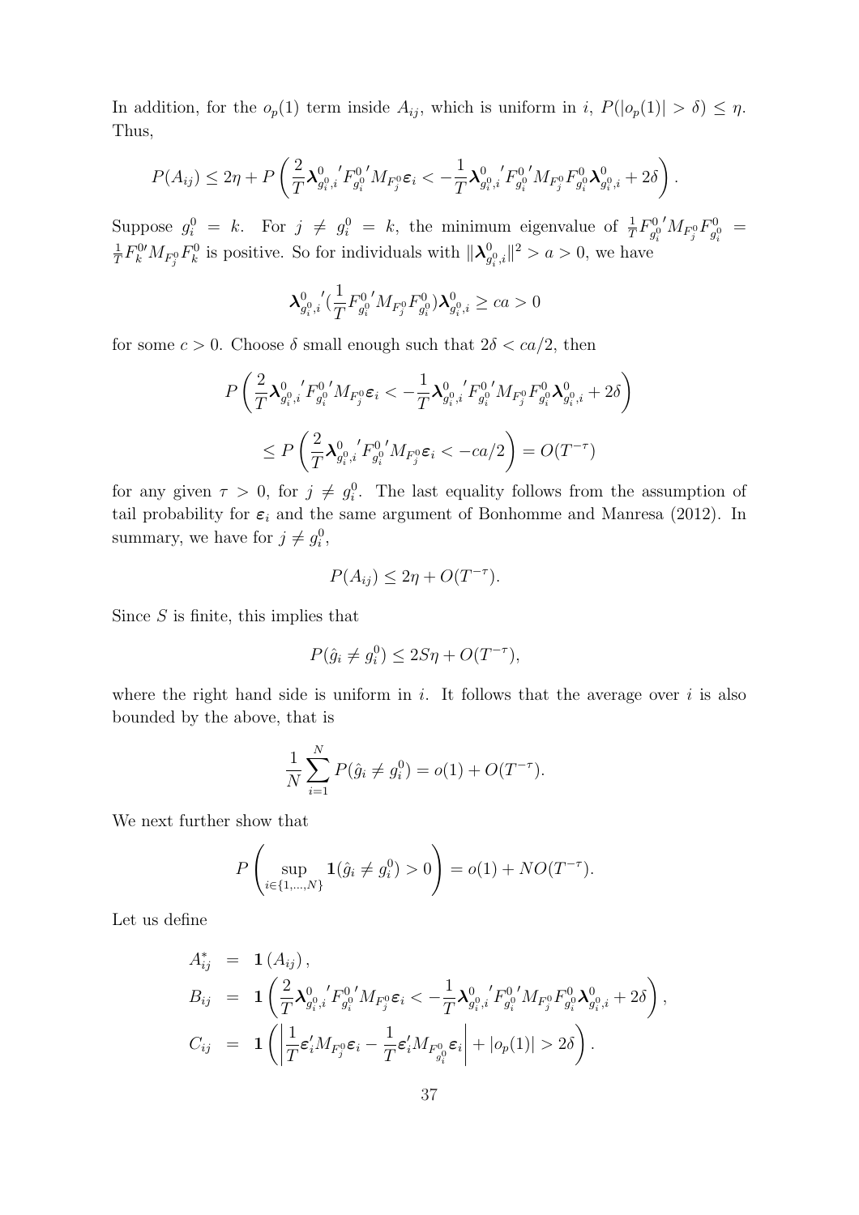In addition, for the $o_p(1)$ term inside $A_{ij}$, which is uniform in $i$, $P(|o_p(1)| > \delta) \leq \eta$. Thus,

$$P(A_{ij}) \leq 2\eta + P\left(\frac{2}{T}\boldsymbol{\lambda}_{g_i^0,i}^{0}{}'F_{g_i^0}^{0}{}'M_{F_j^0}\boldsymbol{\varepsilon}_i < -\frac{1}{T}\boldsymbol{\lambda}_{g_i^0,i}^{0}{}'F_{g_i^0}^{0}{}'M_{F_j^0}F_{g_i^0}^0\boldsymbol{\lambda}_{g_i^0,i}^0 + 2\delta\right).$$

Suppose $g_i^0 = k$. For $j \neq g_i^0 = k$, the minimum eigenvalue of $\frac{1}{T}F_{g_i^0}^{0}{}'M_{F_j^0}F_{g_i^0}^0 = \frac{1}{T}F_k^{0\prime}M_{F_j^0}F_k^0$ is positive. So for individuals with $\|\boldsymbol{\lambda}_{g_i^0,i}^0\|^2 > a > 0$, we have

$$\boldsymbol{\lambda}_{g_i^0,i}^{0}{}'(\frac{1}{T}F_{g_i^0}^{0}{}'M_{F_j^0}F_{g_i^0}^0)\boldsymbol{\lambda}_{g_i^0,i}^0 \geq ca > 0$$

for some $c > 0$. Choose $\delta$ small enough such that $2\delta < ca/2$, then

$$P\left(\frac{2}{T}\boldsymbol{\lambda}_{g_i^0,i}^{0}{}'F_{g_i^0}^{0}{}'M_{F_j^0}\boldsymbol{\varepsilon}_i < -\frac{1}{T}\boldsymbol{\lambda}_{g_i^0,i}^{0}{}'F_{g_i^0}^{0}{}'M_{F_j^0}F_{g_i^0}^0\boldsymbol{\lambda}_{g_i^0,i}^0 + 2\delta\right)$$
$$\leq P\left(\frac{2}{T}\boldsymbol{\lambda}_{g_i^0,i}^{0}{}'F_{g_i^0}^{0}{}'M_{F_j^0}\boldsymbol{\varepsilon}_i < -ca/2\right) = O(T^{-\tau})$$

for any given $\tau > 0$, for $j \neq g_i^0$. The last equality follows from the assumption of tail probability for $\boldsymbol{\varepsilon}_i$ and the same argument of Bonhomme and Manresa (2012). In summary, we have for $j \neq g_i^0$,

$$P(A_{ij}) \leq 2\eta + O(T^{-\tau}).$$

Since $S$ is finite, this implies that

$$P(\hat{g}_i \neq g_i^0) \leq 2S\eta + O(T^{-\tau}),$$

where the right hand side is uniform in $i$. It follows that the average over $i$ is also bounded by the above, that is

$$\frac{1}{N}\sum_{i=1}^{N} P(\hat{g}_i \neq g_i^0) = o(1) + O(T^{-\tau}).$$

We next further show that

$$P\left(\sup_{i\in\{1,\ldots,N\}} \mathbf{1}(\hat{g}_i \neq g_i^0) > 0\right) = o(1) + NO(T^{-\tau}).$$

Let us define

$$\begin{aligned}
A_{ij}^* &= \mathbf{1}(A_{ij}), \\
B_{ij} &= \mathbf{1}\left(\frac{2}{T}\boldsymbol{\lambda}_{g_i^0,i}^{0}{}'F_{g_i^0}^{0}{}'M_{F_j^0}\boldsymbol{\varepsilon}_i < -\frac{1}{T}\boldsymbol{\lambda}_{g_i^0,i}^{0}{}'F_{g_i^0}^{0}{}'M_{F_j^0}F_{g_i^0}^0\boldsymbol{\lambda}_{g_i^0,i}^0 + 2\delta\right), \\
C_{ij} &= \mathbf{1}\left(\left|\frac{1}{T}\boldsymbol{\varepsilon}_i' M_{F_j^0}\boldsymbol{\varepsilon}_i - \frac{1}{T}\boldsymbol{\varepsilon}_i' M_{F_{g_i^0}^0}\boldsymbol{\varepsilon}_i\right| + |o_p(1)| > 2\delta\right).
\end{aligned}$$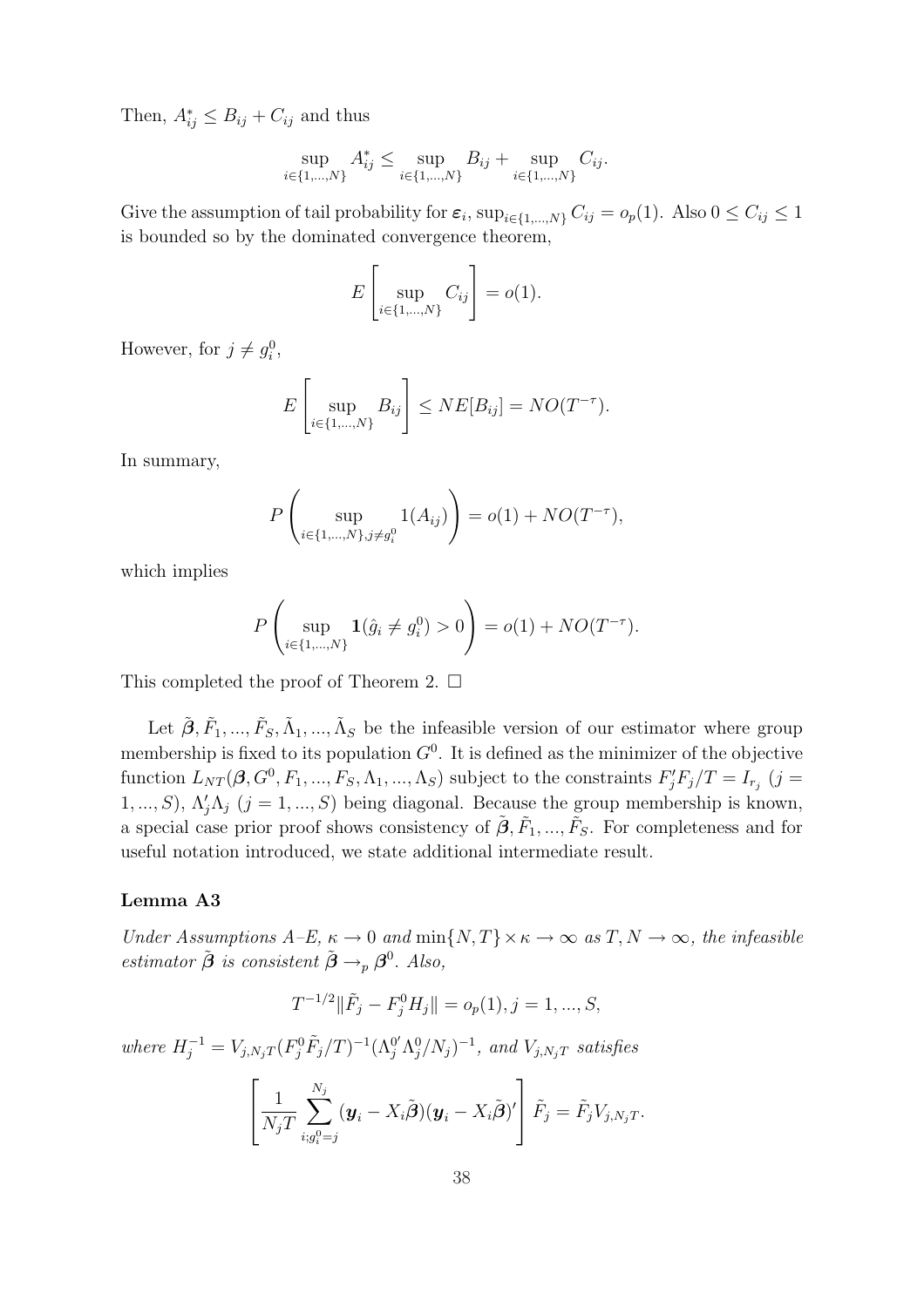Then, $A^*_{ij} \leq B_{ij} + C_{ij}$ and thus

$$\sup_{i \in \{1,...,N\}} A^*_{ij} \leq \sup_{i \in \{1,...,N\}} B_{ij} + \sup_{i \in \{1,...,N\}} C_{ij}.$$

Give the assumption of tail probability for $\boldsymbol{\varepsilon}_i$, $\sup_{i\in\{1,...,N\}} C_{ij} = o_p(1)$. Also $0 \leq C_{ij} \leq 1$ is bounded so by the dominated convergence theorem,

$$E\left[\sup_{i\in\{1,...,N\}} C_{ij}\right] = o(1).$$

However, for $j \neq g^0_i$,

$$E\left[\sup_{i\in\{1,...,N\}} B_{ij}\right] \leq NE[B_{ij}] = NO(T^{-\tau}).$$

In summary,

$$P\left(\sup_{i\in\{1,...,N\}, j\neq g^0_i} 1(A_{ij})\right) = o(1) + NO(T^{-\tau}),$$

which implies

$$P\left(\sup_{i\in\{1,...,N\}} \mathbf{1}(\hat{g}_i \neq g^0_i) > 0\right) = o(1) + NO(T^{-\tau}).$$

This completed the proof of Theorem 2. $\square$

Let $\tilde{\boldsymbol{\beta}}, \tilde{F}_1, ..., \tilde{F}_S, \tilde{\Lambda}_1, ..., \tilde{\Lambda}_S$ be the infeasible version of our estimator where group membership is fixed to its population $G^0$. It is defined as the minimizer of the objective function $L_{NT}(\boldsymbol{\beta}, G^0, F_1, ..., F_S, \Lambda_1, ..., \Lambda_S)$ subject to the constraints $F_j'F_j/T = I_{r_j}$ $(j = 1, ..., S)$, $\Lambda_j'\Lambda_j$ $(j = 1, ..., S)$ being diagonal. Because the group membership is known, a special case prior proof shows consistency of $\tilde{\boldsymbol{\beta}}, \tilde{F}_1, ..., \tilde{F}_S$. For completeness and for useful notation introduced, we state additional intermediate result.

### Lemma A3

*Under Assumptions A–E, $\kappa \to 0$ and $\min\{N, T\} \times \kappa \to \infty$ as $T, N \to \infty$, the infeasible estimator $\tilde{\boldsymbol{\beta}}$ is consistent $\tilde{\boldsymbol{\beta}} \to_p \boldsymbol{\beta}^0$. Also,*

$$T^{-1/2}\|\tilde{F}_j - F^0_j H_j\| = o_p(1), j = 1, ..., S,$$

*where $H_j^{-1} = V_{j,N_jT}(F^0_j\tilde{F}_j/T)^{-1}(\Lambda^{0\prime}_j\Lambda^0_j/N_j)^{-1}$, and $V_{j,N_jT}$ satisfies*

$$\left[\frac{1}{N_jT}\sum_{i;g^0_i=j}^{N_j}(\boldsymbol{y}_i - X_i\tilde{\boldsymbol{\beta}})(\boldsymbol{y}_i - X_i\tilde{\boldsymbol{\beta}})'\right]\tilde{F}_j = \tilde{F}_jV_{j,N_jT}.$$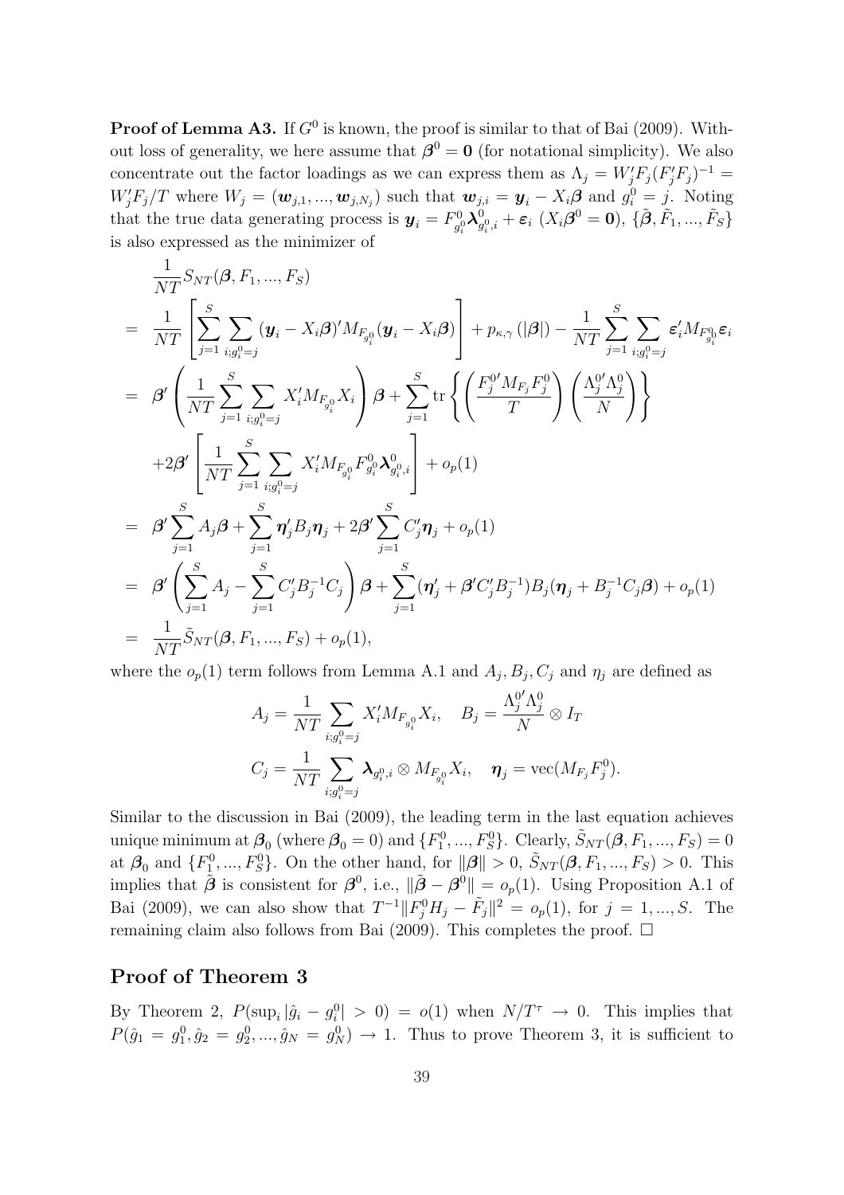**Proof of Lemma A3.** If $G^0$ is known, the proof is similar to that of Bai (2009). Without loss of generality, we here assume that $\boldsymbol{\beta}^0 = \mathbf{0}$ (for notational simplicity). We also concentrate out the factor loadings as we can express them as $\Lambda_j = W_j' F_j (F_j' F_j)^{-1} = W_j' F_j / T$ where $W_j = (\boldsymbol{w}_{j,1}, ..., \boldsymbol{w}_{j,N_j})$ such that $\boldsymbol{w}_{j,i} = \boldsymbol{y}_i - X_i \boldsymbol{\beta}$ and $g_i^0 = j$. Noting that the true data generating process is $\boldsymbol{y}_i = F^0_{g_i^0} \boldsymbol{\lambda}^0_{g_i^0, i} + \boldsymbol{\varepsilon}_i$ ($X_i \boldsymbol{\beta}^0 = \mathbf{0}$), $\{\tilde{\boldsymbol{\beta}}, \tilde{F}_1, ..., \tilde{F}_S\}$ is also expressed as the minimizer of

$$
\begin{aligned}
& \frac{1}{NT} S_{NT}(\boldsymbol{\beta}, F_1, ..., F_S) \\
= \;& \frac{1}{NT} \left[ \sum_{j=1}^{S} \sum_{i; g_i^0 = j} (\boldsymbol{y}_i - X_i \boldsymbol{\beta})' M_{F_{g_i^0}} (\boldsymbol{y}_i - X_i \boldsymbol{\beta}) \right] + p_{\kappa,\gamma}(|\boldsymbol{\beta}|) - \frac{1}{NT} \sum_{j=1}^{S} \sum_{i; g_i^0 = j} \boldsymbol{\varepsilon}_i' M_{F^0_{g_i^0}} \boldsymbol{\varepsilon}_i \\
= \;& \boldsymbol{\beta}' \left( \frac{1}{NT} \sum_{j=1}^{S} \sum_{i; g_i^0 = j} X_i' M_{F_{g_i^0}} X_i \right) \boldsymbol{\beta} + \sum_{j=1}^{S} \mathrm{tr} \left\{ \left( \frac{F_j^{0\prime} M_{F_j} F_j^0}{T} \right) \left( \frac{\Lambda_j^{0\prime} \Lambda_j^0}{N} \right) \right\} \\
& + 2\boldsymbol{\beta}' \left[ \frac{1}{NT} \sum_{j=1}^{S} \sum_{i; g_i^0 = j} X_i' M_{F_{g_i^0}} F^0_{g_i^0} \boldsymbol{\lambda}^0_{g_i^0, i} \right] + o_p(1) \\
= \;& \boldsymbol{\beta}' \sum_{j=1}^{S} A_j \boldsymbol{\beta} + \sum_{j=1}^{S} \boldsymbol{\eta}_j' B_j \boldsymbol{\eta}_j + 2\boldsymbol{\beta}' \sum_{j=1}^{S} C_j' \boldsymbol{\eta}_j + o_p(1) \\
= \;& \boldsymbol{\beta}' \left( \sum_{j=1}^{S} A_j - \sum_{j=1}^{S} C_j' B_j^{-1} C_j \right) \boldsymbol{\beta} + \sum_{j=1}^{S} (\boldsymbol{\eta}_j' + \boldsymbol{\beta}' C_j' B_j^{-1}) B_j (\boldsymbol{\eta}_j + B_j^{-1} C_j \boldsymbol{\beta}) + o_p(1) \\
= \;& \frac{1}{NT} \tilde{S}_{NT}(\boldsymbol{\beta}, F_1, ..., F_S) + o_p(1),
\end{aligned}
$$

where the $o_p(1)$ term follows from Lemma A.1 and $A_j, B_j, C_j$ and $\eta_j$ are defined as

$$
A_j = \frac{1}{NT} \sum_{i; g_i^0 = j} X_i' M_{F_{g_i^0}} X_i, \quad B_j = \frac{\Lambda_j^{0\prime} \Lambda_j^0}{N} \otimes I_T
$$

$$
C_j = \frac{1}{NT} \sum_{i; g_i^0 = j} \boldsymbol{\lambda}_{g_i^0, i} \otimes M_{F_{g_i^0}} X_i, \quad \boldsymbol{\eta}_j = \mathrm{vec}(M_{F_j} F_j^0).
$$

Similar to the discussion in Bai (2009), the leading term in the last equation achieves unique minimum at $\boldsymbol{\beta}_0$ (where $\boldsymbol{\beta}_0 = 0$) and $\{F_1^0, ..., F_S^0\}$. Clearly, $\tilde{S}_{NT}(\boldsymbol{\beta}, F_1, ..., F_S) = 0$ at $\boldsymbol{\beta}_0$ and $\{F_1^0, ..., F_S^0\}$. On the other hand, for $\|\boldsymbol{\beta}\| > 0$, $\tilde{S}_{NT}(\boldsymbol{\beta}, F_1, ..., F_S) > 0$. This implies that $\tilde{\boldsymbol{\beta}}$ is consistent for $\boldsymbol{\beta}^0$, i.e., $\|\tilde{\boldsymbol{\beta}} - \boldsymbol{\beta}^0\| = o_p(1)$. Using Proposition A.1 of Bai (2009), we can also show that $T^{-1} \|F_j^0 H_j - \tilde{F}_j\|^2 = o_p(1)$, for $j = 1, ..., S$. The remaining claim also follows from Bai (2009). This completes the proof. □

## Proof of Theorem 3

By Theorem 2, $P(\sup_i |\hat{g}_i - g_i^0| > 0) = o(1)$ when $N/T^\tau \to 0$. This implies that $P(\hat{g}_1 = g_1^0, \hat{g}_2 = g_2^0, ..., \hat{g}_N = g_N^0) \to 1$. Thus to prove Theorem 3, it is sufficient to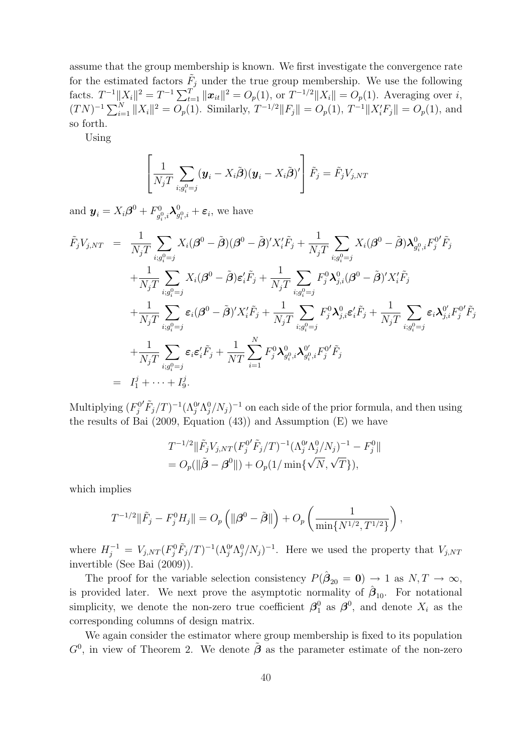assume that the group membership is known. We first investigate the convergence rate for the estimated factors $\tilde{F}_j$ under the true group membership. We use the following facts. $T^{-1}\|X_i\|^2 = T^{-1}\sum_{t=1}^{T}\|\boldsymbol{x}_{it}\|^2 = O_p(1)$, or $T^{-1/2}\|X_i\| = O_p(1)$. Averaging over $i$, $(TN)^{-1}\sum_{i=1}^{N}\|X_i\|^2 = O_p(1)$. Similarly, $T^{-1/2}\|F_j\| = O_p(1)$, $T^{-1}\|X_i'F_j\| = O_p(1)$, and so forth.

Using

$$\left[\frac{1}{N_jT}\sum_{i;g_i^0=j}(\boldsymbol{y}_i - X_i\tilde{\boldsymbol{\beta}})(\boldsymbol{y}_i - X_i\tilde{\boldsymbol{\beta}})'\right]\tilde{F}_j = \tilde{F}_jV_{j,NT}$$

and $\boldsymbol{y}_i = X_i\boldsymbol{\beta}^0 + F^0_{g_i^0,i}\boldsymbol{\lambda}^0_{g_i^0,i} + \boldsymbol{\varepsilon}_i$, we have

$$\begin{aligned}
\tilde{F}_jV_{j,NT} &= \frac{1}{N_jT}\sum_{i;g_i^0=j}X_i(\boldsymbol{\beta}^0-\tilde{\boldsymbol{\beta}})(\boldsymbol{\beta}^0-\tilde{\boldsymbol{\beta}})'X_i'\tilde{F}_j + \frac{1}{N_jT}\sum_{i;g_i^0=j}X_i(\boldsymbol{\beta}^0-\tilde{\boldsymbol{\beta}})\boldsymbol{\lambda}^0_{g_i^0,i}F_j^{0'}\tilde{F}_j \\
&\quad + \frac{1}{N_jT}\sum_{i;g_i^0=j}X_i(\boldsymbol{\beta}^0-\tilde{\boldsymbol{\beta}})\boldsymbol{\varepsilon}_i'\tilde{F}_j + \frac{1}{N_jT}\sum_{i;g_i^0=j}F_j^0\boldsymbol{\lambda}^0_{j,i}(\boldsymbol{\beta}^0-\tilde{\boldsymbol{\beta}})'X_i'\tilde{F}_j \\
&\quad + \frac{1}{N_jT}\sum_{i;g_i^0=j}\boldsymbol{\varepsilon}_i(\boldsymbol{\beta}^0-\tilde{\boldsymbol{\beta}})'X_i'\tilde{F}_j + \frac{1}{N_jT}\sum_{i;g_i^0=j}F_j^0\boldsymbol{\lambda}^0_{j,i}\boldsymbol{\varepsilon}_i'\tilde{F}_j + \frac{1}{N_jT}\sum_{i;g_i^0=j}\boldsymbol{\varepsilon}_i\boldsymbol{\lambda}^{0'}_{j,i}F_j^{0'}\tilde{F}_j \\
&\quad + \frac{1}{N_jT}\sum_{i;g_i^0=j}\boldsymbol{\varepsilon}_i\boldsymbol{\varepsilon}_i'\tilde{F}_j + \frac{1}{NT}\sum_{i=1}^{N}F_j^0\boldsymbol{\lambda}^0_{g_i^0,i}\boldsymbol{\lambda}^{0'}_{g_i^0,i}F_j^{0'}\tilde{F}_j \\
&= I_1^j + \cdots + I_9^j.
\end{aligned}$$

Multiplying $(F_j^{0'}\tilde{F}_j/T)^{-1}(\Lambda_j^{0\prime}\Lambda_j^0/N_j)^{-1}$ on each side of the prior formula, and then using the results of Bai (2009, Equation (43)) and Assumption (E) we have

$$\begin{aligned}
&T^{-1/2}\|\tilde{F}_jV_{j,NT}(F_j^{0'}\tilde{F}_j/T)^{-1}(\Lambda_j^{0\prime}\Lambda_j^0/N_j)^{-1} - F_j^0\| \\
&= O_p(\|\tilde{\boldsymbol{\beta}}-\boldsymbol{\beta}^0\|) + O_p(1/\min\{\sqrt{N},\sqrt{T}\}),
\end{aligned}$$

which implies

$$T^{-1/2}\|\tilde{F}_j - F_j^0H_j\| = O_p\left(\|\boldsymbol{\beta}^0-\tilde{\boldsymbol{\beta}}\|\right) + O_p\left(\frac{1}{\min\{N^{1/2},T^{1/2}\}}\right),$$

where $H_j^{-1} = V_{j,NT}(F_j^0\tilde{F}_j/T)^{-1}(\Lambda_j^{0\prime}\Lambda_j^0/N_j)^{-1}$. Here we used the property that $V_{j,NT}$ invertible (See Bai (2009)).

The proof for the variable selection consistency $P(\hat{\boldsymbol{\beta}}_{20} = \mathbf{0}) \to 1$ as $N,T\to\infty$, is provided later. We next prove the asymptotic normality of $\hat{\boldsymbol{\beta}}_{10}$. For notational simplicity, we denote the non-zero true coefficient $\boldsymbol{\beta}_1^0$ as $\boldsymbol{\beta}^0$, and denote $X_i$ as the corresponding columns of design matrix.

We again consider the estimator where group membership is fixed to its population $G^0$, in view of Theorem 2. We denote $\tilde{\boldsymbol{\beta}}$ as the parameter estimate of the non-zero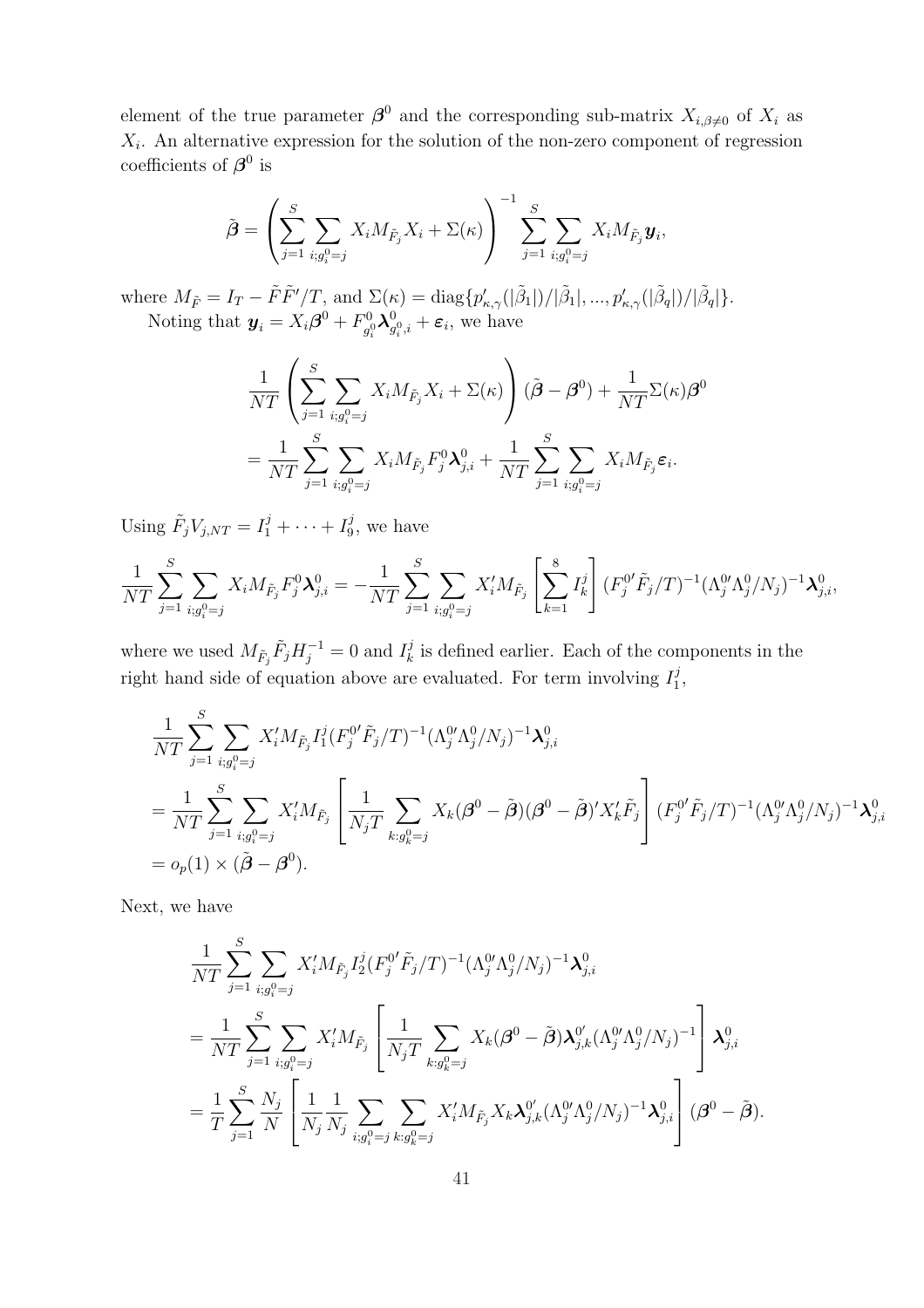element of the true parameter $\boldsymbol{\beta}^0$ and the corresponding sub-matrix $X_{i,\beta\neq 0}$ of $X_i$ as $X_i$. An alternative expression for the solution of the non-zero component of regression coefficients of $\boldsymbol{\beta}^0$ is

$$\tilde{\boldsymbol{\beta}} = \left( \sum_{j=1}^{S} \sum_{i;g_i^0=j} X_i M_{\tilde{F}_j} X_i + \Sigma(\kappa) \right)^{-1} \sum_{j=1}^{S} \sum_{i;g_i^0=j} X_i M_{\tilde{F}_j} \boldsymbol{y}_i,$$

where $M_{\tilde{F}} = I_T - \tilde{F}\tilde{F}'/T$, and $\Sigma(\kappa) = \text{diag}\{p'_{\kappa,\gamma}(|\tilde{\beta}_1|)/|\tilde{\beta}_1|, ..., p'_{\kappa,\gamma}(|\tilde{\beta}_q|)/|\tilde{\beta}_q|\}$.

Noting that $\boldsymbol{y}_i = X_i\boldsymbol{\beta}^0 + F^0_{g_i^0}\boldsymbol{\lambda}^0_{g_i^0,i} + \boldsymbol{\varepsilon}_i$, we have

$$\begin{aligned}
&\frac{1}{NT}\left( \sum_{j=1}^{S} \sum_{i;g_i^0=j} X_i M_{\tilde{F}_j} X_i + \Sigma(\kappa) \right)(\tilde{\boldsymbol{\beta}} - \boldsymbol{\beta}^0) + \frac{1}{NT}\Sigma(\kappa)\boldsymbol{\beta}^0 \\
&= \frac{1}{NT}\sum_{j=1}^{S} \sum_{i;g_i^0=j} X_i M_{\tilde{F}_j} F_j^0 \boldsymbol{\lambda}^0_{j,i} + \frac{1}{NT}\sum_{j=1}^{S} \sum_{i;g_i^0=j} X_i M_{\tilde{F}_j}\boldsymbol{\varepsilon}_i.
\end{aligned}$$

Using $\tilde{F}_j V_{j,NT} = I_1^j + \cdots + I_9^j$, we have

$$\frac{1}{NT}\sum_{j=1}^{S} \sum_{i;g_i^0=j} X_i M_{\tilde{F}_j} F_j^0 \boldsymbol{\lambda}^0_{j,i} = -\frac{1}{NT}\sum_{j=1}^{S} \sum_{i;g_i^0=j} X_i' M_{\tilde{F}_j}\left[\sum_{k=1}^{8} I_k^j\right](F_j^{0\prime}\tilde{F}_j/T)^{-1}(\Lambda_j^{0\prime}\Lambda_j^0/N_j)^{-1}\boldsymbol{\lambda}^0_{j,i},$$

where we used $M_{\tilde{F}_j}\tilde{F}_j H_j^{-1} = 0$ and $I_k^j$ is defined earlier. Each of the components in the right hand side of equation above are evaluated. For term involving $I_1^j$,

$$\begin{aligned}
&\frac{1}{NT}\sum_{j=1}^{S} \sum_{i;g_i^0=j} X_i' M_{\tilde{F}_j} I_1^j (F_j^{0\prime}\tilde{F}_j/T)^{-1}(\Lambda_j^{0\prime}\Lambda_j^0/N_j)^{-1}\boldsymbol{\lambda}^0_{j,i} \\
&= \frac{1}{NT}\sum_{j=1}^{S} \sum_{i;g_i^0=j} X_i' M_{\tilde{F}_j}\left[\frac{1}{N_j T}\sum_{k:g_k^0=j} X_k(\boldsymbol{\beta}^0 - \tilde{\boldsymbol{\beta}})(\boldsymbol{\beta}^0 - \tilde{\boldsymbol{\beta}})' X_k' \tilde{F}_j\right](F_j^{0\prime}\tilde{F}_j/T)^{-1}(\Lambda_j^{0\prime}\Lambda_j^0/N_j)^{-1}\boldsymbol{\lambda}^0_{j,i} \\
&= o_p(1) \times (\tilde{\boldsymbol{\beta}} - \boldsymbol{\beta}^0).
\end{aligned}$$

Next, we have

$$\begin{aligned}
&\frac{1}{NT}\sum_{j=1}^{S} \sum_{i;g_i^0=j} X_i' M_{\tilde{F}_j} I_2^j (F_j^{0\prime}\tilde{F}_j/T)^{-1}(\Lambda_j^{0\prime}\Lambda_j^0/N_j)^{-1}\boldsymbol{\lambda}^0_{j,i} \\
&= \frac{1}{NT}\sum_{j=1}^{S} \sum_{i;g_i^0=j} X_i' M_{\tilde{F}_j}\left[\frac{1}{N_j T}\sum_{k:g_k^0=j} X_k(\boldsymbol{\beta}^0 - \tilde{\boldsymbol{\beta}})\boldsymbol{\lambda}^{0\prime}_{j,k}(\Lambda_j^{0\prime}\Lambda_j^0/N_j)^{-1}\right]\boldsymbol{\lambda}^0_{j,i} \\
&= \frac{1}{T}\sum_{j=1}^{S}\frac{N_j}{N}\left[\frac{1}{N_j}\frac{1}{N_j}\sum_{i;g_i^0=j}\sum_{k:g_k^0=j} X_i' M_{\tilde{F}_j} X_k \boldsymbol{\lambda}^{0\prime}_{j,k}(\Lambda_j^{0\prime}\Lambda_j^0/N_j)^{-1}\boldsymbol{\lambda}^0_{j,i}\right](\boldsymbol{\beta}^0 - \tilde{\boldsymbol{\beta}}).
\end{aligned}$$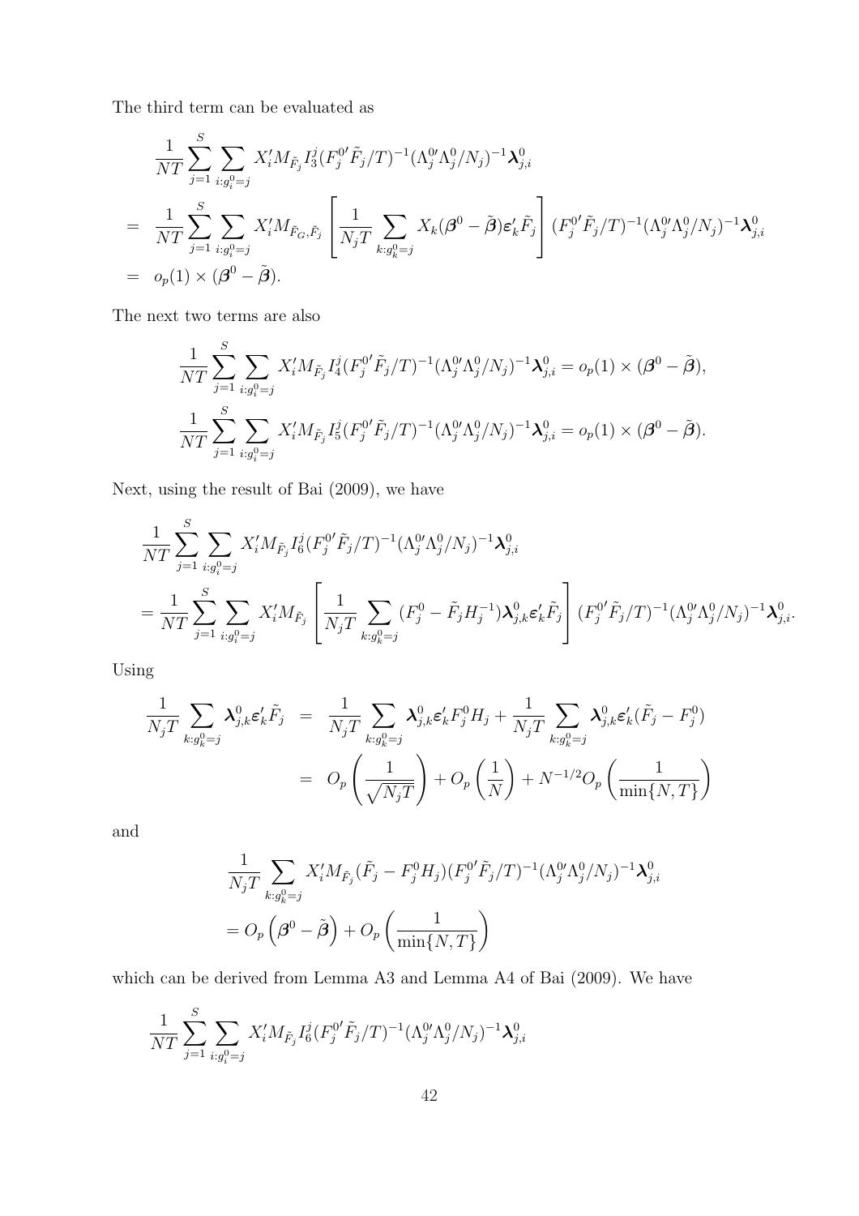The third term can be evaluated as

$$
\begin{aligned}
& \frac{1}{NT}\sum_{j=1}^{S}\sum_{i:g_i^0=j} X_i' M_{\tilde{F}_j} I_3^j (F_j^{0\prime}\tilde{F}_j/T)^{-1}(\Lambda_j^{0\prime}\Lambda_j^0/N_j)^{-1}\boldsymbol{\lambda}_{j,i}^0 \\
= \; & \frac{1}{NT}\sum_{j=1}^{S}\sum_{i:g_i^0=j} X_i' M_{\tilde{F}_G,\tilde{F}_j}\left[\frac{1}{N_jT}\sum_{k:g_k^0=j} X_k(\boldsymbol{\beta}^0-\tilde{\boldsymbol{\beta}})\boldsymbol{\varepsilon}_k'\tilde{F}_j\right](F_j^{0\prime}\tilde{F}_j/T)^{-1}(\Lambda_j^{0\prime}\Lambda_j^0/N_j)^{-1}\boldsymbol{\lambda}_{j,i}^0 \\
= \; & o_p(1)\times(\boldsymbol{\beta}^0-\tilde{\boldsymbol{\beta}}).
\end{aligned}
$$

The next two terms are also

$$
\frac{1}{NT}\sum_{j=1}^{S}\sum_{i:g_i^0=j} X_i' M_{\tilde{F}_j} I_4^j (F_j^{0\prime}\tilde{F}_j/T)^{-1}(\Lambda_j^{0\prime}\Lambda_j^0/N_j)^{-1}\boldsymbol{\lambda}_{j,i}^0 = o_p(1)\times(\boldsymbol{\beta}^0-\tilde{\boldsymbol{\beta}}),
$$

$$
\frac{1}{NT}\sum_{j=1}^{S}\sum_{i:g_i^0=j} X_i' M_{\tilde{F}_j} I_5^j (F_j^{0\prime}\tilde{F}_j/T)^{-1}(\Lambda_j^{0\prime}\Lambda_j^0/N_j)^{-1}\boldsymbol{\lambda}_{j,i}^0 = o_p(1)\times(\boldsymbol{\beta}^0-\tilde{\boldsymbol{\beta}}).
$$

Next, using the result of Bai (2009), we have

$$
\begin{aligned}
& \frac{1}{NT}\sum_{j=1}^{S}\sum_{i:g_i^0=j} X_i' M_{\tilde{F}_j} I_6^j (F_j^{0\prime}\tilde{F}_j/T)^{-1}(\Lambda_j^{0\prime}\Lambda_j^0/N_j)^{-1}\boldsymbol{\lambda}_{j,i}^0 \\
& = \frac{1}{NT}\sum_{j=1}^{S}\sum_{i:g_i^0=j} X_i' M_{\tilde{F}_j}\left[\frac{1}{N_jT}\sum_{k:g_k^0=j}(F_j^0-\tilde{F}_jH_j^{-1})\boldsymbol{\lambda}_{j,k}^0\boldsymbol{\varepsilon}_k'\tilde{F}_j\right](F_j^{0\prime}\tilde{F}_j/T)^{-1}(\Lambda_j^{0\prime}\Lambda_j^0/N_j)^{-1}\boldsymbol{\lambda}_{j,i}^0.
\end{aligned}
$$

Using

$$
\begin{aligned}
\frac{1}{N_jT}\sum_{k:g_k^0=j}\boldsymbol{\lambda}_{j,k}^0\boldsymbol{\varepsilon}_k'\tilde{F}_j &= \frac{1}{N_jT}\sum_{k:g_k^0=j}\boldsymbol{\lambda}_{j,k}^0\boldsymbol{\varepsilon}_k' F_j^0 H_j + \frac{1}{N_jT}\sum_{k:g_k^0=j}\boldsymbol{\lambda}_{j,k}^0\boldsymbol{\varepsilon}_k'(\tilde{F}_j - F_j^0) \\
&= O_p\left(\frac{1}{\sqrt{N_jT}}\right) + O_p\left(\frac{1}{N}\right) + N^{-1/2}O_p\left(\frac{1}{\min\{N,T\}}\right)
\end{aligned}
$$

and

$$
\begin{aligned}
& \frac{1}{N_jT}\sum_{k:g_k^0=j} X_i' M_{\tilde{F}_j}(\tilde{F}_j - F_j^0 H_j)(F_j^{0\prime}\tilde{F}_j/T)^{-1}(\Lambda_j^{0\prime}\Lambda_j^0/N_j)^{-1}\boldsymbol{\lambda}_{j,i}^0 \\
& = O_p\left(\boldsymbol{\beta}^0-\tilde{\boldsymbol{\beta}}\right) + O_p\left(\frac{1}{\min\{N,T\}}\right)
\end{aligned}
$$

which can be derived from Lemma A3 and Lemma A4 of Bai (2009). We have

$$
\frac{1}{NT}\sum_{j=1}^{S}\sum_{i:g_i^0=j} X_i' M_{\tilde{F}_j} I_6^j (F_j^{0\prime}\tilde{F}_j/T)^{-1}(\Lambda_j^{0\prime}\Lambda_j^0/N_j)^{-1}\boldsymbol{\lambda}_{j,i}^0
$$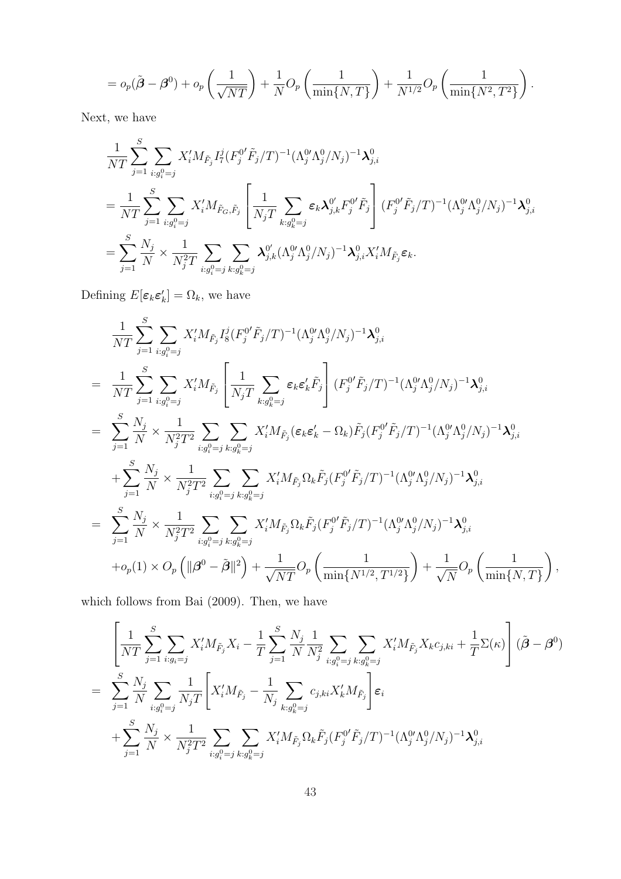$$= o_p(\tilde{\boldsymbol{\beta}} - \boldsymbol{\beta}^0) + o_p\left(\frac{1}{\sqrt{NT}}\right) + \frac{1}{N} O_p\left(\frac{1}{\min\{N,T\}}\right) + \frac{1}{N^{1/2}} O_p\left(\frac{1}{\min\{N^2,T^2\}}\right).$$

Next, we have

$$\begin{aligned}
&\frac{1}{NT}\sum_{j=1}^{S}\sum_{i:g_i^0=j} X_i' M_{\tilde{F}_j} I_7^j (F_j^{0\prime}\tilde{F}_j/T)^{-1}(\Lambda_j^{0\prime}\Lambda_j^0/N_j)^{-1}\boldsymbol{\lambda}_{j,i}^0 \\
&= \frac{1}{NT}\sum_{j=1}^{S}\sum_{i:g_i^0=j} X_i' M_{\tilde{F}_G,\tilde{F}_j}\left[\frac{1}{N_j T}\sum_{k:g_k^0=j}\boldsymbol{\varepsilon}_k \boldsymbol{\lambda}_{j,k}^{0\prime} F_j^{0\prime}\tilde{F}_j\right](F_j^{0\prime}\tilde{F}_j/T)^{-1}(\Lambda_j^{0\prime}\Lambda_j^0/N_j)^{-1}\boldsymbol{\lambda}_{j,i}^0 \\
&= \sum_{j=1}^{S}\frac{N_j}{N}\times\frac{1}{N_j^2 T}\sum_{i:g_i^0=j}\sum_{k:g_k^0=j}\boldsymbol{\lambda}_{j,k}^{0\prime}(\Lambda_j^{0\prime}\Lambda_j^0/N_j)^{-1}\boldsymbol{\lambda}_{j,i}^0 X_i' M_{\tilde{F}_j}\boldsymbol{\varepsilon}_k.
\end{aligned}$$

Defining $E[\boldsymbol{\varepsilon}_k\boldsymbol{\varepsilon}_k'] = \Omega_k$, we have

$$\begin{aligned}
&\frac{1}{NT}\sum_{j=1}^{S}\sum_{i:g_i^0=j} X_i' M_{\tilde{F}_j} I_8^j (F_j^{0\prime}\tilde{F}_j/T)^{-1}(\Lambda_j^{0\prime}\Lambda_j^0/N_j)^{-1}\boldsymbol{\lambda}_{j,i}^0 \\
=\ & \frac{1}{NT}\sum_{j=1}^{S}\sum_{i:g_i^0=j} X_i' M_{\tilde{F}_j}\left[\frac{1}{N_j T}\sum_{k:g_k^0=j}\boldsymbol{\varepsilon}_k\boldsymbol{\varepsilon}_k'\tilde{F}_j\right](F_j^{0\prime}\tilde{F}_j/T)^{-1}(\Lambda_j^{0\prime}\Lambda_j^0/N_j)^{-1}\boldsymbol{\lambda}_{j,i}^0 \\
=\ & \sum_{j=1}^{S}\frac{N_j}{N}\times\frac{1}{N_j^2T^2}\sum_{i:g_i^0=j}\sum_{k:g_k^0=j} X_i' M_{\tilde{F}_j}(\boldsymbol{\varepsilon}_k\boldsymbol{\varepsilon}_k' - \Omega_k)\tilde{F}_j(F_j^{0\prime}\tilde{F}_j/T)^{-1}(\Lambda_j^{0\prime}\Lambda_j^0/N_j)^{-1}\boldsymbol{\lambda}_{j,i}^0 \\
&+\sum_{j=1}^{S}\frac{N_j}{N}\times\frac{1}{N_j^2T^2}\sum_{i:g_i^0=j}\sum_{k:g_k^0=j} X_i' M_{\tilde{F}_j}\Omega_k\tilde{F}_j(F_j^{0\prime}\tilde{F}_j/T)^{-1}(\Lambda_j^{0\prime}\Lambda_j^0/N_j)^{-1}\boldsymbol{\lambda}_{j,i}^0 \\
=\ & \sum_{j=1}^{S}\frac{N_j}{N}\times\frac{1}{N_j^2T^2}\sum_{i:g_i^0=j}\sum_{k:g_k^0=j} X_i' M_{\tilde{F}_j}\Omega_k\tilde{F}_j(F_j^{0\prime}\tilde{F}_j/T)^{-1}(\Lambda_j^{0\prime}\Lambda_j^0/N_j)^{-1}\boldsymbol{\lambda}_{j,i}^0 \\
&+o_p(1)\times O_p\left(\|\boldsymbol{\beta}^0 - \tilde{\boldsymbol{\beta}}\|^2\right) + \frac{1}{\sqrt{NT}}O_p\left(\frac{1}{\min\{N^{1/2},T^{1/2}\}}\right) + \frac{1}{\sqrt{N}}O_p\left(\frac{1}{\min\{N,T\}}\right),
\end{aligned}$$

which follows from Bai (2009). Then, we have

$$\begin{aligned}
&\left[\frac{1}{NT}\sum_{j=1}^{S}\sum_{i:g_i=j} X_i' M_{\tilde{F}_j} X_i - \frac{1}{T}\sum_{j=1}^{S}\frac{N_j}{N}\frac{1}{N_j^2}\sum_{i:g_i^0=j}\sum_{k:g_k^0=j} X_i' M_{\tilde{F}_j} X_k c_{j,ki} + \frac{1}{T}\Sigma(\kappa)\right](\tilde{\boldsymbol{\beta}} - \boldsymbol{\beta}^0) \\
=\ & \sum_{j=1}^{S}\frac{N_j}{N}\sum_{i:g_i^0=j}\frac{1}{N_j T}\left[X_i' M_{\tilde{F}_j} - \frac{1}{N_j}\sum_{k:g_k^0=j} c_{j,ki} X_k' M_{\tilde{F}_j}\right]\boldsymbol{\varepsilon}_i \\
&+\sum_{j=1}^{S}\frac{N_j}{N}\times\frac{1}{N_j^2T^2}\sum_{i:g_i^0=j}\sum_{k:g_k^0=j} X_i' M_{\tilde{F}_j}\Omega_k\tilde{F}_j(F_j^{0\prime}\tilde{F}_j/T)^{-1}(\Lambda_j^{0\prime}\Lambda_j^0/N_j)^{-1}\boldsymbol{\lambda}_{j,i}^0
\end{aligned}$$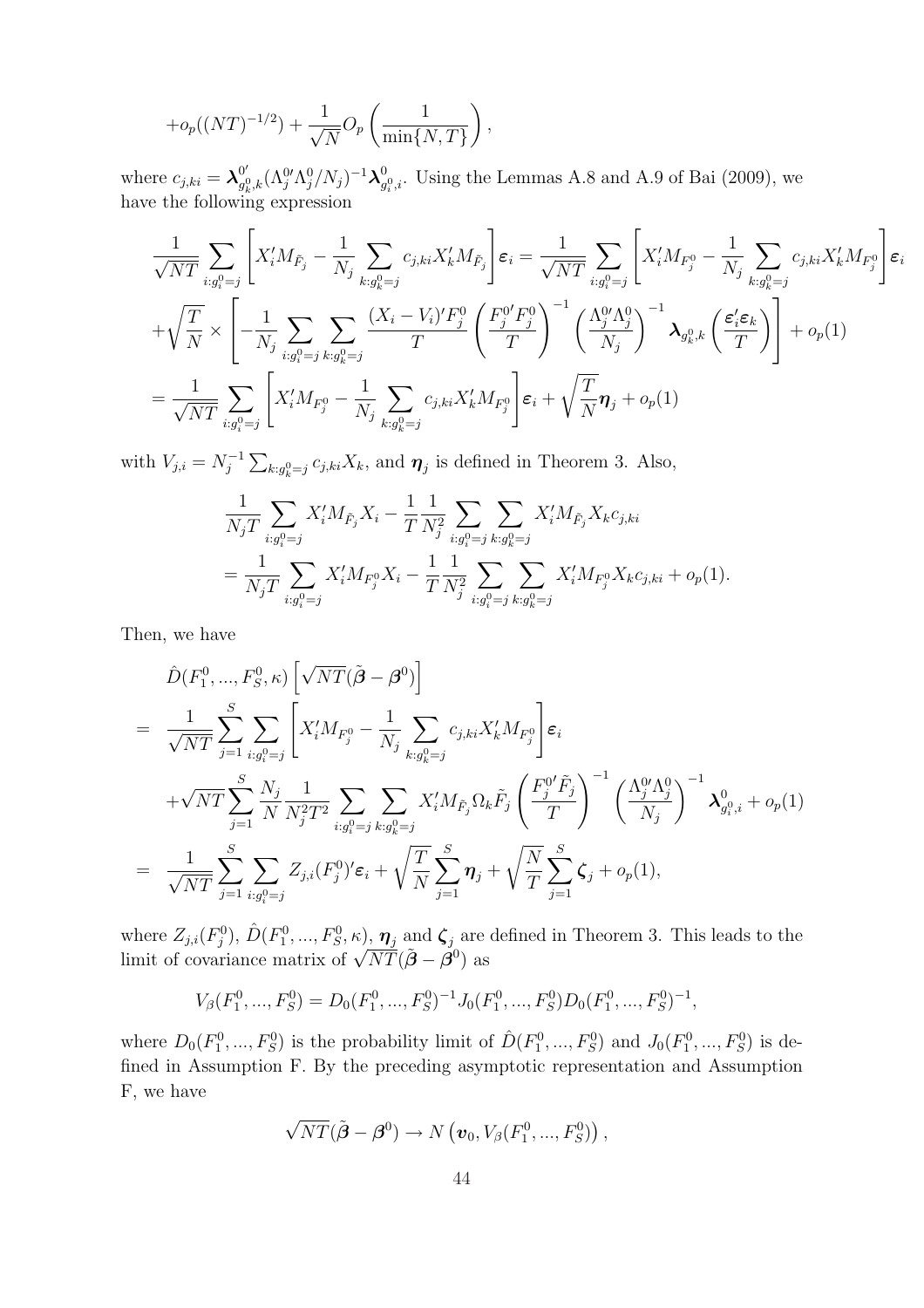$$+o_p((NT)^{-1/2}) + \frac{1}{\sqrt{N}} O_p\left(\frac{1}{\min\{N,T\}}\right),$$

where $c_{j,ki} = \boldsymbol{\lambda}^{0'}_{g^0_k,k}(\Lambda^{0\prime}_j \Lambda^0_j/N_j)^{-1}\boldsymbol{\lambda}^0_{g^0_i,i}$. Using the Lemmas A.8 and A.9 of Bai (2009), we have the following expression

$$\begin{aligned}
&\frac{1}{\sqrt{NT}} \sum_{i:g_i^0=j} \left[ X_i' M_{\tilde{F}_j} - \frac{1}{N_j} \sum_{k:g_k^0=j} c_{j,ki} X_k' M_{\tilde{F}_j} \right] \boldsymbol{\varepsilon}_i = \frac{1}{\sqrt{NT}} \sum_{i:g_i^0=j} \left[ X_i' M_{F_j^0} - \frac{1}{N_j} \sum_{k:g_k^0=j} c_{j,ki} X_k' M_{F_j^0} \right] \boldsymbol{\varepsilon}_i \\
&+\sqrt{\frac{T}{N}} \times \left[ -\frac{1}{N_j} \sum_{i:g_i^0=j} \sum_{k:g_k^0=j} \frac{(X_i - V_i)' F_j^0}{T} \left( \frac{F_j^{0\prime} F_j^0}{T} \right)^{-1} \left( \frac{\Lambda_j^{0\prime} \Lambda_j^0}{N_j} \right)^{-1} \boldsymbol{\lambda}_{g_k^0,k} \left( \frac{\boldsymbol{\varepsilon}_i' \boldsymbol{\varepsilon}_k}{T} \right) \right] + o_p(1) \\
&= \frac{1}{\sqrt{NT}} \sum_{i:g_i^0=j} \left[ X_i' M_{F_j^0} - \frac{1}{N_j} \sum_{k:g_k^0=j} c_{j,ki} X_k' M_{F_j^0} \right] \boldsymbol{\varepsilon}_i + \sqrt{\frac{T}{N}} \boldsymbol{\eta}_j + o_p(1)
\end{aligned}$$

with $V_{j,i} = N_j^{-1} \sum_{k:g_k^0=j} c_{j,ki} X_k$, and $\boldsymbol{\eta}_j$ is defined in Theorem 3. Also,

$$\begin{aligned}
&\frac{1}{N_j T} \sum_{i:g_i^0=j} X_i' M_{\tilde{F}_j} X_i - \frac{1}{T} \frac{1}{N_j^2} \sum_{i:g_i^0=j} \sum_{k:g_k^0=j} X_i' M_{\tilde{F}_j} X_k c_{j,ki} \\
&= \frac{1}{N_j T} \sum_{i:g_i^0=j} X_i' M_{F_j^0} X_i - \frac{1}{T} \frac{1}{N_j^2} \sum_{i:g_i^0=j} \sum_{k:g_k^0=j} X_i' M_{F_j^0} X_k c_{j,ki} + o_p(1).
\end{aligned}$$

Then, we have

$$\begin{aligned}
&\hat{D}(F_1^0, ..., F_S^0, \kappa) \left[ \sqrt{NT} (\tilde{\boldsymbol{\beta}} - \boldsymbol{\beta}^0) \right] \\
= \;& \frac{1}{\sqrt{NT}} \sum_{j=1}^S \sum_{i:g_i^0=j} \left[ X_i' M_{F_j^0} - \frac{1}{N_j} \sum_{k:g_k^0=j} c_{j,ki} X_k' M_{F_j^0} \right] \boldsymbol{\varepsilon}_i \\
&+ \sqrt{NT} \sum_{j=1}^S \frac{N_j}{N} \frac{1}{N_j^2 T^2} \sum_{i:g_i^0=j} \sum_{k:g_k^0=j} X_i' M_{\tilde{F}_j} \Omega_k \tilde{F}_j \left( \frac{F_j^{0\prime} \tilde{F}_j}{T} \right)^{-1} \left( \frac{\Lambda_j^{0\prime} \Lambda_j^0}{N_j} \right)^{-1} \boldsymbol{\lambda}^0_{g_i^0,i} + o_p(1) \\
= \;& \frac{1}{\sqrt{NT}} \sum_{j=1}^S \sum_{i:g_i^0=j} Z_{j,i}(F_j^0)' \boldsymbol{\varepsilon}_i + \sqrt{\frac{T}{N}} \sum_{j=1}^S \boldsymbol{\eta}_j + \sqrt{\frac{N}{T}} \sum_{j=1}^S \boldsymbol{\zeta}_j + o_p(1),
\end{aligned}$$

where $Z_{j,i}(F_j^0)$, $\hat{D}(F_1^0, ..., F_S^0, \kappa)$, $\boldsymbol{\eta}_j$ and $\boldsymbol{\zeta}_j$ are defined in Theorem 3. This leads to the limit of covariance matrix of $\sqrt{NT}(\tilde{\boldsymbol{\beta}} - \boldsymbol{\beta}^0)$ as

$$V_\beta(F_1^0, ..., F_S^0) = D_0(F_1^0, ..., F_S^0)^{-1} J_0(F_1^0, ..., F_S^0) D_0(F_1^0, ..., F_S^0)^{-1},$$

where $D_0(F_1^0, ..., F_S^0)$ is the probability limit of $\hat{D}(F_1^0, ..., F_S^0)$ and $J_0(F_1^0, ..., F_S^0)$ is defined in Assumption F. By the preceding asymptotic representation and Assumption F, we have

$$\sqrt{NT}(\tilde{\boldsymbol{\beta}} - \boldsymbol{\beta}^0) \to N\left( \boldsymbol{v}_0, V_\beta(F_1^0, ..., F_S^0) \right),$$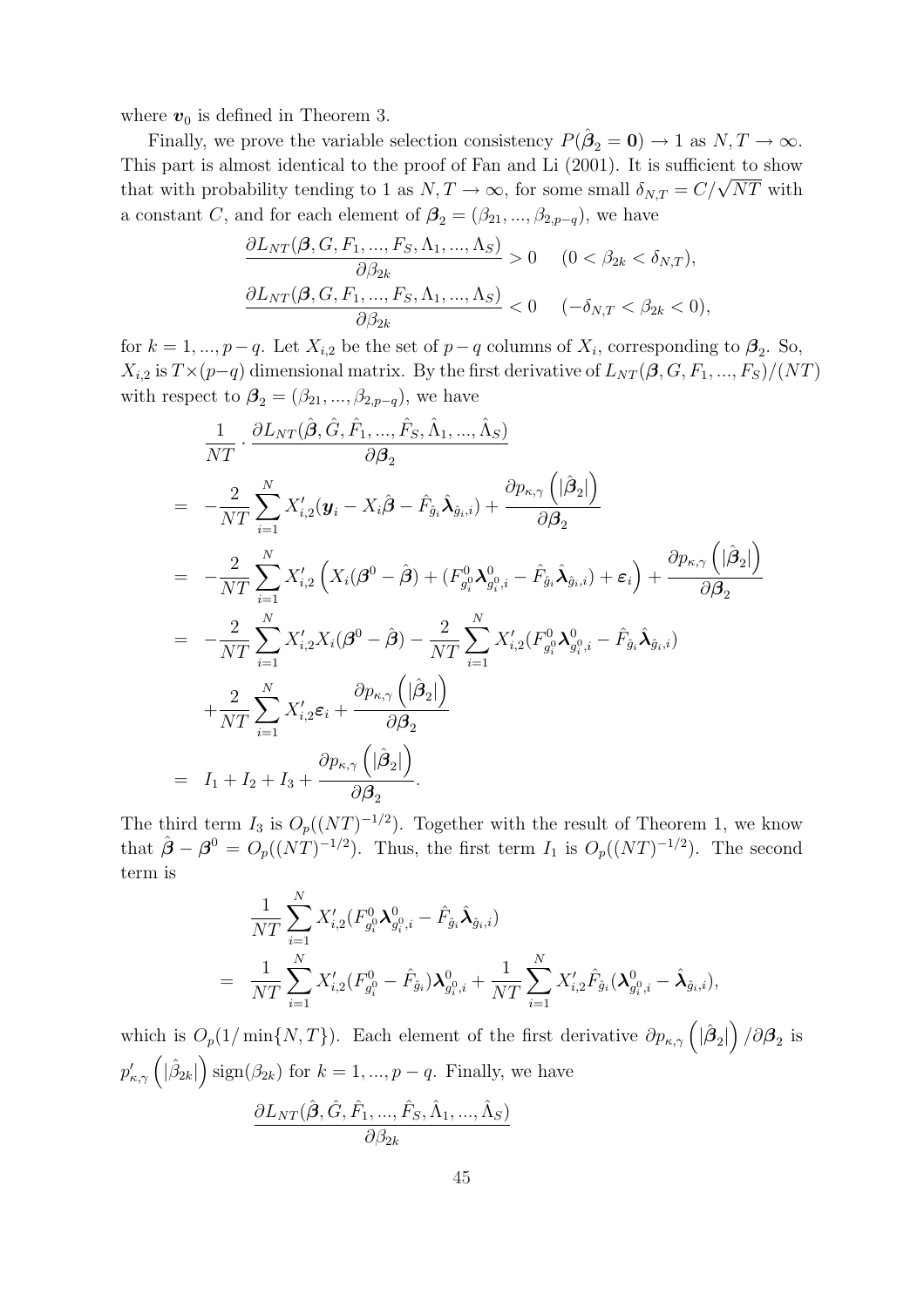where $\boldsymbol{v}_0$ is defined in Theorem 3.

Finally, we prove the variable selection consistency $P(\hat{\boldsymbol{\beta}}_2 = \mathbf{0}) \to 1$ as $N, T \to \infty$. This part is almost identical to the proof of Fan and Li (2001). It is sufficient to show that with probability tending to 1 as $N, T \to \infty$, for some small $\delta_{N,T} = C/\sqrt{NT}$ with a constant $C$, and for each element of $\boldsymbol{\beta}_2 = (\beta_{21}, ..., \beta_{2,p-q})$, we have

$$
\frac{\partial L_{NT}(\boldsymbol{\beta}, G, F_1, ..., F_S, \Lambda_1, ..., \Lambda_S)}{\partial \beta_{2k}} > 0 \quad (0 < \beta_{2k} < \delta_{N,T}),
$$

$$
\frac{\partial L_{NT}(\boldsymbol{\beta}, G, F_1, ..., F_S, \Lambda_1, ..., \Lambda_S)}{\partial \beta_{2k}} < 0 \quad (-\delta_{N,T} < \beta_{2k} < 0),
$$

for $k = 1, ..., p-q$. Let $X_{i,2}$ be the set of $p-q$ columns of $X_i$, corresponding to $\boldsymbol{\beta}_2$. So, $X_{i,2}$ is $T \times (p-q)$ dimensional matrix. By the first derivative of $L_{NT}(\boldsymbol{\beta}, G, F_1, ..., F_S)/(NT)$ with respect to $\boldsymbol{\beta}_2 = (\beta_{21}, ..., \beta_{2,p-q})$, we have

$$
\begin{aligned}
& \frac{1}{NT} \cdot \frac{\partial L_{NT}(\hat{\boldsymbol{\beta}}, \hat{G}, \hat{F}_1, ..., \hat{F}_S, \hat{\Lambda}_1, ..., \hat{\Lambda}_S)}{\partial \boldsymbol{\beta}_2} \\
= & -\frac{2}{NT} \sum_{i=1}^{N} X_{i,2}'(\boldsymbol{y}_i - X_i \hat{\boldsymbol{\beta}} - \hat{F}_{\hat{g}_i} \hat{\boldsymbol{\lambda}}_{\hat{g}_i,i}) + \frac{\partial p_{\kappa,\gamma}\left(|\hat{\boldsymbol{\beta}}_2|\right)}{\partial \boldsymbol{\beta}_2} \\
= & -\frac{2}{NT} \sum_{i=1}^{N} X_{i,2}'\left(X_i(\boldsymbol{\beta}^0 - \hat{\boldsymbol{\beta}}) + (F^0_{g_i^0} \boldsymbol{\lambda}^0_{g_i^0,i} - \hat{F}_{\hat{g}_i} \hat{\boldsymbol{\lambda}}_{\hat{g}_i,i}) + \boldsymbol{\varepsilon}_i\right) + \frac{\partial p_{\kappa,\gamma}\left(|\hat{\boldsymbol{\beta}}_2|\right)}{\partial \boldsymbol{\beta}_2} \\
= & -\frac{2}{NT} \sum_{i=1}^{N} X_{i,2}' X_i(\boldsymbol{\beta}^0 - \hat{\boldsymbol{\beta}}) - \frac{2}{NT} \sum_{i=1}^{N} X_{i,2}'(F^0_{g_i^0} \boldsymbol{\lambda}^0_{g_i^0,i} - \hat{F}_{\hat{g}_i} \hat{\boldsymbol{\lambda}}_{\hat{g}_i,i}) \\
& + \frac{2}{NT} \sum_{i=1}^{N} X_{i,2}' \boldsymbol{\varepsilon}_i + \frac{\partial p_{\kappa,\gamma}\left(|\hat{\boldsymbol{\beta}}_2|\right)}{\partial \boldsymbol{\beta}_2} \\
= & \; I_1 + I_2 + I_3 + \frac{\partial p_{\kappa,\gamma}\left(|\hat{\boldsymbol{\beta}}_2|\right)}{\partial \boldsymbol{\beta}_2}.
\end{aligned}
$$

The third term $I_3$ is $O_p((NT)^{-1/2})$. Together with the result of Theorem 1, we know that $\hat{\boldsymbol{\beta}} - \boldsymbol{\beta}^0 = O_p((NT)^{-1/2})$. Thus, the first term $I_1$ is $O_p((NT)^{-1/2})$. The second term is

$$
\begin{aligned}
& \frac{1}{NT} \sum_{i=1}^{N} X_{i,2}'(F^0_{g_i^0} \boldsymbol{\lambda}^0_{g_i^0,i} - \hat{F}_{\hat{g}_i} \hat{\boldsymbol{\lambda}}_{\hat{g}_i,i}) \\
= & \frac{1}{NT} \sum_{i=1}^{N} X_{i,2}'(F^0_{g_i^0} - \hat{F}_{\hat{g}_i}) \boldsymbol{\lambda}^0_{g_i^0,i} + \frac{1}{NT} \sum_{i=1}^{N} X_{i,2}' \hat{F}_{\hat{g}_i}(\boldsymbol{\lambda}^0_{g_i^0,i} - \hat{\boldsymbol{\lambda}}_{\hat{g}_i,i}),
\end{aligned}
$$

which is $O_p(1/\min\{N, T\})$. Each element of the first derivative $\partial p_{\kappa,\gamma}\left(|\hat{\boldsymbol{\beta}}_2|\right)/\partial \boldsymbol{\beta}_2$ is $p'_{\kappa,\gamma}\left(|\hat{\beta}_{2k}|\right) \mathrm{sign}(\beta_{2k})$ for $k = 1, ..., p-q$. Finally, we have

$$
\frac{\partial L_{NT}(\hat{\boldsymbol{\beta}}, \hat{G}, \hat{F}_1, ..., \hat{F}_S, \hat{\Lambda}_1, ..., \hat{\Lambda}_S)}{\partial \beta_{2k}}
$$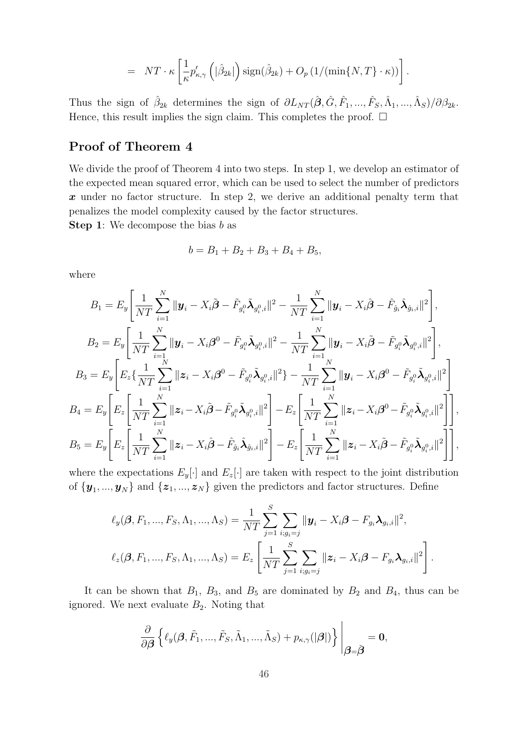$$= \quad NT \cdot \kappa \left[ \frac{1}{\kappa} p'_{\kappa,\gamma} \left( |\hat{\beta}_{2k}| \right) \text{sign}(\hat{\beta}_{2k}) + O_p \left( 1/(\min\{N,T\} \cdot \kappa) \right) \right].$$

Thus the sign of $\hat{\beta}_{2k}$ determines the sign of $\partial L_{NT}(\hat{\boldsymbol{\beta}}, \hat{G}, \hat{F}_1, ..., \hat{F}_S, \hat{\Lambda}_1, ..., \hat{\Lambda}_S)/\partial \beta_{2k}$. Hence, this result implies the sign claim. This completes the proof. $\square$

## Proof of Theorem 4

We divide the proof of Theorem 4 into two steps. In step 1, we develop an estimator of the expected mean squared error, which can be used to select the number of predictors $\boldsymbol{x}$ under no factor structure. In step 2, we derive an additional penalty term that penalizes the model complexity caused by the factor structures.

**Step 1**: We decompose the bias $b$ as

$$b = B_1 + B_2 + B_3 + B_4 + B_5,$$

where

$$B_1 = E_y \left[ \frac{1}{NT} \sum_{i=1}^{N} \|\boldsymbol{y}_i - X_i \tilde{\boldsymbol{\beta}} - \tilde{F}_{g_i^0} \tilde{\boldsymbol{\lambda}}_{g_i^0,i}\|^2 - \frac{1}{NT} \sum_{i=1}^{N} \|\boldsymbol{y}_i - X_i \hat{\boldsymbol{\beta}} - \hat{F}_{\hat{g}_i} \hat{\boldsymbol{\lambda}}_{\hat{g}_i,i}\|^2 \right],$$

$$B_2 = E_y \left[ \frac{1}{NT} \sum_{i=1}^{N} \|\boldsymbol{y}_i - X_i \boldsymbol{\beta}^0 - \tilde{F}_{g_i^0} \tilde{\boldsymbol{\lambda}}_{g_i^0,i}\|^2 - \frac{1}{NT} \sum_{i=1}^{N} \|\boldsymbol{y}_i - X_i \tilde{\boldsymbol{\beta}} - \tilde{F}_{g_i^0} \tilde{\boldsymbol{\lambda}}_{g_i^0,i}\|^2 \right],$$

$$B_3 = E_y \left[ E_z \{ \frac{1}{NT} \sum_{i=1}^{N} \|\boldsymbol{z}_i - X_i \boldsymbol{\beta}^0 - \tilde{F}_{g_i^0} \tilde{\boldsymbol{\lambda}}_{g_i^0,i}\|^2 \} - \frac{1}{NT} \sum_{i=1}^{N} \|\boldsymbol{y}_i - X_i \boldsymbol{\beta}^0 - \tilde{F}_{g_i^0} \tilde{\boldsymbol{\lambda}}_{g_i^0,i}\|^2 \right]$$

$$B_4 = E_y \left[ E_z \left[ \frac{1}{NT} \sum_{i=1}^{N} \|\boldsymbol{z}_i - X_i \tilde{\boldsymbol{\beta}} - \tilde{F}_{g_i^0} \tilde{\boldsymbol{\lambda}}_{g_i^0,i}\|^2 \right] - E_z \left[ \frac{1}{NT} \sum_{i=1}^{N} \|\boldsymbol{z}_i - X_i \boldsymbol{\beta}^0 - \tilde{F}_{g_i^0} \tilde{\boldsymbol{\lambda}}_{g_i^0,i}\|^2 \right] \right],$$

$$B_5 = E_y \left[ E_z \left[ \frac{1}{NT} \sum_{i=1}^{N} \|\boldsymbol{z}_i - X_i \hat{\boldsymbol{\beta}} - \hat{F}_{\hat{g}_i} \hat{\boldsymbol{\lambda}}_{\hat{g}_i,i}\|^2 \right] - E_z \left[ \frac{1}{NT} \sum_{i=1}^{N} \|\boldsymbol{z}_i - X_i \tilde{\boldsymbol{\beta}} - \tilde{F}_{g_i^0} \tilde{\boldsymbol{\lambda}}_{g_i^0,i}\|^2 \right] \right],$$

where the expectations $E_y[\cdot]$ and $E_z[\cdot]$ are taken with respect to the joint distribution of $\{\boldsymbol{y}_1, ..., \boldsymbol{y}_N\}$ and $\{\boldsymbol{z}_1, ..., \boldsymbol{z}_N\}$ given the predictors and factor structures. Define

$$\ell_y(\boldsymbol{\beta}, F_1, ..., F_S, \Lambda_1, ..., \Lambda_S) = \frac{1}{NT} \sum_{j=1}^{S} \sum_{i; g_i = j} \|\boldsymbol{y}_i - X_i \boldsymbol{\beta} - F_{g_i} \boldsymbol{\lambda}_{g_i,i}\|^2,$$

$$\ell_z(\boldsymbol{\beta}, F_1, ..., F_S, \Lambda_1, ..., \Lambda_S) = E_z \left[ \frac{1}{NT} \sum_{j=1}^{S} \sum_{i; g_i = j} \|\boldsymbol{z}_i - X_i \boldsymbol{\beta} - F_{g_i} \boldsymbol{\lambda}_{g_i,i}\|^2 \right].$$

It can be shown that $B_1$, $B_3$, and $B_5$ are dominated by $B_2$ and $B_4$, thus can be ignored. We next evaluate $B_2$. Noting that

$$\frac{\partial}{\partial \boldsymbol{\beta}} \left\{ \ell_y(\boldsymbol{\beta}, \tilde{F}_1, ..., \tilde{F}_S, \tilde{\Lambda}_1, ..., \tilde{\Lambda}_S) + p_{\kappa,\gamma}(|\boldsymbol{\beta}|) \right\} \Bigg|_{\boldsymbol{\beta} = \tilde{\boldsymbol{\beta}}} = \mathbf{0},$$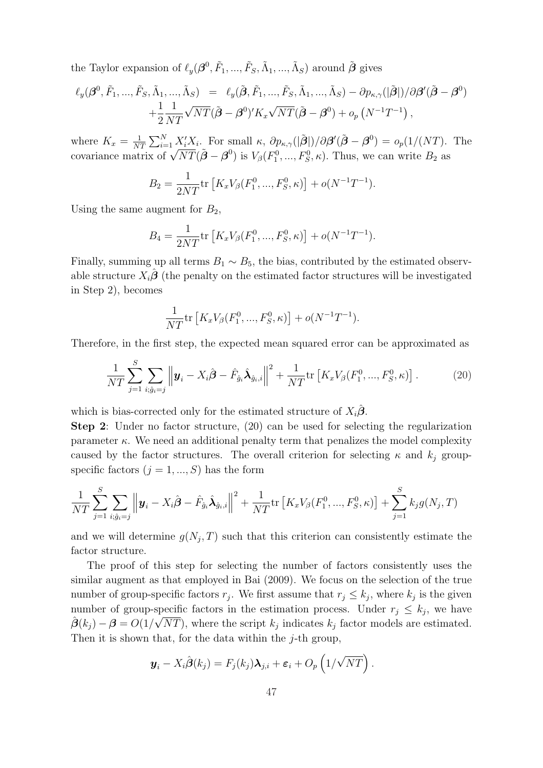the Taylor expansion of $\ell_y(\boldsymbol{\beta}^0, \tilde{F}_1, ..., \tilde{F}_S, \tilde{\Lambda}_1, ..., \tilde{\Lambda}_S)$ around $\tilde{\boldsymbol{\beta}}$ gives

$$
\begin{aligned}
\ell_y(\boldsymbol{\beta}^0, \tilde{F}_1, ..., \tilde{F}_S, \tilde{\Lambda}_1, ..., \tilde{\Lambda}_S) &= \ell_y(\tilde{\boldsymbol{\beta}}, \tilde{F}_1, ..., \tilde{F}_S, \tilde{\Lambda}_1, ..., \tilde{\Lambda}_S) - \partial p_{\kappa,\gamma}(|\tilde{\boldsymbol{\beta}}|)/\partial \boldsymbol{\beta}'(\tilde{\boldsymbol{\beta}} - \boldsymbol{\beta}^0) \\
&\quad + \frac{1}{2}\frac{1}{NT}\sqrt{NT}(\tilde{\boldsymbol{\beta}} - \boldsymbol{\beta}^0)' K_x \sqrt{NT}(\tilde{\boldsymbol{\beta}} - \boldsymbol{\beta}^0) + o_p\left(N^{-1}T^{-1}\right),
\end{aligned}
$$

where $K_x = \frac{1}{NT}\sum_{i=1}^N X_i' X_i$. For small $\kappa$, $\partial p_{\kappa,\gamma}(|\tilde{\boldsymbol{\beta}}|)/\partial \boldsymbol{\beta}'(\tilde{\boldsymbol{\beta}} - \boldsymbol{\beta}^0) = o_p(1/(NT))$. The covariance matrix of $\sqrt{NT}(\tilde{\boldsymbol{\beta}} - \boldsymbol{\beta}^0)$ is $V_\beta(F_1^0, ..., F_S^0, \kappa)$. Thus, we can write $B_2$ as

$$
B_2 = \frac{1}{2NT}\text{tr}\left[K_x V_\beta(F_1^0, ..., F_S^0, \kappa)\right] + o(N^{-1}T^{-1}).
$$

Using the same augment for $B_2$,

$$
B_4 = \frac{1}{2NT}\text{tr}\left[K_x V_\beta(F_1^0, ..., F_S^0, \kappa)\right] + o(N^{-1}T^{-1}).
$$

Finally, summing up all terms $B_1 \sim B_5$, the bias, contributed by the estimated observable structure $X_i\hat{\boldsymbol{\beta}}$ (the penalty on the estimated factor structures will be investigated in Step 2), becomes

$$
\frac{1}{NT}\text{tr}\left[K_x V_\beta(F_1^0, ..., F_S^0, \kappa)\right] + o(N^{-1}T^{-1}).
$$

Therefore, in the first step, the expected mean squared error can be approximated as

$$
\frac{1}{NT}\sum_{j=1}^S \sum_{i;\hat{g}_i=j} \left\| \boldsymbol{y}_i - X_i\hat{\boldsymbol{\beta}} - \hat{F}_{\hat{g}_i}\hat{\boldsymbol{\lambda}}_{\hat{g}_i,i} \right\|^2 + \frac{1}{NT}\text{tr}\left[K_x V_\beta(F_1^0, ..., F_S^0, \kappa)\right]. \tag{20}
$$

which is bias-corrected only for the estimated structure of $X_i\hat{\boldsymbol{\beta}}$.

**Step 2**: Under no factor structure, (20) can be used for selecting the regularization parameter $\kappa$. We need an additional penalty term that penalizes the model complexity caused by the factor structures. The overall criterion for selecting $\kappa$ and $k_j$ group-specific factors $(j = 1, ..., S)$ has the form

$$
\frac{1}{NT}\sum_{j=1}^S \sum_{i;\hat{g}_i=j} \left\| \boldsymbol{y}_i - X_i\hat{\boldsymbol{\beta}} - \hat{F}_{\hat{g}_i}\hat{\boldsymbol{\lambda}}_{\hat{g}_i,i} \right\|^2 + \frac{1}{NT}\text{tr}\left[K_x V_\beta(F_1^0, ..., F_S^0, \kappa)\right] + \sum_{j=1}^S k_j g(N_j, T)
$$

and we will determine $g(N_j, T)$ such that this criterion can consistently estimate the factor structure.

The proof of this step for selecting the number of factors consistently uses the similar augment as that employed in Bai (2009). We focus on the selection of the true number of group-specific factors $r_j$. We first assume that $r_j \leq k_j$, where $k_j$ is the given number of group-specific factors in the estimation process. Under $r_j \leq k_j$, we have $\hat{\boldsymbol{\beta}}(k_j) - \boldsymbol{\beta} = O(1/\sqrt{NT})$, where the script $k_j$ indicates $k_j$ factor models are estimated. Then it is shown that, for the data within the $j$-th group,

$$
\boldsymbol{y}_i - X_i\hat{\boldsymbol{\beta}}(k_j) = F_j(k_j)\boldsymbol{\lambda}_{j,i} + \boldsymbol{\varepsilon}_i + O_p\left(1/\sqrt{NT}\right).
$$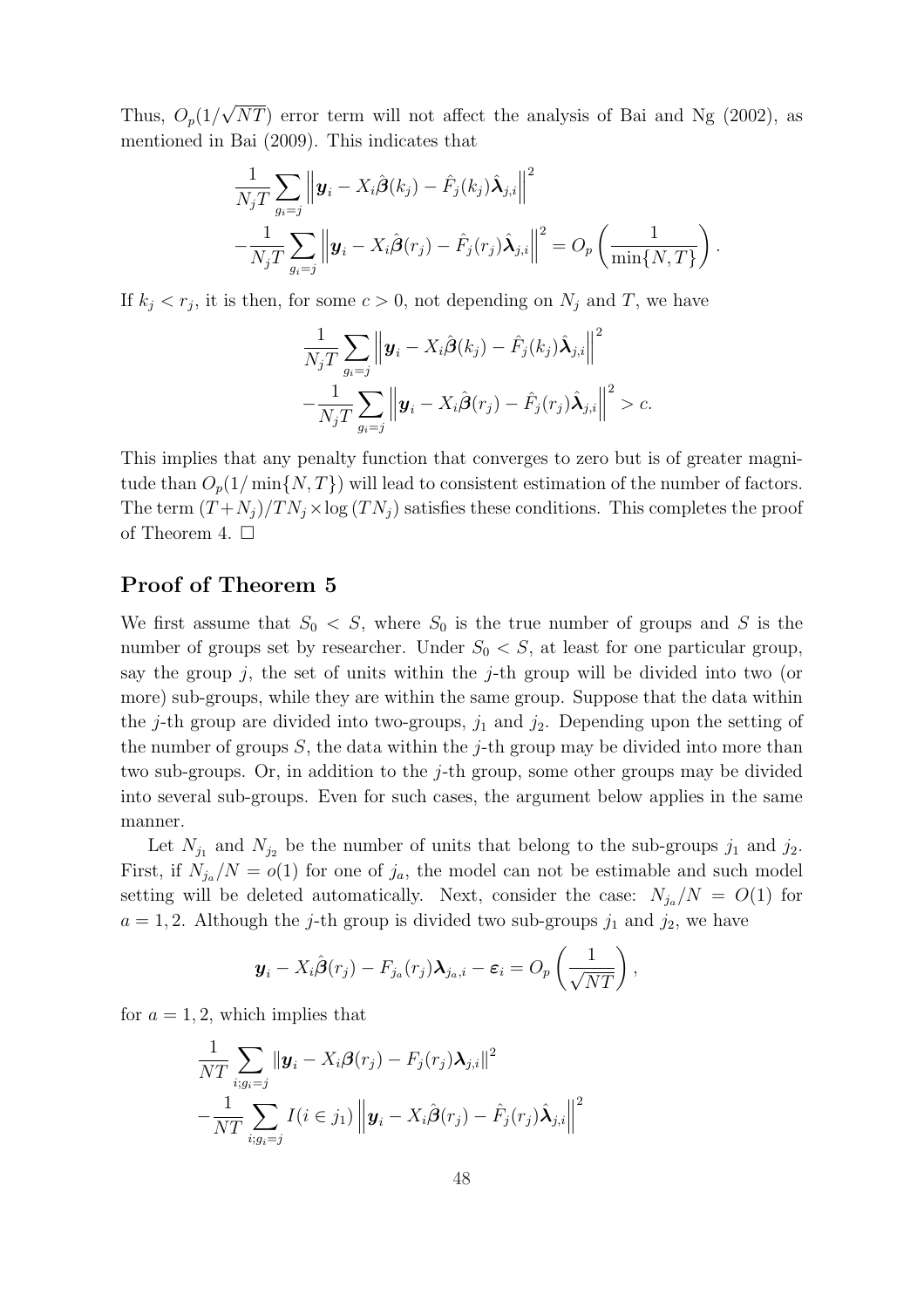Thus, $O_p(1/\sqrt{NT})$ error term will not affect the analysis of Bai and Ng (2002), as mentioned in Bai (2009). This indicates that

$$
\frac{1}{N_j T} \sum_{g_i = j} \left\| \boldsymbol{y}_i - X_i \hat{\boldsymbol{\beta}}(k_j) - \hat{F}_j(k_j) \hat{\boldsymbol{\lambda}}_{j,i} \right\|^2
- \frac{1}{N_j T} \sum_{g_i = j} \left\| \boldsymbol{y}_i - X_i \hat{\boldsymbol{\beta}}(r_j) - \hat{F}_j(r_j) \hat{\boldsymbol{\lambda}}_{j,i} \right\|^2 = O_p\left( \frac{1}{\min\{N, T\}} \right).
$$

If $k_j < r_j$, it is then, for some $c > 0$, not depending on $N_j$ and $T$, we have

$$
\frac{1}{N_j T} \sum_{g_i = j} \left\| \boldsymbol{y}_i - X_i \hat{\boldsymbol{\beta}}(k_j) - \hat{F}_j(k_j) \hat{\boldsymbol{\lambda}}_{j,i} \right\|^2
- \frac{1}{N_j T} \sum_{g_i = j} \left\| \boldsymbol{y}_i - X_i \hat{\boldsymbol{\beta}}(r_j) - \hat{F}_j(r_j) \hat{\boldsymbol{\lambda}}_{j,i} \right\|^2 > c.
$$

This implies that any penalty function that converges to zero but is of greater magnitude than $O_p(1/\min\{N, T\})$ will lead to consistent estimation of the number of factors. The term $(T + N_j)/TN_j \times \log(TN_j)$ satisfies these conditions. This completes the proof of Theorem 4. □

## Proof of Theorem 5

We first assume that $S_0 < S$, where $S_0$ is the true number of groups and $S$ is the number of groups set by researcher. Under $S_0 < S$, at least for one particular group, say the group $j$, the set of units within the $j$-th group will be divided into two (or more) sub-groups, while they are within the same group. Suppose that the data within the $j$-th group are divided into two-groups, $j_1$ and $j_2$. Depending upon the setting of the number of groups $S$, the data within the $j$-th group may be divided into more than two sub-groups. Or, in addition to the $j$-th group, some other groups may be divided into several sub-groups. Even for such cases, the argument below applies in the same manner.

Let $N_{j_1}$ and $N_{j_2}$ be the number of units that belong to the sub-groups $j_1$ and $j_2$. First, if $N_{j_a}/N = o(1)$ for one of $j_a$, the model can not be estimable and such model setting will be deleted automatically. Next, consider the case: $N_{j_a}/N = O(1)$ for $a = 1, 2$. Although the $j$-th group is divided two sub-groups $j_1$ and $j_2$, we have

$$
\boldsymbol{y}_i - X_i \hat{\boldsymbol{\beta}}(r_j) - F_{j_a}(r_j) \boldsymbol{\lambda}_{j_a,i} - \boldsymbol{\varepsilon}_i = O_p\left( \frac{1}{\sqrt{NT}} \right),
$$

for $a = 1, 2$, which implies that

$$
\frac{1}{NT} \sum_{i; g_i = j} \left\| \boldsymbol{y}_i - X_i \boldsymbol{\beta}(r_j) - F_j(r_j) \boldsymbol{\lambda}_{j,i} \right\|^2
- \frac{1}{NT} \sum_{i; g_i = j} I(i \in j_1) \left\| \boldsymbol{y}_i - X_i \hat{\boldsymbol{\beta}}(r_j) - \hat{F}_j(r_j) \hat{\boldsymbol{\lambda}}_{j,i} \right\|^2
$$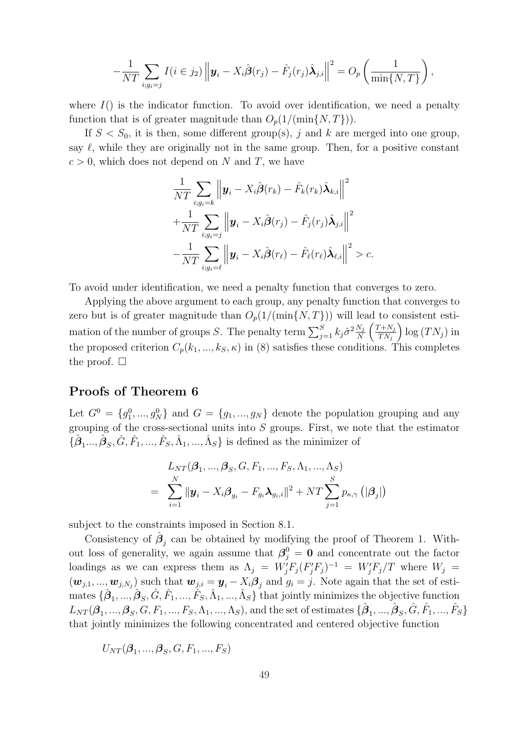$$-\frac{1}{NT}\sum_{i;g_i=j} I(i\in j_2)\left\|\boldsymbol{y}_i - X_i\hat{\boldsymbol{\beta}}(r_j) - \hat{F}_j(r_j)\hat{\boldsymbol{\lambda}}_{j,i}\right\|^2 = O_p\left(\frac{1}{\min\{N,T\}}\right),$$

where $I()$ is the indicator function. To avoid over identification, we need a penalty function that is of greater magnitude than $O_p(1/(\min\{N,T\}))$.

If $S < S_0$, it is then, some different group(s), $j$ and $k$ are merged into one group, say $\ell$, while they are originally not in the same group. Then, for a positive constant $c > 0$, which does not depend on $N$ and $T$, we have

$$\begin{aligned}
&\frac{1}{NT}\sum_{i;g_i=k}\left\|\boldsymbol{y}_i - X_i\hat{\boldsymbol{\beta}}(r_k) - \hat{F}_k(r_k)\hat{\boldsymbol{\lambda}}_{k,i}\right\|^2 \\
&+\frac{1}{NT}\sum_{i;g_i=j}\left\|\boldsymbol{y}_i - X_i\hat{\boldsymbol{\beta}}(r_j) - \hat{F}_j(r_j)\hat{\boldsymbol{\lambda}}_{j,i}\right\|^2 \\
&-\frac{1}{NT}\sum_{i;g_i=\ell}\left\|\boldsymbol{y}_i - X_i\hat{\boldsymbol{\beta}}(r_\ell) - \hat{F}_\ell(r_\ell)\hat{\boldsymbol{\lambda}}_{\ell,i}\right\|^2 > c.
\end{aligned}$$

To avoid under identification, we need a penalty function that converges to zero.

Applying the above argument to each group, any penalty function that converges to zero but is of greater magnitude than $O_p(1/(\min\{N,T\}))$ will lead to consistent estimation of the number of groups $S$. The penalty term $\sum_{j=1}^{S} k_j\hat{\sigma}^2\frac{N_j}{N}\left(\frac{T+N_j}{TN_j}\right)\log(TN_j)$ in the proposed criterion $C_p(k_1,...,k_S,\kappa)$ in (8) satisfies these conditions. This completes the proof. $\square$

## Proofs of Theorem 6

Let $G^0 = \{g_1^0,...,g_N^0\}$ and $G = \{g_1,...,g_N\}$ denote the population grouping and any grouping of the cross-sectional units into $S$ groups. First, we note that the estimator $\{\hat{\boldsymbol{\beta}}_1...,\hat{\boldsymbol{\beta}}_S,\hat{G},\hat{F}_1,...,\hat{F}_S,\hat{\Lambda}_1,...,\hat{\Lambda}_S\}$ is defined as the minimizer of

$$\begin{aligned}
& L_{NT}(\boldsymbol{\beta}_1,...,\boldsymbol{\beta}_S,G,F_1,...,F_S,\Lambda_1,...,\Lambda_S) \\
= & \sum_{i=1}^{N}\|\boldsymbol{y}_i - X_i\boldsymbol{\beta}_{g_i} - F_{g_i}\boldsymbol{\lambda}_{g_i,i}\|^2 + NT\sum_{j=1}^{S}p_{\kappa,\gamma}\left(|\boldsymbol{\beta}_j|\right)
\end{aligned}$$

subject to the constraints imposed in Section 8.1.

Consistency of $\hat{\boldsymbol{\beta}}_j$ can be obtained by modifying the proof of Theorem 1. Without loss of generality, we again assume that $\boldsymbol{\beta}_j^0 = \mathbf{0}$ and concentrate out the factor loadings as we can express them as $\Lambda_j = W_j'F_j(F_j'F_j)^{-1} = W_j'F_j/T$ where $W_j = (\boldsymbol{w}_{j,1},...,\boldsymbol{w}_{j,N_j})$ such that $\boldsymbol{w}_{j,i} = \boldsymbol{y}_i - X_i\boldsymbol{\beta}_j$ and $g_i = j$. Note again that the set of estimates $\{\hat{\boldsymbol{\beta}}_1,...,\hat{\boldsymbol{\beta}}_S,\hat{G},\hat{F}_1,...,\hat{F}_S,\hat{\Lambda}_1,...,\hat{\Lambda}_S\}$ that jointly minimizes the objective function $L_{NT}(\boldsymbol{\beta}_1,...,\boldsymbol{\beta}_S,G,F_1,...,F_S,\Lambda_1,...,\Lambda_S)$, and the set of estimates $\{\hat{\boldsymbol{\beta}}_1,...,\hat{\boldsymbol{\beta}}_S,\hat{G},\hat{F}_1,...,\hat{F}_S\}$ that jointly minimizes the following concentrated and centered objective function

$$U_{NT}(\boldsymbol{\beta}_1,...,\boldsymbol{\beta}_S,G,F_1,...,F_S)$$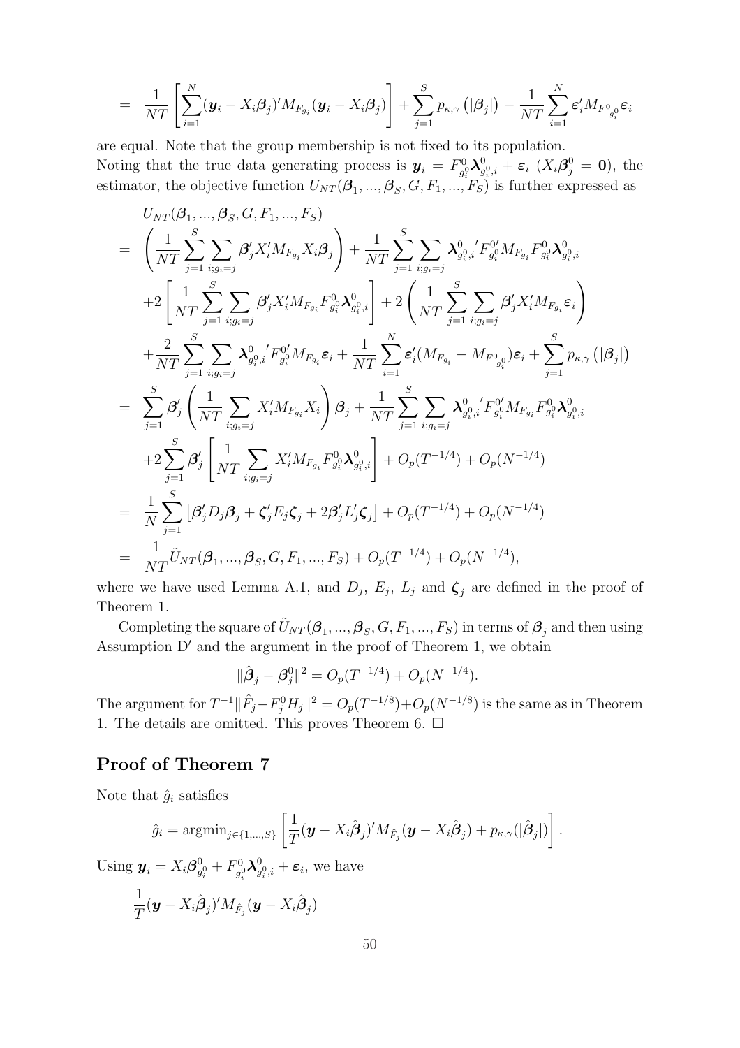$$= \frac{1}{NT}\left[\sum_{i=1}^{N}(\boldsymbol{y}_i - X_i\boldsymbol{\beta}_j)' M_{F_{g_i}}(\boldsymbol{y}_i - X_i\boldsymbol{\beta}_j)\right] + \sum_{j=1}^{S} p_{\kappa,\gamma}\left(|\boldsymbol{\beta}_j|\right) - \frac{1}{NT}\sum_{i=1}^{N}\boldsymbol{\varepsilon}_i' M_{F^0_{g_i^0}}\boldsymbol{\varepsilon}_i$$

are equal. Note that the group membership is not fixed to its population.
Noting that the true data generating process is $\boldsymbol{y}_i = F^0_{g_i^0}\boldsymbol{\lambda}^0_{g_i^0,i} + \boldsymbol{\varepsilon}_i$ $(X_i\boldsymbol{\beta}^0_j = \mathbf{0})$, the estimator, the objective function $U_{NT}(\boldsymbol{\beta}_1, ..., \boldsymbol{\beta}_S, G, F_1, ..., F_S)$ is further expressed as

$$\begin{aligned}
& U_{NT}(\boldsymbol{\beta}_1, ..., \boldsymbol{\beta}_S, G, F_1, ..., F_S) \\
= & \left(\frac{1}{NT}\sum_{j=1}^{S}\sum_{i;g_i=j}\boldsymbol{\beta}_j' X_i' M_{F_{g_i}} X_i \boldsymbol{\beta}_j\right) + \frac{1}{NT}\sum_{j=1}^{S}\sum_{i;g_i=j}\boldsymbol{\lambda}^0_{g_i^0,i}{}' F^{0\prime}_{g_i^0} M_{F_{g_i}} F^0_{g_i^0}\boldsymbol{\lambda}^0_{g_i^0,i} \\
& + 2\left[\frac{1}{NT}\sum_{j=1}^{S}\sum_{i;g_i=j}\boldsymbol{\beta}_j' X_i' M_{F_{g_i}} F^0_{g_i^0}\boldsymbol{\lambda}^0_{g_i^0,i}\right] + 2\left(\frac{1}{NT}\sum_{j=1}^{S}\sum_{i;g_i=j}\boldsymbol{\beta}_j' X_i' M_{F_{g_i}}\boldsymbol{\varepsilon}_i\right) \\
& + \frac{2}{NT}\sum_{j=1}^{S}\sum_{i;g_i=j}\boldsymbol{\lambda}^0_{g_i^0,i}{}' F^{0\prime}_{g_i^0} M_{F_{g_i}}\boldsymbol{\varepsilon}_i + \frac{1}{NT}\sum_{i=1}^{N}\boldsymbol{\varepsilon}_i'(M_{F_{g_i}} - M_{F^0_{g_i^0}})\boldsymbol{\varepsilon}_i + \sum_{j=1}^{S} p_{\kappa,\gamma}\left(|\boldsymbol{\beta}_j|\right) \\
= & \sum_{j=1}^{S}\boldsymbol{\beta}_j'\left(\frac{1}{NT}\sum_{i;g_i=j}X_i' M_{F_{g_i}} X_i\right)\boldsymbol{\beta}_j + \frac{1}{NT}\sum_{j=1}^{S}\sum_{i;g_i=j}\boldsymbol{\lambda}^0_{g_i^0,i}{}' F^{0\prime}_{g_i^0} M_{F_{g_i}} F^0_{g_i^0}\boldsymbol{\lambda}^0_{g_i^0,i} \\
& + 2\sum_{j=1}^{S}\boldsymbol{\beta}_j'\left[\frac{1}{NT}\sum_{i;g_i=j}X_i' M_{F_{g_i}} F^0_{g_i^0}\boldsymbol{\lambda}^0_{g_i^0,i}\right] + O_p(T^{-1/4}) + O_p(N^{-1/4}) \\
= & \frac{1}{N}\sum_{j=1}^{S}\left[\boldsymbol{\beta}_j' D_j\boldsymbol{\beta}_j + \boldsymbol{\zeta}_j' E_j\boldsymbol{\zeta}_j + 2\boldsymbol{\beta}_j' L_j'\boldsymbol{\zeta}_j\right] + O_p(T^{-1/4}) + O_p(N^{-1/4}) \\
= & \frac{1}{NT}\tilde{U}_{NT}(\boldsymbol{\beta}_1, ..., \boldsymbol{\beta}_S, G, F_1, ..., F_S) + O_p(T^{-1/4}) + O_p(N^{-1/4}),
\end{aligned}$$

where we have used Lemma A.1, and $D_j$, $E_j$, $L_j$ and $\boldsymbol{\zeta}_j$ are defined in the proof of Theorem 1.

Completing the square of $\tilde{U}_{NT}(\boldsymbol{\beta}_1, ..., \boldsymbol{\beta}_S, G, F_1, ..., F_S)$ in terms of $\boldsymbol{\beta}_j$ and then using Assumption D$'$ and the argument in the proof of Theorem 1, we obtain

$$\|\hat{\boldsymbol{\beta}}_j - \boldsymbol{\beta}^0_j\|^2 = O_p(T^{-1/4}) + O_p(N^{-1/4}).$$

The argument for $T^{-1}\|\hat{F}_j - F^0_j H_j\|^2 = O_p(T^{-1/8}) + O_p(N^{-1/8})$ is the same as in Theorem 1. The details are omitted. This proves Theorem 6. $\square$

## Proof of Theorem 7

Note that $\hat{g}_i$ satisfies

$$\hat{g}_i = \text{argmin}_{j\in\{1,...,S\}}\left[\frac{1}{T}(\boldsymbol{y} - X_i\hat{\boldsymbol{\beta}}_j)' M_{\hat{F}_j}(\boldsymbol{y} - X_i\hat{\boldsymbol{\beta}}_j) + p_{\kappa,\gamma}(|\hat{\boldsymbol{\beta}}_j|)\right].$$

Using $\boldsymbol{y}_i = X_i\boldsymbol{\beta}^0_{g_i^0} + F^0_{g_i^0}\boldsymbol{\lambda}^0_{g_i^0,i} + \boldsymbol{\varepsilon}_i$, we have

$$\frac{1}{T}(\boldsymbol{y} - X_i\hat{\boldsymbol{\beta}}_j)' M_{\hat{F}_j}(\boldsymbol{y} - X_i\hat{\boldsymbol{\beta}}_j)$$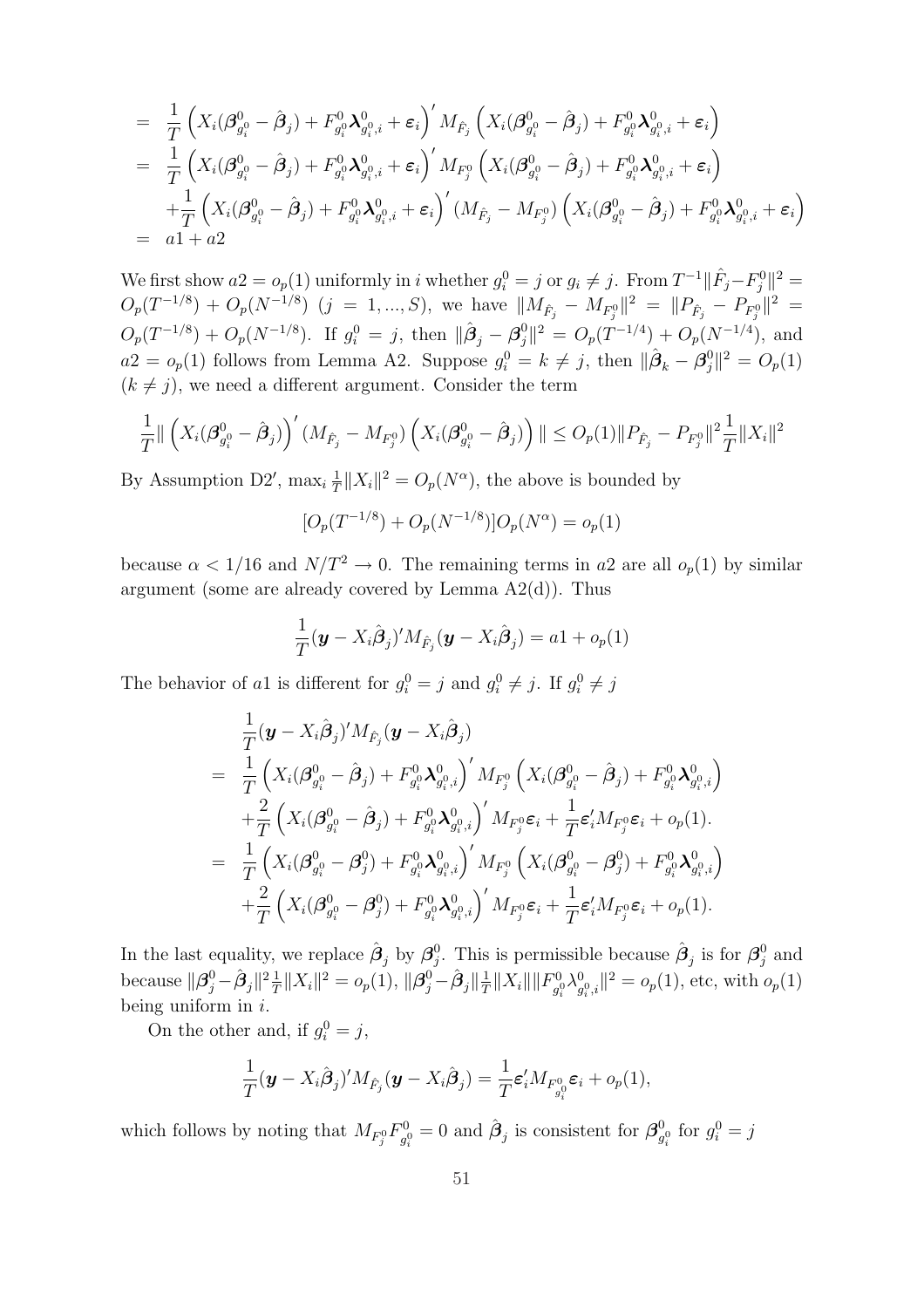$$
\begin{aligned}
&= \frac{1}{T}\left(X_i(\boldsymbol{\beta}^0_{g_i^0}-\hat{\boldsymbol{\beta}}_j)+F^0_{g_i^0}\boldsymbol{\lambda}^0_{g_i^0,i}+\boldsymbol{\varepsilon}_i\right)' M_{\hat{F}_j}\left(X_i(\boldsymbol{\beta}^0_{g_i^0}-\hat{\boldsymbol{\beta}}_j)+F^0_{g_i^0}\boldsymbol{\lambda}^0_{g_i^0,i}+\boldsymbol{\varepsilon}_i\right)\\
&= \frac{1}{T}\left(X_i(\boldsymbol{\beta}^0_{g_i^0}-\hat{\boldsymbol{\beta}}_j)+F^0_{g_i^0}\boldsymbol{\lambda}^0_{g_i^0,i}+\boldsymbol{\varepsilon}_i\right)' M_{F^0_j}\left(X_i(\boldsymbol{\beta}^0_{g_i^0}-\hat{\boldsymbol{\beta}}_j)+F^0_{g_i^0}\boldsymbol{\lambda}^0_{g_i^0,i}+\boldsymbol{\varepsilon}_i\right)\\
&\quad +\frac{1}{T}\left(X_i(\boldsymbol{\beta}^0_{g_i^0}-\hat{\boldsymbol{\beta}}_j)+F^0_{g_i^0}\boldsymbol{\lambda}^0_{g_i^0,i}+\boldsymbol{\varepsilon}_i\right)'(M_{\hat{F}_j}-M_{F^0_j})\left(X_i(\boldsymbol{\beta}^0_{g_i^0}-\hat{\boldsymbol{\beta}}_j)+F^0_{g_i^0}\boldsymbol{\lambda}^0_{g_i^0,i}+\boldsymbol{\varepsilon}_i\right)\\
&= a1+a2
\end{aligned}
$$

We first show $a2 = o_p(1)$ uniformly in $i$ whether $g_i^0 = j$ or $g_i \neq j$. From $T^{-1}\|\hat{F}_j - F_j^0\|^2 = O_p(T^{-1/8}) + O_p(N^{-1/8})$ $(j = 1, ..., S)$, we have $\|M_{\hat{F}_j} - M_{F_j^0}\|^2 = \|P_{\hat{F}_j} - P_{F_j^0}\|^2 = O_p(T^{-1/8}) + O_p(N^{-1/8})$. If $g_i^0 = j$, then $\|\hat{\boldsymbol{\beta}}_j - \boldsymbol{\beta}_j^0\|^2 = O_p(T^{-1/4}) + O_p(N^{-1/4})$, and $a2 = o_p(1)$ follows from Lemma A2. Suppose $g_i^0 = k \neq j$, then $\|\hat{\boldsymbol{\beta}}_k - \boldsymbol{\beta}_j^0\|^2 = O_p(1)$ $(k \neq j)$, we need a different argument. Consider the term

$$
\frac{1}{T}\|\left(X_i(\boldsymbol{\beta}^0_{g_i^0}-\hat{\boldsymbol{\beta}}_j)\right)'(M_{\hat{F}_j}-M_{F^0_j})\left(X_i(\boldsymbol{\beta}^0_{g_i^0}-\hat{\boldsymbol{\beta}}_j)\right)\| \le O_p(1)\|P_{\hat{F}_j}-P_{F^0_j}\|^2\frac{1}{T}\|X_i\|^2
$$

By Assumption D2$'$, $\max_i \frac{1}{T}\|X_i\|^2 = O_p(N^\alpha)$, the above is bounded by

$$
[O_p(T^{-1/8}) + O_p(N^{-1/8})]O_p(N^\alpha) = o_p(1)
$$

because $\alpha < 1/16$ and $N/T^2 \to 0$. The remaining terms in $a2$ are all $o_p(1)$ by similar argument (some are already covered by Lemma A2(d)). Thus

$$
\frac{1}{T}(\boldsymbol{y} - X_i\hat{\boldsymbol{\beta}}_j)'M_{\hat{F}_j}(\boldsymbol{y} - X_i\hat{\boldsymbol{\beta}}_j) = a1 + o_p(1)
$$

The behavior of $a1$ is different for $g_i^0 = j$ and $g_i^0 \neq j$. If $g_i^0 \neq j$

$$
\begin{aligned}
&\frac{1}{T}(\boldsymbol{y} - X_i\hat{\boldsymbol{\beta}}_j)'M_{\hat{F}_j}(\boldsymbol{y} - X_i\hat{\boldsymbol{\beta}}_j)\\
&= \frac{1}{T}\left(X_i(\boldsymbol{\beta}^0_{g_i^0}-\hat{\boldsymbol{\beta}}_j)+F^0_{g_i^0}\boldsymbol{\lambda}^0_{g_i^0,i}\right)' M_{F^0_j}\left(X_i(\boldsymbol{\beta}^0_{g_i^0}-\hat{\boldsymbol{\beta}}_j)+F^0_{g_i^0}\boldsymbol{\lambda}^0_{g_i^0,i}\right)\\
&\quad +\frac{2}{T}\left(X_i(\boldsymbol{\beta}^0_{g_i^0}-\hat{\boldsymbol{\beta}}_j)+F^0_{g_i^0}\boldsymbol{\lambda}^0_{g_i^0,i}\right)' M_{F^0_j}\boldsymbol{\varepsilon}_i + \frac{1}{T}\boldsymbol{\varepsilon}_i' M_{F^0_j}\boldsymbol{\varepsilon}_i + o_p(1).\\
&= \frac{1}{T}\left(X_i(\boldsymbol{\beta}^0_{g_i^0}-\boldsymbol{\beta}^0_j)+F^0_{g_i^0}\boldsymbol{\lambda}^0_{g_i^0,i}\right)' M_{F^0_j}\left(X_i(\boldsymbol{\beta}^0_{g_i^0}-\boldsymbol{\beta}^0_j)+F^0_{g_i^0}\boldsymbol{\lambda}^0_{g_i^0,i}\right)\\
&\quad +\frac{2}{T}\left(X_i(\boldsymbol{\beta}^0_{g_i^0}-\boldsymbol{\beta}^0_j)+F^0_{g_i^0}\boldsymbol{\lambda}^0_{g_i^0,i}\right)' M_{F^0_j}\boldsymbol{\varepsilon}_i + \frac{1}{T}\boldsymbol{\varepsilon}_i' M_{F^0_j}\boldsymbol{\varepsilon}_i + o_p(1).
\end{aligned}
$$

In the last equality, we replace $\hat{\boldsymbol{\beta}}_j$ by $\boldsymbol{\beta}_j^0$. This is permissible because $\hat{\boldsymbol{\beta}}_j$ is for $\boldsymbol{\beta}_j^0$ and because $\|\boldsymbol{\beta}_j^0 - \hat{\boldsymbol{\beta}}_j\|^2 \frac{1}{T}\|X_i\|^2 = o_p(1)$, $\|\boldsymbol{\beta}_j^0 - \hat{\boldsymbol{\beta}}_j\| \frac{1}{T}\|X_i\| \|F^0_{g_i^0}\lambda^0_{g_i^0,i}\|^2 = o_p(1)$, etc, with $o_p(1)$ being uniform in $i$.

On the other and, if $g_i^0 = j$,

$$
\frac{1}{T}(\boldsymbol{y} - X_i\hat{\boldsymbol{\beta}}_j)'M_{\hat{F}_j}(\boldsymbol{y} - X_i\hat{\boldsymbol{\beta}}_j) = \frac{1}{T}\boldsymbol{\varepsilon}_i' M_{F^0_{g_i^0}}\boldsymbol{\varepsilon}_i + o_p(1),
$$

which follows by noting that $M_{F_j^0}F^0_{g_i^0} = 0$ and $\hat{\boldsymbol{\beta}}_j$ is consistent for $\boldsymbol{\beta}^0_{g_i^0}$ for $g_i^0 = j$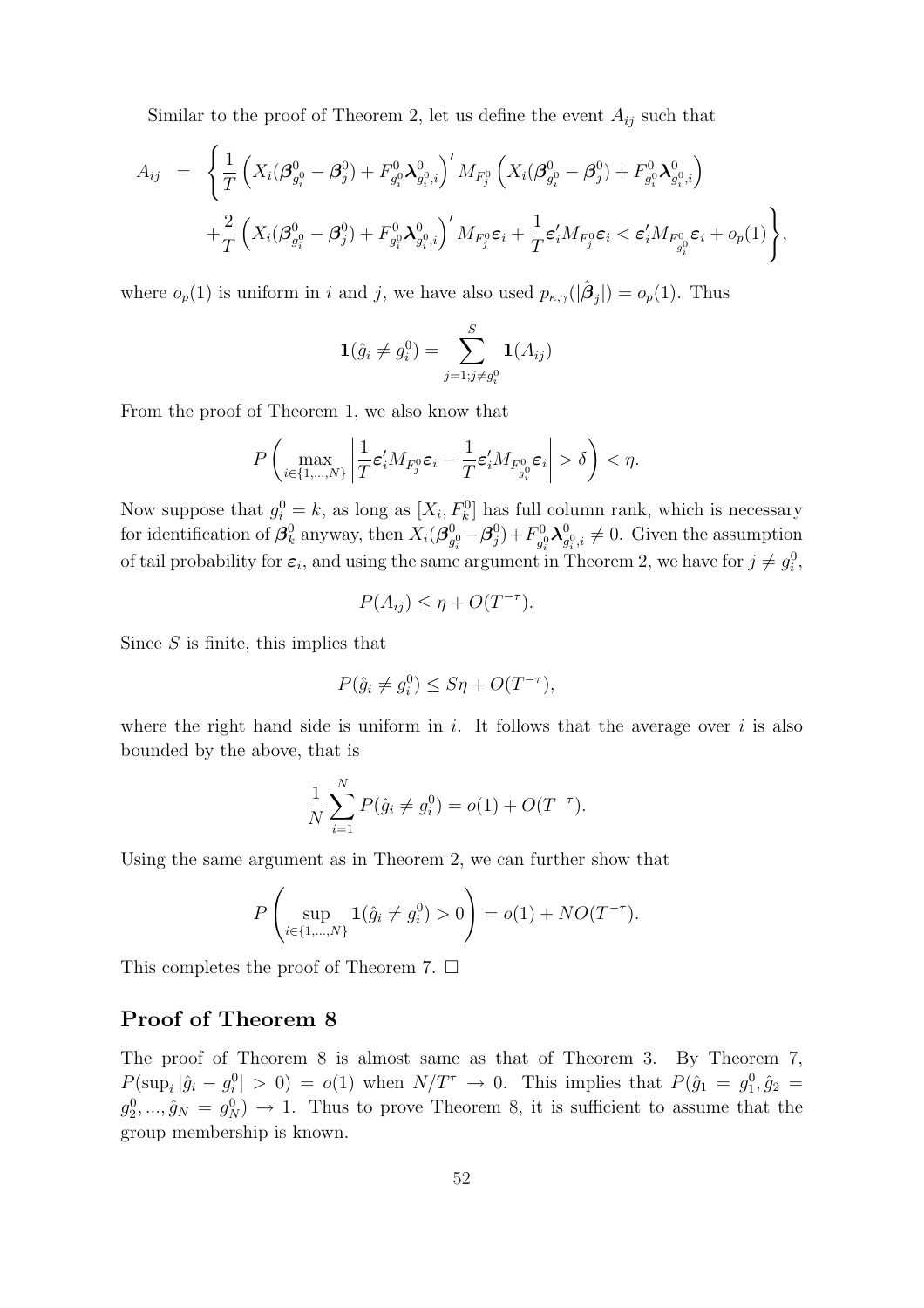Similar to the proof of Theorem 2, let us define the event $A_{ij}$ such that

$$
\begin{aligned}
A_{ij} &= \Bigg\{ \frac{1}{T}\left( X_i(\boldsymbol{\beta}^0_{g_i^0} - \boldsymbol{\beta}^0_j) + F^0_{g_i^0}\boldsymbol{\lambda}^0_{g_i^0,i} \right)' M_{F_j^0} \left( X_i(\boldsymbol{\beta}^0_{g_i^0} - \boldsymbol{\beta}^0_j) + F^0_{g_i^0}\boldsymbol{\lambda}^0_{g_i^0,i} \right) \\
&\quad + \frac{2}{T}\left( X_i(\boldsymbol{\beta}^0_{g_i^0} - \boldsymbol{\beta}^0_j) + F^0_{g_i^0}\boldsymbol{\lambda}^0_{g_i^0,i} \right)' M_{F_j^0}\boldsymbol{\varepsilon}_i + \frac{1}{T}\boldsymbol{\varepsilon}_i' M_{F_j^0}\boldsymbol{\varepsilon}_i < \boldsymbol{\varepsilon}_i' M_{F^0_{g_i^0}}\boldsymbol{\varepsilon}_i + o_p(1) \Bigg\},
\end{aligned}
$$

where $o_p(1)$ is uniform in $i$ and $j$, we have also used $p_{\kappa,\gamma}(|\hat{\boldsymbol{\beta}}_j|) = o_p(1)$. Thus

$$
\mathbf{1}(\hat{g}_i \neq g_i^0) = \sum_{j=1; j\neq g_i^0}^{S} \mathbf{1}(A_{ij})
$$

From the proof of Theorem 1, we also know that

$$
P\left( \max_{i\in\{1,\ldots,N\}} \left| \frac{1}{T}\boldsymbol{\varepsilon}_i' M_{F_j^0}\boldsymbol{\varepsilon}_i - \frac{1}{T}\boldsymbol{\varepsilon}_i' M_{F^0_{g_i^0}}\boldsymbol{\varepsilon}_i \right| > \delta \right) < \eta.
$$

Now suppose that $g_i^0 = k$, as long as $[X_i, F_k^0]$ has full column rank, which is necessary for identification of $\boldsymbol{\beta}_k^0$ anyway, then $X_i(\boldsymbol{\beta}^0_{g_i^0} - \boldsymbol{\beta}^0_j) + F^0_{g_i^0}\boldsymbol{\lambda}^0_{g_i^0,i} \neq 0$. Given the assumption of tail probability for $\boldsymbol{\varepsilon}_i$, and using the same argument in Theorem 2, we have for $j \neq g_i^0$,

$$
P(A_{ij}) \leq \eta + O(T^{-\tau}).
$$

Since $S$ is finite, this implies that

$$
P(\hat{g}_i \neq g_i^0) \leq S\eta + O(T^{-\tau}),
$$

where the right hand side is uniform in $i$. It follows that the average over $i$ is also bounded by the above, that is

$$
\frac{1}{N}\sum_{i=1}^{N} P(\hat{g}_i \neq g_i^0) = o(1) + O(T^{-\tau}).
$$

Using the same argument as in Theorem 2, we can further show that

$$
P\left( \sup_{i\in\{1,\ldots,N\}} \mathbf{1}(\hat{g}_i \neq g_i^0) > 0 \right) = o(1) + NO(T^{-\tau}).
$$

This completes the proof of Theorem 7. □

## Proof of Theorem 8

The proof of Theorem 8 is almost same as that of Theorem 3. By Theorem 7, $P(\sup_i |\hat{g}_i - g_i^0| > 0) = o(1)$ when $N/T^\tau \to 0$. This implies that $P(\hat{g}_1 = g_1^0, \hat{g}_2 = g_2^0, \ldots, \hat{g}_N = g_N^0) \to 1$. Thus to prove Theorem 8, it is sufficient to assume that the group membership is known.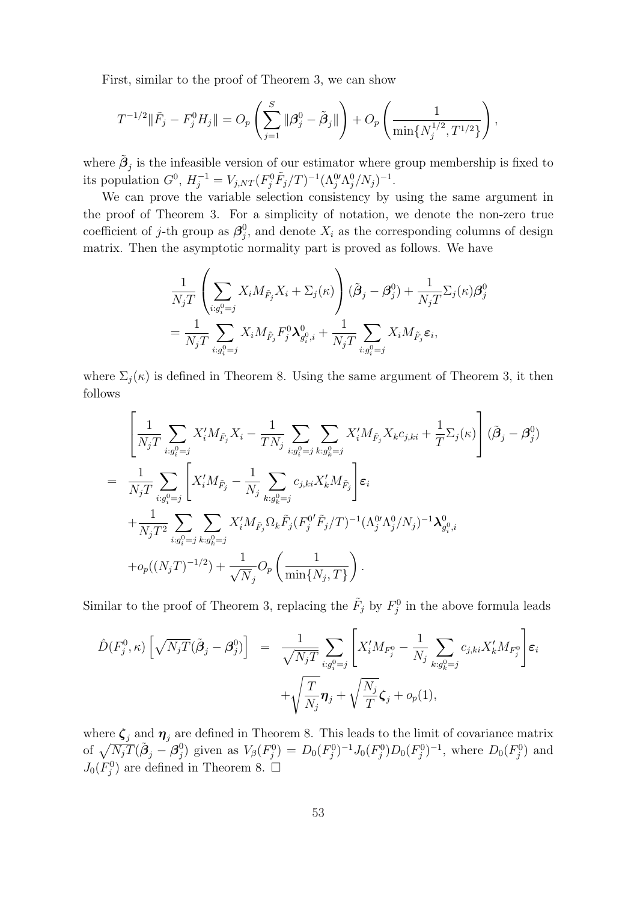First, similar to the proof of Theorem 3, we can show

$$T^{-1/2}\|\tilde{F}_j - F_j^0 H_j\| = O_p\left(\sum_{j=1}^{S}\|\boldsymbol{\beta}_j^0 - \tilde{\boldsymbol{\beta}}_j\|\right) + O_p\left(\frac{1}{\min\{N_j^{1/2}, T^{1/2}\}}\right),$$

where $\tilde{\boldsymbol{\beta}}_j$ is the infeasible version of our estimator where group membership is fixed to its population $G^0$, $H_j^{-1} = V_{j,NT}(F_j^0\tilde{F}_j/T)^{-1}(\Lambda_j^{0\prime}\Lambda_j^0/N_j)^{-1}$.

We can prove the variable selection consistency by using the same argument in the proof of Theorem 3. For a simplicity of notation, we denote the non-zero true coefficient of $j$-th group as $\boldsymbol{\beta}_j^0$, and denote $X_i$ as the corresponding columns of design matrix. Then the asymptotic normality part is proved as follows. We have

$$\begin{aligned}
&\frac{1}{N_jT}\left(\sum_{i:g_i^0=j} X_i M_{\tilde{F}_j} X_i + \Sigma_j(\kappa)\right)(\tilde{\boldsymbol{\beta}}_j - \boldsymbol{\beta}_j^0) + \frac{1}{N_jT}\Sigma_j(\kappa)\boldsymbol{\beta}_j^0 \\
&= \frac{1}{N_jT}\sum_{i:g_i^0=j} X_i M_{\tilde{F}_j} F_j^0 \boldsymbol{\lambda}_{g_i^0,i}^0 + \frac{1}{N_jT}\sum_{i:g_i^0=j} X_i M_{\tilde{F}_j}\boldsymbol{\varepsilon}_i,
\end{aligned}$$

where $\Sigma_j(\kappa)$ is defined in Theorem 8. Using the same argument of Theorem 3, it then follows

$$\begin{aligned}
&\left[\frac{1}{N_jT}\sum_{i:g_i^0=j} X_i' M_{\tilde{F}_j} X_i - \frac{1}{TN_j}\sum_{i:g_i^0=j}\sum_{k:g_k^0=j} X_i' M_{\tilde{F}_j} X_k c_{j,ki} + \frac{1}{T}\Sigma_j(\kappa)\right](\tilde{\boldsymbol{\beta}}_j - \boldsymbol{\beta}_j^0) \\
=\ & \frac{1}{N_jT}\sum_{i:g_i^0=j}\left[X_i' M_{\tilde{F}_j} - \frac{1}{N_j}\sum_{k:g_k^0=j} c_{j,ki} X_k' M_{\tilde{F}_j}\right]\boldsymbol{\varepsilon}_i \\
&+ \frac{1}{N_jT^2}\sum_{i:g_i^0=j}\sum_{k:g_k^0=j} X_i' M_{\tilde{F}_j}\Omega_k \tilde{F}_j (F_j^{0\prime}\tilde{F}_j/T)^{-1}(\Lambda_j^{0\prime}\Lambda_j^0/N_j)^{-1}\boldsymbol{\lambda}_{g_i^0,i}^0 \\
&+ o_p((N_jT)^{-1/2}) + \frac{1}{\sqrt{N_j}} O_p\left(\frac{1}{\min\{N_j, T\}}\right).
\end{aligned}$$

Similar to the proof of Theorem 3, replacing the $\tilde{F}_j$ by $F_j^0$ in the above formula leads

$$\begin{aligned}
\hat{D}(F_j^0, \kappa)\left[\sqrt{N_jT}(\tilde{\boldsymbol{\beta}}_j - \boldsymbol{\beta}_j^0)\right] &= \frac{1}{\sqrt{N_jT}}\sum_{i:g_i^0=j}\left[X_i' M_{F_j^0} - \frac{1}{N_j}\sum_{k:g_k^0=j} c_{j,ki} X_k' M_{F_j^0}\right]\boldsymbol{\varepsilon}_i \\
&\quad + \sqrt{\frac{T}{N_j}}\boldsymbol{\eta}_j + \sqrt{\frac{N_j}{T}}\boldsymbol{\zeta}_j + o_p(1),
\end{aligned}$$

where $\boldsymbol{\zeta}_j$ and $\boldsymbol{\eta}_j$ are defined in Theorem 8. This leads to the limit of covariance matrix of $\sqrt{N_jT}(\tilde{\boldsymbol{\beta}}_j - \boldsymbol{\beta}_j^0)$ given as $V_\beta(F_j^0) = D_0(F_j^0)^{-1}J_0(F_j^0)D_0(F_j^0)^{-1}$, where $D_0(F_j^0)$ and $J_0(F_j^0)$ are defined in Theorem 8. $\square$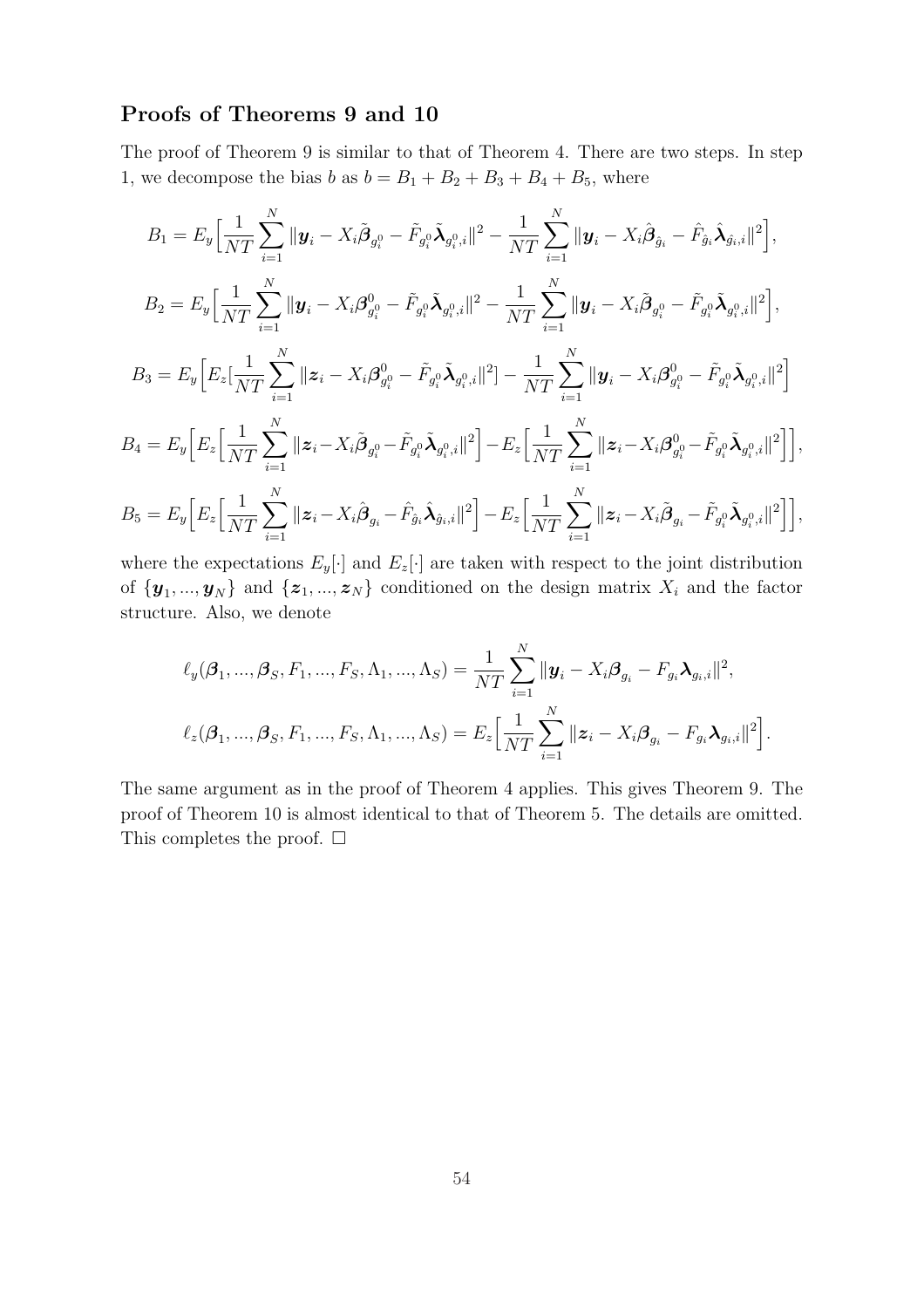### Proofs of Theorems 9 and 10

The proof of Theorem 9 is similar to that of Theorem 4. There are two steps. In step 1, we decompose the bias $b$ as $b = B_1 + B_2 + B_3 + B_4 + B_5$, where

$$B_1 = E_y\Big[\frac{1}{NT}\sum_{i=1}^{N}\|\boldsymbol{y}_i - X_i\tilde{\boldsymbol{\beta}}_{g_i^0} - \tilde{F}_{g_i^0}\tilde{\boldsymbol{\lambda}}_{g_i^0,i}\|^2 - \frac{1}{NT}\sum_{i=1}^{N}\|\boldsymbol{y}_i - X_i\hat{\boldsymbol{\beta}}_{\hat{g}_i} - \hat{F}_{\hat{g}_i}\hat{\boldsymbol{\lambda}}_{\hat{g}_i,i}\|^2\Big],$$

$$B_2 = E_y\Big[\frac{1}{NT}\sum_{i=1}^{N}\|\boldsymbol{y}_i - X_i\boldsymbol{\beta}^0_{g_i^0} - \tilde{F}_{g_i^0}\tilde{\boldsymbol{\lambda}}_{g_i^0,i}\|^2 - \frac{1}{NT}\sum_{i=1}^{N}\|\boldsymbol{y}_i - X_i\tilde{\boldsymbol{\beta}}_{g_i^0} - \tilde{F}_{g_i^0}\tilde{\boldsymbol{\lambda}}_{g_i^0,i}\|^2\Big],$$

$$B_3 = E_y\Big[E_z[\frac{1}{NT}\sum_{i=1}^{N}\|\boldsymbol{z}_i - X_i\boldsymbol{\beta}^0_{g_i^0} - \tilde{F}_{g_i^0}\tilde{\boldsymbol{\lambda}}_{g_i^0,i}\|^2] - \frac{1}{NT}\sum_{i=1}^{N}\|\boldsymbol{y}_i - X_i\boldsymbol{\beta}^0_{g_i^0} - \tilde{F}_{g_i^0}\tilde{\boldsymbol{\lambda}}_{g_i^0,i}\|^2\Big]$$

$$B_4 = E_y\Big[E_z\Big[\frac{1}{NT}\sum_{i=1}^{N}\|\boldsymbol{z}_i - X_i\tilde{\boldsymbol{\beta}}_{g_i^0} - \tilde{F}_{g_i^0}\tilde{\boldsymbol{\lambda}}_{g_i^0,i}\|^2\Big] - E_z\Big[\frac{1}{NT}\sum_{i=1}^{N}\|\boldsymbol{z}_i - X_i\boldsymbol{\beta}^0_{g_i^0} - \tilde{F}_{g_i^0}\tilde{\boldsymbol{\lambda}}_{g_i^0,i}\|^2\Big]\Big],$$

$$B_5 = E_y\Big[E_z\Big[\frac{1}{NT}\sum_{i=1}^{N}\|\boldsymbol{z}_i - X_i\hat{\boldsymbol{\beta}}_{g_i} - \hat{F}_{\hat{g}_i}\hat{\boldsymbol{\lambda}}_{\hat{g}_i,i}\|^2\Big] - E_z\Big[\frac{1}{NT}\sum_{i=1}^{N}\|\boldsymbol{z}_i - X_i\tilde{\boldsymbol{\beta}}_{g_i} - \tilde{F}_{g_i^0}\tilde{\boldsymbol{\lambda}}_{g_i^0,i}\|^2\Big]\Big],$$

where the expectations $E_y[\cdot]$ and $E_z[\cdot]$ are taken with respect to the joint distribution of $\{\boldsymbol{y}_1, ..., \boldsymbol{y}_N\}$ and $\{\boldsymbol{z}_1, ..., \boldsymbol{z}_N\}$ conditioned on the design matrix $X_i$ and the factor structure. Also, we denote

$$\ell_y(\boldsymbol{\beta}_1, ..., \boldsymbol{\beta}_S, F_1, ..., F_S, \Lambda_1, ..., \Lambda_S) = \frac{1}{NT}\sum_{i=1}^{N}\|\boldsymbol{y}_i - X_i\boldsymbol{\beta}_{g_i} - F_{g_i}\boldsymbol{\lambda}_{g_i,i}\|^2,$$

$$\ell_z(\boldsymbol{\beta}_1, ..., \boldsymbol{\beta}_S, F_1, ..., F_S, \Lambda_1, ..., \Lambda_S) = E_z\Big[\frac{1}{NT}\sum_{i=1}^{N}\|\boldsymbol{z}_i - X_i\boldsymbol{\beta}_{g_i} - F_{g_i}\boldsymbol{\lambda}_{g_i,i}\|^2\Big].$$

The same argument as in the proof of Theorem 4 applies. This gives Theorem 9. The proof of Theorem 10 is almost identical to that of Theorem 5. The details are omitted. This completes the proof. □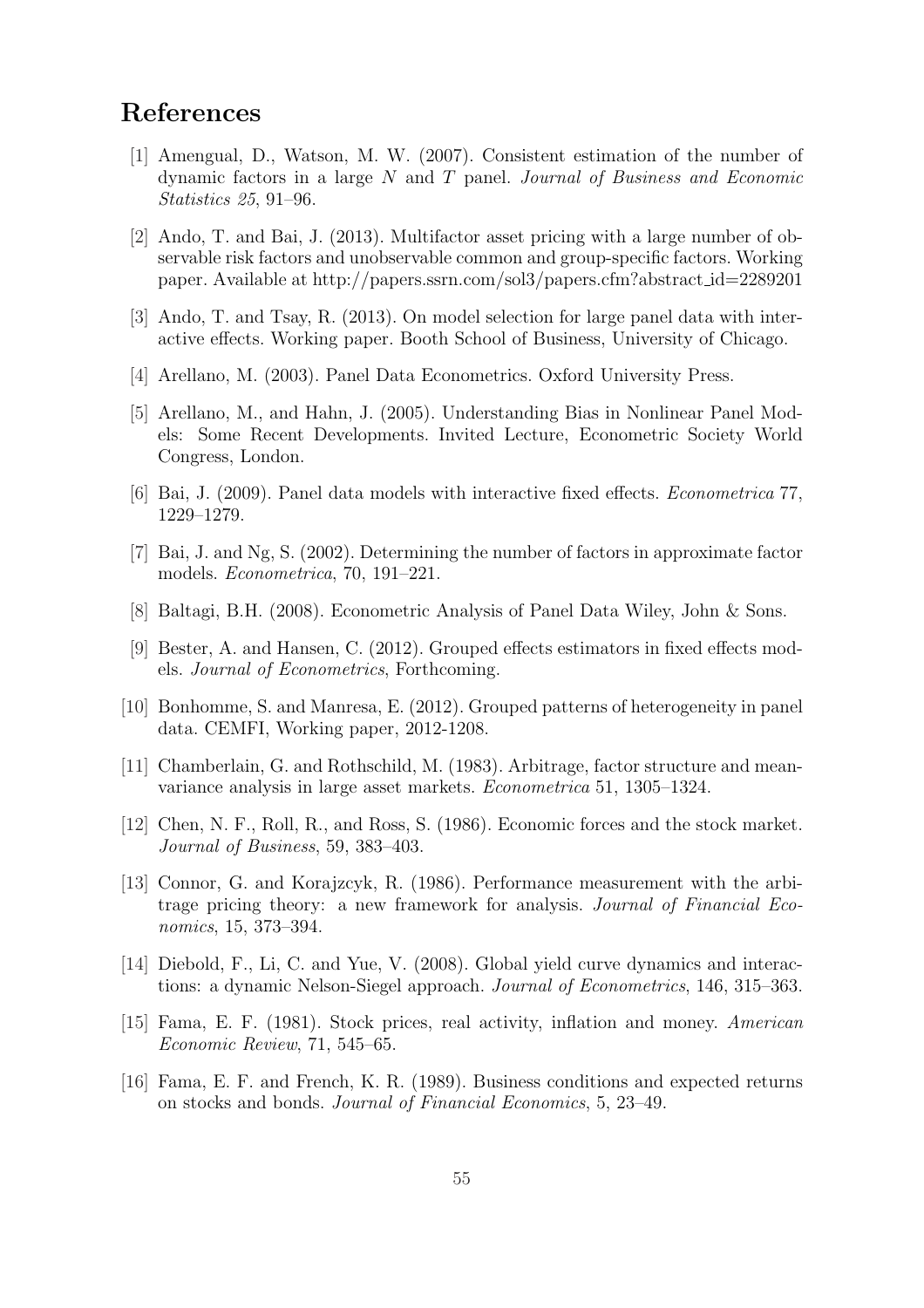# References

[1] Amengual, D., Watson, M. W. (2007). Consistent estimation of the number of dynamic factors in a large $N$ and $T$ panel. *Journal of Business and Economic Statistics 25*, 91–96.

[2] Ando, T. and Bai, J. (2013). Multifactor asset pricing with a large number of observable risk factors and unobservable common and group-specific factors. Working paper. Available at http://papers.ssrn.com/sol3/papers.cfm?abstract_id=2289201

[3] Ando, T. and Tsay, R. (2013). On model selection for large panel data with interactive effects. Working paper. Booth School of Business, University of Chicago.

[4] Arellano, M. (2003). Panel Data Econometrics. Oxford University Press.

[5] Arellano, M., and Hahn, J. (2005). Understanding Bias in Nonlinear Panel Models: Some Recent Developments. Invited Lecture, Econometric Society World Congress, London.

[6] Bai, J. (2009). Panel data models with interactive fixed effects. *Econometrica* 77, 1229–1279.

[7] Bai, J. and Ng, S. (2002). Determining the number of factors in approximate factor models. *Econometrica*, 70, 191–221.

[8] Baltagi, B.H. (2008). Econometric Analysis of Panel Data Wiley, John & Sons.

[9] Bester, A. and Hansen, C. (2012). Grouped effects estimators in fixed effects models. *Journal of Econometrics*, Forthcoming.

[10] Bonhomme, S. and Manresa, E. (2012). Grouped patterns of heterogeneity in panel data. CEMFI, Working paper, 2012-1208.

[11] Chamberlain, G. and Rothschild, M. (1983). Arbitrage, factor structure and mean-variance analysis in large asset markets. *Econometrica* 51, 1305–1324.

[12] Chen, N. F., Roll, R., and Ross, S. (1986). Economic forces and the stock market. *Journal of Business*, 59, 383–403.

[13] Connor, G. and Korajzcyk, R. (1986). Performance measurement with the arbitrage pricing theory: a new framework for analysis. *Journal of Financial Economics*, 15, 373–394.

[14] Diebold, F., Li, C. and Yue, V. (2008). Global yield curve dynamics and interactions: a dynamic Nelson-Siegel approach. *Journal of Econometrics*, 146, 315–363.

[15] Fama, E. F. (1981). Stock prices, real activity, inflation and money. *American Economic Review*, 71, 545–65.

[16] Fama, E. F. and French, K. R. (1989). Business conditions and expected returns on stocks and bonds. *Journal of Financial Economics*, 5, 23–49.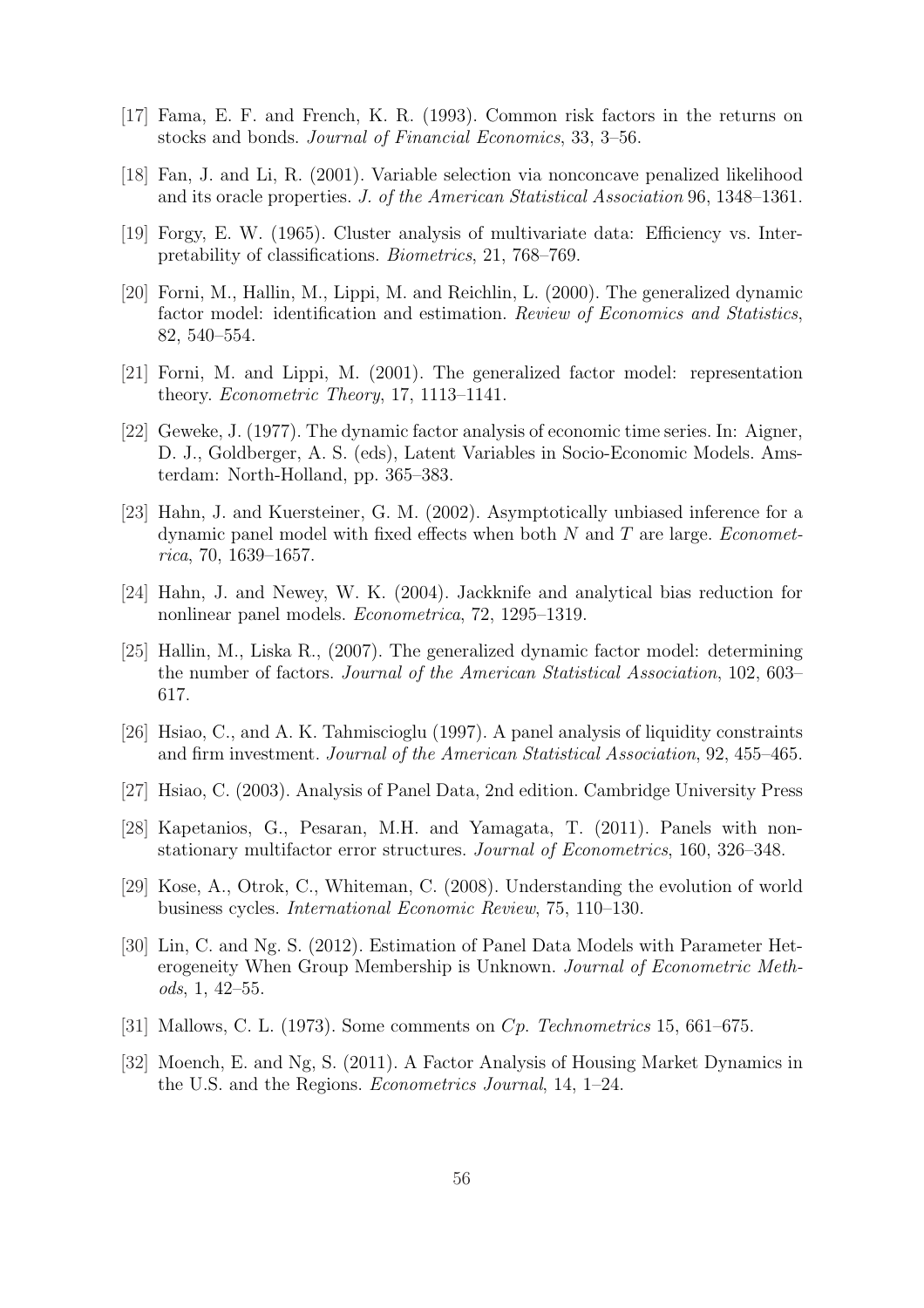[17] Fama, E. F. and French, K. R. (1993). Common risk factors in the returns on stocks and bonds. *Journal of Financial Economics*, 33, 3–56.

[18] Fan, J. and Li, R. (2001). Variable selection via nonconcave penalized likelihood and its oracle properties. *J. of the American Statistical Association* 96, 1348–1361.

[19] Forgy, E. W. (1965). Cluster analysis of multivariate data: Efficiency vs. Interpretability of classifications. *Biometrics*, 21, 768–769.

[20] Forni, M., Hallin, M., Lippi, M. and Reichlin, L. (2000). The generalized dynamic factor model: identification and estimation. *Review of Economics and Statistics*, 82, 540–554.

[21] Forni, M. and Lippi, M. (2001). The generalized factor model: representation theory. *Econometric Theory*, 17, 1113–1141.

[22] Geweke, J. (1977). The dynamic factor analysis of economic time series. In: Aigner, D. J., Goldberger, A. S. (eds), Latent Variables in Socio-Economic Models. Amsterdam: North-Holland, pp. 365–383.

[23] Hahn, J. and Kuersteiner, G. M. (2002). Asymptotically unbiased inference for a dynamic panel model with fixed effects when both $N$ and $T$ are large. *Econometrica*, 70, 1639–1657.

[24] Hahn, J. and Newey, W. K. (2004). Jackknife and analytical bias reduction for nonlinear panel models. *Econometrica*, 72, 1295–1319.

[25] Hallin, M., Liska R., (2007). The generalized dynamic factor model: determining the number of factors. *Journal of the American Statistical Association*, 102, 603–617.

[26] Hsiao, C., and A. K. Tahmiscioglu (1997). A panel analysis of liquidity constraints and firm investment. *Journal of the American Statistical Association*, 92, 455–465.

[27] Hsiao, C. (2003). Analysis of Panel Data, 2nd edition. Cambridge University Press

[28] Kapetanios, G., Pesaran, M.H. and Yamagata, T. (2011). Panels with nonstationary multifactor error structures. *Journal of Econometrics*, 160, 326–348.

[29] Kose, A., Otrok, C., Whiteman, C. (2008). Understanding the evolution of world business cycles. *International Economic Review*, 75, 110–130.

[30] Lin, C. and Ng. S. (2012). Estimation of Panel Data Models with Parameter Heterogeneity When Group Membership is Unknown. *Journal of Econometric Methods*, 1, 42–55.

[31] Mallows, C. L. (1973). Some comments on *Cp*. *Technometrics* 15, 661–675.

[32] Moench, E. and Ng, S. (2011). A Factor Analysis of Housing Market Dynamics in the U.S. and the Regions. *Econometrics Journal*, 14, 1–24.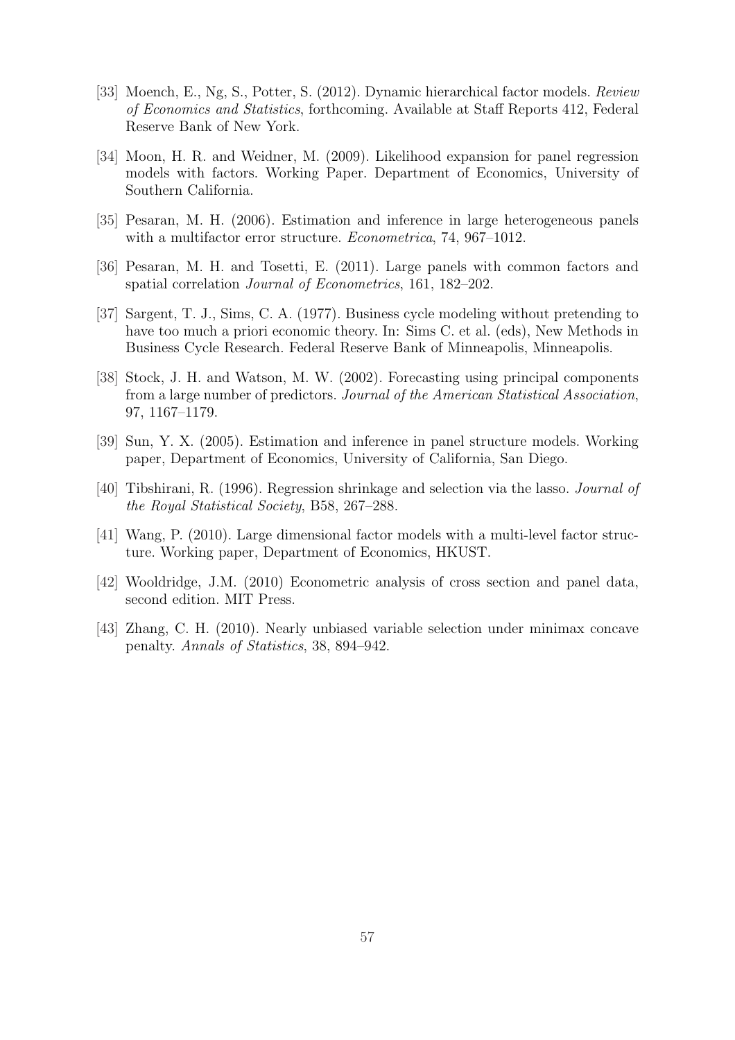[33] Moench, E., Ng, S., Potter, S. (2012). Dynamic hierarchical factor models. *Review of Economics and Statistics*, forthcoming. Available at Staff Reports 412, Federal Reserve Bank of New York.

[34] Moon, H. R. and Weidner, M. (2009). Likelihood expansion for panel regression models with factors. Working Paper. Department of Economics, University of Southern California.

[35] Pesaran, M. H. (2006). Estimation and inference in large heterogeneous panels with a multifactor error structure. *Econometrica*, 74, 967–1012.

[36] Pesaran, M. H. and Tosetti, E. (2011). Large panels with common factors and spatial correlation *Journal of Econometrics*, 161, 182–202.

[37] Sargent, T. J., Sims, C. A. (1977). Business cycle modeling without pretending to have too much a priori economic theory. In: Sims C. et al. (eds), New Methods in Business Cycle Research. Federal Reserve Bank of Minneapolis, Minneapolis.

[38] Stock, J. H. and Watson, M. W. (2002). Forecasting using principal components from a large number of predictors. *Journal of the American Statistical Association*, 97, 1167–1179.

[39] Sun, Y. X. (2005). Estimation and inference in panel structure models. Working paper, Department of Economics, University of California, San Diego.

[40] Tibshirani, R. (1996). Regression shrinkage and selection via the lasso. *Journal of the Royal Statistical Society*, B58, 267–288.

[41] Wang, P. (2010). Large dimensional factor models with a multi-level factor structure. Working paper, Department of Economics, HKUST.

[42] Wooldridge, J.M. (2010) Econometric analysis of cross section and panel data, second edition. MIT Press.

[43] Zhang, C. H. (2010). Nearly unbiased variable selection under minimax concave penalty. *Annals of Statistics*, 38, 894–942.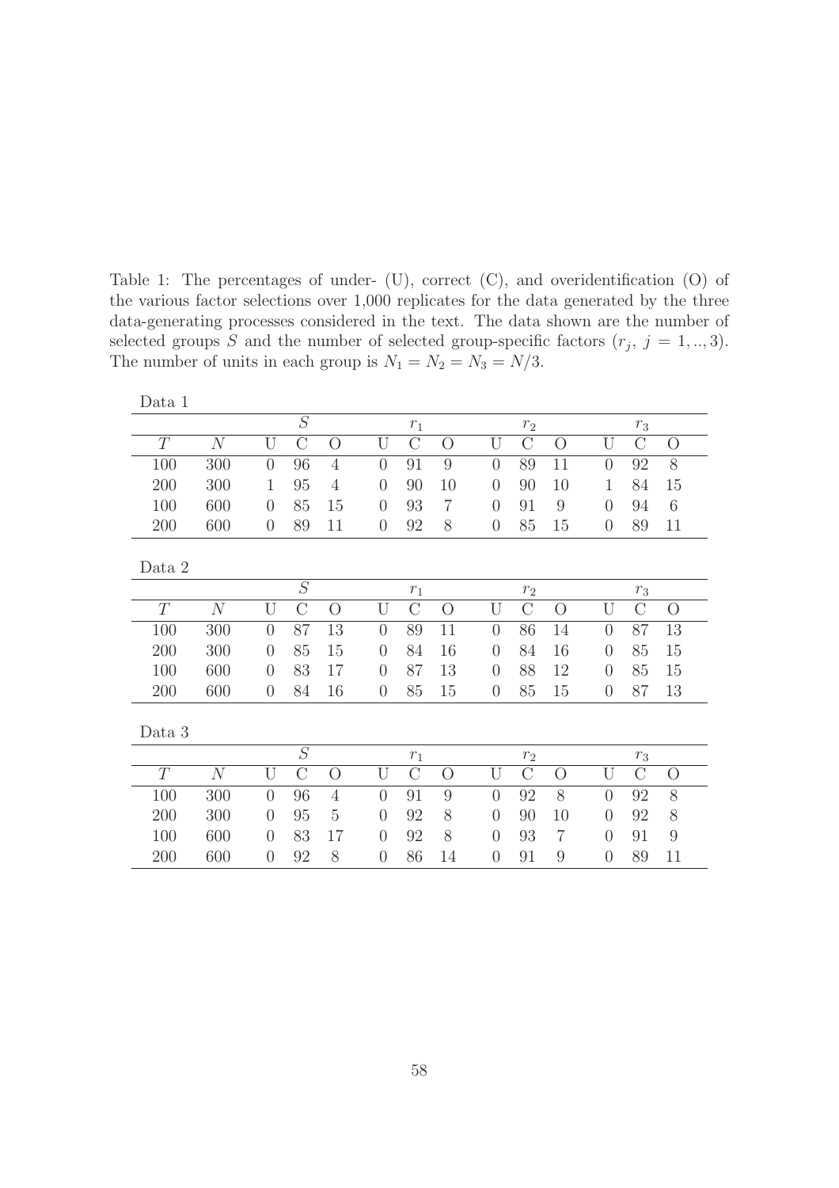Table 1: The percentages of under- (U), correct (C), and overidentification (O) of the various factor selections over 1,000 replicates for the data generated by the three data-generating processes considered in the text. The data shown are the number of selected groups $S$ and the number of selected group-specific factors ($r_j$, $j = 1, .., 3$). The number of units in each group is $N_1 = N_2 = N_3 = N/3$.

Data 1

| | | $S$ | | | $r_1$ | | | $r_2$ | | | $r_3$ | | |
|---|---|---|---|---|---|---|---|---|---|---|---|---|---|
| $T$ | $N$ | U | C | O | U | C | O | U | C | O | U | C | O |
| 100 | 300 | 0 | 96 | 4 | 0 | 91 | 9 | 0 | 89 | 11 | 0 | 92 | 8 |
| 200 | 300 | 1 | 95 | 4 | 0 | 90 | 10 | 0 | 90 | 10 | 1 | 84 | 15 |
| 100 | 600 | 0 | 85 | 15 | 0 | 93 | 7 | 0 | 91 | 9 | 0 | 94 | 6 |
| 200 | 600 | 0 | 89 | 11 | 0 | 92 | 8 | 0 | 85 | 15 | 0 | 89 | 11 |

Data 2

| | | $S$ | | | $r_1$ | | | $r_2$ | | | $r_3$ | | |
|---|---|---|---|---|---|---|---|---|---|---|---|---|---|
| $T$ | $N$ | U | C | O | U | C | O | U | C | O | U | C | O |
| 100 | 300 | 0 | 87 | 13 | 0 | 89 | 11 | 0 | 86 | 14 | 0 | 87 | 13 |
| 200 | 300 | 0 | 85 | 15 | 0 | 84 | 16 | 0 | 84 | 16 | 0 | 85 | 15 |
| 100 | 600 | 0 | 83 | 17 | 0 | 87 | 13 | 0 | 88 | 12 | 0 | 85 | 15 |
| 200 | 600 | 0 | 84 | 16 | 0 | 85 | 15 | 0 | 85 | 15 | 0 | 87 | 13 |

Data 3

| | | $S$ | | | $r_1$ | | | $r_2$ | | | $r_3$ | | |
|---|---|---|---|---|---|---|---|---|---|---|---|---|---|
| $T$ | $N$ | U | C | O | U | C | O | U | C | O | U | C | O |
| 100 | 300 | 0 | 96 | 4 | 0 | 91 | 9 | 0 | 92 | 8 | 0 | 92 | 8 |
| 200 | 300 | 0 | 95 | 5 | 0 | 92 | 8 | 0 | 90 | 10 | 0 | 92 | 8 |
| 100 | 600 | 0 | 83 | 17 | 0 | 92 | 8 | 0 | 93 | 7 | 0 | 91 | 9 |
| 200 | 600 | 0 | 92 | 8 | 0 | 86 | 14 | 0 | 91 | 9 | 0 | 89 | 11 |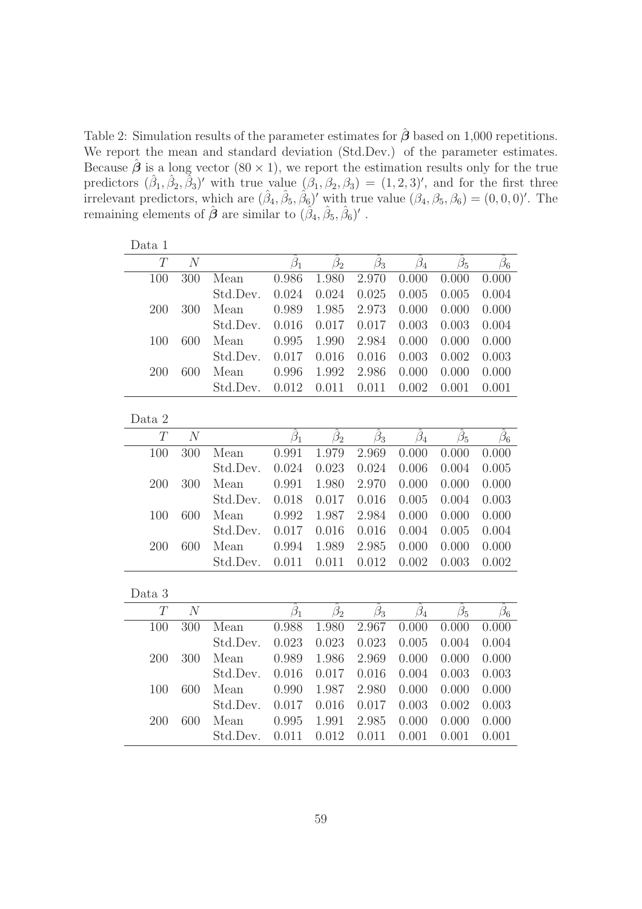Table 2: Simulation results of the parameter estimates for $\hat{\boldsymbol{\beta}}$ based on 1,000 repetitions. We report the mean and standard deviation (Std.Dev.) of the parameter estimates. Because $\hat{\boldsymbol{\beta}}$ is a long vector $(80 \times 1)$, we report the estimation results only for the true predictors $(\hat{\beta}_1, \hat{\beta}_2, \hat{\beta}_3)'$ with true value $(\beta_1, \beta_2, \beta_3) = (1, 2, 3)'$, and for the first three irrelevant predictors, which are $(\hat{\beta}_4, \hat{\beta}_5, \hat{\beta}_6)'$ with true value $(\beta_4, \beta_5, \beta_6) = (0, 0, 0)'$. The remaining elements of $\hat{\boldsymbol{\beta}}$ are similar to $(\hat{\beta}_4, \hat{\beta}_5, \hat{\beta}_6)'$ .

Data 1

| $T$ | $N$ | | $\hat{\beta}_1$ | $\hat{\beta}_2$ | $\hat{\beta}_3$ | $\hat{\beta}_4$ | $\hat{\beta}_5$ | $\hat{\beta}_6$ |
|---|---|---|---|---|---|---|---|---|
| 100 | 300 | Mean | 0.986 | 1.980 | 2.970 | 0.000 | 0.000 | 0.000 |
| | | Std.Dev. | 0.024 | 0.024 | 0.025 | 0.005 | 0.005 | 0.004 |
| 200 | 300 | Mean | 0.989 | 1.985 | 2.973 | 0.000 | 0.000 | 0.000 |
| | | Std.Dev. | 0.016 | 0.017 | 0.017 | 0.003 | 0.003 | 0.004 |
| 100 | 600 | Mean | 0.995 | 1.990 | 2.984 | 0.000 | 0.000 | 0.000 |
| | | Std.Dev. | 0.017 | 0.016 | 0.016 | 0.003 | 0.002 | 0.003 |
| 200 | 600 | Mean | 0.996 | 1.992 | 2.986 | 0.000 | 0.000 | 0.000 |
| | | Std.Dev. | 0.012 | 0.011 | 0.011 | 0.002 | 0.001 | 0.001 |

Data 2

| $T$ | $N$ | | $\hat{\beta}_1$ | $\hat{\beta}_2$ | $\hat{\beta}_3$ | $\hat{\beta}_4$ | $\hat{\beta}_5$ | $\hat{\beta}_6$ |
|---|---|---|---|---|---|---|---|---|
| 100 | 300 | Mean | 0.991 | 1.979 | 2.969 | 0.000 | 0.000 | 0.000 |
| | | Std.Dev. | 0.024 | 0.023 | 0.024 | 0.006 | 0.004 | 0.005 |
| 200 | 300 | Mean | 0.991 | 1.980 | 2.970 | 0.000 | 0.000 | 0.000 |
| | | Std.Dev. | 0.018 | 0.017 | 0.016 | 0.005 | 0.004 | 0.003 |
| 100 | 600 | Mean | 0.992 | 1.987 | 2.984 | 0.000 | 0.000 | 0.000 |
| | | Std.Dev. | 0.017 | 0.016 | 0.016 | 0.004 | 0.005 | 0.004 |
| 200 | 600 | Mean | 0.994 | 1.989 | 2.985 | 0.000 | 0.000 | 0.000 |
| | | Std.Dev. | 0.011 | 0.011 | 0.012 | 0.002 | 0.003 | 0.002 |

Data 3

| $T$ | $N$ | | $\hat{\beta}_1$ | $\hat{\beta}_2$ | $\hat{\beta}_3$ | $\hat{\beta}_4$ | $\hat{\beta}_5$ | $\hat{\beta}_6$ |
|---|---|---|---|---|---|---|---|---|
| 100 | 300 | Mean | 0.988 | 1.980 | 2.967 | 0.000 | 0.000 | 0.000 |
| | | Std.Dev. | 0.023 | 0.023 | 0.023 | 0.005 | 0.004 | 0.004 |
| 200 | 300 | Mean | 0.989 | 1.986 | 2.969 | 0.000 | 0.000 | 0.000 |
| | | Std.Dev. | 0.016 | 0.017 | 0.016 | 0.004 | 0.003 | 0.003 |
| 100 | 600 | Mean | 0.990 | 1.987 | 2.980 | 0.000 | 0.000 | 0.000 |
| | | Std.Dev. | 0.017 | 0.016 | 0.017 | 0.003 | 0.002 | 0.003 |
| 200 | 600 | Mean | 0.995 | 1.991 | 2.985 | 0.000 | 0.000 | 0.000 |
| | | Std.Dev. | 0.011 | 0.012 | 0.011 | 0.001 | 0.001 | 0.001 |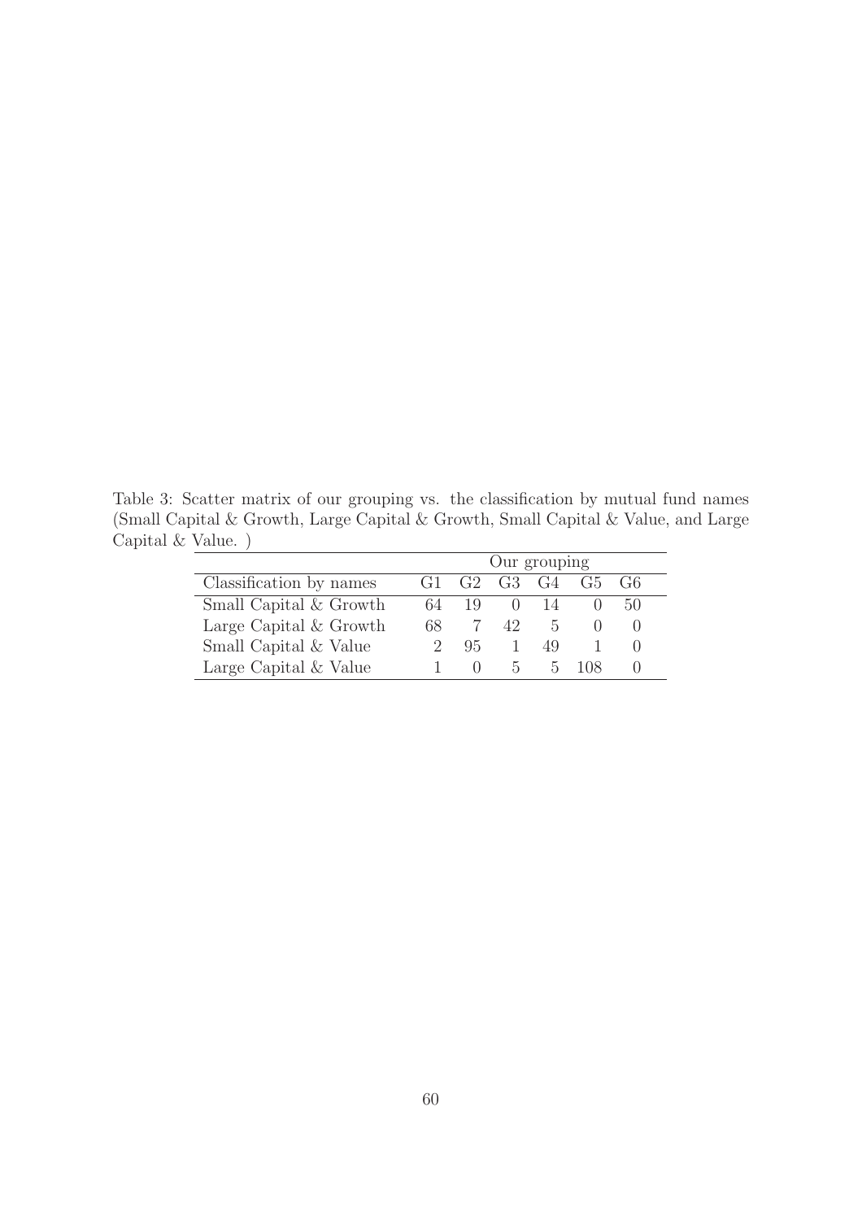Table 3: Scatter matrix of our grouping vs. the classification by mutual fund names (Small Capital & Growth, Large Capital & Growth, Small Capital & Value, and Large Capital & Value. )

| | Our grouping | | | | | |
|---|---|---|---|---|---|---|
| Classification by names | G1 | G2 | G3 | G4 | G5 | G6 |
| Small Capital & Growth | 64 | 19 | 0 | 14 | 0 | 50 |
| Large Capital & Growth | 68 | 7 | 42 | 5 | 0 | 0 |
| Small Capital & Value | 2 | 95 | 1 | 49 | 1 | 0 |
| Large Capital & Value | 1 | 0 | 5 | 5 | 108 | 0 |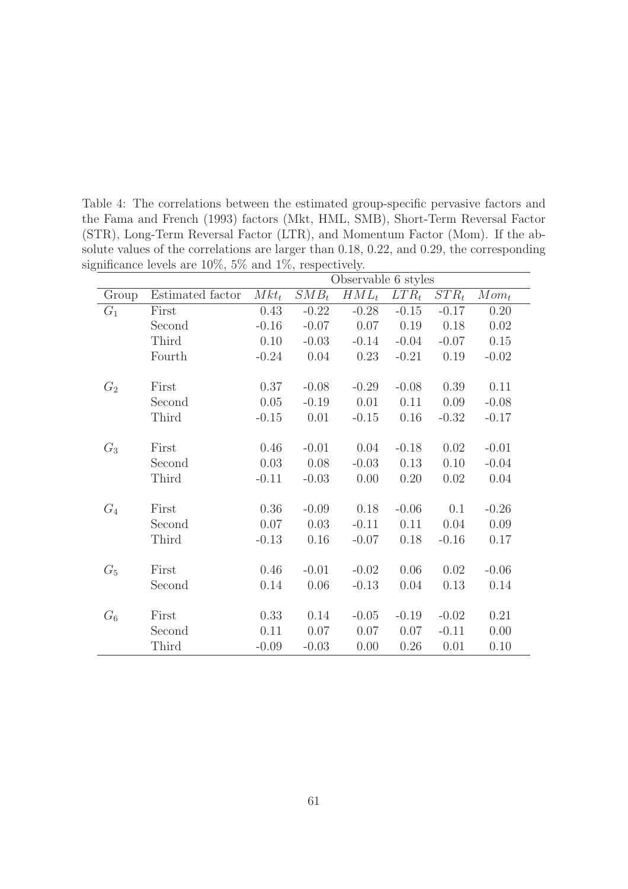Table 4: The correlations between the estimated group-specific pervasive factors and the Fama and French (1993) factors (Mkt, HML, SMB), Short-Term Reversal Factor (STR), Long-Term Reversal Factor (LTR), and Momentum Factor (Mom). If the absolute values of the correlations are larger than 0.18, 0.22, and 0.29, the corresponding significance levels are 10%, 5% and 1%, respectively.

| | | Observable 6 styles | | | | | |
|---|---|---|---|---|---|---|---|
| Group | Estimated factor | $Mkt_t$ | $SMB_t$ | $HML_t$ | $LTR_t$ | $STR_t$ | $Mom_t$ |
| $G_1$ | First | 0.43 | -0.22 | -0.28 | -0.15 | -0.17 | 0.20 |
| | Second | -0.16 | -0.07 | 0.07 | 0.19 | 0.18 | 0.02 |
| | Third | 0.10 | -0.03 | -0.14 | -0.04 | -0.07 | 0.15 |
| | Fourth | -0.24 | 0.04 | 0.23 | -0.21 | 0.19 | -0.02 |
| $G_2$ | First | 0.37 | -0.08 | -0.29 | -0.08 | 0.39 | 0.11 |
| | Second | 0.05 | -0.19 | 0.01 | 0.11 | 0.09 | -0.08 |
| | Third | -0.15 | 0.01 | -0.15 | 0.16 | -0.32 | -0.17 |
| $G_3$ | First | 0.46 | -0.01 | 0.04 | -0.18 | 0.02 | -0.01 |
| | Second | 0.03 | 0.08 | -0.03 | 0.13 | 0.10 | -0.04 |
| | Third | -0.11 | -0.03 | 0.00 | 0.20 | 0.02 | 0.04 |
| $G_4$ | First | 0.36 | -0.09 | 0.18 | -0.06 | 0.1 | -0.26 |
| | Second | 0.07 | 0.03 | -0.11 | 0.11 | 0.04 | 0.09 |
| | Third | -0.13 | 0.16 | -0.07 | 0.18 | -0.16 | 0.17 |
| $G_5$ | First | 0.46 | -0.01 | -0.02 | 0.06 | 0.02 | -0.06 |
| | Second | 0.14 | 0.06 | -0.13 | 0.04 | 0.13 | 0.14 |
| $G_6$ | First | 0.33 | 0.14 | -0.05 | -0.19 | -0.02 | 0.21 |
| | Second | 0.11 | 0.07 | 0.07 | 0.07 | -0.11 | 0.00 |
| | Third | -0.09 | -0.03 | 0.00 | 0.26 | 0.01 | 0.10 |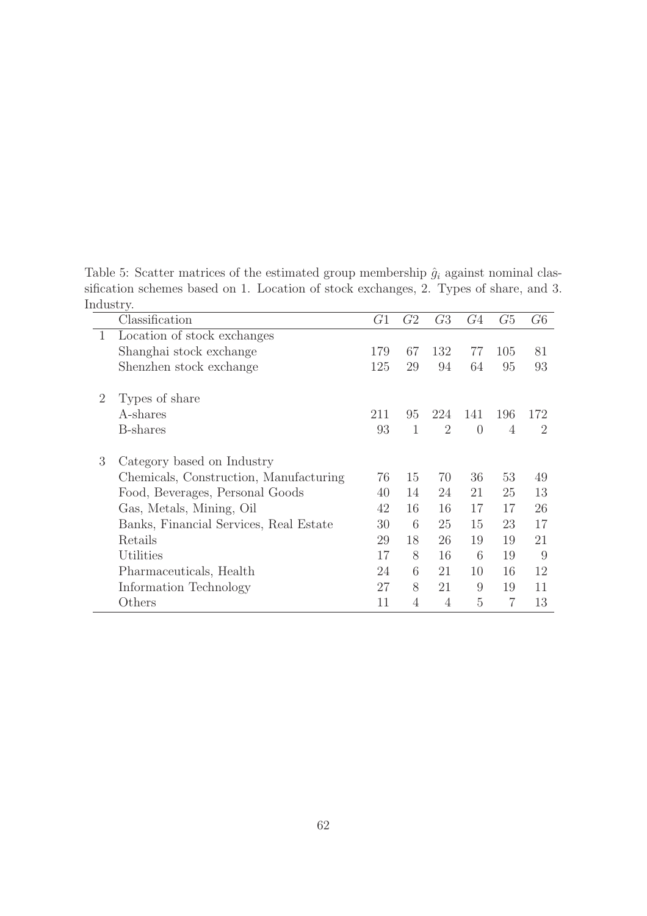Table 5: Scatter matrices of the estimated group membership $\hat{g}_i$ against nominal classification schemes based on 1. Location of stock exchanges, 2. Types of share, and 3. Industry.

| | Classification | $G1$ | $G2$ | $G3$ | $G4$ | $G5$ | $G6$ |
|---|---|---|---|---|---|---|---|
| 1 | Location of stock exchanges | | | | | | |
| | Shanghai stock exchange | 179 | 67 | 132 | 77 | 105 | 81 |
| | Shenzhen stock exchange | 125 | 29 | 94 | 64 | 95 | 93 |
| 2 | Types of share | | | | | | |
| | A-shares | 211 | 95 | 224 | 141 | 196 | 172 |
| | B-shares | 93 | 1 | 2 | 0 | 4 | 2 |
| 3 | Category based on Industry | | | | | | |
| | Chemicals, Construction, Manufacturing | 76 | 15 | 70 | 36 | 53 | 49 |
| | Food, Beverages, Personal Goods | 40 | 14 | 24 | 21 | 25 | 13 |
| | Gas, Metals, Mining, Oil | 42 | 16 | 16 | 17 | 17 | 26 |
| | Banks, Financial Services, Real Estate | 30 | 6 | 25 | 15 | 23 | 17 |
| | Retails | 29 | 18 | 26 | 19 | 19 | 21 |
| | Utilities | 17 | 8 | 16 | 6 | 19 | 9 |
| | Pharmaceuticals, Health | 24 | 6 | 21 | 10 | 16 | 12 |
| | Information Technology | 27 | 8 | 21 | 9 | 19 | 11 |
| | Others | 11 | 4 | 4 | 5 | 7 | 13 |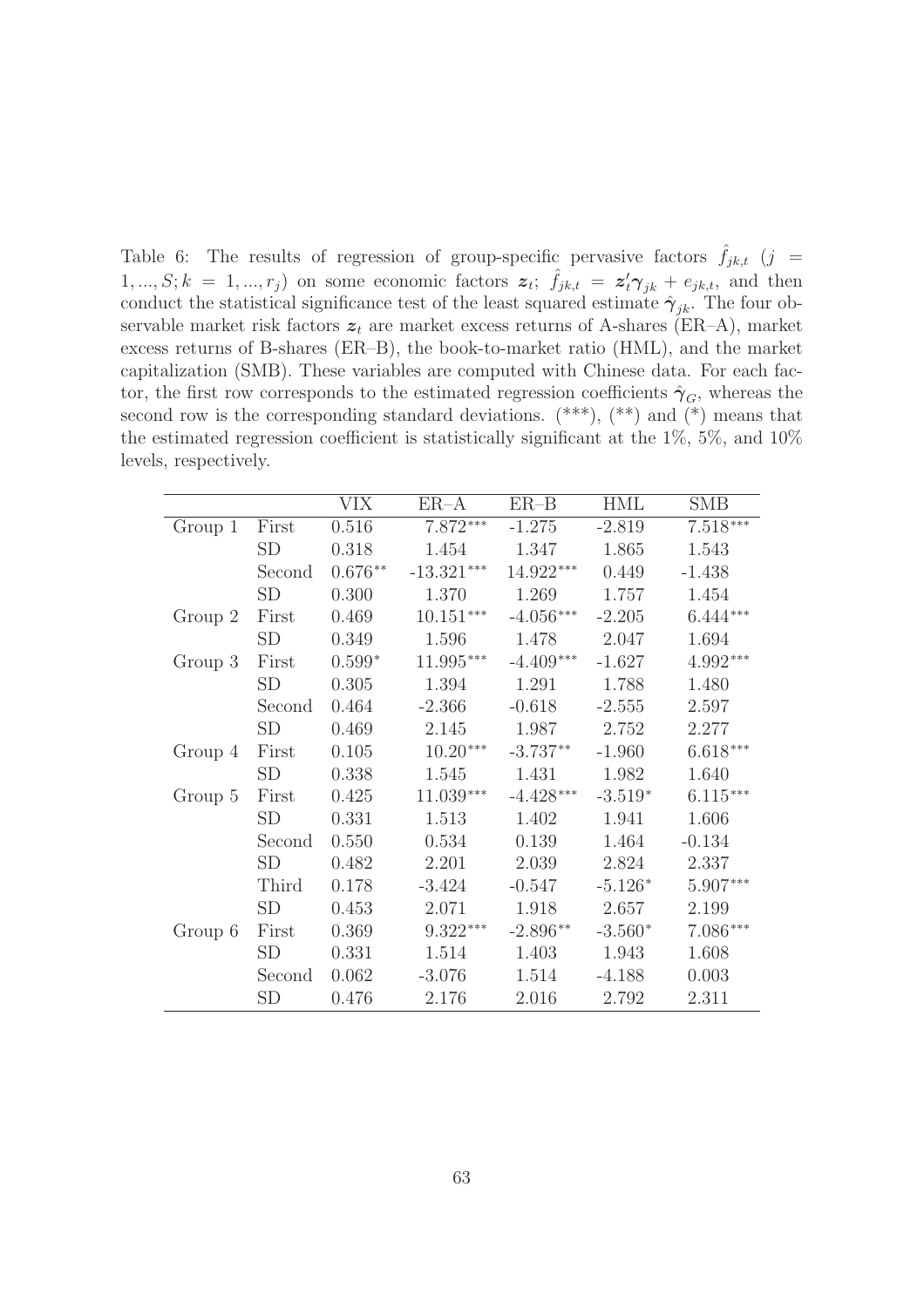Table 6: The results of regression of group-specific pervasive factors $\hat{f}_{jk,t}$ ($j = 1, ..., S; k = 1, ..., r_j$) on some economic factors $\boldsymbol{z}_t$; $\hat{f}_{jk,t} = \boldsymbol{z}_t' \boldsymbol{\gamma}_{jk} + e_{jk,t}$, and then conduct the statistical significance test of the least squared estimate $\hat{\boldsymbol{\gamma}}_{jk}$. The four observable market risk factors $\boldsymbol{z}_t$ are market excess returns of A-shares (ER–A), market excess returns of B-shares (ER–B), the book-to-market ratio (HML), and the market capitalization (SMB). These variables are computed with Chinese data. For each factor, the first row corresponds to the estimated regression coefficients $\hat{\boldsymbol{\gamma}}_G$, whereas the second row is the corresponding standard deviations. (***), (**) and (*) means that the estimated regression coefficient is statistically significant at the 1%, 5%, and 10% levels, respectively.

| | | VIX | ER–A | ER–B | HML | SMB |
|---|---|---|---|---|---|---|
| Group 1 | First | 0.516 | 7.872*** | -1.275 | -2.819 | 7.518*** |
| | SD | 0.318 | 1.454 | 1.347 | 1.865 | 1.543 |
| | Second | 0.676** | -13.321*** | 14.922*** | 0.449 | -1.438 |
| | SD | 0.300 | 1.370 | 1.269 | 1.757 | 1.454 |
| Group 2 | First | 0.469 | 10.151*** | -4.056*** | -2.205 | 6.444*** |
| | SD | 0.349 | 1.596 | 1.478 | 2.047 | 1.694 |
| Group 3 | First | 0.599* | 11.995*** | -4.409*** | -1.627 | 4.992*** |
| | SD | 0.305 | 1.394 | 1.291 | 1.788 | 1.480 |
| | Second | 0.464 | -2.366 | -0.618 | -2.555 | 2.597 |
| | SD | 0.469 | 2.145 | 1.987 | 2.752 | 2.277 |
| Group 4 | First | 0.105 | 10.20*** | -3.737** | -1.960 | 6.618*** |
| | SD | 0.338 | 1.545 | 1.431 | 1.982 | 1.640 |
| Group 5 | First | 0.425 | 11.039*** | -4.428*** | -3.519* | 6.115*** |
| | SD | 0.331 | 1.513 | 1.402 | 1.941 | 1.606 |
| | Second | 0.550 | 0.534 | 0.139 | 1.464 | -0.134 |
| | SD | 0.482 | 2.201 | 2.039 | 2.824 | 2.337 |
| | Third | 0.178 | -3.424 | -0.547 | -5.126* | 5.907*** |
| | SD | 0.453 | 2.071 | 1.918 | 2.657 | 2.199 |
| Group 6 | First | 0.369 | 9.322*** | -2.896** | -3.560* | 7.086*** |
| | SD | 0.331 | 1.514 | 1.403 | 1.943 | 1.608 |
| | Second | 0.062 | -3.076 | 1.514 | -4.188 | 0.003 |
| | SD | 0.476 | 2.176 | 2.016 | 2.792 | 2.311 |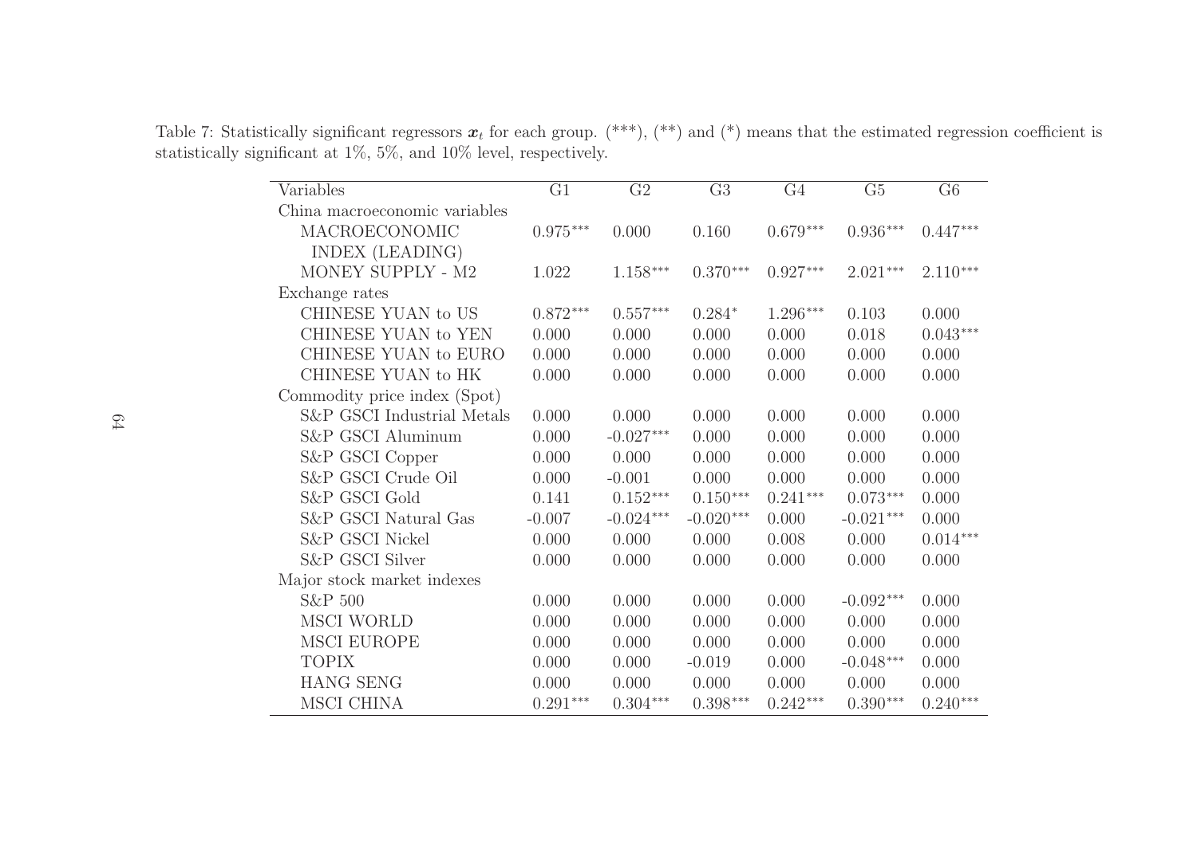Table 7: Statistically significant regressors $\boldsymbol{x}_t$ for each group. (***), (**) and (*) means that the estimated regression coefficient is statistically significant at 1%, 5%, and 10% level, respectively.

| Variables | G1 | G2 | G3 | G4 | G5 | G6 |
|---|---|---|---|---|---|---|
| China macroeconomic variables | | | | | | |
| MACROECONOMIC INDEX (LEADING) | $0.975^{***}$ | 0.000 | 0.160 | $0.679^{***}$ | $0.936^{***}$ | $0.447^{***}$ |
| MONEY SUPPLY - M2 | 1.022 | $1.158^{***}$ | $0.370^{***}$ | $0.927^{***}$ | $2.021^{***}$ | $2.110^{***}$ |
| Exchange rates | | | | | | |
| CHINESE YUAN to US | $0.872^{***}$ | $0.557^{***}$ | $0.284^{*}$ | $1.296^{***}$ | 0.103 | 0.000 |
| CHINESE YUAN to YEN | 0.000 | 0.000 | 0.000 | 0.000 | 0.018 | $0.043^{***}$ |
| CHINESE YUAN to EURO | 0.000 | 0.000 | 0.000 | 0.000 | 0.000 | 0.000 |
| CHINESE YUAN to HK | 0.000 | 0.000 | 0.000 | 0.000 | 0.000 | 0.000 |
| Commodity price index (Spot) | | | | | | |
| S&P GSCI Industrial Metals | 0.000 | 0.000 | 0.000 | 0.000 | 0.000 | 0.000 |
| S&P GSCI Aluminum | 0.000 | $-0.027^{***}$ | 0.000 | 0.000 | 0.000 | 0.000 |
| S&P GSCI Copper | 0.000 | 0.000 | 0.000 | 0.000 | 0.000 | 0.000 |
| S&P GSCI Crude Oil | 0.000 | -0.001 | 0.000 | 0.000 | 0.000 | 0.000 |
| S&P GSCI Gold | 0.141 | $0.152^{***}$ | $0.150^{***}$ | $0.241^{***}$ | $0.073^{***}$ | 0.000 |
| S&P GSCI Natural Gas | -0.007 | $-0.024^{***}$ | $-0.020^{***}$ | 0.000 | $-0.021^{***}$ | 0.000 |
| S&P GSCI Nickel | 0.000 | 0.000 | 0.000 | 0.008 | 0.000 | $0.014^{***}$ |
| S&P GSCI Silver | 0.000 | 0.000 | 0.000 | 0.000 | 0.000 | 0.000 |
| Major stock market indexes | | | | | | |
| S&P 500 | 0.000 | 0.000 | 0.000 | 0.000 | $-0.092^{***}$ | 0.000 |
| MSCI WORLD | 0.000 | 0.000 | 0.000 | 0.000 | 0.000 | 0.000 |
| MSCI EUROPE | 0.000 | 0.000 | 0.000 | 0.000 | 0.000 | 0.000 |
| TOPIX | 0.000 | 0.000 | -0.019 | 0.000 | $-0.048^{***}$ | 0.000 |
| HANG SENG | 0.000 | 0.000 | 0.000 | 0.000 | 0.000 | 0.000 |
| MSCI CHINA | $0.291^{***}$ | $0.304^{***}$ | $0.398^{***}$ | $0.242^{***}$ | $0.390^{***}$ | $0.240^{***}$ |